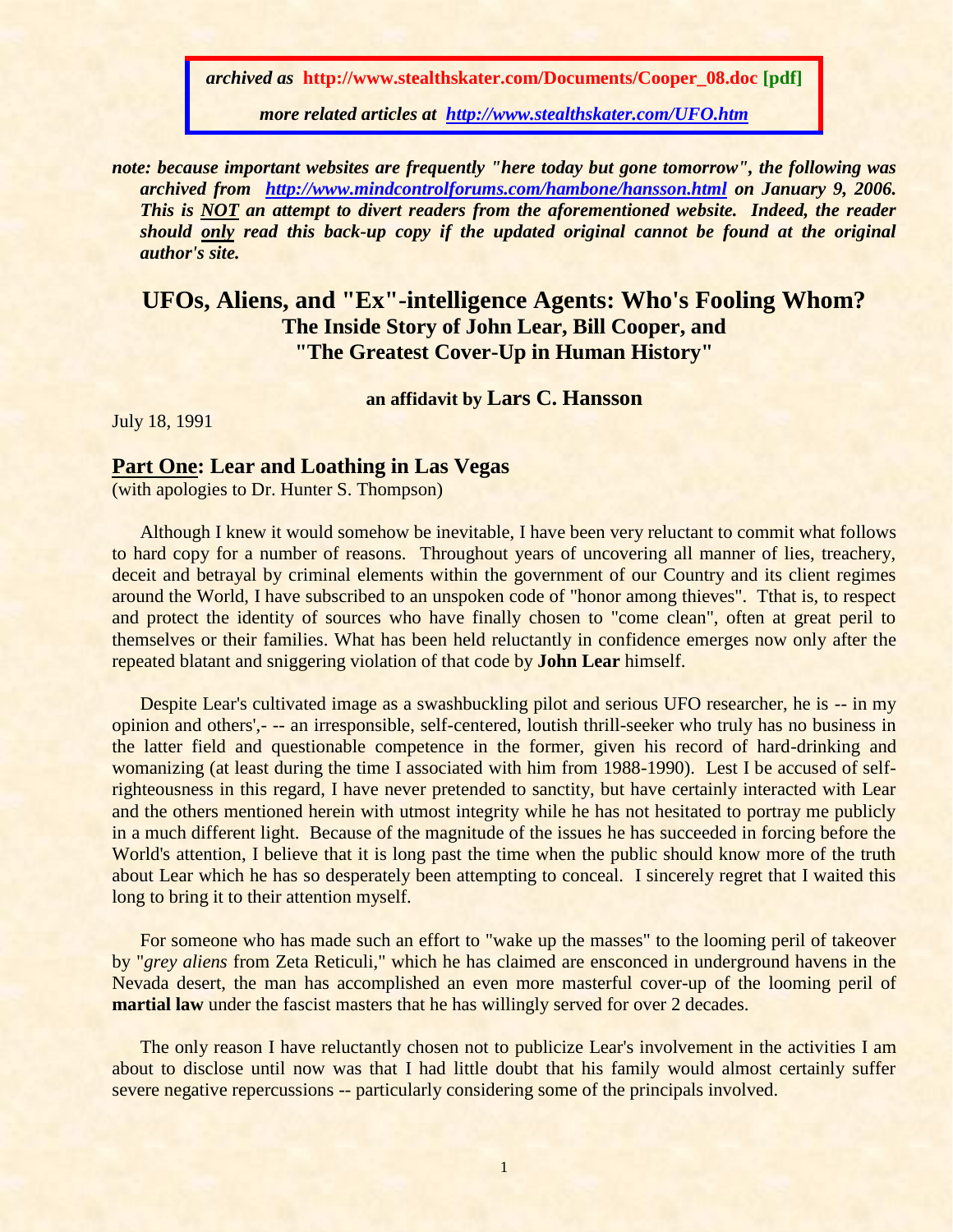***archived as* http://www.stealthskater.com/Documents/Cooper_08.doc [pdf]**

***more related articles at [http://www.stealthskater.com/UFO.htm](http://www.stealthskater.com/UFO.htm)***

***note: because important websites are frequently "here today but gone tomorrow", the following was archived from [http://www.mindcontrolforums.com/hambone/hansson.html](http://www.mindcontrolforums.com/hambone/hansson.html) on January 9, 2006. This is NOT an attempt to divert readers from the aforementioned website. Indeed, the reader should only read this back-up copy if the updated original cannot be found at the original author's site.***

# UFOs, Aliens, and "Ex"-intelligence Agents: Who's Fooling Whom?
## The Inside Story of John Lear, Bill Cooper, and "The Greatest Cover-Up in Human History"

**an affidavit by Lars C. Hansson**

July 18, 1991

## Part One: Lear and Loathing in Las Vegas

(with apologies to Dr. Hunter S. Thompson)

Although I knew it would somehow be inevitable, I have been very reluctant to commit what follows to hard copy for a number of reasons. Throughout years of uncovering all manner of lies, treachery, deceit and betrayal by criminal elements within the government of our Country and its client regimes around the World, I have subscribed to an unspoken code of "honor among thieves". Tthat is, to respect and protect the identity of sources who have finally chosen to "come clean", often at great peril to themselves or their families. What has been held reluctantly in confidence emerges now only after the repeated blatant and sniggering violation of that code by **John Lear** himself.

Despite Lear's cultivated image as a swashbuckling pilot and serious UFO researcher, he is -- in my opinion and others',- -- an irresponsible, self-centered, loutish thrill-seeker who truly has no business in the latter field and questionable competence in the former, given his record of hard-drinking and womanizing (at least during the time I associated with him from 1988-1990). Lest I be accused of self-righteousness in this regard, I have never pretended to sanctity, but have certainly interacted with Lear and the others mentioned herein with utmost integrity while he has not hesitated to portray me publicly in a much different light. Because of the magnitude of the issues he has succeeded in forcing before the World's attention, I believe that it is long past the time when the public should know more of the truth about Lear which he has so desperately been attempting to conceal. I sincerely regret that I waited this long to bring it to their attention myself.

For someone who has made such an effort to "wake up the masses" to the looming peril of takeover by "*grey aliens* from Zeta Reticuli," which he has claimed are ensconced in underground havens in the Nevada desert, the man has accomplished an even more masterful cover-up of the looming peril of **martial law** under the fascist masters that he has willingly served for over 2 decades.

The only reason I have reluctantly chosen not to publicize Lear's involvement in the activities I am about to disclose until now was that I had little doubt that his family would almost certainly suffer severe negative repercussions -- particularly considering some of the principals involved.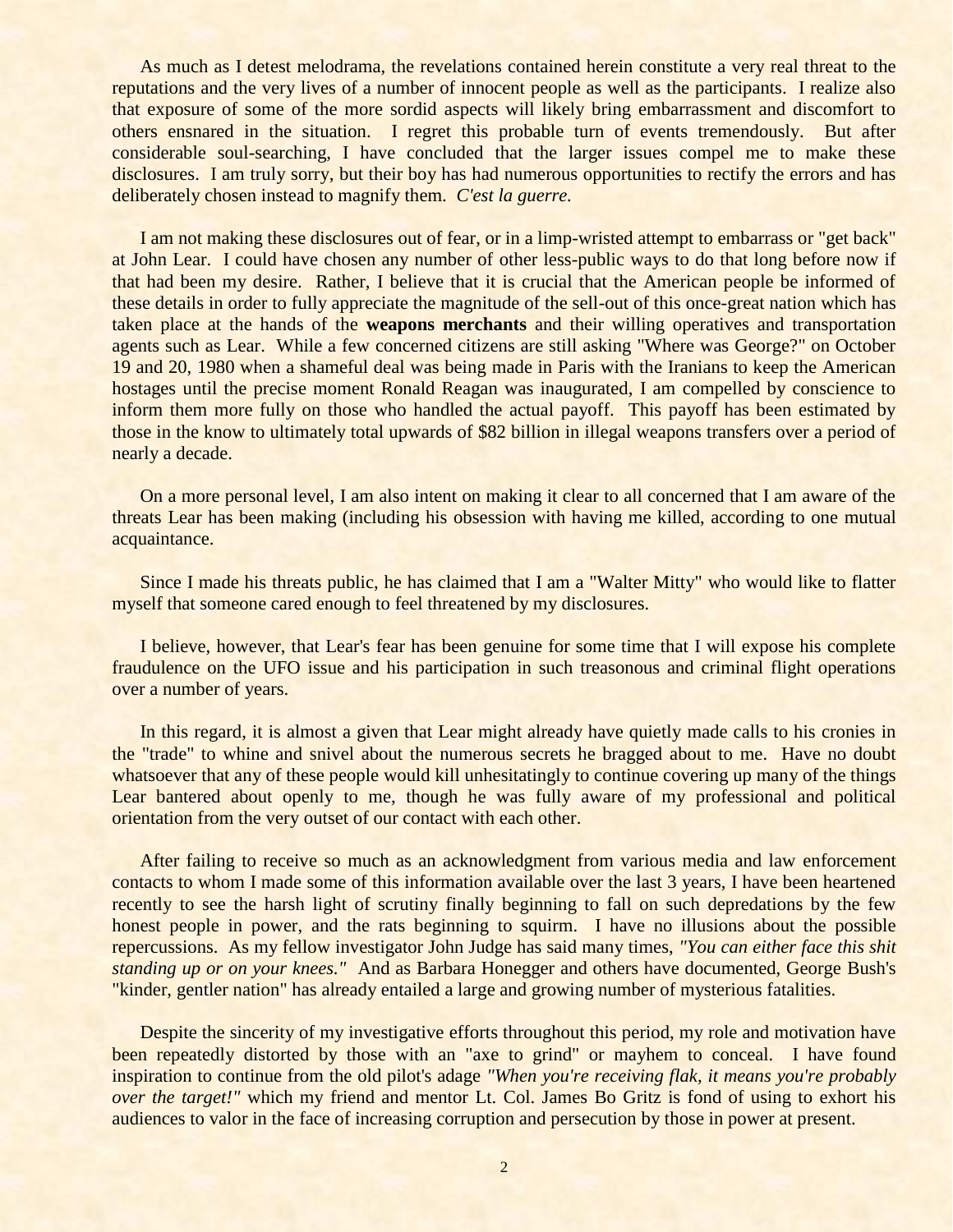As much as I detest melodrama, the revelations contained herein constitute a very real threat to the reputations and the very lives of a number of innocent people as well as the participants. I realize also that exposure of some of the more sordid aspects will likely bring embarrassment and discomfort to others ensnared in the situation. I regret this probable turn of events tremendously. But after considerable soul-searching, I have concluded that the larger issues compel me to make these disclosures. I am truly sorry, but their boy has had numerous opportunities to rectify the errors and has deliberately chosen instead to magnify them. *C'est la guerre.*

I am not making these disclosures out of fear, or in a limp-wristed attempt to embarrass or "get back" at John Lear. I could have chosen any number of other less-public ways to do that long before now if that had been my desire. Rather, I believe that it is crucial that the American people be informed of these details in order to fully appreciate the magnitude of the sell-out of this once-great nation which has taken place at the hands of the **weapons merchants** and their willing operatives and transportation agents such as Lear. While a few concerned citizens are still asking "Where was George?" on October 19 and 20, 1980 when a shameful deal was being made in Paris with the Iranians to keep the American hostages until the precise moment Ronald Reagan was inaugurated, I am compelled by conscience to inform them more fully on those who handled the actual payoff. This payoff has been estimated by those in the know to ultimately total upwards of $82 billion in illegal weapons transfers over a period of nearly a decade.

On a more personal level, I am also intent on making it clear to all concerned that I am aware of the threats Lear has been making (including his obsession with having me killed, according to one mutual acquaintance.

Since I made his threats public, he has claimed that I am a "Walter Mitty" who would like to flatter myself that someone cared enough to feel threatened by my disclosures.

I believe, however, that Lear's fear has been genuine for some time that I will expose his complete fraudulence on the UFO issue and his participation in such treasonous and criminal flight operations over a number of years.

In this regard, it is almost a given that Lear might already have quietly made calls to his cronies in the "trade" to whine and snivel about the numerous secrets he bragged about to me. Have no doubt whatsoever that any of these people would kill unhesitatingly to continue covering up many of the things Lear bantered about openly to me, though he was fully aware of my professional and political orientation from the very outset of our contact with each other.

After failing to receive so much as an acknowledgment from various media and law enforcement contacts to whom I made some of this information available over the last 3 years, I have been heartened recently to see the harsh light of scrutiny finally beginning to fall on such depredations by the few honest people in power, and the rats beginning to squirm. I have no illusions about the possible repercussions. As my fellow investigator John Judge has said many times, *"You can either face this shit standing up or on your knees."* And as Barbara Honegger and others have documented, George Bush's "kinder, gentler nation" has already entailed a large and growing number of mysterious fatalities.

Despite the sincerity of my investigative efforts throughout this period, my role and motivation have been repeatedly distorted by those with an "axe to grind" or mayhem to conceal. I have found inspiration to continue from the old pilot's adage *"When you're receiving flak, it means you're probably over the target!"* which my friend and mentor Lt. Col. James Bo Gritz is fond of using to exhort his audiences to valor in the face of increasing corruption and persecution by those in power at present.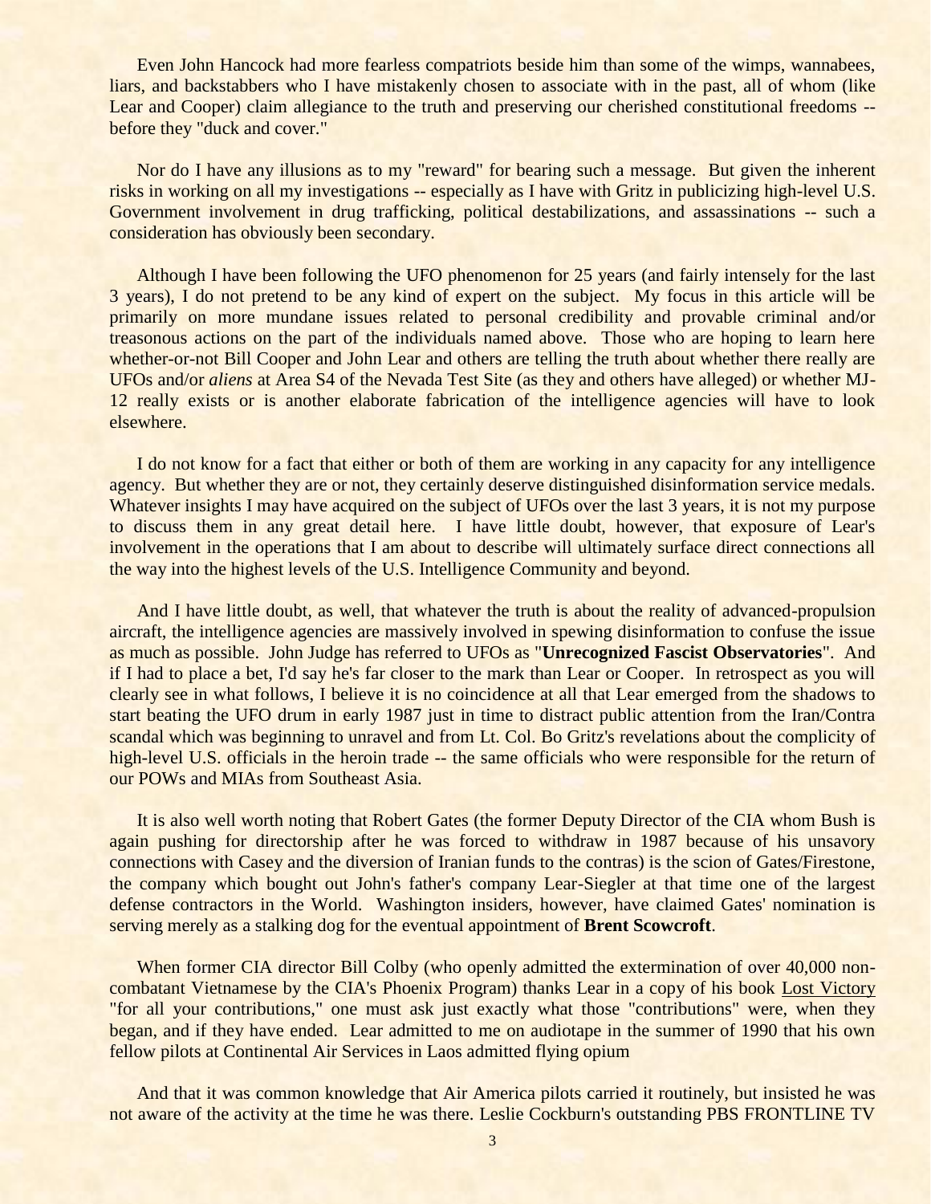Even John Hancock had more fearless compatriots beside him than some of the wimps, wannabees, liars, and backstabbers who I have mistakenly chosen to associate with in the past, all of whom (like Lear and Cooper) claim allegiance to the truth and preserving our cherished constitutional freedoms -- before they "duck and cover."

Nor do I have any illusions as to my "reward" for bearing such a message. But given the inherent risks in working on all my investigations -- especially as I have with Gritz in publicizing high-level U.S. Government involvement in drug trafficking, political destabilizations, and assassinations -- such a consideration has obviously been secondary.

Although I have been following the UFO phenomenon for 25 years (and fairly intensely for the last 3 years), I do not pretend to be any kind of expert on the subject. My focus in this article will be primarily on more mundane issues related to personal credibility and provable criminal and/or treasonous actions on the part of the individuals named above. Those who are hoping to learn here whether-or-not Bill Cooper and John Lear and others are telling the truth about whether there really are UFOs and/or *aliens* at Area S4 of the Nevada Test Site (as they and others have alleged) or whether MJ-12 really exists or is another elaborate fabrication of the intelligence agencies will have to look elsewhere.

I do not know for a fact that either or both of them are working in any capacity for any intelligence agency. But whether they are or not, they certainly deserve distinguished disinformation service medals. Whatever insights I may have acquired on the subject of UFOs over the last 3 years, it is not my purpose to discuss them in any great detail here. I have little doubt, however, that exposure of Lear's involvement in the operations that I am about to describe will ultimately surface direct connections all the way into the highest levels of the U.S. Intelligence Community and beyond.

And I have little doubt, as well, that whatever the truth is about the reality of advanced-propulsion aircraft, the intelligence agencies are massively involved in spewing disinformation to confuse the issue as much as possible. John Judge has referred to UFOs as "**Unrecognized Fascist Observatories**". And if I had to place a bet, I'd say he's far closer to the mark than Lear or Cooper. In retrospect as you will clearly see in what follows, I believe it is no coincidence at all that Lear emerged from the shadows to start beating the UFO drum in early 1987 just in time to distract public attention from the Iran/Contra scandal which was beginning to unravel and from Lt. Col. Bo Gritz's revelations about the complicity of high-level U.S. officials in the heroin trade -- the same officials who were responsible for the return of our POWs and MIAs from Southeast Asia.

It is also well worth noting that Robert Gates (the former Deputy Director of the CIA whom Bush is again pushing for directorship after he was forced to withdraw in 1987 because of his unsavory connections with Casey and the diversion of Iranian funds to the contras) is the scion of Gates/Firestone, the company which bought out John's father's company Lear-Siegler at that time one of the largest defense contractors in the World. Washington insiders, however, have claimed Gates' nomination is serving merely as a stalking dog for the eventual appointment of **Brent Scowcroft**.

When former CIA director Bill Colby (who openly admitted the extermination of over 40,000 non-combatant Vietnamese by the CIA's Phoenix Program) thanks Lear in a copy of his book Lost Victory "for all your contributions," one must ask just exactly what those "contributions" were, when they began, and if they have ended. Lear admitted to me on audiotape in the summer of 1990 that his own fellow pilots at Continental Air Services in Laos admitted flying opium

And that it was common knowledge that Air America pilots carried it routinely, but insisted he was not aware of the activity at the time he was there. Leslie Cockburn's outstanding PBS FRONTLINE TV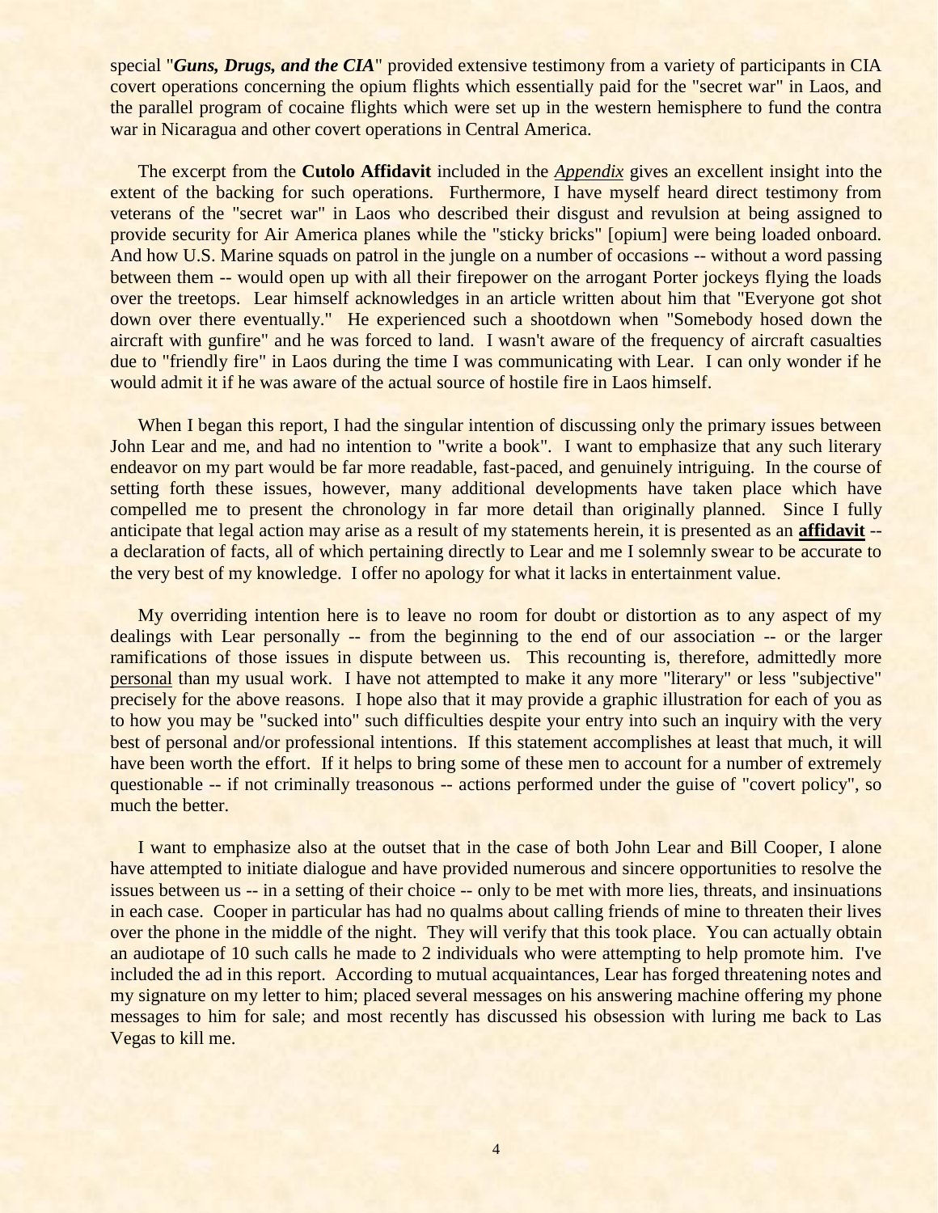special "***Guns, Drugs, and the CIA***" provided extensive testimony from a variety of participants in CIA covert operations concerning the opium flights which essentially paid for the "secret war" in Laos, and the parallel program of cocaine flights which were set up in the western hemisphere to fund the contra war in Nicaragua and other covert operations in Central America.

The excerpt from the **Cutolo Affidavit** included in the *Appendix* gives an excellent insight into the extent of the backing for such operations. Furthermore, I have myself heard direct testimony from veterans of the "secret war" in Laos who described their disgust and revulsion at being assigned to provide security for Air America planes while the "sticky bricks" [opium] were being loaded onboard. And how U.S. Marine squads on patrol in the jungle on a number of occasions -- without a word passing between them -- would open up with all their firepower on the arrogant Porter jockeys flying the loads over the treetops. Lear himself acknowledges in an article written about him that "Everyone got shot down over there eventually." He experienced such a shootdown when "Somebody hosed down the aircraft with gunfire" and he was forced to land. I wasn't aware of the frequency of aircraft casualties due to "friendly fire" in Laos during the time I was communicating with Lear. I can only wonder if he would admit it if he was aware of the actual source of hostile fire in Laos himself.

When I began this report, I had the singular intention of discussing only the primary issues between John Lear and me, and had no intention to "write a book". I want to emphasize that any such literary endeavor on my part would be far more readable, fast-paced, and genuinely intriguing. In the course of setting forth these issues, however, many additional developments have taken place which have compelled me to present the chronology in far more detail than originally planned. Since I fully anticipate that legal action may arise as a result of my statements herein, it is presented as an **affidavit** -- a declaration of facts, all of which pertaining directly to Lear and me I solemnly swear to be accurate to the very best of my knowledge. I offer no apology for what it lacks in entertainment value.

My overriding intention here is to leave no room for doubt or distortion as to any aspect of my dealings with Lear personally -- from the beginning to the end of our association -- or the larger ramifications of those issues in dispute between us. This recounting is, therefore, admittedly more personal than my usual work. I have not attempted to make it any more "literary" or less "subjective" precisely for the above reasons. I hope also that it may provide a graphic illustration for each of you as to how you may be "sucked into" such difficulties despite your entry into such an inquiry with the very best of personal and/or professional intentions. If this statement accomplishes at least that much, it will have been worth the effort. If it helps to bring some of these men to account for a number of extremely questionable -- if not criminally treasonous -- actions performed under the guise of "covert policy", so much the better.

I want to emphasize also at the outset that in the case of both John Lear and Bill Cooper, I alone have attempted to initiate dialogue and have provided numerous and sincere opportunities to resolve the issues between us -- in a setting of their choice -- only to be met with more lies, threats, and insinuations in each case. Cooper in particular has had no qualms about calling friends of mine to threaten their lives over the phone in the middle of the night. They will verify that this took place. You can actually obtain an audiotape of 10 such calls he made to 2 individuals who were attempting to help promote him. I've included the ad in this report. According to mutual acquaintances, Lear has forged threatening notes and my signature on my letter to him; placed several messages on his answering machine offering my phone messages to him for sale; and most recently has discussed his obsession with luring me back to Las Vegas to kill me.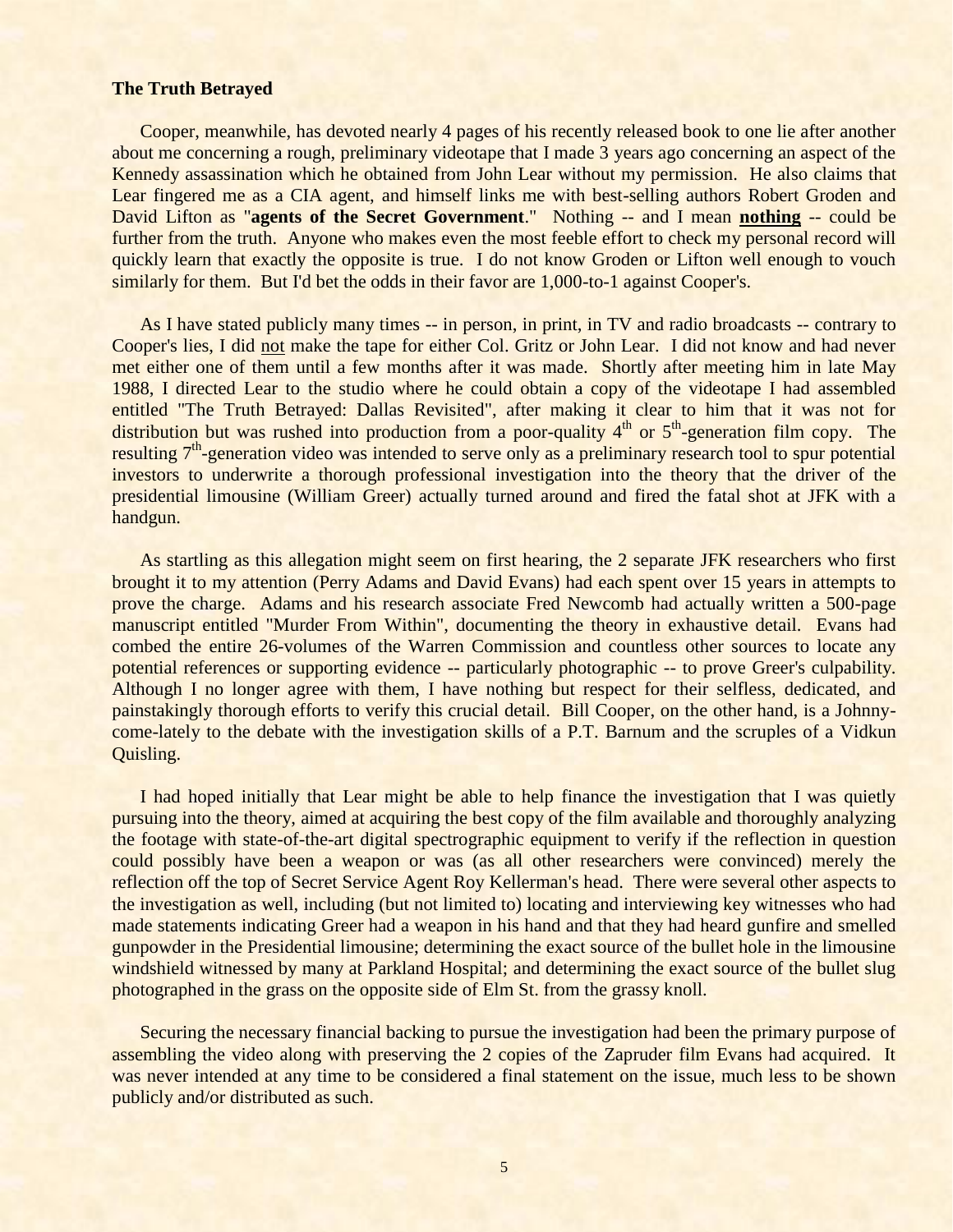**The Truth Betrayed**

Cooper, meanwhile, has devoted nearly 4 pages of his recently released book to one lie after another about me concerning a rough, preliminary videotape that I made 3 years ago concerning an aspect of the Kennedy assassination which he obtained from John Lear without my permission. He also claims that Lear fingered me as a CIA agent, and himself links me with best-selling authors Robert Groden and David Lifton as "**agents of the Secret Government**." Nothing -- and I mean **nothing** -- could be further from the truth. Anyone who makes even the most feeble effort to check my personal record will quickly learn that exactly the opposite is true. I do not know Groden or Lifton well enough to vouch similarly for them. But I'd bet the odds in their favor are 1,000-to-1 against Cooper's.

As I have stated publicly many times -- in person, in print, in TV and radio broadcasts -- contrary to Cooper's lies, I did not make the tape for either Col. Gritz or John Lear. I did not know and had never met either one of them until a few months after it was made. Shortly after meeting him in late May 1988, I directed Lear to the studio where he could obtain a copy of the videotape I had assembled entitled "The Truth Betrayed: Dallas Revisited", after making it clear to him that it was not for distribution but was rushed into production from a poor-quality 4th or 5th-generation film copy. The resulting 7th-generation video was intended to serve only as a preliminary research tool to spur potential investors to underwrite a thorough professional investigation into the theory that the driver of the presidential limousine (William Greer) actually turned around and fired the fatal shot at JFK with a handgun.

As startling as this allegation might seem on first hearing, the 2 separate JFK researchers who first brought it to my attention (Perry Adams and David Evans) had each spent over 15 years in attempts to prove the charge. Adams and his research associate Fred Newcomb had actually written a 500-page manuscript entitled "Murder From Within", documenting the theory in exhaustive detail. Evans had combed the entire 26-volumes of the Warren Commission and countless other sources to locate any potential references or supporting evidence -- particularly photographic -- to prove Greer's culpability. Although I no longer agree with them, I have nothing but respect for their selfless, dedicated, and painstakingly thorough efforts to verify this crucial detail. Bill Cooper, on the other hand, is a Johnny-come-lately to the debate with the investigation skills of a P.T. Barnum and the scruples of a Vidkun Quisling.

I had hoped initially that Lear might be able to help finance the investigation that I was quietly pursuing into the theory, aimed at acquiring the best copy of the film available and thoroughly analyzing the footage with state-of-the-art digital spectrographic equipment to verify if the reflection in question could possibly have been a weapon or was (as all other researchers were convinced) merely the reflection off the top of Secret Service Agent Roy Kellerman's head. There were several other aspects to the investigation as well, including (but not limited to) locating and interviewing key witnesses who had made statements indicating Greer had a weapon in his hand and that they had heard gunfire and smelled gunpowder in the Presidential limousine; determining the exact source of the bullet hole in the limousine windshield witnessed by many at Parkland Hospital; and determining the exact source of the bullet slug photographed in the grass on the opposite side of Elm St. from the grassy knoll.

Securing the necessary financial backing to pursue the investigation had been the primary purpose of assembling the video along with preserving the 2 copies of the Zapruder film Evans had acquired. It was never intended at any time to be considered a final statement on the issue, much less to be shown publicly and/or distributed as such.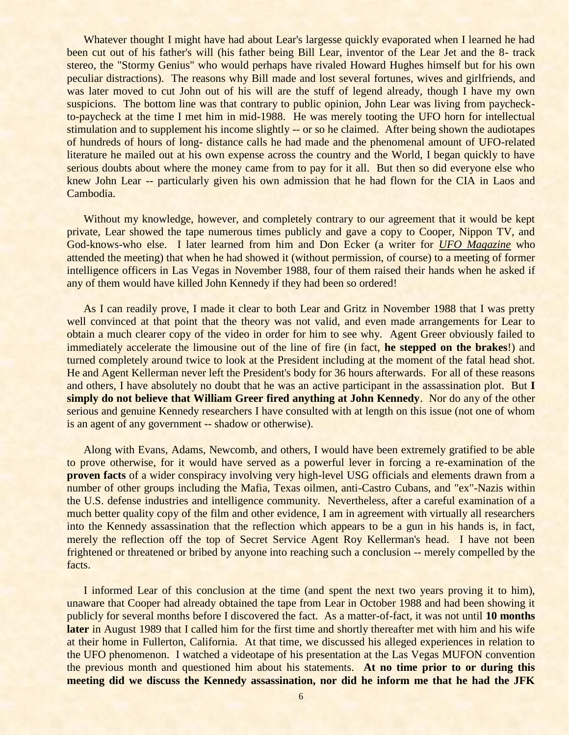Whatever thought I might have had about Lear's largesse quickly evaporated when I learned he had been cut out of his father's will (his father being Bill Lear, inventor of the Lear Jet and the 8- track stereo, the "Stormy Genius" who would perhaps have rivaled Howard Hughes himself but for his own peculiar distractions). The reasons why Bill made and lost several fortunes, wives and girlfriends, and was later moved to cut John out of his will are the stuff of legend already, though I have my own suspicions. The bottom line was that contrary to public opinion, John Lear was living from paycheck-to-paycheck at the time I met him in mid-1988. He was merely tooting the UFO horn for intellectual stimulation and to supplement his income slightly -- or so he claimed. After being shown the audiotapes of hundreds of hours of long- distance calls he had made and the phenomenal amount of UFO-related literature he mailed out at his own expense across the country and the World, I began quickly to have serious doubts about where the money came from to pay for it all. But then so did everyone else who knew John Lear -- particularly given his own admission that he had flown for the CIA in Laos and Cambodia.

Without my knowledge, however, and completely contrary to our agreement that it would be kept private, Lear showed the tape numerous times publicly and gave a copy to Cooper, Nippon TV, and God-knows-who else. I later learned from him and Don Ecker (a writer for *UFO Magazine* who attended the meeting) that when he had showed it (without permission, of course) to a meeting of former intelligence officers in Las Vegas in November 1988, four of them raised their hands when he asked if any of them would have killed John Kennedy if they had been so ordered!

As I can readily prove, I made it clear to both Lear and Gritz in November 1988 that I was pretty well convinced at that point that the theory was not valid, and even made arrangements for Lear to obtain a much clearer copy of the video in order for him to see why. Agent Greer obviously failed to immediately accelerate the limousine out of the line of fire (in fact, **he stepped on the brakes**!) and turned completely around twice to look at the President including at the moment of the fatal head shot. He and Agent Kellerman never left the President's body for 36 hours afterwards. For all of these reasons and others, I have absolutely no doubt that he was an active participant in the assassination plot. But **I simply do not believe that William Greer fired anything at John Kennedy**. Nor do any of the other serious and genuine Kennedy researchers I have consulted with at length on this issue (not one of whom is an agent of any government -- shadow or otherwise).

Along with Evans, Adams, Newcomb, and others, I would have been extremely gratified to be able to prove otherwise, for it would have served as a powerful lever in forcing a re-examination of the **proven facts** of a wider conspiracy involving very high-level USG officials and elements drawn from a number of other groups including the Mafia, Texas oilmen, anti-Castro Cubans, and "ex"-Nazis within the U.S. defense industries and intelligence community. Nevertheless, after a careful examination of a much better quality copy of the film and other evidence, I am in agreement with virtually all researchers into the Kennedy assassination that the reflection which appears to be a gun in his hands is, in fact, merely the reflection off the top of Secret Service Agent Roy Kellerman's head. I have not been frightened or threatened or bribed by anyone into reaching such a conclusion -- merely compelled by the facts.

I informed Lear of this conclusion at the time (and spent the next two years proving it to him), unaware that Cooper had already obtained the tape from Lear in October 1988 and had been showing it publicly for several months before I discovered the fact. As a matter-of-fact, it was not until **10 months later** in August 1989 that I called him for the first time and shortly thereafter met with him and his wife at their home in Fullerton, California. At that time, we discussed his alleged experiences in relation to the UFO phenomenon. I watched a videotape of his presentation at the Las Vegas MUFON convention the previous month and questioned him about his statements. **At no time prior to or during this meeting did we discuss the Kennedy assassination, nor did he inform me that he had the JFK**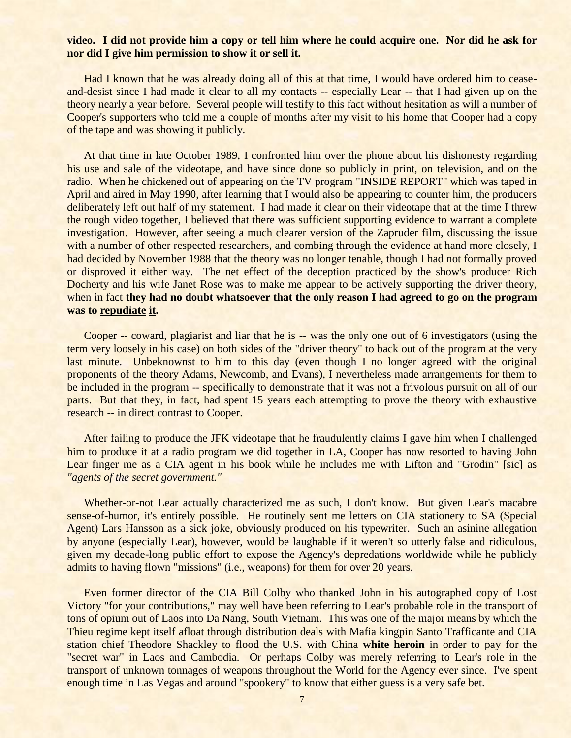**video. I did not provide him a copy or tell him where he could acquire one. Nor did he ask for nor did I give him permission to show it or sell it.**

Had I known that he was already doing all of this at that time, I would have ordered him to cease-and-desist since I had made it clear to all my contacts -- especially Lear -- that I had given up on the theory nearly a year before. Several people will testify to this fact without hesitation as will a number of Cooper's supporters who told me a couple of months after my visit to his home that Cooper had a copy of the tape and was showing it publicly.

At that time in late October 1989, I confronted him over the phone about his dishonesty regarding his use and sale of the videotape, and have since done so publicly in print, on television, and on the radio. When he chickened out of appearing on the TV program "INSIDE REPORT" which was taped in April and aired in May 1990, after learning that I would also be appearing to counter him, the producers deliberately left out half of my statement. I had made it clear on their videotape that at the time I threw the rough video together, I believed that there was sufficient supporting evidence to warrant a complete investigation. However, after seeing a much clearer version of the Zapruder film, discussing the issue with a number of other respected researchers, and combing through the evidence at hand more closely, I had decided by November 1988 that the theory was no longer tenable, though I had not formally proved or disproved it either way. The net effect of the deception practiced by the show's producer Rich Docherty and his wife Janet Rose was to make me appear to be actively supporting the driver theory, when in fact **they had no doubt whatsoever that the only reason I had agreed to go on the program was to <u>repudiate</u> <u>it</u>.**

Cooper -- coward, plagiarist and liar that he is -- was the only one out of 6 investigators (using the term very loosely in his case) on both sides of the "driver theory" to back out of the program at the very last minute. Unbeknownst to him to this day (even though I no longer agreed with the original proponents of the theory Adams, Newcomb, and Evans), I nevertheless made arrangements for them to be included in the program -- specifically to demonstrate that it was not a frivolous pursuit on all of our parts. But that they, in fact, had spent 15 years each attempting to prove the theory with exhaustive research -- in direct contrast to Cooper.

After failing to produce the JFK videotape that he fraudulently claims I gave him when I challenged him to produce it at a radio program we did together in LA, Cooper has now resorted to having John Lear finger me as a CIA agent in his book while he includes me with Lifton and "Grodin" [sic] as *"agents of the secret government."*

Whether-or-not Lear actually characterized me as such, I don't know. But given Lear's macabre sense-of-humor, it's entirely possible. He routinely sent me letters on CIA stationery to SA (Special Agent) Lars Hansson as a sick joke, obviously produced on his typewriter. Such an asinine allegation by anyone (especially Lear), however, would be laughable if it weren't so utterly false and ridiculous, given my decade-long public effort to expose the Agency's depredations worldwide while he publicly admits to having flown "missions" (i.e., weapons) for them for over 20 years.

Even former director of the CIA Bill Colby who thanked John in his autographed copy of Lost Victory "for your contributions," may well have been referring to Lear's probable role in the transport of tons of opium out of Laos into Da Nang, South Vietnam. This was one of the major means by which the Thieu regime kept itself afloat through distribution deals with Mafia kingpin Santo Trafficante and CIA station chief Theodore Shackley to flood the U.S. with China **white heroin** in order to pay for the "secret war" in Laos and Cambodia. Or perhaps Colby was merely referring to Lear's role in the transport of unknown tonnages of weapons throughout the World for the Agency ever since. I've spent enough time in Las Vegas and around "spookery" to know that either guess is a very safe bet.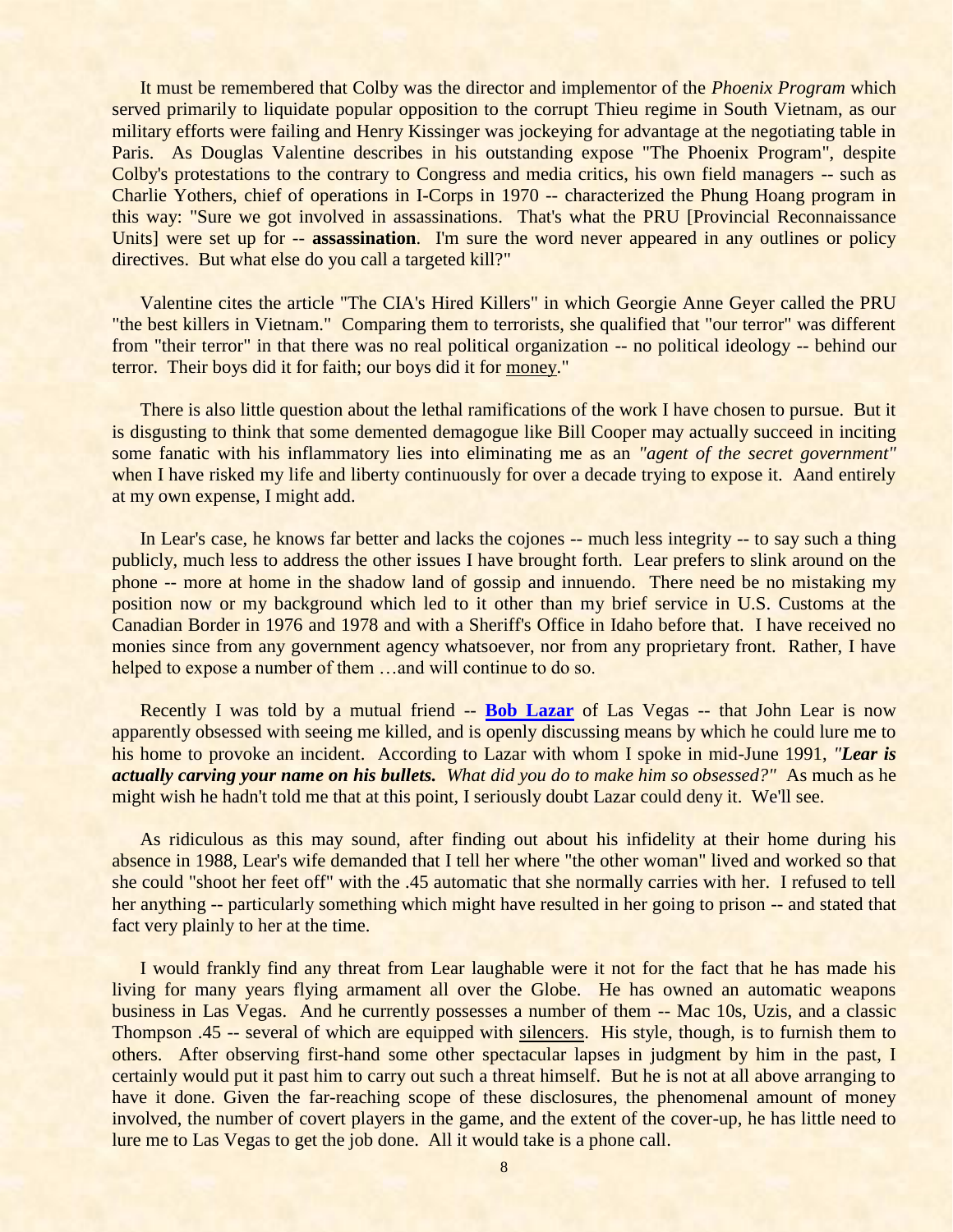It must be remembered that Colby was the director and implementor of the *Phoenix Program* which served primarily to liquidate popular opposition to the corrupt Thieu regime in South Vietnam, as our military efforts were failing and Henry Kissinger was jockeying for advantage at the negotiating table in Paris. As Douglas Valentine describes in his outstanding expose "The Phoenix Program", despite Colby's protestations to the contrary to Congress and media critics, his own field managers -- such as Charlie Yothers, chief of operations in I-Corps in 1970 -- characterized the Phung Hoang program in this way: "Sure we got involved in assassinations. That's what the PRU [Provincial Reconnaissance Units] were set up for -- **assassination**. I'm sure the word never appeared in any outlines or policy directives. But what else do you call a targeted kill?"

Valentine cites the article "The CIA's Hired Killers" in which Georgie Anne Geyer called the PRU "the best killers in Vietnam." Comparing them to terrorists, she qualified that "our terror" was different from "their terror" in that there was no real political organization -- no political ideology -- behind our terror. Their boys did it for faith; our boys did it for money."

There is also little question about the lethal ramifications of the work I have chosen to pursue. But it is disgusting to think that some demented demagogue like Bill Cooper may actually succeed in inciting some fanatic with his inflammatory lies into eliminating me as an *"agent of the secret government"* when I have risked my life and liberty continuously for over a decade trying to expose it. Aand entirely at my own expense, I might add.

In Lear's case, he knows far better and lacks the cojones -- much less integrity -- to say such a thing publicly, much less to address the other issues I have brought forth. Lear prefers to slink around on the phone -- more at home in the shadow land of gossip and innuendo. There need be no mistaking my position now or my background which led to it other than my brief service in U.S. Customs at the Canadian Border in 1976 and 1978 and with a Sheriff's Office in Idaho before that. I have received no monies since from any government agency whatsoever, nor from any proprietary front. Rather, I have helped to expose a number of them …and will continue to do so.

Recently I was told by a mutual friend -- **Bob Lazar** of Las Vegas -- that John Lear is now apparently obsessed with seeing me killed, and is openly discussing means by which he could lure me to his home to provoke an incident. According to Lazar with whom I spoke in mid-June 1991, *"**Lear is actually carving your name on his bullets.** What did you do to make him so obsessed?"* As much as he might wish he hadn't told me that at this point, I seriously doubt Lazar could deny it. We'll see.

As ridiculous as this may sound, after finding out about his infidelity at their home during his absence in 1988, Lear's wife demanded that I tell her where "the other woman" lived and worked so that she could "shoot her feet off" with the .45 automatic that she normally carries with her. I refused to tell her anything -- particularly something which might have resulted in her going to prison -- and stated that fact very plainly to her at the time.

I would frankly find any threat from Lear laughable were it not for the fact that he has made his living for many years flying armament all over the Globe. He has owned an automatic weapons business in Las Vegas. And he currently possesses a number of them -- Mac 10s, Uzis, and a classic Thompson .45 -- several of which are equipped with silencers. His style, though, is to furnish them to others. After observing first-hand some other spectacular lapses in judgment by him in the past, I certainly would put it past him to carry out such a threat himself. But he is not at all above arranging to have it done. Given the far-reaching scope of these disclosures, the phenomenal amount of money involved, the number of covert players in the game, and the extent of the cover-up, he has little need to lure me to Las Vegas to get the job done. All it would take is a phone call.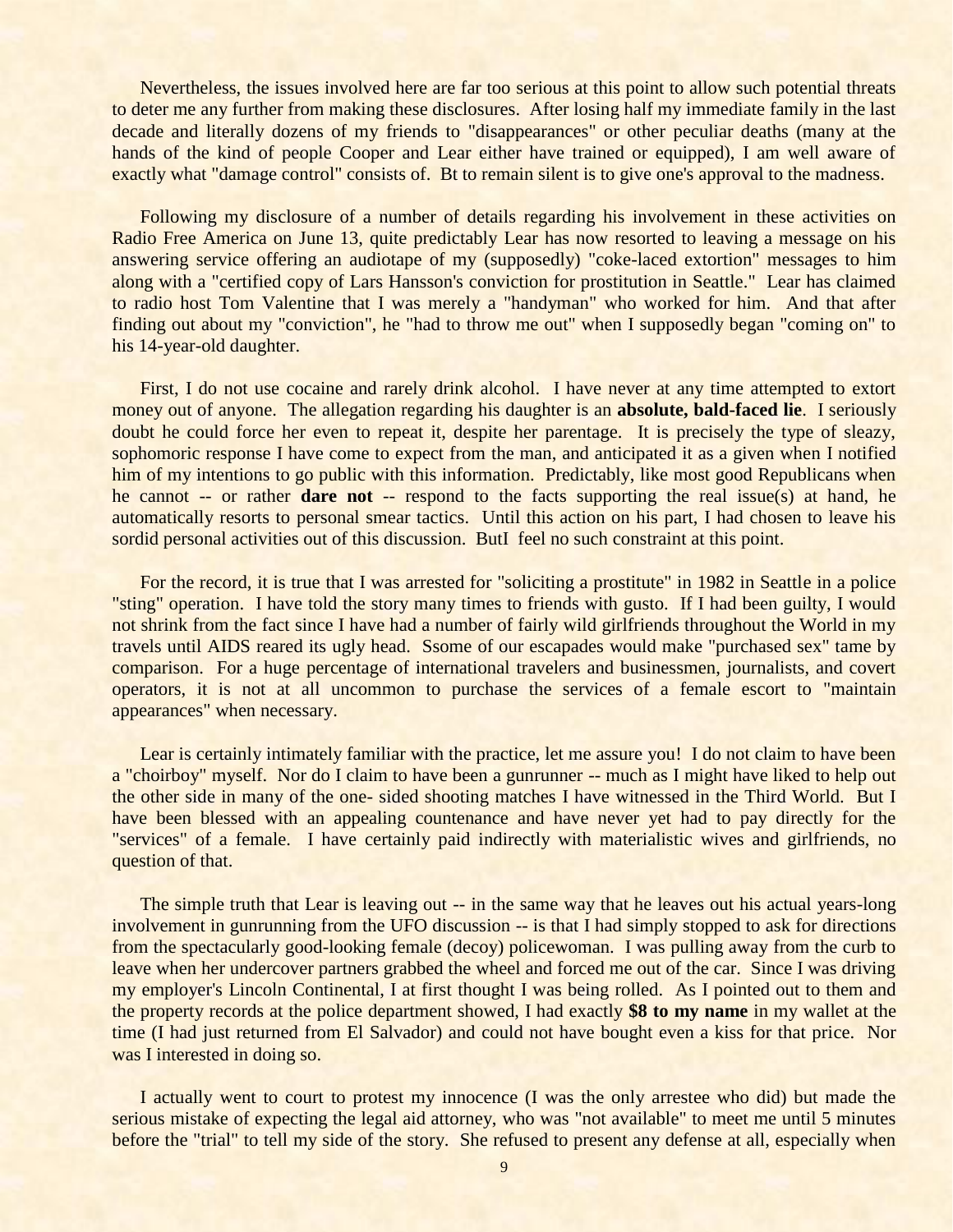Nevertheless, the issues involved here are far too serious at this point to allow such potential threats to deter me any further from making these disclosures. After losing half my immediate family in the last decade and literally dozens of my friends to "disappearances" or other peculiar deaths (many at the hands of the kind of people Cooper and Lear either have trained or equipped), I am well aware of exactly what "damage control" consists of. Bt to remain silent is to give one's approval to the madness.

Following my disclosure of a number of details regarding his involvement in these activities on Radio Free America on June 13, quite predictably Lear has now resorted to leaving a message on his answering service offering an audiotape of my (supposedly) "coke-laced extortion" messages to him along with a "certified copy of Lars Hansson's conviction for prostitution in Seattle." Lear has claimed to radio host Tom Valentine that I was merely a "handyman" who worked for him. And that after finding out about my "conviction", he "had to throw me out" when I supposedly began "coming on" to his 14-year-old daughter.

First, I do not use cocaine and rarely drink alcohol. I have never at any time attempted to extort money out of anyone. The allegation regarding his daughter is an **absolute, bald-faced lie**. I seriously doubt he could force her even to repeat it, despite her parentage. It is precisely the type of sleazy, sophomoric response I have come to expect from the man, and anticipated it as a given when I notified him of my intentions to go public with this information. Predictably, like most good Republicans when he cannot -- or rather **dare not** -- respond to the facts supporting the real issue(s) at hand, he automatically resorts to personal smear tactics. Until this action on his part, I had chosen to leave his sordid personal activities out of this discussion. ButI feel no such constraint at this point.

For the record, it is true that I was arrested for "soliciting a prostitute" in 1982 in Seattle in a police "sting" operation. I have told the story many times to friends with gusto. If I had been guilty, I would not shrink from the fact since I have had a number of fairly wild girlfriends throughout the World in my travels until AIDS reared its ugly head. Ssome of our escapades would make "purchased sex" tame by comparison. For a huge percentage of international travelers and businessmen, journalists, and covert operators, it is not at all uncommon to purchase the services of a female escort to "maintain appearances" when necessary.

Lear is certainly intimately familiar with the practice, let me assure you! I do not claim to have been a "choirboy" myself. Nor do I claim to have been a gunrunner -- much as I might have liked to help out the other side in many of the one- sided shooting matches I have witnessed in the Third World. But I have been blessed with an appealing countenance and have never yet had to pay directly for the "services" of a female. I have certainly paid indirectly with materialistic wives and girlfriends, no question of that.

The simple truth that Lear is leaving out -- in the same way that he leaves out his actual years-long involvement in gunrunning from the UFO discussion -- is that I had simply stopped to ask for directions from the spectacularly good-looking female (decoy) policewoman. I was pulling away from the curb to leave when her undercover partners grabbed the wheel and forced me out of the car. Since I was driving my employer's Lincoln Continental, I at first thought I was being rolled. As I pointed out to them and the property records at the police department showed, I had exactly **$8 to my name** in my wallet at the time (I had just returned from El Salvador) and could not have bought even a kiss for that price. Nor was I interested in doing so.

I actually went to court to protest my innocence (I was the only arrestee who did) but made the serious mistake of expecting the legal aid attorney, who was "not available" to meet me until 5 minutes before the "trial" to tell my side of the story. She refused to present any defense at all, especially when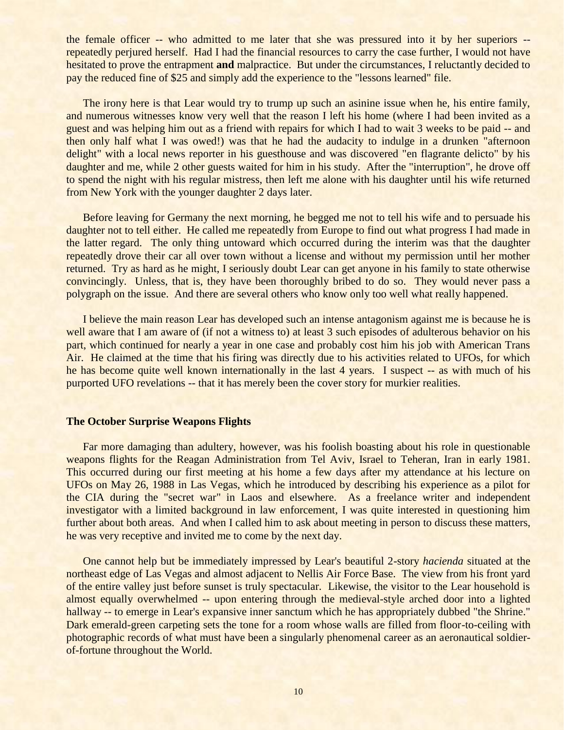the female officer -- who admitted to me later that she was pressured into it by her superiors -- repeatedly perjured herself. Had I had the financial resources to carry the case further, I would not have hesitated to prove the entrapment **and** malpractice. But under the circumstances, I reluctantly decided to pay the reduced fine of $25 and simply add the experience to the "lessons learned" file.

The irony here is that Lear would try to trump up such an asinine issue when he, his entire family, and numerous witnesses know very well that the reason I left his home (where I had been invited as a guest and was helping him out as a friend with repairs for which I had to wait 3 weeks to be paid -- and then only half what I was owed!) was that he had the audacity to indulge in a drunken "afternoon delight" with a local news reporter in his guesthouse and was discovered "en flagrante delicto" by his daughter and me, while 2 other guests waited for him in his study. After the "interruption", he drove off to spend the night with his regular mistress, then left me alone with his daughter until his wife returned from New York with the younger daughter 2 days later.

Before leaving for Germany the next morning, he begged me not to tell his wife and to persuade his daughter not to tell either. He called me repeatedly from Europe to find out what progress I had made in the latter regard. The only thing untoward which occurred during the interim was that the daughter repeatedly drove their car all over town without a license and without my permission until her mother returned. Try as hard as he might, I seriously doubt Lear can get anyone in his family to state otherwise convincingly. Unless, that is, they have been thoroughly bribed to do so. They would never pass a polygraph on the issue. And there are several others who know only too well what really happened.

I believe the main reason Lear has developed such an intense antagonism against me is because he is well aware that I am aware of (if not a witness to) at least 3 such episodes of adulterous behavior on his part, which continued for nearly a year in one case and probably cost him his job with American Trans Air. He claimed at the time that his firing was directly due to his activities related to UFOs, for which he has become quite well known internationally in the last 4 years. I suspect -- as with much of his purported UFO revelations -- that it has merely been the cover story for murkier realities.

### The October Surprise Weapons Flights

Far more damaging than adultery, however, was his foolish boasting about his role in questionable weapons flights for the Reagan Administration from Tel Aviv, Israel to Teheran, Iran in early 1981. This occurred during our first meeting at his home a few days after my attendance at his lecture on UFOs on May 26, 1988 in Las Vegas, which he introduced by describing his experience as a pilot for the CIA during the "secret war" in Laos and elsewhere. As a freelance writer and independent investigator with a limited background in law enforcement, I was quite interested in questioning him further about both areas. And when I called him to ask about meeting in person to discuss these matters, he was very receptive and invited me to come by the next day.

One cannot help but be immediately impressed by Lear's beautiful 2-story *hacienda* situated at the northeast edge of Las Vegas and almost adjacent to Nellis Air Force Base. The view from his front yard of the entire valley just before sunset is truly spectacular. Likewise, the visitor to the Lear household is almost equally overwhelmed -- upon entering through the medieval-style arched door into a lighted hallway -- to emerge in Lear's expansive inner sanctum which he has appropriately dubbed "the Shrine." Dark emerald-green carpeting sets the tone for a room whose walls are filled from floor-to-ceiling with photographic records of what must have been a singularly phenomenal career as an aeronautical soldier-of-fortune throughout the World.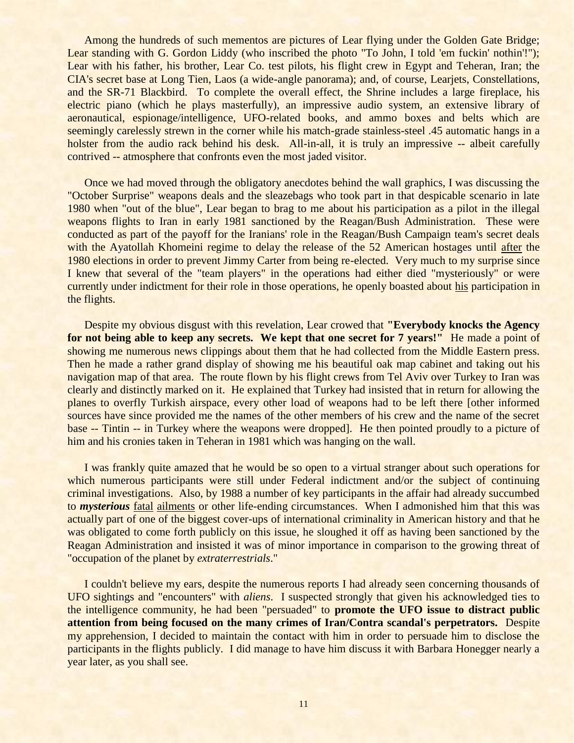Among the hundreds of such mementos are pictures of Lear flying under the Golden Gate Bridge; Lear standing with G. Gordon Liddy (who inscribed the photo "To John, I told 'em fuckin' nothin'!"); Lear with his father, his brother, Lear Co. test pilots, his flight crew in Egypt and Teheran, Iran; the CIA's secret base at Long Tien, Laos (a wide-angle panorama); and, of course, Learjets, Constellations, and the SR-71 Blackbird. To complete the overall effect, the Shrine includes a large fireplace, his electric piano (which he plays masterfully), an impressive audio system, an extensive library of aeronautical, espionage/intelligence, UFO-related books, and ammo boxes and belts which are seemingly carelessly strewn in the corner while his match-grade stainless-steel .45 automatic hangs in a holster from the audio rack behind his desk. All-in-all, it is truly an impressive -- albeit carefully contrived -- atmosphere that confronts even the most jaded visitor.

Once we had moved through the obligatory anecdotes behind the wall graphics, I was discussing the "October Surprise" weapons deals and the sleazebags who took part in that despicable scenario in late 1980 when "out of the blue", Lear began to brag to me about his participation as a pilot in the illegal weapons flights to Iran in early 1981 sanctioned by the Reagan/Bush Administration. These were conducted as part of the payoff for the Iranians' role in the Reagan/Bush Campaign team's secret deals with the Ayatollah Khomeini regime to delay the release of the 52 American hostages until <u>after</u> the 1980 elections in order to prevent Jimmy Carter from being re-elected. Very much to my surprise since I knew that several of the "team players" in the operations had either died "mysteriously" or were currently under indictment for their role in those operations, he openly boasted about <u>his</u> participation in the flights.

Despite my obvious disgust with this revelation, Lear crowed that **"Everybody knocks the Agency for not being able to keep any secrets. We kept that one secret for 7 years!"** He made a point of showing me numerous news clippings about them that he had collected from the Middle Eastern press. Then he made a rather grand display of showing me his beautiful oak map cabinet and taking out his navigation map of that area. The route flown by his flight crews from Tel Aviv over Turkey to Iran was clearly and distinctly marked on it. He explained that Turkey had insisted that in return for allowing the planes to overfly Turkish airspace, every other load of weapons had to be left there [other informed sources have since provided me the names of the other members of his crew and the name of the secret base -- Tintin -- in Turkey where the weapons were dropped]. He then pointed proudly to a picture of him and his cronies taken in Teheran in 1981 which was hanging on the wall.

I was frankly quite amazed that he would be so open to a virtual stranger about such operations for which numerous participants were still under Federal indictment and/or the subject of continuing criminal investigations. Also, by 1988 a number of key participants in the affair had already succumbed to ***mysterious*** <u>fatal</u> <u>ailments</u> or other life-ending circumstances. When I admonished him that this was actually part of one of the biggest cover-ups of international criminality in American history and that he was obligated to come forth publicly on this issue, he sloughed it off as having been sanctioned by the Reagan Administration and insisted it was of minor importance in comparison to the growing threat of "occupation of the planet by *extraterrestrials*."

I couldn't believe my ears, despite the numerous reports I had already seen concerning thousands of UFO sightings and "encounters" with *aliens*. I suspected strongly that given his acknowledged ties to the intelligence community, he had been "persuaded" to **promote the UFO issue to distract public attention from being focused on the many crimes of Iran/Contra scandal's perpetrators.** Despite my apprehension, I decided to maintain the contact with him in order to persuade him to disclose the participants in the flights publicly. I did manage to have him discuss it with Barbara Honegger nearly a year later, as you shall see.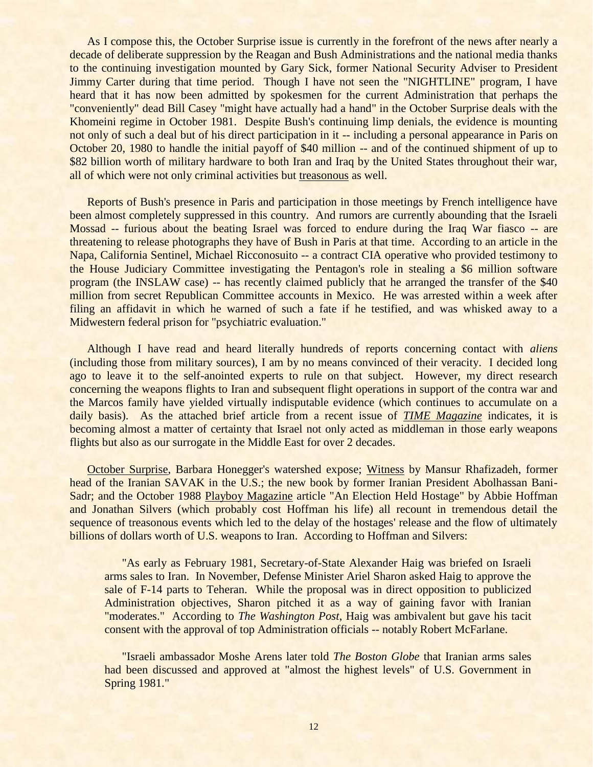As I compose this, the October Surprise issue is currently in the forefront of the news after nearly a decade of deliberate suppression by the Reagan and Bush Administrations and the national media thanks to the continuing investigation mounted by Gary Sick, former National Security Adviser to President Jimmy Carter during that time period. Though I have not seen the "NIGHTLINE" program, I have heard that it has now been admitted by spokesmen for the current Administration that perhaps the "conveniently" dead Bill Casey "might have actually had a hand" in the October Surprise deals with the Khomeini regime in October 1981. Despite Bush's continuing limp denials, the evidence is mounting not only of such a deal but of his direct participation in it -- including a personal appearance in Paris on October 20, 1980 to handle the initial payoff of $40 million -- and of the continued shipment of up to $82 billion worth of military hardware to both Iran and Iraq by the United States throughout their war, all of which were not only criminal activities but treasonous as well.

Reports of Bush's presence in Paris and participation in those meetings by French intelligence have been almost completely suppressed in this country. And rumors are currently abounding that the Israeli Mossad -- furious about the beating Israel was forced to endure during the Iraq War fiasco -- are threatening to release photographs they have of Bush in Paris at that time. According to an article in the Napa, California Sentinel, Michael Ricconosuito -- a contract CIA operative who provided testimony to the House Judiciary Committee investigating the Pentagon's role in stealing a $6 million software program (the INSLAW case) -- has recently claimed publicly that he arranged the transfer of the $40 million from secret Republican Committee accounts in Mexico. He was arrested within a week after filing an affidavit in which he warned of such a fate if he testified, and was whisked away to a Midwestern federal prison for "psychiatric evaluation."

Although I have read and heard literally hundreds of reports concerning contact with *aliens* (including those from military sources), I am by no means convinced of their veracity. I decided long ago to leave it to the self-anointed experts to rule on that subject. However, my direct research concerning the weapons flights to Iran and subsequent flight operations in support of the contra war and the Marcos family have yielded virtually indisputable evidence (which continues to accumulate on a daily basis). As the attached brief article from a recent issue of ***TIME Magazine*** indicates, it is becoming almost a matter of certainty that Israel not only acted as middleman in those early weapons flights but also as our surrogate in the Middle East for over 2 decades.

October Surprise, Barbara Honegger's watershed expose; Witness by Mansur Rhafizadeh, former head of the Iranian SAVAK in the U.S.; the new book by former Iranian President Abolhassan Bani-Sadr; and the October 1988 Playboy Magazine article "An Election Held Hostage" by Abbie Hoffman and Jonathan Silvers (which probably cost Hoffman his life) all recount in tremendous detail the sequence of treasonous events which led to the delay of the hostages' release and the flow of ultimately billions of dollars worth of U.S. weapons to Iran. According to Hoffman and Silvers:

> "As early as February 1981, Secretary-of-State Alexander Haig was briefed on Israeli arms sales to Iran. In November, Defense Minister Ariel Sharon asked Haig to approve the sale of F-14 parts to Teheran. While the proposal was in direct opposition to publicized Administration objectives, Sharon pitched it as a way of gaining favor with Iranian "moderates." According to *The Washington Post*, Haig was ambivalent but gave his tacit consent with the approval of top Administration officials -- notably Robert McFarlane.
>
> "Israeli ambassador Moshe Arens later told *The Boston Globe* that Iranian arms sales had been discussed and approved at "almost the highest levels" of U.S. Government in Spring 1981."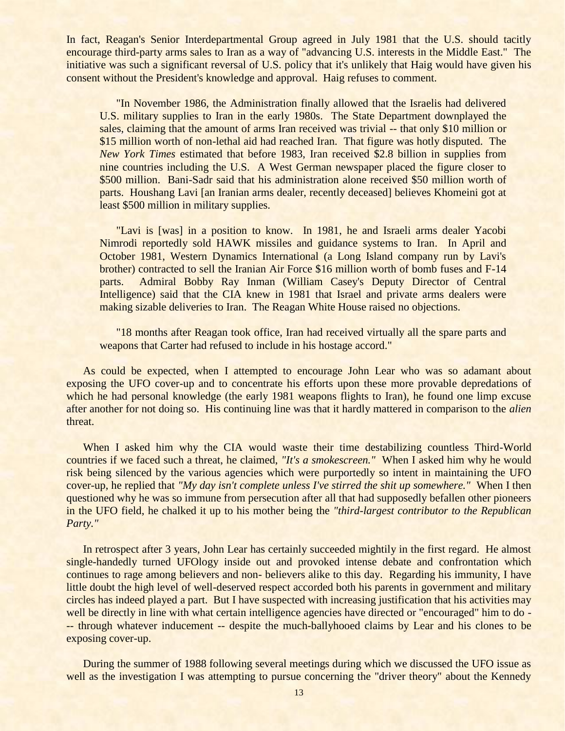In fact, Reagan's Senior Interdepartmental Group agreed in July 1981 that the U.S. should tacitly encourage third-party arms sales to Iran as a way of "advancing U.S. interests in the Middle East." The initiative was such a significant reversal of U.S. policy that it's unlikely that Haig would have given his consent without the President's knowledge and approval. Haig refuses to comment.

> "In November 1986, the Administration finally allowed that the Israelis had delivered U.S. military supplies to Iran in the early 1980s. The State Department downplayed the sales, claiming that the amount of arms Iran received was trivial -- that only $10 million or $15 million worth of non-lethal aid had reached Iran. That figure was hotly disputed. The *New York Times* estimated that before 1983, Iran received $2.8 billion in supplies from nine countries including the U.S. A West German newspaper placed the figure closer to $500 million. Bani-Sadr said that his administration alone received $50 million worth of parts. Houshang Lavi [an Iranian arms dealer, recently deceased] believes Khomeini got at least $500 million in military supplies.
>
> "Lavi is [was] in a position to know. In 1981, he and Israeli arms dealer Yacobi Nimrodi reportedly sold HAWK missiles and guidance systems to Iran. In April and October 1981, Western Dynamics International (a Long Island company run by Lavi's brother) contracted to sell the Iranian Air Force $16 million worth of bomb fuses and F-14 parts. Admiral Bobby Ray Inman (William Casey's Deputy Director of Central Intelligence) said that the CIA knew in 1981 that Israel and private arms dealers were making sizable deliveries to Iran. The Reagan White House raised no objections.
>
> "18 months after Reagan took office, Iran had received virtually all the spare parts and weapons that Carter had refused to include in his hostage accord."

As could be expected, when I attempted to encourage John Lear who was so adamant about exposing the UFO cover-up and to concentrate his efforts upon these more provable depredations of which he had personal knowledge (the early 1981 weapons flights to Iran), he found one limp excuse after another for not doing so. His continuing line was that it hardly mattered in comparison to the *alien* threat.

When I asked him why the CIA would waste their time destabilizing countless Third-World countries if we faced such a threat, he claimed, *"It's a smokescreen."* When I asked him why he would risk being silenced by the various agencies which were purportedly so intent in maintaining the UFO cover-up, he replied that *"My day isn't complete unless I've stirred the shit up somewhere."* When I then questioned why he was so immune from persecution after all that had supposedly befallen other pioneers in the UFO field, he chalked it up to his mother being the *"third-largest contributor to the Republican Party."*

In retrospect after 3 years, John Lear has certainly succeeded mightily in the first regard. He almost single-handedly turned UFOlogy inside out and provoked intense debate and confrontation which continues to rage among believers and non- believers alike to this day. Regarding his immunity, I have little doubt the high level of well-deserved respect accorded both his parents in government and military circles has indeed played a part. But I have suspected with increasing justification that his activities may well be directly in line with what certain intelligence agencies have directed or "encouraged" him to do --- through whatever inducement -- despite the much-ballyhooed claims by Lear and his clones to be exposing cover-up.

During the summer of 1988 following several meetings during which we discussed the UFO issue as well as the investigation I was attempting to pursue concerning the "driver theory" about the Kennedy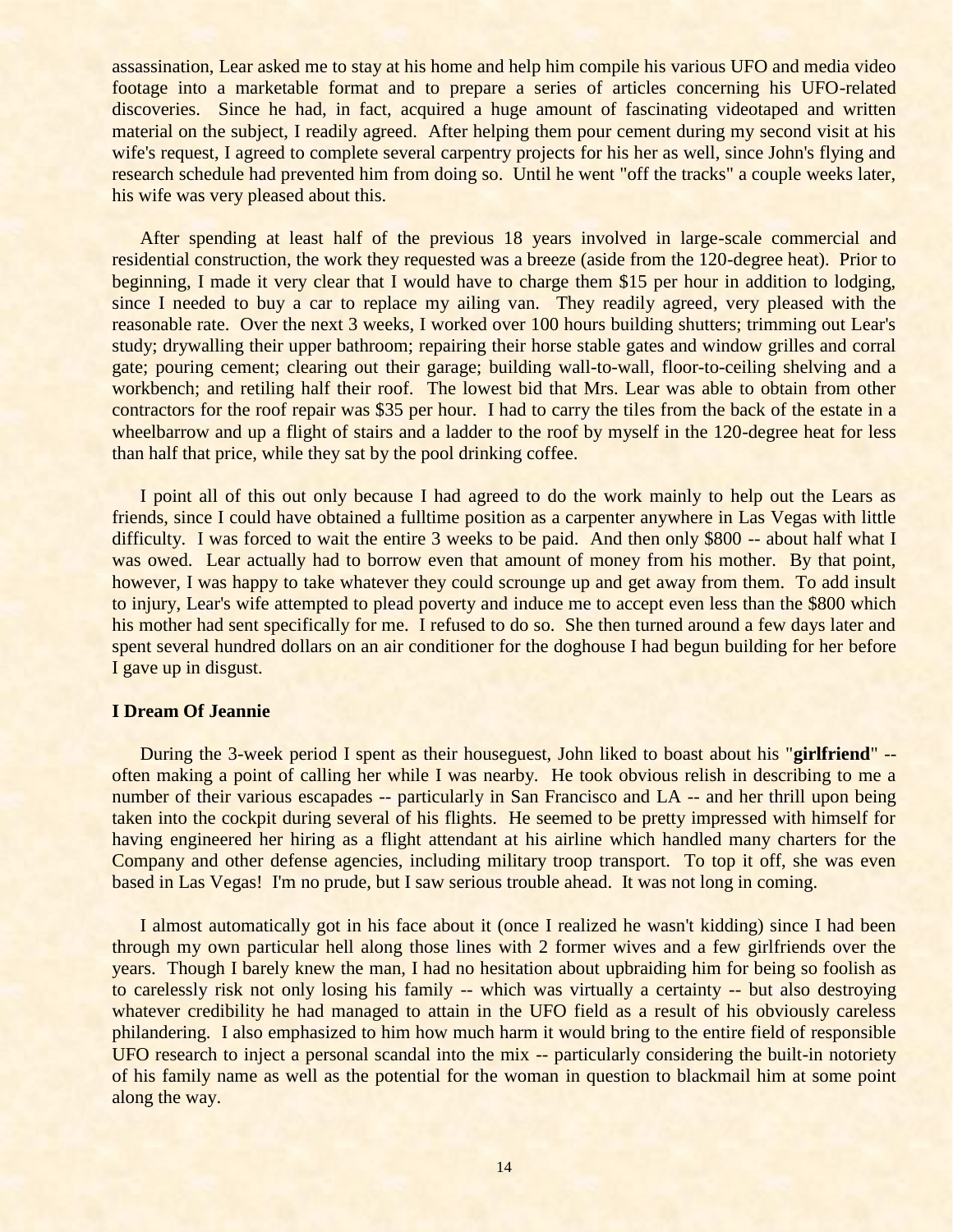assassination, Lear asked me to stay at his home and help him compile his various UFO and media video footage into a marketable format and to prepare a series of articles concerning his UFO-related discoveries. Since he had, in fact, acquired a huge amount of fascinating videotaped and written material on the subject, I readily agreed. After helping them pour cement during my second visit at his wife's request, I agreed to complete several carpentry projects for his her as well, since John's flying and research schedule had prevented him from doing so. Until he went "off the tracks" a couple weeks later, his wife was very pleased about this.

After spending at least half of the previous 18 years involved in large-scale commercial and residential construction, the work they requested was a breeze (aside from the 120-degree heat). Prior to beginning, I made it very clear that I would have to charge them $15 per hour in addition to lodging, since I needed to buy a car to replace my ailing van. They readily agreed, very pleased with the reasonable rate. Over the next 3 weeks, I worked over 100 hours building shutters; trimming out Lear's study; drywalling their upper bathroom; repairing their horse stable gates and window grilles and corral gate; pouring cement; clearing out their garage; building wall-to-wall, floor-to-ceiling shelving and a workbench; and retiling half their roof. The lowest bid that Mrs. Lear was able to obtain from other contractors for the roof repair was $35 per hour. I had to carry the tiles from the back of the estate in a wheelbarrow and up a flight of stairs and a ladder to the roof by myself in the 120-degree heat for less than half that price, while they sat by the pool drinking coffee.

I point all of this out only because I had agreed to do the work mainly to help out the Lears as friends, since I could have obtained a fulltime position as a carpenter anywhere in Las Vegas with little difficulty. I was forced to wait the entire 3 weeks to be paid. And then only $800 -- about half what I was owed. Lear actually had to borrow even that amount of money from his mother. By that point, however, I was happy to take whatever they could scrounge up and get away from them. To add insult to injury, Lear's wife attempted to plead poverty and induce me to accept even less than the $800 which his mother had sent specifically for me. I refused to do so. She then turned around a few days later and spent several hundred dollars on an air conditioner for the doghouse I had begun building for her before I gave up in disgust.

### I Dream Of Jeannie

During the 3-week period I spent as their houseguest, John liked to boast about his "**girlfriend**" -- often making a point of calling her while I was nearby. He took obvious relish in describing to me a number of their various escapades -- particularly in San Francisco and LA -- and her thrill upon being taken into the cockpit during several of his flights. He seemed to be pretty impressed with himself for having engineered her hiring as a flight attendant at his airline which handled many charters for the Company and other defense agencies, including military troop transport. To top it off, she was even based in Las Vegas! I'm no prude, but I saw serious trouble ahead. It was not long in coming.

I almost automatically got in his face about it (once I realized he wasn't kidding) since I had been through my own particular hell along those lines with 2 former wives and a few girlfriends over the years. Though I barely knew the man, I had no hesitation about upbraiding him for being so foolish as to carelessly risk not only losing his family -- which was virtually a certainty -- but also destroying whatever credibility he had managed to attain in the UFO field as a result of his obviously careless philandering. I also emphasized to him how much harm it would bring to the entire field of responsible UFO research to inject a personal scandal into the mix -- particularly considering the built-in notoriety of his family name as well as the potential for the woman in question to blackmail him at some point along the way.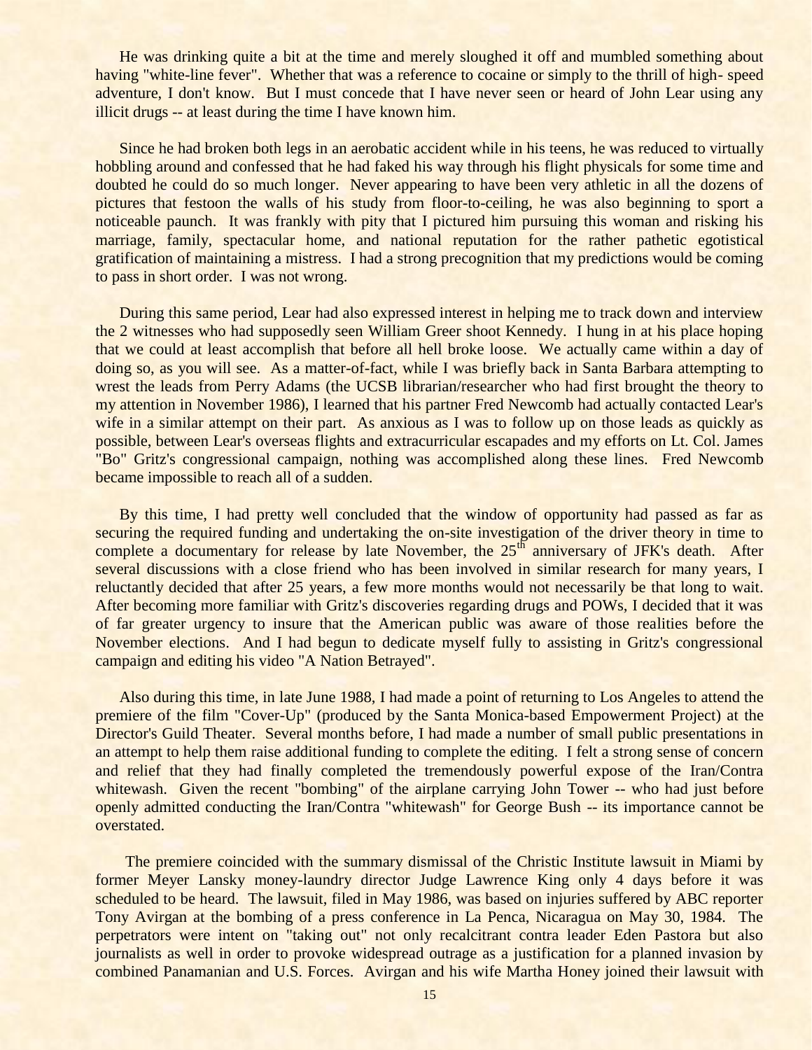He was drinking quite a bit at the time and merely sloughed it off and mumbled something about having "white-line fever". Whether that was a reference to cocaine or simply to the thrill of high- speed adventure, I don't know. But I must concede that I have never seen or heard of John Lear using any illicit drugs -- at least during the time I have known him.

Since he had broken both legs in an aerobatic accident while in his teens, he was reduced to virtually hobbling around and confessed that he had faked his way through his flight physicals for some time and doubted he could do so much longer. Never appearing to have been very athletic in all the dozens of pictures that festoon the walls of his study from floor-to-ceiling, he was also beginning to sport a noticeable paunch. It was frankly with pity that I pictured him pursuing this woman and risking his marriage, family, spectacular home, and national reputation for the rather pathetic egotistical gratification of maintaining a mistress. I had a strong precognition that my predictions would be coming to pass in short order. I was not wrong.

During this same period, Lear had also expressed interest in helping me to track down and interview the 2 witnesses who had supposedly seen William Greer shoot Kennedy. I hung in at his place hoping that we could at least accomplish that before all hell broke loose. We actually came within a day of doing so, as you will see. As a matter-of-fact, while I was briefly back in Santa Barbara attempting to wrest the leads from Perry Adams (the UCSB librarian/researcher who had first brought the theory to my attention in November 1986), I learned that his partner Fred Newcomb had actually contacted Lear's wife in a similar attempt on their part. As anxious as I was to follow up on those leads as quickly as possible, between Lear's overseas flights and extracurricular escapades and my efforts on Lt. Col. James "Bo" Gritz's congressional campaign, nothing was accomplished along these lines. Fred Newcomb became impossible to reach all of a sudden.

By this time, I had pretty well concluded that the window of opportunity had passed as far as securing the required funding and undertaking the on-site investigation of the driver theory in time to complete a documentary for release by late November, the 25th anniversary of JFK's death. After several discussions with a close friend who has been involved in similar research for many years, I reluctantly decided that after 25 years, a few more months would not necessarily be that long to wait. After becoming more familiar with Gritz's discoveries regarding drugs and POWs, I decided that it was of far greater urgency to insure that the American public was aware of those realities before the November elections. And I had begun to dedicate myself fully to assisting in Gritz's congressional campaign and editing his video "A Nation Betrayed".

Also during this time, in late June 1988, I had made a point of returning to Los Angeles to attend the premiere of the film "Cover-Up" (produced by the Santa Monica-based Empowerment Project) at the Director's Guild Theater. Several months before, I had made a number of small public presentations in an attempt to help them raise additional funding to complete the editing. I felt a strong sense of concern and relief that they had finally completed the tremendously powerful expose of the Iran/Contra whitewash. Given the recent "bombing" of the airplane carrying John Tower -- who had just before openly admitted conducting the Iran/Contra "whitewash" for George Bush -- its importance cannot be overstated.

The premiere coincided with the summary dismissal of the Christic Institute lawsuit in Miami by former Meyer Lansky money-laundry director Judge Lawrence King only 4 days before it was scheduled to be heard. The lawsuit, filed in May 1986, was based on injuries suffered by ABC reporter Tony Avirgan at the bombing of a press conference in La Penca, Nicaragua on May 30, 1984. The perpetrators were intent on "taking out" not only recalcitrant contra leader Eden Pastora but also journalists as well in order to provoke widespread outrage as a justification for a planned invasion by combined Panamanian and U.S. Forces. Avirgan and his wife Martha Honey joined their lawsuit with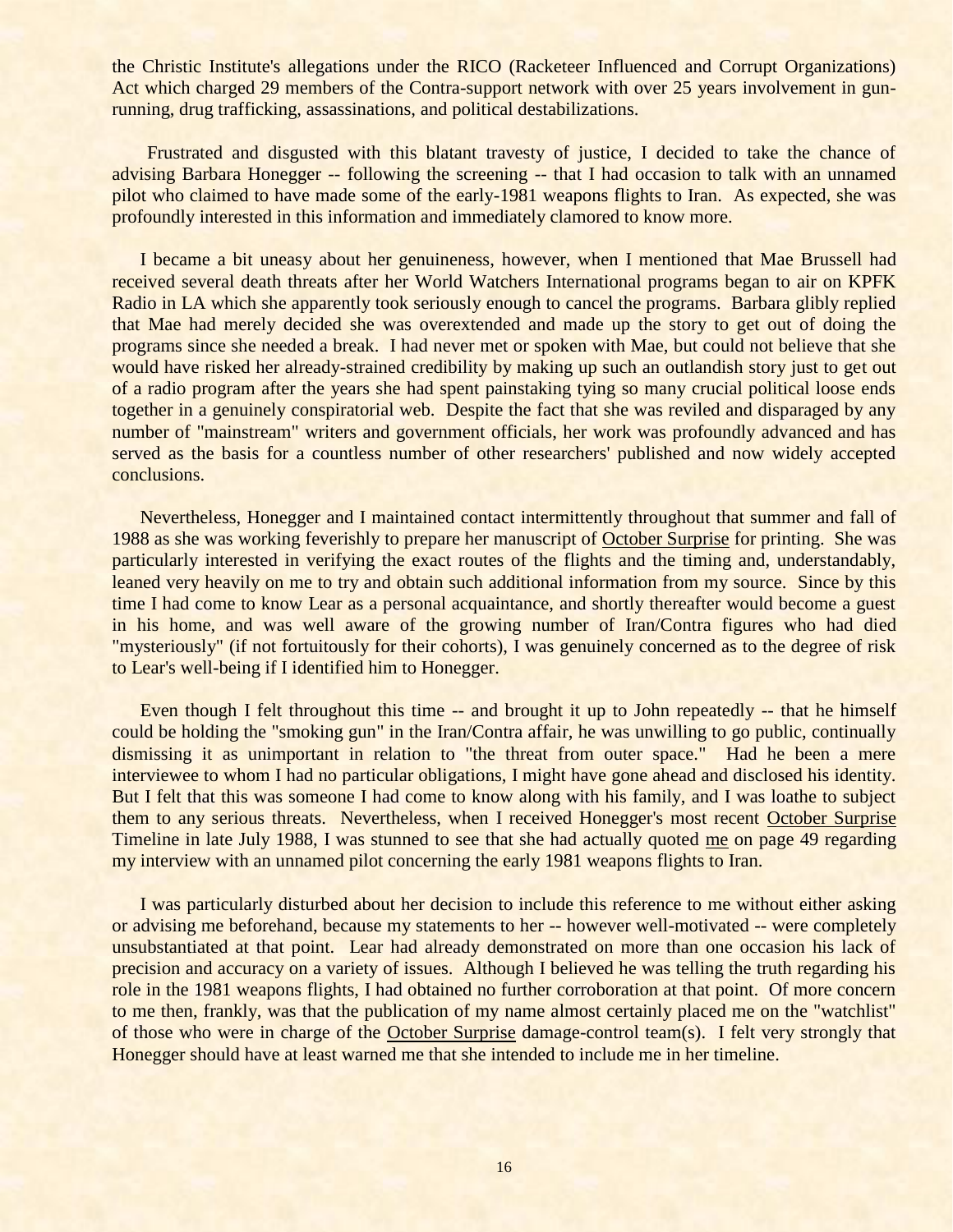the Christic Institute's allegations under the RICO (Racketeer Influenced and Corrupt Organizations) Act which charged 29 members of the Contra-support network with over 25 years involvement in gun-running, drug trafficking, assassinations, and political destabilizations.

Frustrated and disgusted with this blatant travesty of justice, I decided to take the chance of advising Barbara Honegger -- following the screening -- that I had occasion to talk with an unnamed pilot who claimed to have made some of the early-1981 weapons flights to Iran. As expected, she was profoundly interested in this information and immediately clamored to know more.

I became a bit uneasy about her genuineness, however, when I mentioned that Mae Brussell had received several death threats after her World Watchers International programs began to air on KPFK Radio in LA which she apparently took seriously enough to cancel the programs. Barbara glibly replied that Mae had merely decided she was overextended and made up the story to get out of doing the programs since she needed a break. I had never met or spoken with Mae, but could not believe that she would have risked her already-strained credibility by making up such an outlandish story just to get out of a radio program after the years she had spent painstaking tying so many crucial political loose ends together in a genuinely conspiratorial web. Despite the fact that she was reviled and disparaged by any number of "mainstream" writers and government officials, her work was profoundly advanced and has served as the basis for a countless number of other researchers' published and now widely accepted conclusions.

Nevertheless, Honegger and I maintained contact intermittently throughout that summer and fall of 1988 as she was working feverishly to prepare her manuscript of October Surprise for printing. She was particularly interested in verifying the exact routes of the flights and the timing and, understandably, leaned very heavily on me to try and obtain such additional information from my source. Since by this time I had come to know Lear as a personal acquaintance, and shortly thereafter would become a guest in his home, and was well aware of the growing number of Iran/Contra figures who had died "mysteriously" (if not fortuitously for their cohorts), I was genuinely concerned as to the degree of risk to Lear's well-being if I identified him to Honegger.

Even though I felt throughout this time -- and brought it up to John repeatedly -- that he himself could be holding the "smoking gun" in the Iran/Contra affair, he was unwilling to go public, continually dismissing it as unimportant in relation to "the threat from outer space." Had he been a mere interviewee to whom I had no particular obligations, I might have gone ahead and disclosed his identity. But I felt that this was someone I had come to know along with his family, and I was loathe to subject them to any serious threats. Nevertheless, when I received Honegger's most recent October Surprise Timeline in late July 1988, I was stunned to see that she had actually quoted me on page 49 regarding my interview with an unnamed pilot concerning the early 1981 weapons flights to Iran.

I was particularly disturbed about her decision to include this reference to me without either asking or advising me beforehand, because my statements to her -- however well-motivated -- were completely unsubstantiated at that point. Lear had already demonstrated on more than one occasion his lack of precision and accuracy on a variety of issues. Although I believed he was telling the truth regarding his role in the 1981 weapons flights, I had obtained no further corroboration at that point. Of more concern to me then, frankly, was that the publication of my name almost certainly placed me on the "watchlist" of those who were in charge of the October Surprise damage-control team(s). I felt very strongly that Honegger should have at least warned me that she intended to include me in her timeline.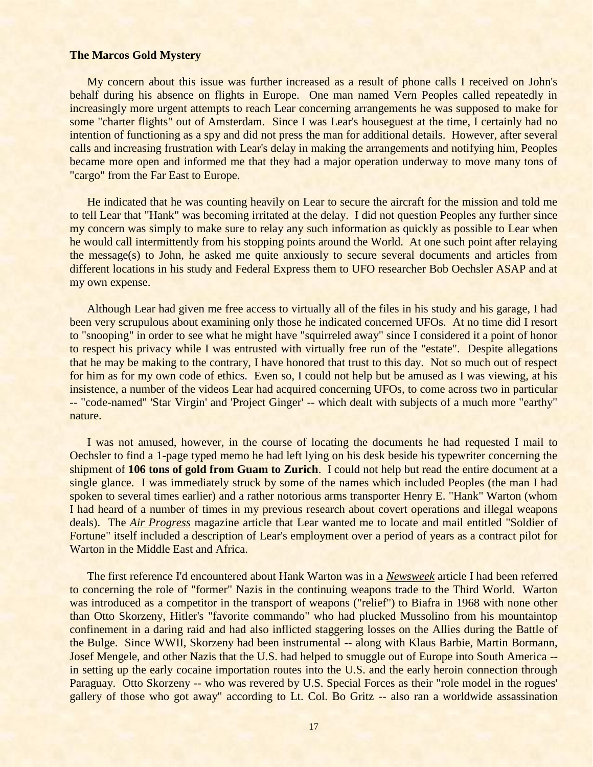**The Marcos Gold Mystery**

My concern about this issue was further increased as a result of phone calls I received on John's behalf during his absence on flights in Europe. One man named Vern Peoples called repeatedly in increasingly more urgent attempts to reach Lear concerning arrangements he was supposed to make for some "charter flights" out of Amsterdam. Since I was Lear's houseguest at the time, I certainly had no intention of functioning as a spy and did not press the man for additional details. However, after several calls and increasing frustration with Lear's delay in making the arrangements and notifying him, Peoples became more open and informed me that they had a major operation underway to move many tons of "cargo" from the Far East to Europe.

He indicated that he was counting heavily on Lear to secure the aircraft for the mission and told me to tell Lear that "Hank" was becoming irritated at the delay. I did not question Peoples any further since my concern was simply to make sure to relay any such information as quickly as possible to Lear when he would call intermittently from his stopping points around the World. At one such point after relaying the message(s) to John, he asked me quite anxiously to secure several documents and articles from different locations in his study and Federal Express them to UFO researcher Bob Oechsler ASAP and at my own expense.

Although Lear had given me free access to virtually all of the files in his study and his garage, I had been very scrupulous about examining only those he indicated concerned UFOs. At no time did I resort to "snooping" in order to see what he might have "squirreled away" since I considered it a point of honor to respect his privacy while I was entrusted with virtually free run of the "estate". Despite allegations that he may be making to the contrary, I have honored that trust to this day. Not so much out of respect for him as for my own code of ethics. Even so, I could not help but be amused as I was viewing, at his insistence, a number of the videos Lear had acquired concerning UFOs, to come across two in particular -- "code-named" 'Star Virgin' and 'Project Ginger' -- which dealt with subjects of a much more "earthy" nature.

I was not amused, however, in the course of locating the documents he had requested I mail to Oechsler to find a 1-page typed memo he had left lying on his desk beside his typewriter concerning the shipment of **106 tons of gold from Guam to Zurich**. I could not help but read the entire document at a single glance. I was immediately struck by some of the names which included Peoples (the man I had spoken to several times earlier) and a rather notorious arms transporter Henry E. "Hank" Warton (whom I had heard of a number of times in my previous research about covert operations and illegal weapons deals). The ***Air Progress*** magazine article that Lear wanted me to locate and mail entitled "Soldier of Fortune" itself included a description of Lear's employment over a period of years as a contract pilot for Warton in the Middle East and Africa.

The first reference I'd encountered about Hank Warton was in a ***Newsweek*** article I had been referred to concerning the role of "former" Nazis in the continuing weapons trade to the Third World. Warton was introduced as a competitor in the transport of weapons ("relief") to Biafra in 1968 with none other than Otto Skorzeny, Hitler's "favorite commando" who had plucked Mussolino from his mountaintop confinement in a daring raid and had also inflicted staggering losses on the Allies during the Battle of the Bulge. Since WWII, Skorzeny had been instrumental -- along with Klaus Barbie, Martin Bormann, Josef Mengele, and other Nazis that the U.S. had helped to smuggle out of Europe into South America -- in setting up the early cocaine importation routes into the U.S. and the early heroin connection through Paraguay. Otto Skorzeny -- who was revered by U.S. Special Forces as their "role model in the rogues' gallery of those who got away" according to Lt. Col. Bo Gritz -- also ran a worldwide assassination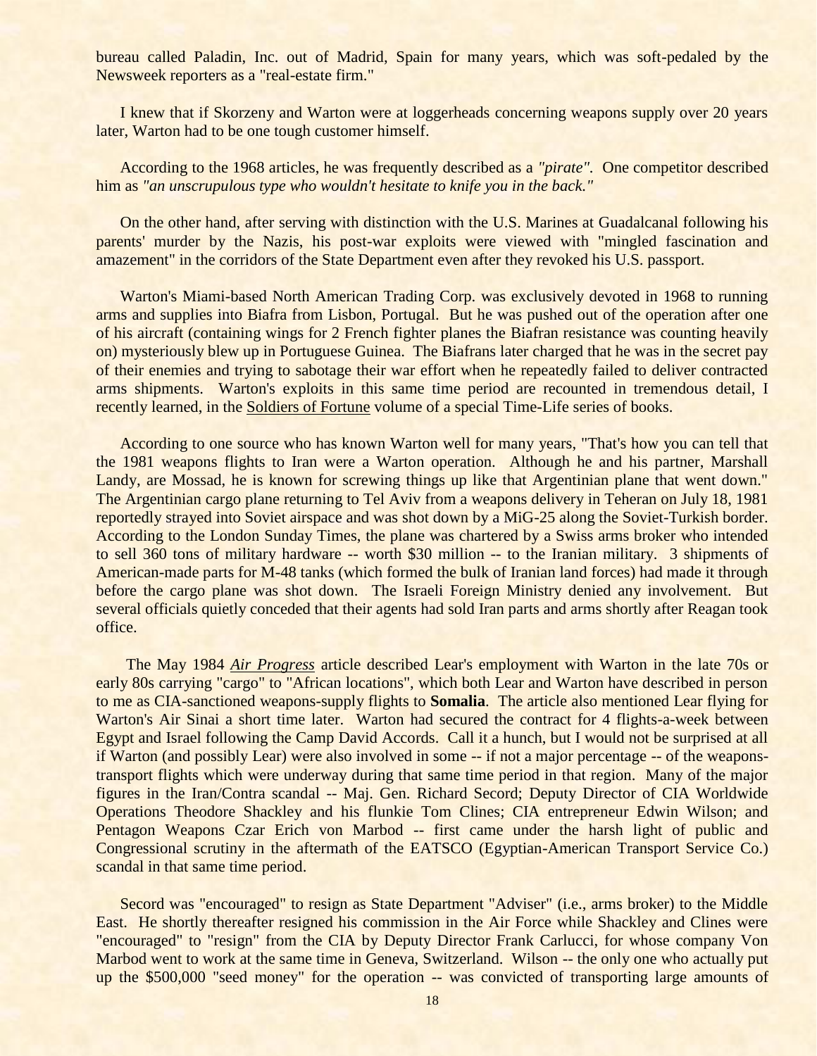bureau called Paladin, Inc. out of Madrid, Spain for many years, which was soft-pedaled by the Newsweek reporters as a "real-estate firm."

I knew that if Skorzeny and Warton were at loggerheads concerning weapons supply over 20 years later, Warton had to be one tough customer himself.

According to the 1968 articles, he was frequently described as a *"pirate"*. One competitor described him as *"an unscrupulous type who wouldn't hesitate to knife you in the back."*

On the other hand, after serving with distinction with the U.S. Marines at Guadalcanal following his parents' murder by the Nazis, his post-war exploits were viewed with "mingled fascination and amazement" in the corridors of the State Department even after they revoked his U.S. passport.

Warton's Miami-based North American Trading Corp. was exclusively devoted in 1968 to running arms and supplies into Biafra from Lisbon, Portugal. But he was pushed out of the operation after one of his aircraft (containing wings for 2 French fighter planes the Biafran resistance was counting heavily on) mysteriously blew up in Portuguese Guinea. The Biafrans later charged that he was in the secret pay of their enemies and trying to sabotage their war effort when he repeatedly failed to deliver contracted arms shipments. Warton's exploits in this same time period are recounted in tremendous detail, I recently learned, in the Soldiers of Fortune volume of a special Time-Life series of books.

According to one source who has known Warton well for many years, "That's how you can tell that the 1981 weapons flights to Iran were a Warton operation. Although he and his partner, Marshall Landy, are Mossad, he is known for screwing things up like that Argentinian plane that went down." The Argentinian cargo plane returning to Tel Aviv from a weapons delivery in Teheran on July 18, 1981 reportedly strayed into Soviet airspace and was shot down by a MiG-25 along the Soviet-Turkish border. According to the London Sunday Times, the plane was chartered by a Swiss arms broker who intended to sell 360 tons of military hardware -- worth $30 million -- to the Iranian military. 3 shipments of American-made parts for M-48 tanks (which formed the bulk of Iranian land forces) had made it through before the cargo plane was shot down. The Israeli Foreign Ministry denied any involvement. But several officials quietly conceded that their agents had sold Iran parts and arms shortly after Reagan took office.

The May 1984 *Air Progress* article described Lear's employment with Warton in the late 70s or early 80s carrying "cargo" to "African locations", which both Lear and Warton have described in person to me as CIA-sanctioned weapons-supply flights to **Somalia**. The article also mentioned Lear flying for Warton's Air Sinai a short time later. Warton had secured the contract for 4 flights-a-week between Egypt and Israel following the Camp David Accords. Call it a hunch, but I would not be surprised at all if Warton (and possibly Lear) were also involved in some -- if not a major percentage -- of the weapons-transport flights which were underway during that same time period in that region. Many of the major figures in the Iran/Contra scandal -- Maj. Gen. Richard Secord; Deputy Director of CIA Worldwide Operations Theodore Shackley and his flunkie Tom Clines; CIA entrepreneur Edwin Wilson; and Pentagon Weapons Czar Erich von Marbod -- first came under the harsh light of public and Congressional scrutiny in the aftermath of the EATSCO (Egyptian-American Transport Service Co.) scandal in that same time period.

Secord was "encouraged" to resign as State Department "Adviser" (i.e., arms broker) to the Middle East. He shortly thereafter resigned his commission in the Air Force while Shackley and Clines were "encouraged" to "resign" from the CIA by Deputy Director Frank Carlucci, for whose company Von Marbod went to work at the same time in Geneva, Switzerland. Wilson -- the only one who actually put up the $500,000 "seed money" for the operation -- was convicted of transporting large amounts of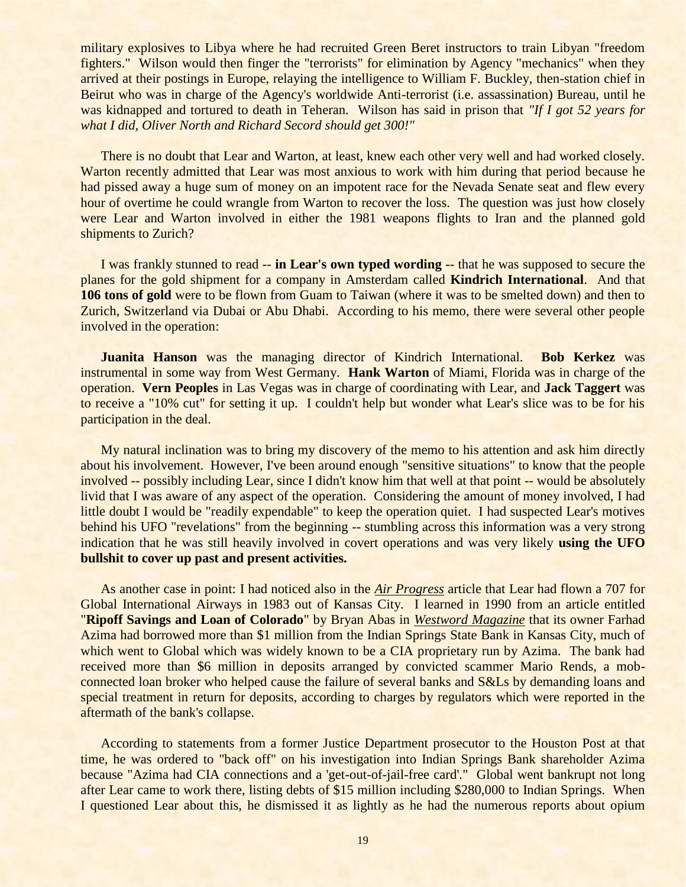military explosives to Libya where he had recruited Green Beret instructors to train Libyan "freedom fighters." Wilson would then finger the "terrorists" for elimination by Agency "mechanics" when they arrived at their postings in Europe, relaying the intelligence to William F. Buckley, then-station chief in Beirut who was in charge of the Agency's worldwide Anti-terrorist (i.e. assassination) Bureau, until he was kidnapped and tortured to death in Teheran. Wilson has said in prison that *"If I got 52 years for what I did, Oliver North and Richard Secord should get 300!"*

There is no doubt that Lear and Warton, at least, knew each other very well and had worked closely. Warton recently admitted that Lear was most anxious to work with him during that period because he had pissed away a huge sum of money on an impotent race for the Nevada Senate seat and flew every hour of overtime he could wrangle from Warton to recover the loss. The question was just how closely were Lear and Warton involved in either the 1981 weapons flights to Iran and the planned gold shipments to Zurich?

I was frankly stunned to read -- **in Lear's own typed wording** -- that he was supposed to secure the planes for the gold shipment for a company in Amsterdam called **Kindrich International**. And that **106 tons of gold** were to be flown from Guam to Taiwan (where it was to be smelted down) and then to Zurich, Switzerland via Dubai or Abu Dhabi. According to his memo, there were several other people involved in the operation:

**Juanita Hanson** was the managing director of Kindrich International. **Bob Kerkez** was instrumental in some way from West Germany. **Hank Warton** of Miami, Florida was in charge of the operation. **Vern Peoples** in Las Vegas was in charge of coordinating with Lear, and **Jack Taggert** was to receive a "10% cut" for setting it up. I couldn't help but wonder what Lear's slice was to be for his participation in the deal.

My natural inclination was to bring my discovery of the memo to his attention and ask him directly about his involvement. However, I've been around enough "sensitive situations" to know that the people involved -- possibly including Lear, since I didn't know him that well at that point -- would be absolutely livid that I was aware of any aspect of the operation. Considering the amount of money involved, I had little doubt I would be "readily expendable" to keep the operation quiet. I had suspected Lear's motives behind his UFO "revelations" from the beginning -- stumbling across this information was a very strong indication that he was still heavily involved in covert operations and was very likely **using the UFO bullshit to cover up past and present activities.**

As another case in point: I had noticed also in the *Air Progress* article that Lear had flown a 707 for Global International Airways in 1983 out of Kansas City. I learned in 1990 from an article entitled "**Ripoff Savings and Loan of Colorado**" by Bryan Abas in *Westword Magazine* that its owner Farhad Azima had borrowed more than $1 million from the Indian Springs State Bank in Kansas City, much of which went to Global which was widely known to be a CIA proprietary run by Azima. The bank had received more than $6 million in deposits arranged by convicted scammer Mario Rends, a mob-connected loan broker who helped cause the failure of several banks and S&Ls by demanding loans and special treatment in return for deposits, according to charges by regulators which were reported in the aftermath of the bank's collapse.

According to statements from a former Justice Department prosecutor to the Houston Post at that time, he was ordered to "back off" on his investigation into Indian Springs Bank shareholder Azima because "Azima had CIA connections and a 'get-out-of-jail-free card'." Global went bankrupt not long after Lear came to work there, listing debts of $15 million including $280,000 to Indian Springs. When I questioned Lear about this, he dismissed it as lightly as he had the numerous reports about opium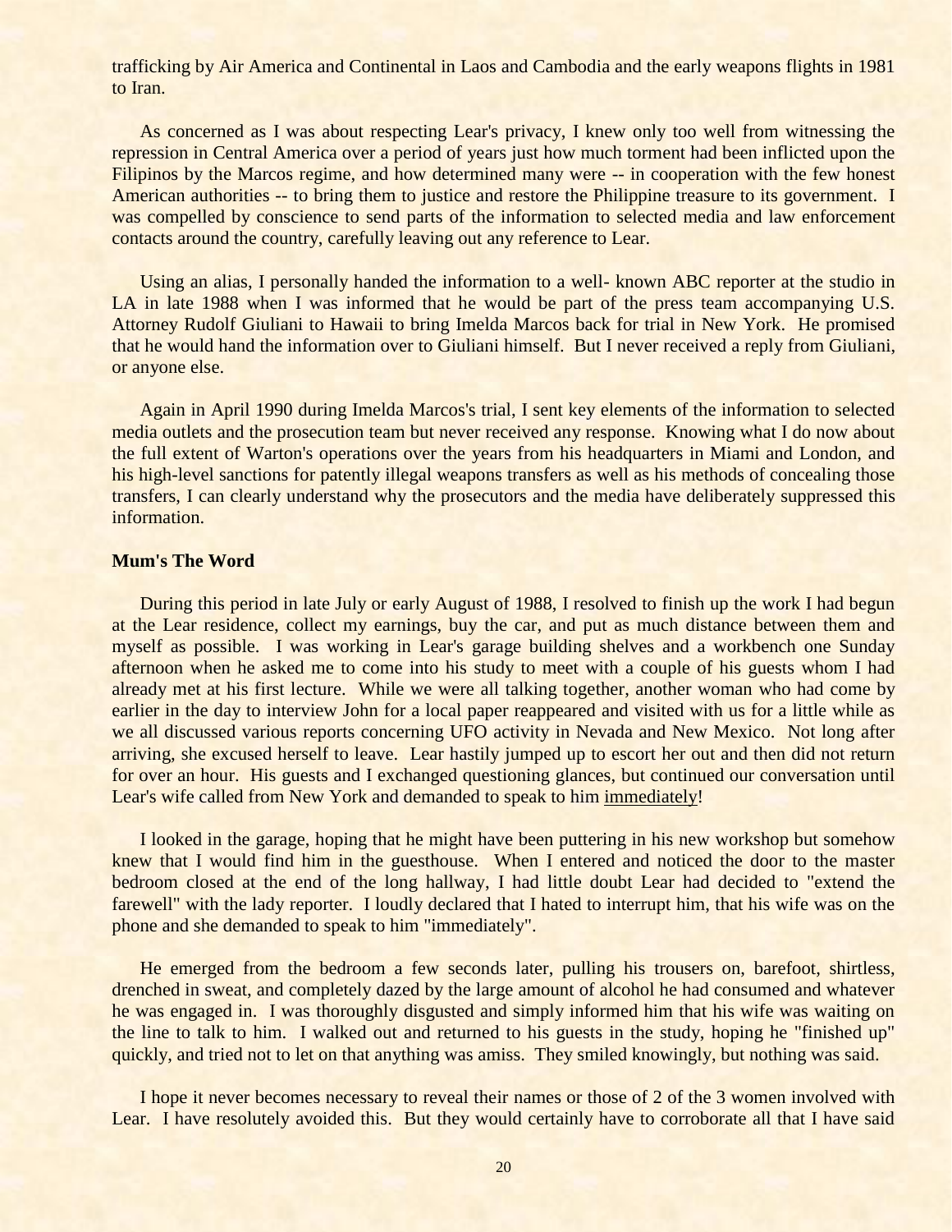trafficking by Air America and Continental in Laos and Cambodia and the early weapons flights in 1981 to Iran.

As concerned as I was about respecting Lear's privacy, I knew only too well from witnessing the repression in Central America over a period of years just how much torment had been inflicted upon the Filipinos by the Marcos regime, and how determined many were -- in cooperation with the few honest American authorities -- to bring them to justice and restore the Philippine treasure to its government. I was compelled by conscience to send parts of the information to selected media and law enforcement contacts around the country, carefully leaving out any reference to Lear.

Using an alias, I personally handed the information to a well- known ABC reporter at the studio in LA in late 1988 when I was informed that he would be part of the press team accompanying U.S. Attorney Rudolf Giuliani to Hawaii to bring Imelda Marcos back for trial in New York. He promised that he would hand the information over to Giuliani himself. But I never received a reply from Giuliani, or anyone else.

Again in April 1990 during Imelda Marcos's trial, I sent key elements of the information to selected media outlets and the prosecution team but never received any response. Knowing what I do now about the full extent of Warton's operations over the years from his headquarters in Miami and London, and his high-level sanctions for patently illegal weapons transfers as well as his methods of concealing those transfers, I can clearly understand why the prosecutors and the media have deliberately suppressed this information.

**Mum's The Word**

During this period in late July or early August of 1988, I resolved to finish up the work I had begun at the Lear residence, collect my earnings, buy the car, and put as much distance between them and myself as possible. I was working in Lear's garage building shelves and a workbench one Sunday afternoon when he asked me to come into his study to meet with a couple of his guests whom I had already met at his first lecture. While we were all talking together, another woman who had come by earlier in the day to interview John for a local paper reappeared and visited with us for a little while as we all discussed various reports concerning UFO activity in Nevada and New Mexico. Not long after arriving, she excused herself to leave. Lear hastily jumped up to escort her out and then did not return for over an hour. His guests and I exchanged questioning glances, but continued our conversation until Lear's wife called from New York and demanded to speak to him <u>immediately</u>!

I looked in the garage, hoping that he might have been puttering in his new workshop but somehow knew that I would find him in the guesthouse. When I entered and noticed the door to the master bedroom closed at the end of the long hallway, I had little doubt Lear had decided to "extend the farewell" with the lady reporter. I loudly declared that I hated to interrupt him, that his wife was on the phone and she demanded to speak to him "immediately".

He emerged from the bedroom a few seconds later, pulling his trousers on, barefoot, shirtless, drenched in sweat, and completely dazed by the large amount of alcohol he had consumed and whatever he was engaged in. I was thoroughly disgusted and simply informed him that his wife was waiting on the line to talk to him. I walked out and returned to his guests in the study, hoping he "finished up" quickly, and tried not to let on that anything was amiss. They smiled knowingly, but nothing was said.

I hope it never becomes necessary to reveal their names or those of 2 of the 3 women involved with Lear. I have resolutely avoided this. But they would certainly have to corroborate all that I have said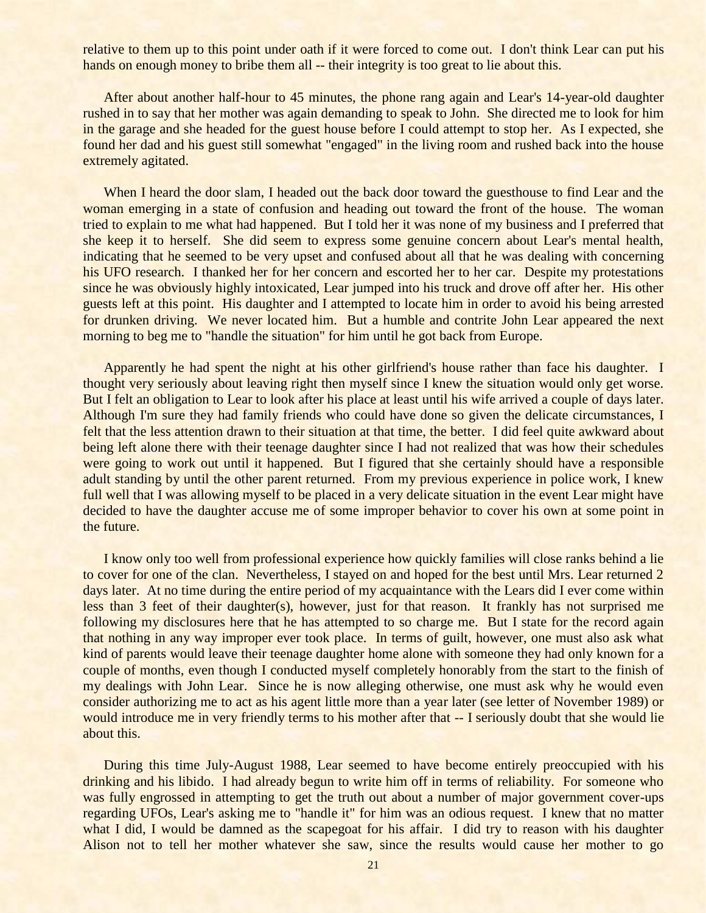relative to them up to this point under oath if it were forced to come out. I don't think Lear can put his hands on enough money to bribe them all -- their integrity is too great to lie about this.

After about another half-hour to 45 minutes, the phone rang again and Lear's 14-year-old daughter rushed in to say that her mother was again demanding to speak to John. She directed me to look for him in the garage and she headed for the guest house before I could attempt to stop her. As I expected, she found her dad and his guest still somewhat "engaged" in the living room and rushed back into the house extremely agitated.

When I heard the door slam, I headed out the back door toward the guesthouse to find Lear and the woman emerging in a state of confusion and heading out toward the front of the house. The woman tried to explain to me what had happened. But I told her it was none of my business and I preferred that she keep it to herself. She did seem to express some genuine concern about Lear's mental health, indicating that he seemed to be very upset and confused about all that he was dealing with concerning his UFO research. I thanked her for her concern and escorted her to her car. Despite my protestations since he was obviously highly intoxicated, Lear jumped into his truck and drove off after her. His other guests left at this point. His daughter and I attempted to locate him in order to avoid his being arrested for drunken driving. We never located him. But a humble and contrite John Lear appeared the next morning to beg me to "handle the situation" for him until he got back from Europe.

Apparently he had spent the night at his other girlfriend's house rather than face his daughter. I thought very seriously about leaving right then myself since I knew the situation would only get worse. But I felt an obligation to Lear to look after his place at least until his wife arrived a couple of days later. Although I'm sure they had family friends who could have done so given the delicate circumstances, I felt that the less attention drawn to their situation at that time, the better. I did feel quite awkward about being left alone there with their teenage daughter since I had not realized that was how their schedules were going to work out until it happened. But I figured that she certainly should have a responsible adult standing by until the other parent returned. From my previous experience in police work, I knew full well that I was allowing myself to be placed in a very delicate situation in the event Lear might have decided to have the daughter accuse me of some improper behavior to cover his own at some point in the future.

I know only too well from professional experience how quickly families will close ranks behind a lie to cover for one of the clan. Nevertheless, I stayed on and hoped for the best until Mrs. Lear returned 2 days later. At no time during the entire period of my acquaintance with the Lears did I ever come within less than 3 feet of their daughter(s), however, just for that reason. It frankly has not surprised me following my disclosures here that he has attempted to so charge me. But I state for the record again that nothing in any way improper ever took place. In terms of guilt, however, one must also ask what kind of parents would leave their teenage daughter home alone with someone they had only known for a couple of months, even though I conducted myself completely honorably from the start to the finish of my dealings with John Lear. Since he is now alleging otherwise, one must ask why he would even consider authorizing me to act as his agent little more than a year later (see letter of November 1989) or would introduce me in very friendly terms to his mother after that -- I seriously doubt that she would lie about this.

During this time July-August 1988, Lear seemed to have become entirely preoccupied with his drinking and his libido. I had already begun to write him off in terms of reliability. For someone who was fully engrossed in attempting to get the truth out about a number of major government cover-ups regarding UFOs, Lear's asking me to "handle it" for him was an odious request. I knew that no matter what I did, I would be damned as the scapegoat for his affair. I did try to reason with his daughter Alison not to tell her mother whatever she saw, since the results would cause her mother to go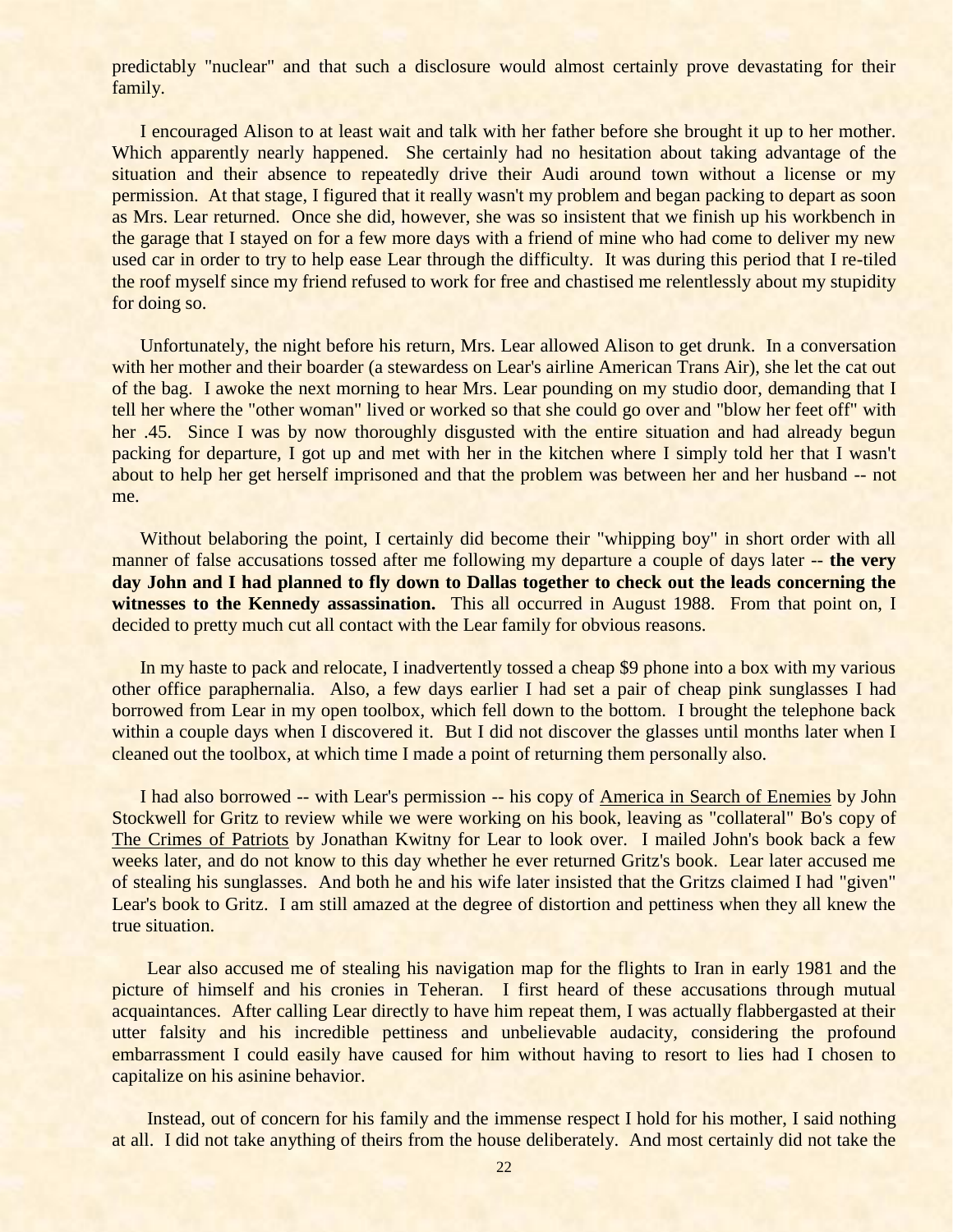predictably "nuclear" and that such a disclosure would almost certainly prove devastating for their family.

I encouraged Alison to at least wait and talk with her father before she brought it up to her mother. Which apparently nearly happened. She certainly had no hesitation about taking advantage of the situation and their absence to repeatedly drive their Audi around town without a license or my permission. At that stage, I figured that it really wasn't my problem and began packing to depart as soon as Mrs. Lear returned. Once she did, however, she was so insistent that we finish up his workbench in the garage that I stayed on for a few more days with a friend of mine who had come to deliver my new used car in order to try to help ease Lear through the difficulty. It was during this period that I re-tiled the roof myself since my friend refused to work for free and chastised me relentlessly about my stupidity for doing so.

Unfortunately, the night before his return, Mrs. Lear allowed Alison to get drunk. In a conversation with her mother and their boarder (a stewardess on Lear's airline American Trans Air), she let the cat out of the bag. I awoke the next morning to hear Mrs. Lear pounding on my studio door, demanding that I tell her where the "other woman" lived or worked so that she could go over and "blow her feet off" with her .45. Since I was by now thoroughly disgusted with the entire situation and had already begun packing for departure, I got up and met with her in the kitchen where I simply told her that I wasn't about to help her get herself imprisoned and that the problem was between her and her husband -- not me.

Without belaboring the point, I certainly did become their "whipping boy" in short order with all manner of false accusations tossed after me following my departure a couple of days later -- **the very day John and I had planned to fly down to Dallas together to check out the leads concerning the witnesses to the Kennedy assassination.** This all occurred in August 1988. From that point on, I decided to pretty much cut all contact with the Lear family for obvious reasons.

In my haste to pack and relocate, I inadvertently tossed a cheap $9 phone into a box with my various other office paraphernalia. Also, a few days earlier I had set a pair of cheap pink sunglasses I had borrowed from Lear in my open toolbox, which fell down to the bottom. I brought the telephone back within a couple days when I discovered it. But I did not discover the glasses until months later when I cleaned out the toolbox, at which time I made a point of returning them personally also.

I had also borrowed -- with Lear's permission -- his copy of America in Search of Enemies by John Stockwell for Gritz to review while we were working on his book, leaving as "collateral" Bo's copy of The Crimes of Patriots by Jonathan Kwitny for Lear to look over. I mailed John's book back a few weeks later, and do not know to this day whether he ever returned Gritz's book. Lear later accused me of stealing his sunglasses. And both he and his wife later insisted that the Gritzs claimed I had "given" Lear's book to Gritz. I am still amazed at the degree of distortion and pettiness when they all knew the true situation.

Lear also accused me of stealing his navigation map for the flights to Iran in early 1981 and the picture of himself and his cronies in Teheran. I first heard of these accusations through mutual acquaintances. After calling Lear directly to have him repeat them, I was actually flabbergasted at their utter falsity and his incredible pettiness and unbelievable audacity, considering the profound embarrassment I could easily have caused for him without having to resort to lies had I chosen to capitalize on his asinine behavior.

Instead, out of concern for his family and the immense respect I hold for his mother, I said nothing at all. I did not take anything of theirs from the house deliberately. And most certainly did not take the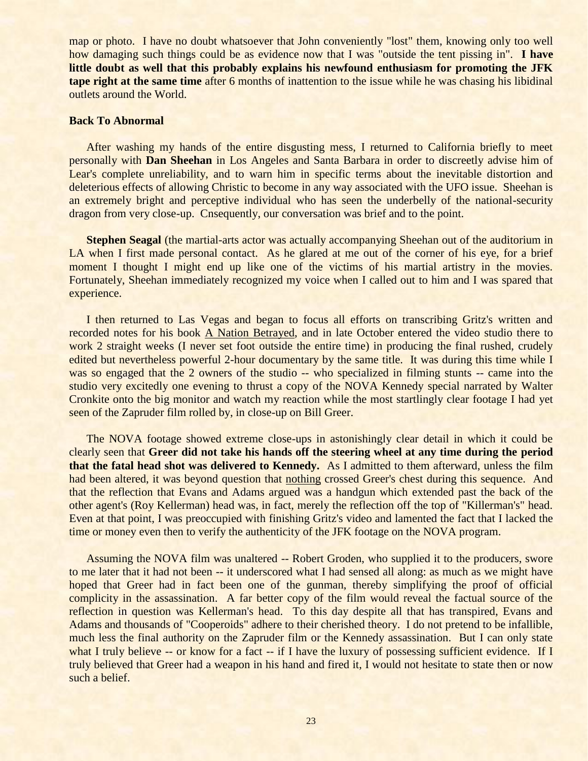map or photo. I have no doubt whatsoever that John conveniently "lost" them, knowing only too well how damaging such things could be as evidence now that I was "outside the tent pissing in". **I have little doubt as well that this probably explains his newfound enthusiasm for promoting the JFK tape right at the same time** after 6 months of inattention to the issue while he was chasing his libidinal outlets around the World.

**Back To Abnormal**

After washing my hands of the entire disgusting mess, I returned to California briefly to meet personally with **Dan Sheehan** in Los Angeles and Santa Barbara in order to discreetly advise him of Lear's complete unreliability, and to warn him in specific terms about the inevitable distortion and deleterious effects of allowing Christic to become in any way associated with the UFO issue. Sheehan is an extremely bright and perceptive individual who has seen the underbelly of the national-security dragon from very close-up. Cnsequently, our conversation was brief and to the point.

**Stephen Seagal** (the martial-arts actor was actually accompanying Sheehan out of the auditorium in LA when I first made personal contact. As he glared at me out of the corner of his eye, for a brief moment I thought I might end up like one of the victims of his martial artistry in the movies. Fortunately, Sheehan immediately recognized my voice when I called out to him and I was spared that experience.

I then returned to Las Vegas and began to focus all efforts on transcribing Gritz's written and recorded notes for his book A Nation Betrayed, and in late October entered the video studio there to work 2 straight weeks (I never set foot outside the entire time) in producing the final rushed, crudely edited but nevertheless powerful 2-hour documentary by the same title. It was during this time while I was so engaged that the 2 owners of the studio -- who specialized in filming stunts -- came into the studio very excitedly one evening to thrust a copy of the NOVA Kennedy special narrated by Walter Cronkite onto the big monitor and watch my reaction while the most startlingly clear footage I had yet seen of the Zapruder film rolled by, in close-up on Bill Greer.

The NOVA footage showed extreme close-ups in astonishingly clear detail in which it could be clearly seen that **Greer did not take his hands off the steering wheel at any time during the period that the fatal head shot was delivered to Kennedy.** As I admitted to them afterward, unless the film had been altered, it was beyond question that nothing crossed Greer's chest during this sequence. And that the reflection that Evans and Adams argued was a handgun which extended past the back of the other agent's (Roy Kellerman) head was, in fact, merely the reflection off the top of "Killerman's" head. Even at that point, I was preoccupied with finishing Gritz's video and lamented the fact that I lacked the time or money even then to verify the authenticity of the JFK footage on the NOVA program.

Assuming the NOVA film was unaltered -- Robert Groden, who supplied it to the producers, swore to me later that it had not been -- it underscored what I had sensed all along: as much as we might have hoped that Greer had in fact been one of the gunman, thereby simplifying the proof of official complicity in the assassination. A far better copy of the film would reveal the factual source of the reflection in question was Kellerman's head. To this day despite all that has transpired, Evans and Adams and thousands of "Cooperoids" adhere to their cherished theory. I do not pretend to be infallible, much less the final authority on the Zapruder film or the Kennedy assassination. But I can only state what I truly believe -- or know for a fact -- if I have the luxury of possessing sufficient evidence. If I truly believed that Greer had a weapon in his hand and fired it, I would not hesitate to state then or now such a belief.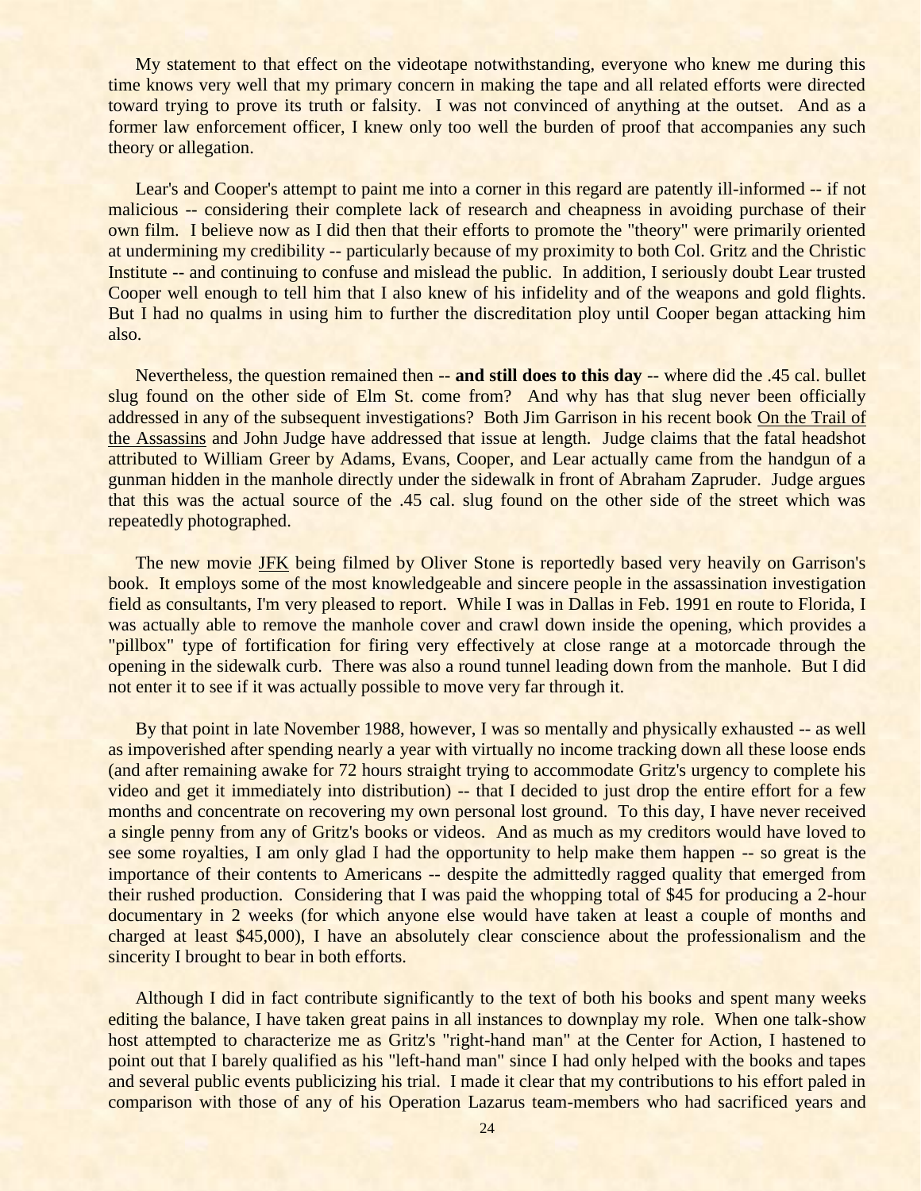My statement to that effect on the videotape notwithstanding, everyone who knew me during this time knows very well that my primary concern in making the tape and all related efforts were directed toward trying to prove its truth or falsity. I was not convinced of anything at the outset. And as a former law enforcement officer, I knew only too well the burden of proof that accompanies any such theory or allegation.

Lear's and Cooper's attempt to paint me into a corner in this regard are patently ill-informed -- if not malicious -- considering their complete lack of research and cheapness in avoiding purchase of their own film. I believe now as I did then that their efforts to promote the "theory" were primarily oriented at undermining my credibility -- particularly because of my proximity to both Col. Gritz and the Christic Institute -- and continuing to confuse and mislead the public. In addition, I seriously doubt Lear trusted Cooper well enough to tell him that I also knew of his infidelity and of the weapons and gold flights. But I had no qualms in using him to further the discreditation ploy until Cooper began attacking him also.

Nevertheless, the question remained then -- **and still does to this day** -- where did the .45 cal. bullet slug found on the other side of Elm St. come from? And why has that slug never been officially addressed in any of the subsequent investigations? Both Jim Garrison in his recent book <u>On the Trail of the Assassins</u> and John Judge have addressed that issue at length. Judge claims that the fatal headshot attributed to William Greer by Adams, Evans, Cooper, and Lear actually came from the handgun of a gunman hidden in the manhole directly under the sidewalk in front of Abraham Zapruder. Judge argues that this was the actual source of the .45 cal. slug found on the other side of the street which was repeatedly photographed.

The new movie <u>JFK</u> being filmed by Oliver Stone is reportedly based very heavily on Garrison's book. It employs some of the most knowledgeable and sincere people in the assassination investigation field as consultants, I'm very pleased to report. While I was in Dallas in Feb. 1991 en route to Florida, I was actually able to remove the manhole cover and crawl down inside the opening, which provides a "pillbox" type of fortification for firing very effectively at close range at a motorcade through the opening in the sidewalk curb. There was also a round tunnel leading down from the manhole. But I did not enter it to see if it was actually possible to move very far through it.

By that point in late November 1988, however, I was so mentally and physically exhausted -- as well as impoverished after spending nearly a year with virtually no income tracking down all these loose ends (and after remaining awake for 72 hours straight trying to accommodate Gritz's urgency to complete his video and get it immediately into distribution) -- that I decided to just drop the entire effort for a few months and concentrate on recovering my own personal lost ground. To this day, I have never received a single penny from any of Gritz's books or videos. And as much as my creditors would have loved to see some royalties, I am only glad I had the opportunity to help make them happen -- so great is the importance of their contents to Americans -- despite the admittedly ragged quality that emerged from their rushed production. Considering that I was paid the whopping total of $45 for producing a 2-hour documentary in 2 weeks (for which anyone else would have taken at least a couple of months and charged at least $45,000), I have an absolutely clear conscience about the professionalism and the sincerity I brought to bear in both efforts.

Although I did in fact contribute significantly to the text of both his books and spent many weeks editing the balance, I have taken great pains in all instances to downplay my role. When one talk-show host attempted to characterize me as Gritz's "right-hand man" at the Center for Action, I hastened to point out that I barely qualified as his "left-hand man" since I had only helped with the books and tapes and several public events publicizing his trial. I made it clear that my contributions to his effort paled in comparison with those of any of his Operation Lazarus team-members who had sacrificed years and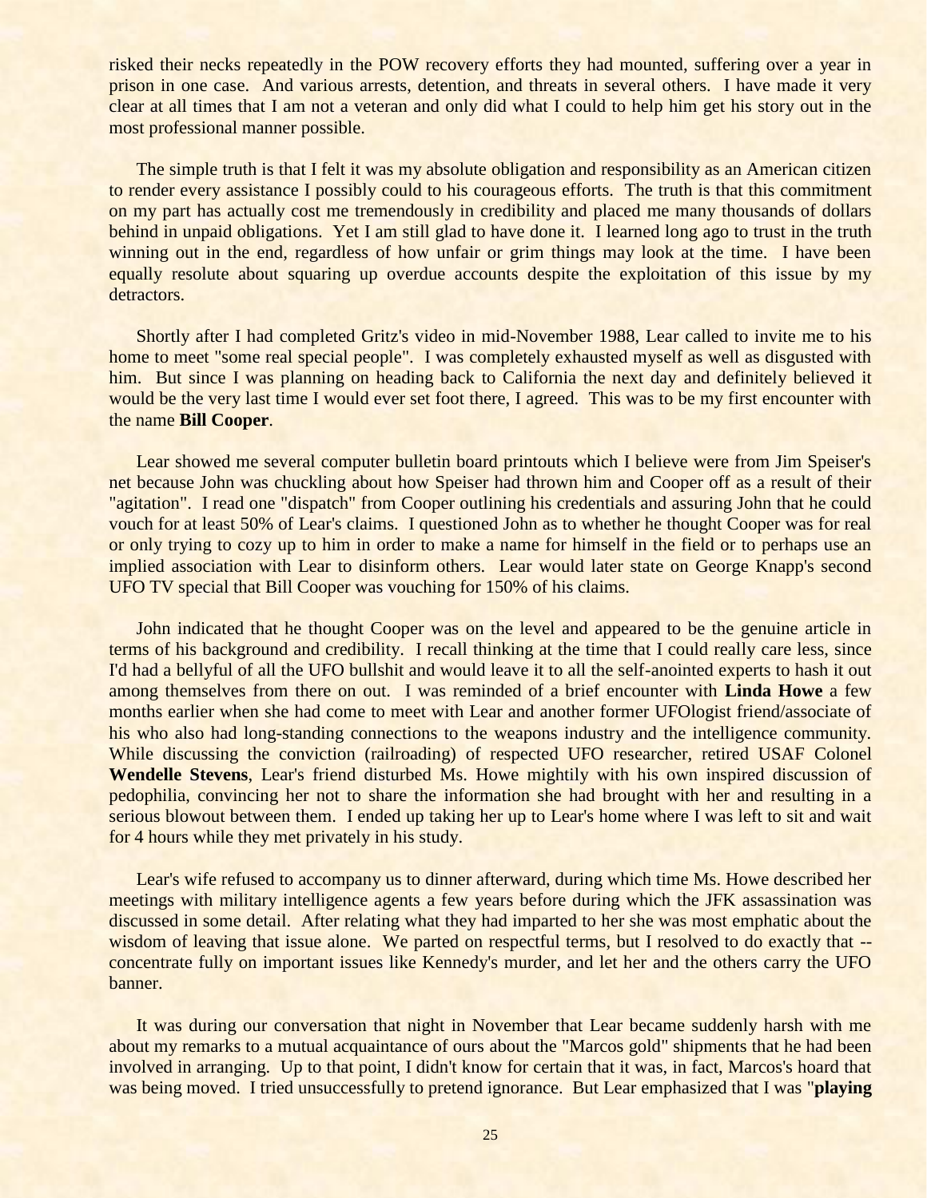risked their necks repeatedly in the POW recovery efforts they had mounted, suffering over a year in prison in one case. And various arrests, detention, and threats in several others. I have made it very clear at all times that I am not a veteran and only did what I could to help him get his story out in the most professional manner possible.

The simple truth is that I felt it was my absolute obligation and responsibility as an American citizen to render every assistance I possibly could to his courageous efforts. The truth is that this commitment on my part has actually cost me tremendously in credibility and placed me many thousands of dollars behind in unpaid obligations. Yet I am still glad to have done it. I learned long ago to trust in the truth winning out in the end, regardless of how unfair or grim things may look at the time. I have been equally resolute about squaring up overdue accounts despite the exploitation of this issue by my detractors.

Shortly after I had completed Gritz's video in mid-November 1988, Lear called to invite me to his home to meet "some real special people". I was completely exhausted myself as well as disgusted with him. But since I was planning on heading back to California the next day and definitely believed it would be the very last time I would ever set foot there, I agreed. This was to be my first encounter with the name **Bill Cooper**.

Lear showed me several computer bulletin board printouts which I believe were from Jim Speiser's net because John was chuckling about how Speiser had thrown him and Cooper off as a result of their "agitation". I read one "dispatch" from Cooper outlining his credentials and assuring John that he could vouch for at least 50% of Lear's claims. I questioned John as to whether he thought Cooper was for real or only trying to cozy up to him in order to make a name for himself in the field or to perhaps use an implied association with Lear to disinform others. Lear would later state on George Knapp's second UFO TV special that Bill Cooper was vouching for 150% of his claims.

John indicated that he thought Cooper was on the level and appeared to be the genuine article in terms of his background and credibility. I recall thinking at the time that I could really care less, since I'd had a bellyful of all the UFO bullshit and would leave it to all the self-anointed experts to hash it out among themselves from there on out. I was reminded of a brief encounter with **Linda Howe** a few months earlier when she had come to meet with Lear and another former UFOlogist friend/associate of his who also had long-standing connections to the weapons industry and the intelligence community. While discussing the conviction (railroading) of respected UFO researcher, retired USAF Colonel **Wendelle Stevens**, Lear's friend disturbed Ms. Howe mightily with his own inspired discussion of pedophilia, convincing her not to share the information she had brought with her and resulting in a serious blowout between them. I ended up taking her up to Lear's home where I was left to sit and wait for 4 hours while they met privately in his study.

Lear's wife refused to accompany us to dinner afterward, during which time Ms. Howe described her meetings with military intelligence agents a few years before during which the JFK assassination was discussed in some detail. After relating what they had imparted to her she was most emphatic about the wisdom of leaving that issue alone. We parted on respectful terms, but I resolved to do exactly that -- concentrate fully on important issues like Kennedy's murder, and let her and the others carry the UFO banner.

It was during our conversation that night in November that Lear became suddenly harsh with me about my remarks to a mutual acquaintance of ours about the "Marcos gold" shipments that he had been involved in arranging. Up to that point, I didn't know for certain that it was, in fact, Marcos's hoard that was being moved. I tried unsuccessfully to pretend ignorance. But Lear emphasized that I was "**playing**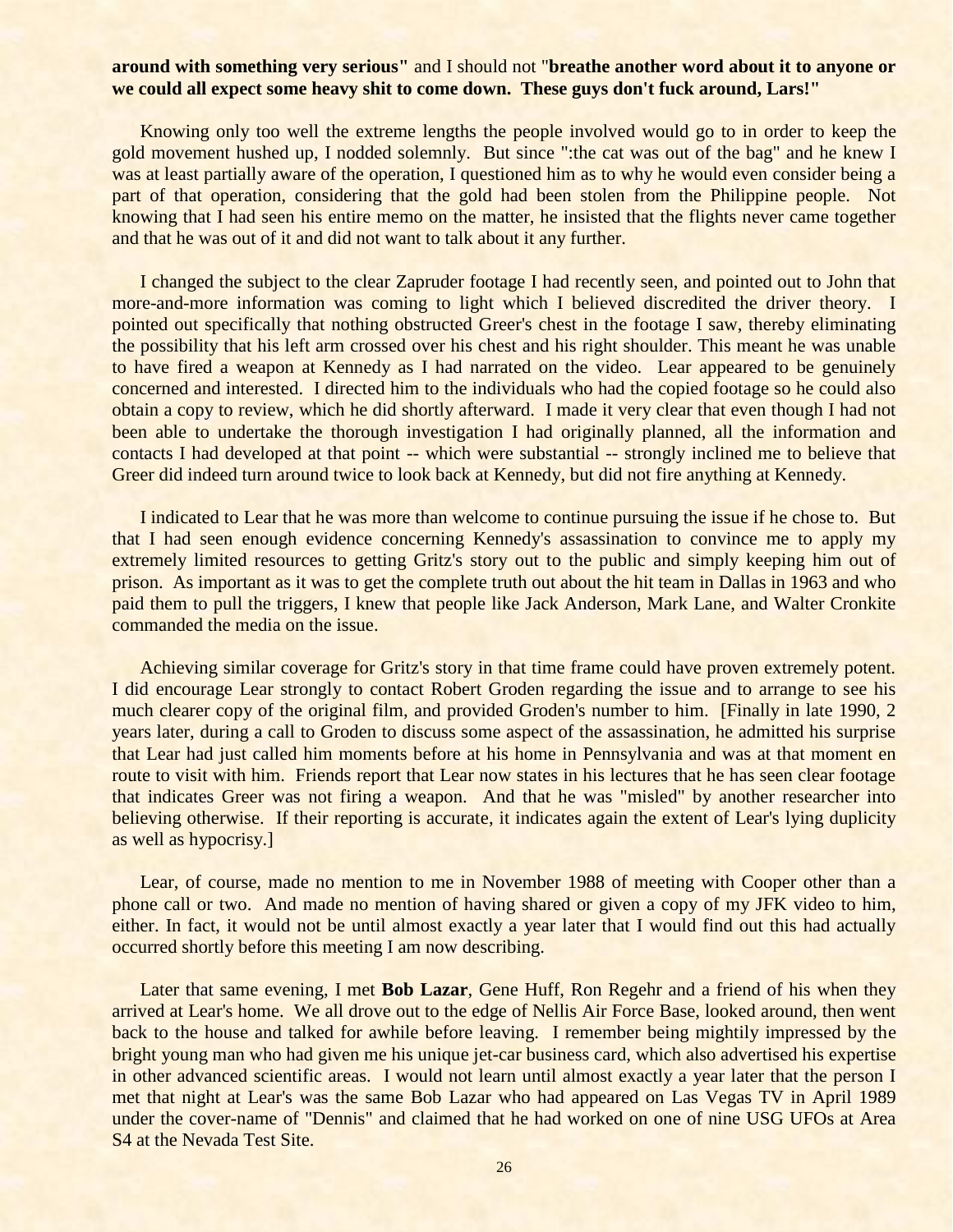**around with something very serious"** and I should not "**breathe another word about it to anyone or we could all expect some heavy shit to come down. These guys don't fuck around, Lars!"**

Knowing only too well the extreme lengths the people involved would go to in order to keep the gold movement hushed up, I nodded solemnly. But since ":the cat was out of the bag" and he knew I was at least partially aware of the operation, I questioned him as to why he would even consider being a part of that operation, considering that the gold had been stolen from the Philippine people. Not knowing that I had seen his entire memo on the matter, he insisted that the flights never came together and that he was out of it and did not want to talk about it any further.

I changed the subject to the clear Zapruder footage I had recently seen, and pointed out to John that more-and-more information was coming to light which I believed discredited the driver theory. I pointed out specifically that nothing obstructed Greer's chest in the footage I saw, thereby eliminating the possibility that his left arm crossed over his chest and his right shoulder. This meant he was unable to have fired a weapon at Kennedy as I had narrated on the video. Lear appeared to be genuinely concerned and interested. I directed him to the individuals who had the copied footage so he could also obtain a copy to review, which he did shortly afterward. I made it very clear that even though I had not been able to undertake the thorough investigation I had originally planned, all the information and contacts I had developed at that point -- which were substantial -- strongly inclined me to believe that Greer did indeed turn around twice to look back at Kennedy, but did not fire anything at Kennedy.

I indicated to Lear that he was more than welcome to continue pursuing the issue if he chose to. But that I had seen enough evidence concerning Kennedy's assassination to convince me to apply my extremely limited resources to getting Gritz's story out to the public and simply keeping him out of prison. As important as it was to get the complete truth out about the hit team in Dallas in 1963 and who paid them to pull the triggers, I knew that people like Jack Anderson, Mark Lane, and Walter Cronkite commanded the media on the issue.

Achieving similar coverage for Gritz's story in that time frame could have proven extremely potent. I did encourage Lear strongly to contact Robert Groden regarding the issue and to arrange to see his much clearer copy of the original film, and provided Groden's number to him. [Finally in late 1990, 2 years later, during a call to Groden to discuss some aspect of the assassination, he admitted his surprise that Lear had just called him moments before at his home in Pennsylvania and was at that moment en route to visit with him. Friends report that Lear now states in his lectures that he has seen clear footage that indicates Greer was not firing a weapon. And that he was "misled" by another researcher into believing otherwise. If their reporting is accurate, it indicates again the extent of Lear's lying duplicity as well as hypocrisy.]

Lear, of course, made no mention to me in November 1988 of meeting with Cooper other than a phone call or two. And made no mention of having shared or given a copy of my JFK video to him, either. In fact, it would not be until almost exactly a year later that I would find out this had actually occurred shortly before this meeting I am now describing.

Later that same evening, I met **Bob Lazar**, Gene Huff, Ron Regehr and a friend of his when they arrived at Lear's home. We all drove out to the edge of Nellis Air Force Base, looked around, then went back to the house and talked for awhile before leaving. I remember being mightily impressed by the bright young man who had given me his unique jet-car business card, which also advertised his expertise in other advanced scientific areas. I would not learn until almost exactly a year later that the person I met that night at Lear's was the same Bob Lazar who had appeared on Las Vegas TV in April 1989 under the cover-name of "Dennis" and claimed that he had worked on one of nine USG UFOs at Area S4 at the Nevada Test Site.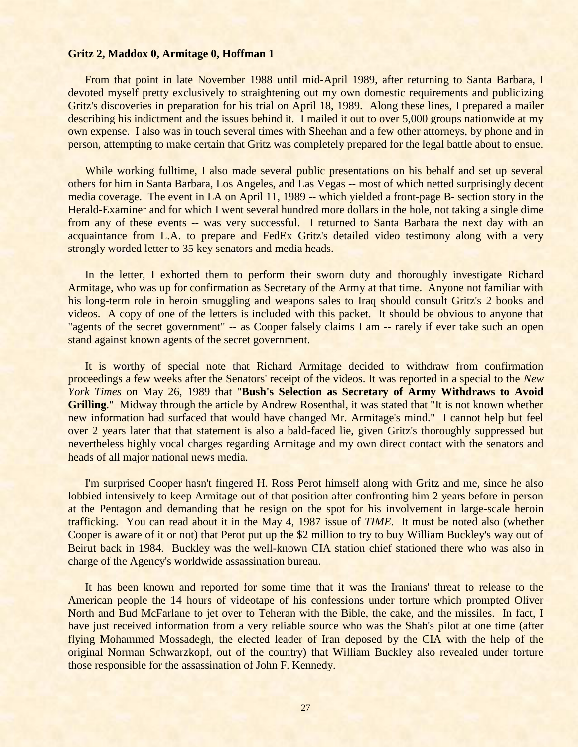**Gritz 2, Maddox 0, Armitage 0, Hoffman 1**

From that point in late November 1988 until mid-April 1989, after returning to Santa Barbara, I devoted myself pretty exclusively to straightening out my own domestic requirements and publicizing Gritz's discoveries in preparation for his trial on April 18, 1989. Along these lines, I prepared a mailer describing his indictment and the issues behind it. I mailed it out to over 5,000 groups nationwide at my own expense. I also was in touch several times with Sheehan and a few other attorneys, by phone and in person, attempting to make certain that Gritz was completely prepared for the legal battle about to ensue.

While working fulltime, I also made several public presentations on his behalf and set up several others for him in Santa Barbara, Los Angeles, and Las Vegas -- most of which netted surprisingly decent media coverage. The event in LA on April 11, 1989 -- which yielded a front-page B- section story in the Herald-Examiner and for which I went several hundred more dollars in the hole, not taking a single dime from any of these events -- was very successful. I returned to Santa Barbara the next day with an acquaintance from L.A. to prepare and FedEx Gritz's detailed video testimony along with a very strongly worded letter to 35 key senators and media heads.

In the letter, I exhorted them to perform their sworn duty and thoroughly investigate Richard Armitage, who was up for confirmation as Secretary of the Army at that time. Anyone not familiar with his long-term role in heroin smuggling and weapons sales to Iraq should consult Gritz's 2 books and videos. A copy of one of the letters is included with this packet. It should be obvious to anyone that "agents of the secret government" -- as Cooper falsely claims I am -- rarely if ever take such an open stand against known agents of the secret government.

It is worthy of special note that Richard Armitage decided to withdraw from confirmation proceedings a few weeks after the Senators' receipt of the videos. It was reported in a special to the *New York Times* on May 26, 1989 that "**Bush's Selection as Secretary of Army Withdraws to Avoid Grilling**." Midway through the article by Andrew Rosenthal, it was stated that "It is not known whether new information had surfaced that would have changed Mr. Armitage's mind." I cannot help but feel over 2 years later that that statement is also a bald-faced lie, given Gritz's thoroughly suppressed but nevertheless highly vocal charges regarding Armitage and my own direct contact with the senators and heads of all major national news media.

I'm surprised Cooper hasn't fingered H. Ross Perot himself along with Gritz and me, since he also lobbied intensively to keep Armitage out of that position after confronting him 2 years before in person at the Pentagon and demanding that he resign on the spot for his involvement in large-scale heroin trafficking. You can read about it in the May 4, 1987 issue of ***TIME***. It must be noted also (whether Cooper is aware of it or not) that Perot put up the $2 million to try to buy William Buckley's way out of Beirut back in 1984. Buckley was the well-known CIA station chief stationed there who was also in charge of the Agency's worldwide assassination bureau.

It has been known and reported for some time that it was the Iranians' threat to release to the American people the 14 hours of videotape of his confessions under torture which prompted Oliver North and Bud McFarlane to jet over to Teheran with the Bible, the cake, and the missiles. In fact, I have just received information from a very reliable source who was the Shah's pilot at one time (after flying Mohammed Mossadegh, the elected leader of Iran deposed by the CIA with the help of the original Norman Schwarzkopf, out of the country) that William Buckley also revealed under torture those responsible for the assassination of John F. Kennedy.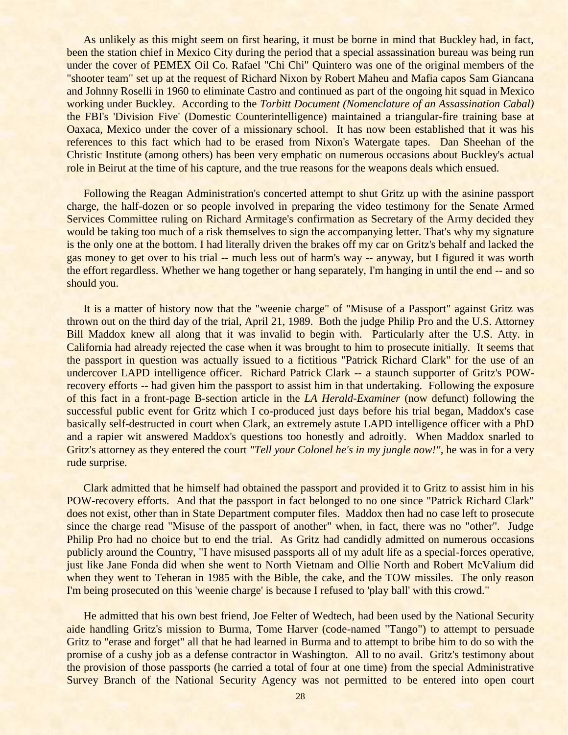As unlikely as this might seem on first hearing, it must be borne in mind that Buckley had, in fact, been the station chief in Mexico City during the period that a special assassination bureau was being run under the cover of PEMEX Oil Co. Rafael "Chi Chi" Quintero was one of the original members of the "shooter team" set up at the request of Richard Nixon by Robert Maheu and Mafia capos Sam Giancana and Johnny Roselli in 1960 to eliminate Castro and continued as part of the ongoing hit squad in Mexico working under Buckley. According to the *Torbitt Document (Nomenclature of an Assassination Cabal)* the FBI's 'Division Five' (Domestic Counterintelligence) maintained a triangular-fire training base at Oaxaca, Mexico under the cover of a missionary school. It has now been established that it was his references to this fact which had to be erased from Nixon's Watergate tapes. Dan Sheehan of the Christic Institute (among others) has been very emphatic on numerous occasions about Buckley's actual role in Beirut at the time of his capture, and the true reasons for the weapons deals which ensued.

Following the Reagan Administration's concerted attempt to shut Gritz up with the asinine passport charge, the half-dozen or so people involved in preparing the video testimony for the Senate Armed Services Committee ruling on Richard Armitage's confirmation as Secretary of the Army decided they would be taking too much of a risk themselves to sign the accompanying letter. That's why my signature is the only one at the bottom. I had literally driven the brakes off my car on Gritz's behalf and lacked the gas money to get over to his trial -- much less out of harm's way -- anyway, but I figured it was worth the effort regardless. Whether we hang together or hang separately, I'm hanging in until the end -- and so should you.

It is a matter of history now that the "weenie charge" of "Misuse of a Passport" against Gritz was thrown out on the third day of the trial, April 21, 1989. Both the judge Philip Pro and the U.S. Attorney Bill Maddox knew all along that it was invalid to begin with. Particularly after the U.S. Atty. in California had already rejected the case when it was brought to him to prosecute initially. It seems that the passport in question was actually issued to a fictitious "Patrick Richard Clark" for the use of an undercover LAPD intelligence officer. Richard Patrick Clark -- a staunch supporter of Gritz's POW-recovery efforts -- had given him the passport to assist him in that undertaking. Following the exposure of this fact in a front-page B-section article in the *LA Herald-Examiner* (now defunct) following the successful public event for Gritz which I co-produced just days before his trial began, Maddox's case basically self-destructed in court when Clark, an extremely astute LAPD intelligence officer with a PhD and a rapier wit answered Maddox's questions too honestly and adroitly. When Maddox snarled to Gritz's attorney as they entered the court *"Tell your Colonel he's in my jungle now!"*, he was in for a very rude surprise.

Clark admitted that he himself had obtained the passport and provided it to Gritz to assist him in his POW-recovery efforts. And that the passport in fact belonged to no one since "Patrick Richard Clark" does not exist, other than in State Department computer files. Maddox then had no case left to prosecute since the charge read "Misuse of the passport of another" when, in fact, there was no "other". Judge Philip Pro had no choice but to end the trial. As Gritz had candidly admitted on numerous occasions publicly around the Country, "I have misused passports all of my adult life as a special-forces operative, just like Jane Fonda did when she went to North Vietnam and Ollie North and Robert McValium did when they went to Teheran in 1985 with the Bible, the cake, and the TOW missiles. The only reason I'm being prosecuted on this 'weenie charge' is because I refused to 'play ball' with this crowd."

He admitted that his own best friend, Joe Felter of Wedtech, had been used by the National Security aide handling Gritz's mission to Burma, Tome Harver (code-named "Tango") to attempt to persuade Gritz to "erase and forget" all that he had learned in Burma and to attempt to bribe him to do so with the promise of a cushy job as a defense contractor in Washington. All to no avail. Gritz's testimony about the provision of those passports (he carried a total of four at one time) from the special Administrative Survey Branch of the National Security Agency was not permitted to be entered into open court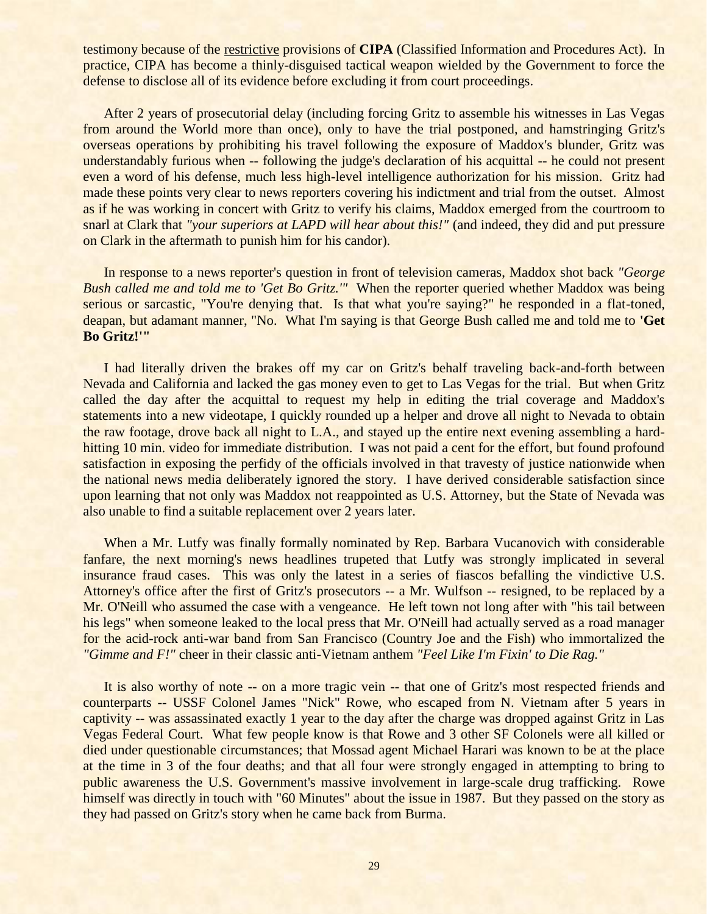testimony because of the restrictive provisions of **CIPA** (Classified Information and Procedures Act). In practice, CIPA has become a thinly-disguised tactical weapon wielded by the Government to force the defense to disclose all of its evidence before excluding it from court proceedings.

After 2 years of prosecutorial delay (including forcing Gritz to assemble his witnesses in Las Vegas from around the World more than once), only to have the trial postponed, and hamstringing Gritz's overseas operations by prohibiting his travel following the exposure of Maddox's blunder, Gritz was understandably furious when -- following the judge's declaration of his acquittal -- he could not present even a word of his defense, much less high-level intelligence authorization for his mission. Gritz had made these points very clear to news reporters covering his indictment and trial from the outset. Almost as if he was working in concert with Gritz to verify his claims, Maddox emerged from the courtroom to snarl at Clark that *"your superiors at LAPD will hear about this!"* (and indeed, they did and put pressure on Clark in the aftermath to punish him for his candor).

In response to a news reporter's question in front of television cameras, Maddox shot back *"George Bush called me and told me to 'Get Bo Gritz.'"* When the reporter queried whether Maddox was being serious or sarcastic, "You're denying that. Is that what you're saying?" he responded in a flat-toned, deapan, but adamant manner, "No. What I'm saying is that George Bush called me and told me to **'Get Bo Gritz!'"**

I had literally driven the brakes off my car on Gritz's behalf traveling back-and-forth between Nevada and California and lacked the gas money even to get to Las Vegas for the trial. But when Gritz called the day after the acquittal to request my help in editing the trial coverage and Maddox's statements into a new videotape, I quickly rounded up a helper and drove all night to Nevada to obtain the raw footage, drove back all night to L.A., and stayed up the entire next evening assembling a hard-hitting 10 min. video for immediate distribution. I was not paid a cent for the effort, but found profound satisfaction in exposing the perfidy of the officials involved in that travesty of justice nationwide when the national news media deliberately ignored the story. I have derived considerable satisfaction since upon learning that not only was Maddox not reappointed as U.S. Attorney, but the State of Nevada was also unable to find a suitable replacement over 2 years later.

When a Mr. Lutfy was finally formally nominated by Rep. Barbara Vucanovich with considerable fanfare, the next morning's news headlines trupeted that Lutfy was strongly implicated in several insurance fraud cases. This was only the latest in a series of fiascos befalling the vindictive U.S. Attorney's office after the first of Gritz's prosecutors -- a Mr. Wulfson -- resigned, to be replaced by a Mr. O'Neill who assumed the case with a vengeance. He left town not long after with "his tail between his legs" when someone leaked to the local press that Mr. O'Neill had actually served as a road manager for the acid-rock anti-war band from San Francisco (Country Joe and the Fish) who immortalized the *"Gimme and F!"* cheer in their classic anti-Vietnam anthem *"Feel Like I'm Fixin' to Die Rag."*

It is also worthy of note -- on a more tragic vein -- that one of Gritz's most respected friends and counterparts -- USSF Colonel James "Nick" Rowe, who escaped from N. Vietnam after 5 years in captivity -- was assassinated exactly 1 year to the day after the charge was dropped against Gritz in Las Vegas Federal Court. What few people know is that Rowe and 3 other SF Colonels were all killed or died under questionable circumstances; that Mossad agent Michael Harari was known to be at the place at the time in 3 of the four deaths; and that all four were strongly engaged in attempting to bring to public awareness the U.S. Government's massive involvement in large-scale drug trafficking. Rowe himself was directly in touch with "60 Minutes" about the issue in 1987. But they passed on the story as they had passed on Gritz's story when he came back from Burma.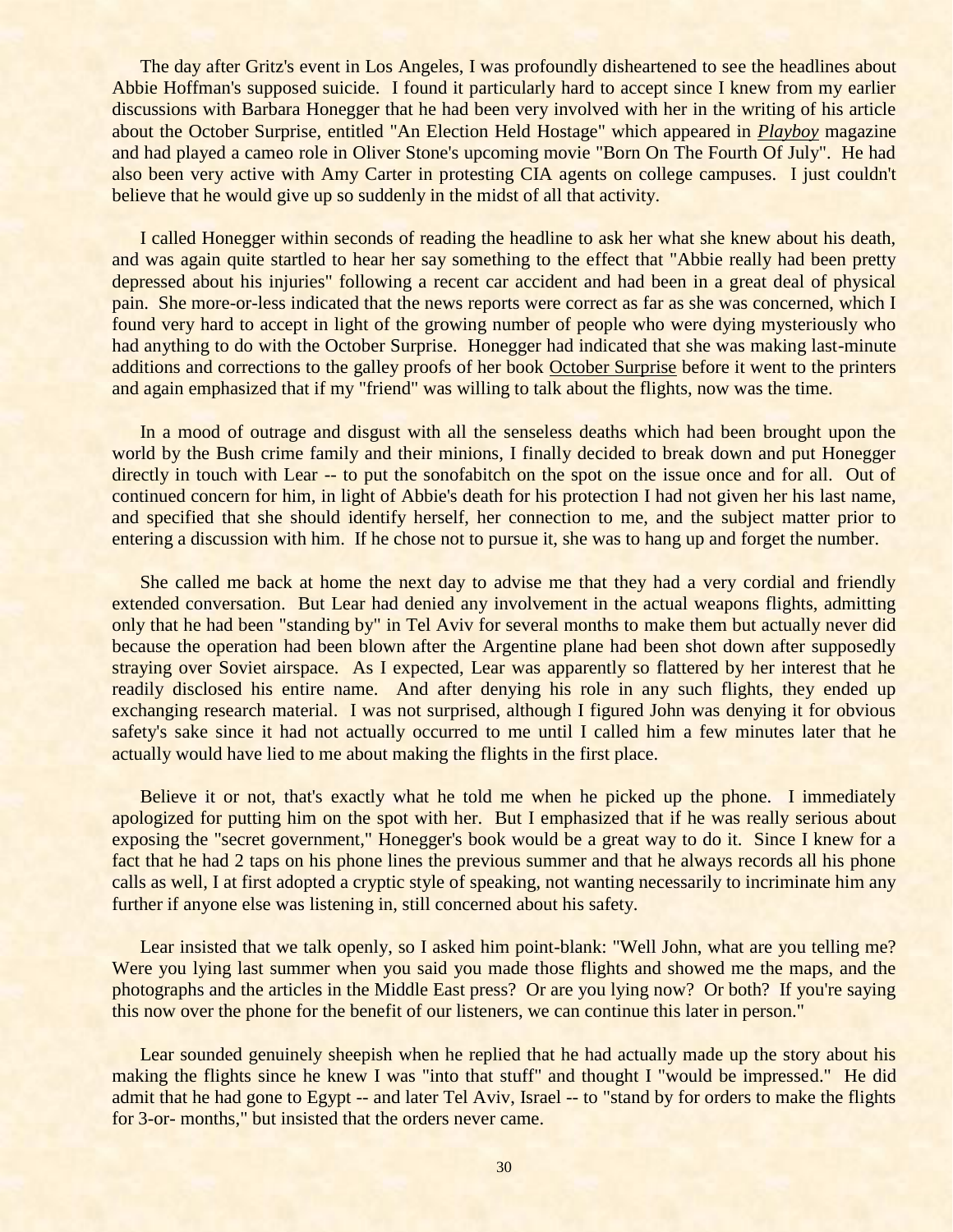The day after Gritz's event in Los Angeles, I was profoundly disheartened to see the headlines about Abbie Hoffman's supposed suicide. I found it particularly hard to accept since I knew from my earlier discussions with Barbara Honegger that he had been very involved with her in the writing of his article about the October Surprise, entitled "An Election Held Hostage" which appeared in *Playboy* magazine and had played a cameo role in Oliver Stone's upcoming movie "Born On The Fourth Of July". He had also been very active with Amy Carter in protesting CIA agents on college campuses. I just couldn't believe that he would give up so suddenly in the midst of all that activity.

I called Honegger within seconds of reading the headline to ask her what she knew about his death, and was again quite startled to hear her say something to the effect that "Abbie really had been pretty depressed about his injuries" following a recent car accident and had been in a great deal of physical pain. She more-or-less indicated that the news reports were correct as far as she was concerned, which I found very hard to accept in light of the growing number of people who were dying mysteriously who had anything to do with the October Surprise. Honegger had indicated that she was making last-minute additions and corrections to the galley proofs of her book October Surprise before it went to the printers and again emphasized that if my "friend" was willing to talk about the flights, now was the time.

In a mood of outrage and disgust with all the senseless deaths which had been brought upon the world by the Bush crime family and their minions, I finally decided to break down and put Honegger directly in touch with Lear -- to put the sonofabitch on the spot on the issue once and for all. Out of continued concern for him, in light of Abbie's death for his protection I had not given her his last name, and specified that she should identify herself, her connection to me, and the subject matter prior to entering a discussion with him. If he chose not to pursue it, she was to hang up and forget the number.

She called me back at home the next day to advise me that they had a very cordial and friendly extended conversation. But Lear had denied any involvement in the actual weapons flights, admitting only that he had been "standing by" in Tel Aviv for several months to make them but actually never did because the operation had been blown after the Argentine plane had been shot down after supposedly straying over Soviet airspace. As I expected, Lear was apparently so flattered by her interest that he readily disclosed his entire name. And after denying his role in any such flights, they ended up exchanging research material. I was not surprised, although I figured John was denying it for obvious safety's sake since it had not actually occurred to me until I called him a few minutes later that he actually would have lied to me about making the flights in the first place.

Believe it or not, that's exactly what he told me when he picked up the phone. I immediately apologized for putting him on the spot with her. But I emphasized that if he was really serious about exposing the "secret government," Honegger's book would be a great way to do it. Since I knew for a fact that he had 2 taps on his phone lines the previous summer and that he always records all his phone calls as well, I at first adopted a cryptic style of speaking, not wanting necessarily to incriminate him any further if anyone else was listening in, still concerned about his safety.

Lear insisted that we talk openly, so I asked him point-blank: "Well John, what are you telling me? Were you lying last summer when you said you made those flights and showed me the maps, and the photographs and the articles in the Middle East press? Or are you lying now? Or both? If you're saying this now over the phone for the benefit of our listeners, we can continue this later in person."

Lear sounded genuinely sheepish when he replied that he had actually made up the story about his making the flights since he knew I was "into that stuff" and thought I "would be impressed." He did admit that he had gone to Egypt -- and later Tel Aviv, Israel -- to "stand by for orders to make the flights for 3-or- months," but insisted that the orders never came.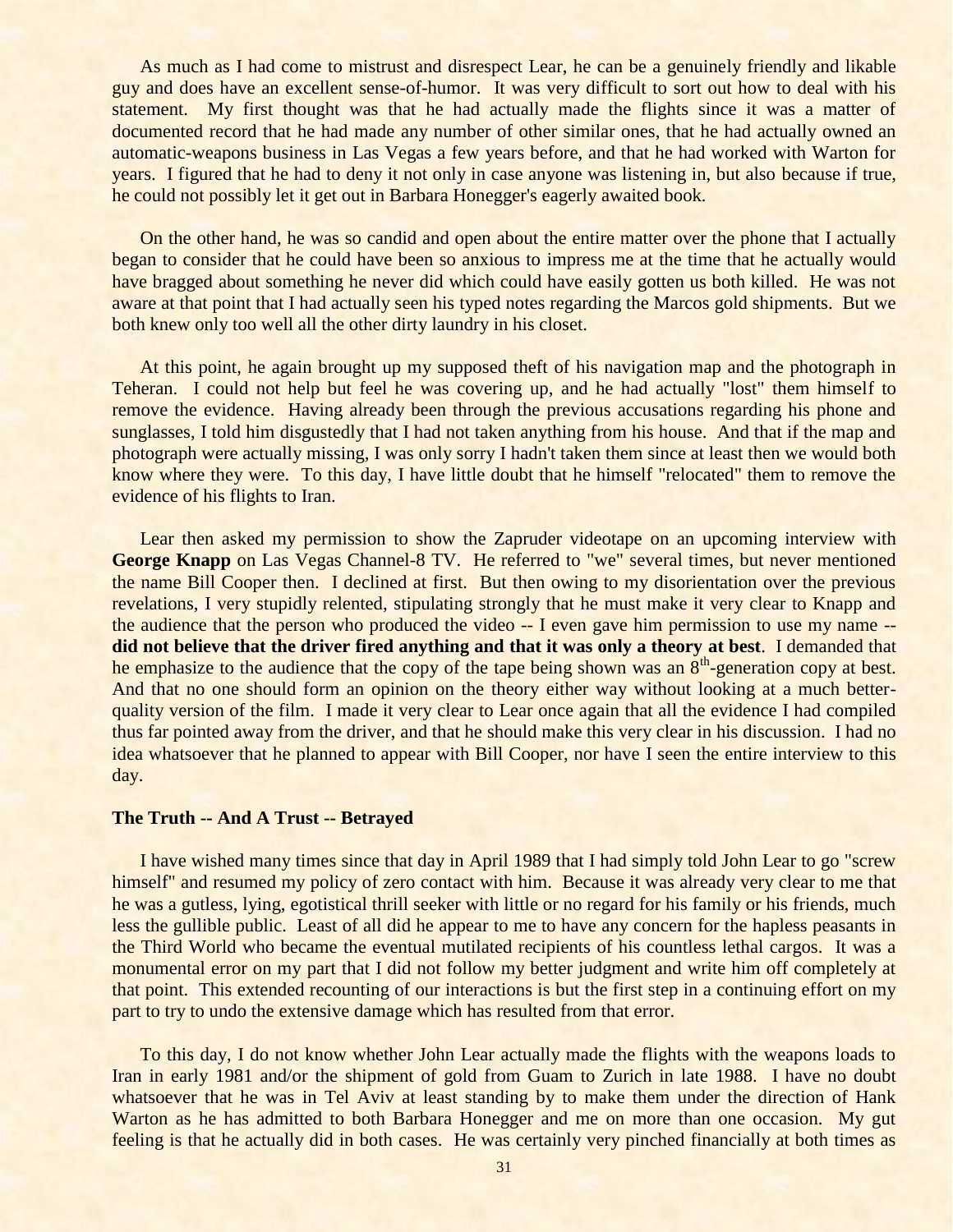As much as I had come to mistrust and disrespect Lear, he can be a genuinely friendly and likable guy and does have an excellent sense-of-humor. It was very difficult to sort out how to deal with his statement. My first thought was that he had actually made the flights since it was a matter of documented record that he had made any number of other similar ones, that he had actually owned an automatic-weapons business in Las Vegas a few years before, and that he had worked with Warton for years. I figured that he had to deny it not only in case anyone was listening in, but also because if true, he could not possibly let it get out in Barbara Honegger's eagerly awaited book.

On the other hand, he was so candid and open about the entire matter over the phone that I actually began to consider that he could have been so anxious to impress me at the time that he actually would have bragged about something he never did which could have easily gotten us both killed. He was not aware at that point that I had actually seen his typed notes regarding the Marcos gold shipments. But we both knew only too well all the other dirty laundry in his closet.

At this point, he again brought up my supposed theft of his navigation map and the photograph in Teheran. I could not help but feel he was covering up, and he had actually "lost" them himself to remove the evidence. Having already been through the previous accusations regarding his phone and sunglasses, I told him disgustedly that I had not taken anything from his house. And that if the map and photograph were actually missing, I was only sorry I hadn't taken them since at least then we would both know where they were. To this day, I have little doubt that he himself "relocated" them to remove the evidence of his flights to Iran.

Lear then asked my permission to show the Zapruder videotape on an upcoming interview with **George Knapp** on Las Vegas Channel-8 TV. He referred to "we" several times, but never mentioned the name Bill Cooper then. I declined at first. But then owing to my disorientation over the previous revelations, I very stupidly relented, stipulating strongly that he must make it very clear to Knapp and the audience that the person who produced the video -- I even gave him permission to use my name -- **did not believe that the driver fired anything and that it was only a theory at best**. I demanded that he emphasize to the audience that the copy of the tape being shown was an 8th-generation copy at best. And that no one should form an opinion on the theory either way without looking at a much better-quality version of the film. I made it very clear to Lear once again that all the evidence I had compiled thus far pointed away from the driver, and that he should make this very clear in his discussion. I had no idea whatsoever that he planned to appear with Bill Cooper, nor have I seen the entire interview to this day.

## The Truth -- And A Trust -- Betrayed

I have wished many times since that day in April 1989 that I had simply told John Lear to go "screw himself" and resumed my policy of zero contact with him. Because it was already very clear to me that he was a gutless, lying, egotistical thrill seeker with little or no regard for his family or his friends, much less the gullible public. Least of all did he appear to me to have any concern for the hapless peasants in the Third World who became the eventual mutilated recipients of his countless lethal cargos. It was a monumental error on my part that I did not follow my better judgment and write him off completely at that point. This extended recounting of our interactions is but the first step in a continuing effort on my part to try to undo the extensive damage which has resulted from that error.

To this day, I do not know whether John Lear actually made the flights with the weapons loads to Iran in early 1981 and/or the shipment of gold from Guam to Zurich in late 1988. I have no doubt whatsoever that he was in Tel Aviv at least standing by to make them under the direction of Hank Warton as he has admitted to both Barbara Honegger and me on more than one occasion. My gut feeling is that he actually did in both cases. He was certainly very pinched financially at both times as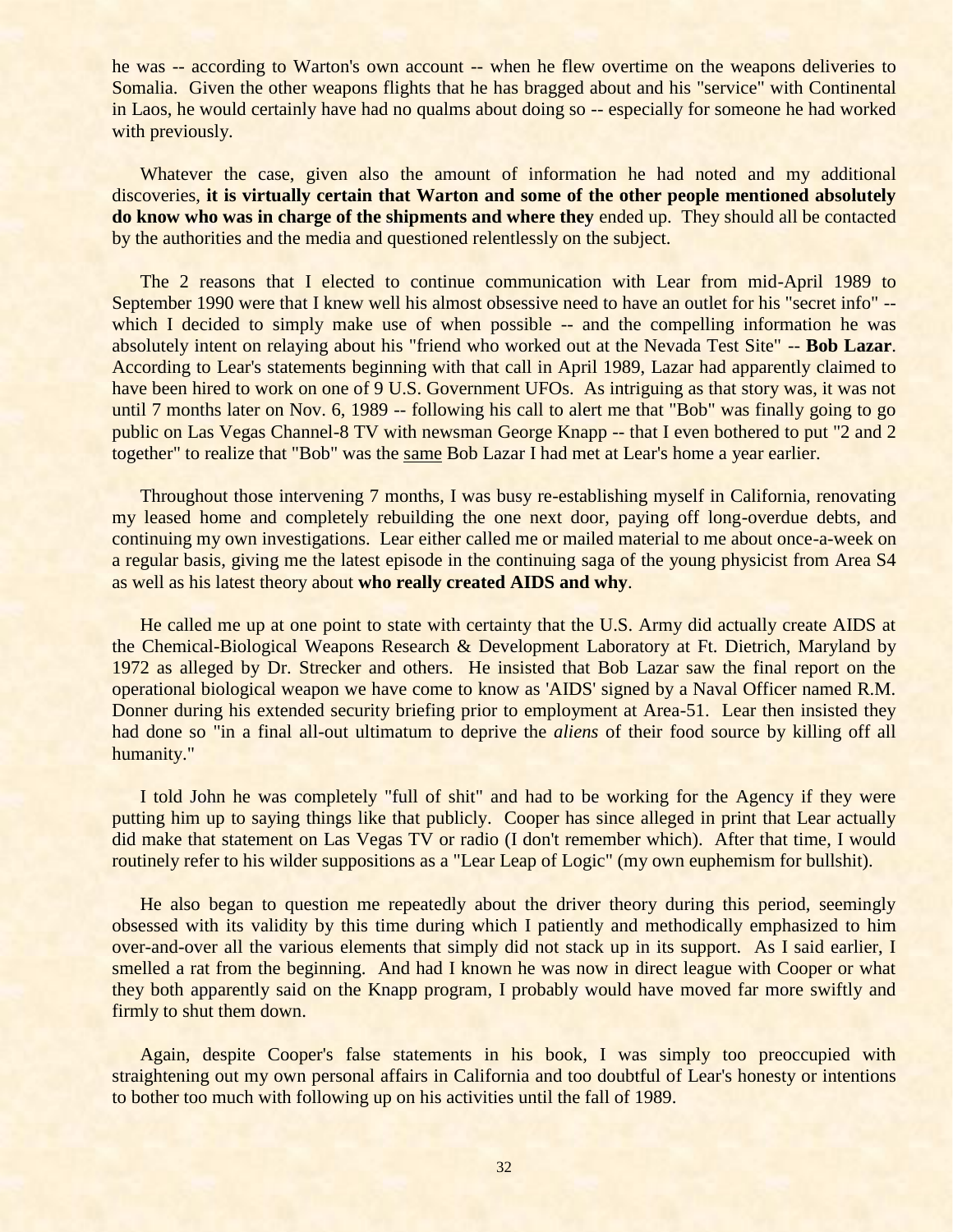he was -- according to Warton's own account -- when he flew overtime on the weapons deliveries to Somalia. Given the other weapons flights that he has bragged about and his "service" with Continental in Laos, he would certainly have had no qualms about doing so -- especially for someone he had worked with previously.

Whatever the case, given also the amount of information he had noted and my additional discoveries, **it is virtually certain that Warton and some of the other people mentioned absolutely do know who was in charge of the shipments and where they** ended up. They should all be contacted by the authorities and the media and questioned relentlessly on the subject.

The 2 reasons that I elected to continue communication with Lear from mid-April 1989 to September 1990 were that I knew well his almost obsessive need to have an outlet for his "secret info" -- which I decided to simply make use of when possible -- and the compelling information he was absolutely intent on relaying about his "friend who worked out at the Nevada Test Site" -- **Bob Lazar**. According to Lear's statements beginning with that call in April 1989, Lazar had apparently claimed to have been hired to work on one of 9 U.S. Government UFOs. As intriguing as that story was, it was not until 7 months later on Nov. 6, 1989 -- following his call to alert me that "Bob" was finally going to go public on Las Vegas Channel-8 TV with newsman George Knapp -- that I even bothered to put "2 and 2 together" to realize that "Bob" was the same Bob Lazar I had met at Lear's home a year earlier.

Throughout those intervening 7 months, I was busy re-establishing myself in California, renovating my leased home and completely rebuilding the one next door, paying off long-overdue debts, and continuing my own investigations. Lear either called me or mailed material to me about once-a-week on a regular basis, giving me the latest episode in the continuing saga of the young physicist from Area S4 as well as his latest theory about **who really created AIDS and why**.

He called me up at one point to state with certainty that the U.S. Army did actually create AIDS at the Chemical-Biological Weapons Research & Development Laboratory at Ft. Dietrich, Maryland by 1972 as alleged by Dr. Strecker and others. He insisted that Bob Lazar saw the final report on the operational biological weapon we have come to know as 'AIDS' signed by a Naval Officer named R.M. Donner during his extended security briefing prior to employment at Area-51. Lear then insisted they had done so "in a final all-out ultimatum to deprive the *aliens* of their food source by killing off all humanity."

I told John he was completely "full of shit" and had to be working for the Agency if they were putting him up to saying things like that publicly. Cooper has since alleged in print that Lear actually did make that statement on Las Vegas TV or radio (I don't remember which). After that time, I would routinely refer to his wilder suppositions as a "Lear Leap of Logic" (my own euphemism for bullshit).

He also began to question me repeatedly about the driver theory during this period, seemingly obsessed with its validity by this time during which I patiently and methodically emphasized to him over-and-over all the various elements that simply did not stack up in its support. As I said earlier, I smelled a rat from the beginning. And had I known he was now in direct league with Cooper or what they both apparently said on the Knapp program, I probably would have moved far more swiftly and firmly to shut them down.

Again, despite Cooper's false statements in his book, I was simply too preoccupied with straightening out my own personal affairs in California and too doubtful of Lear's honesty or intentions to bother too much with following up on his activities until the fall of 1989.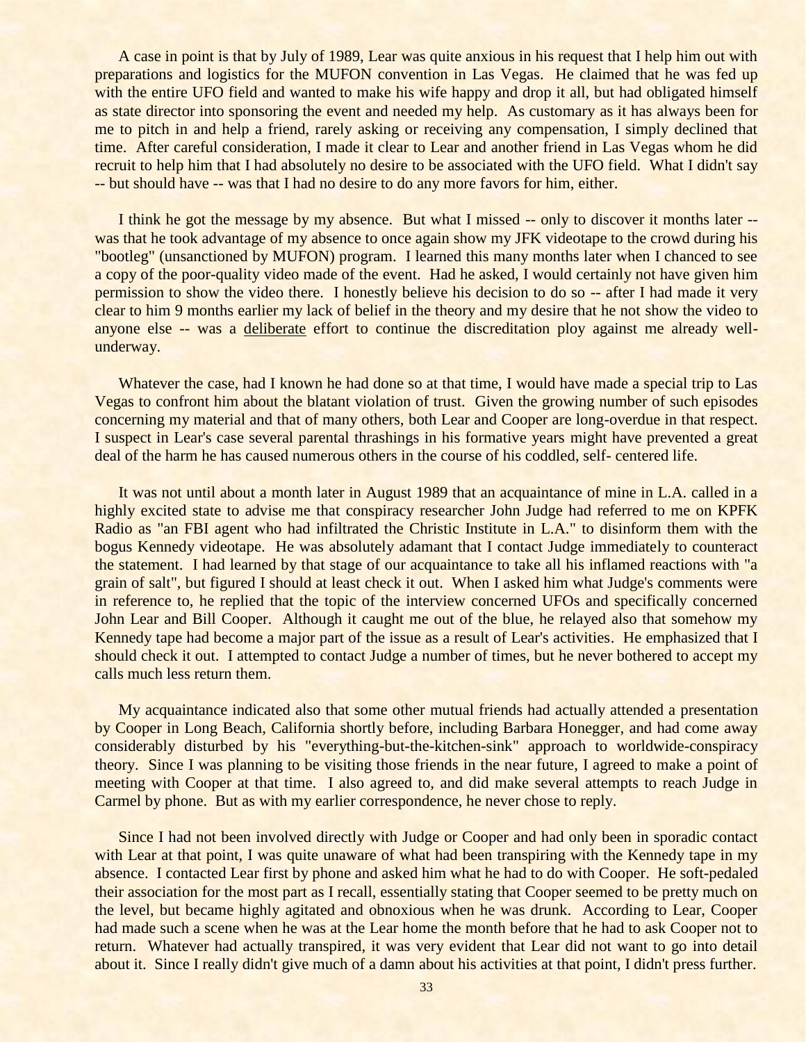A case in point is that by July of 1989, Lear was quite anxious in his request that I help him out with preparations and logistics for the MUFON convention in Las Vegas. He claimed that he was fed up with the entire UFO field and wanted to make his wife happy and drop it all, but had obligated himself as state director into sponsoring the event and needed my help. As customary as it has always been for me to pitch in and help a friend, rarely asking or receiving any compensation, I simply declined that time. After careful consideration, I made it clear to Lear and another friend in Las Vegas whom he did recruit to help him that I had absolutely no desire to be associated with the UFO field. What I didn't say -- but should have -- was that I had no desire to do any more favors for him, either.

I think he got the message by my absence. But what I missed -- only to discover it months later -- was that he took advantage of my absence to once again show my JFK videotape to the crowd during his "bootleg" (unsanctioned by MUFON) program. I learned this many months later when I chanced to see a copy of the poor-quality video made of the event. Had he asked, I would certainly not have given him permission to show the video there. I honestly believe his decision to do so -- after I had made it very clear to him 9 months earlier my lack of belief in the theory and my desire that he not show the video to anyone else -- was a <u>deliberate</u> effort to continue the discreditation ploy against me already well-underway.

Whatever the case, had I known he had done so at that time, I would have made a special trip to Las Vegas to confront him about the blatant violation of trust. Given the growing number of such episodes concerning my material and that of many others, both Lear and Cooper are long-overdue in that respect. I suspect in Lear's case several parental thrashings in his formative years might have prevented a great deal of the harm he has caused numerous others in the course of his coddled, self- centered life.

It was not until about a month later in August 1989 that an acquaintance of mine in L.A. called in a highly excited state to advise me that conspiracy researcher John Judge had referred to me on KPFK Radio as "an FBI agent who had infiltrated the Christic Institute in L.A." to disinform them with the bogus Kennedy videotape. He was absolutely adamant that I contact Judge immediately to counteract the statement. I had learned by that stage of our acquaintance to take all his inflamed reactions with "a grain of salt", but figured I should at least check it out. When I asked him what Judge's comments were in reference to, he replied that the topic of the interview concerned UFOs and specifically concerned John Lear and Bill Cooper. Although it caught me out of the blue, he relayed also that somehow my Kennedy tape had become a major part of the issue as a result of Lear's activities. He emphasized that I should check it out. I attempted to contact Judge a number of times, but he never bothered to accept my calls much less return them.

My acquaintance indicated also that some other mutual friends had actually attended a presentation by Cooper in Long Beach, California shortly before, including Barbara Honegger, and had come away considerably disturbed by his "everything-but-the-kitchen-sink" approach to worldwide-conspiracy theory. Since I was planning to be visiting those friends in the near future, I agreed to make a point of meeting with Cooper at that time. I also agreed to, and did make several attempts to reach Judge in Carmel by phone. But as with my earlier correspondence, he never chose to reply.

Since I had not been involved directly with Judge or Cooper and had only been in sporadic contact with Lear at that point, I was quite unaware of what had been transpiring with the Kennedy tape in my absence. I contacted Lear first by phone and asked him what he had to do with Cooper. He soft-pedaled their association for the most part as I recall, essentially stating that Cooper seemed to be pretty much on the level, but became highly agitated and obnoxious when he was drunk. According to Lear, Cooper had made such a scene when he was at the Lear home the month before that he had to ask Cooper not to return. Whatever had actually transpired, it was very evident that Lear did not want to go into detail about it. Since I really didn't give much of a damn about his activities at that point, I didn't press further.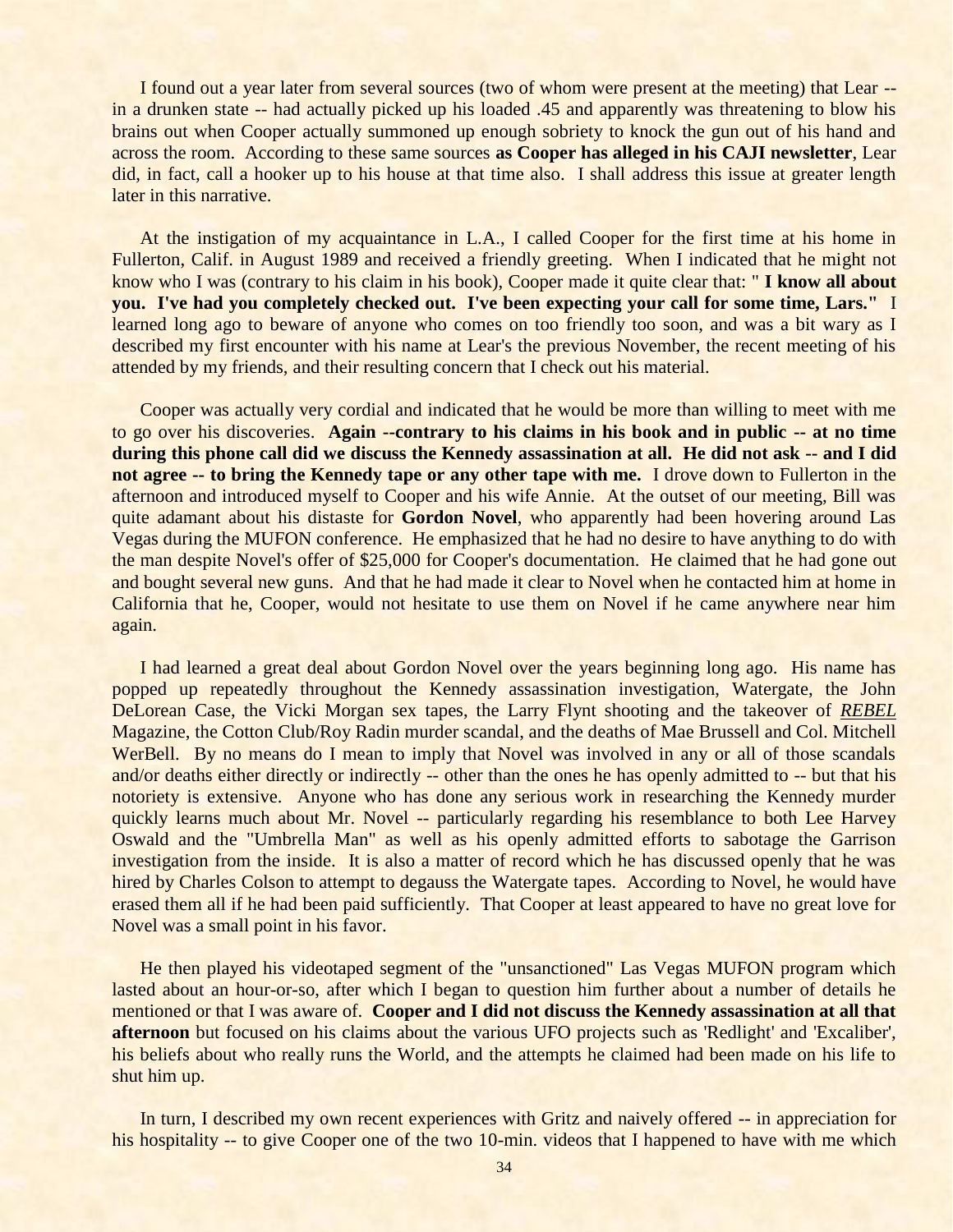I found out a year later from several sources (two of whom were present at the meeting) that Lear -- in a drunken state -- had actually picked up his loaded .45 and apparently was threatening to blow his brains out when Cooper actually summoned up enough sobriety to knock the gun out of his hand and across the room. According to these same sources **as Cooper has alleged in his CAJI newsletter**, Lear did, in fact, call a hooker up to his house at that time also. I shall address this issue at greater length later in this narrative.

At the instigation of my acquaintance in L.A., I called Cooper for the first time at his home in Fullerton, Calif. in August 1989 and received a friendly greeting. When I indicated that he might not know who I was (contrary to his claim in his book), Cooper made it quite clear that: " **I know all about you. I've had you completely checked out. I've been expecting your call for some time, Lars."** I learned long ago to beware of anyone who comes on too friendly too soon, and was a bit wary as I described my first encounter with his name at Lear's the previous November, the recent meeting of his attended by my friends, and their resulting concern that I check out his material.

Cooper was actually very cordial and indicated that he would be more than willing to meet with me to go over his discoveries. **Again --contrary to his claims in his book and in public -- at no time during this phone call did we discuss the Kennedy assassination at all. He did not ask -- and I did not agree -- to bring the Kennedy tape or any other tape with me.** I drove down to Fullerton in the afternoon and introduced myself to Cooper and his wife Annie. At the outset of our meeting, Bill was quite adamant about his distaste for **Gordon Novel**, who apparently had been hovering around Las Vegas during the MUFON conference. He emphasized that he had no desire to have anything to do with the man despite Novel's offer of $25,000 for Cooper's documentation. He claimed that he had gone out and bought several new guns. And that he had made it clear to Novel when he contacted him at home in California that he, Cooper, would not hesitate to use them on Novel if he came anywhere near him again.

I had learned a great deal about Gordon Novel over the years beginning long ago. His name has popped up repeatedly throughout the Kennedy assassination investigation, Watergate, the John DeLorean Case, the Vicki Morgan sex tapes, the Larry Flynt shooting and the takeover of ***REBEL*** Magazine, the Cotton Club/Roy Radin murder scandal, and the deaths of Mae Brussell and Col. Mitchell WerBell. By no means do I mean to imply that Novel was involved in any or all of those scandals and/or deaths either directly or indirectly -- other than the ones he has openly admitted to -- but that his notoriety is extensive. Anyone who has done any serious work in researching the Kennedy murder quickly learns much about Mr. Novel -- particularly regarding his resemblance to both Lee Harvey Oswald and the "Umbrella Man" as well as his openly admitted efforts to sabotage the Garrison investigation from the inside. It is also a matter of record which he has discussed openly that he was hired by Charles Colson to attempt to degauss the Watergate tapes. According to Novel, he would have erased them all if he had been paid sufficiently. That Cooper at least appeared to have no great love for Novel was a small point in his favor.

He then played his videotaped segment of the "unsanctioned" Las Vegas MUFON program which lasted about an hour-or-so, after which I began to question him further about a number of details he mentioned or that I was aware of. **Cooper and I did not discuss the Kennedy assassination at all that afternoon** but focused on his claims about the various UFO projects such as 'Redlight' and 'Excaliber', his beliefs about who really runs the World, and the attempts he claimed had been made on his life to shut him up.

In turn, I described my own recent experiences with Gritz and naively offered -- in appreciation for his hospitality -- to give Cooper one of the two 10-min. videos that I happened to have with me which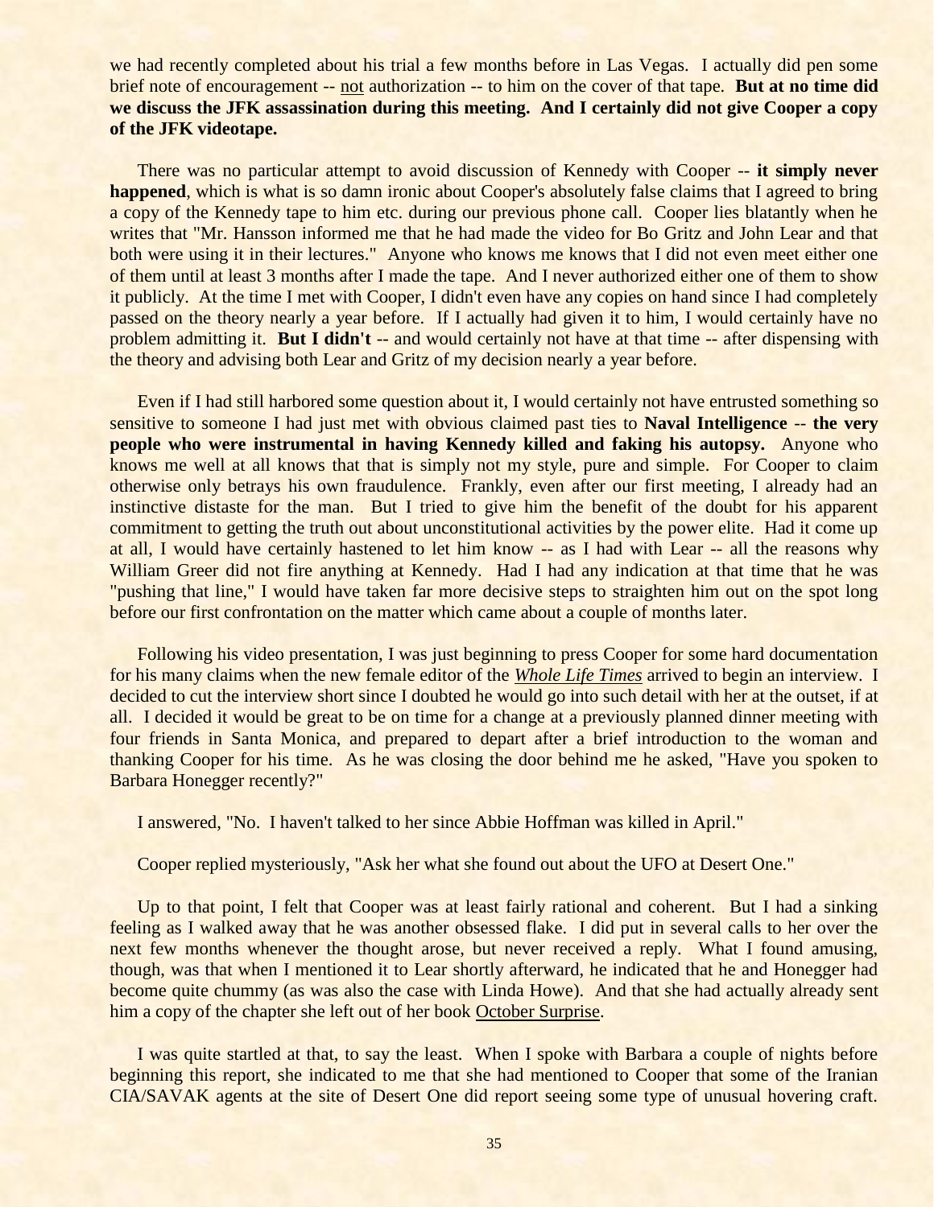we had recently completed about his trial a few months before in Las Vegas. I actually did pen some brief note of encouragement -- not authorization -- to him on the cover of that tape. **But at no time did we discuss the JFK assassination during this meeting. And I certainly did not give Cooper a copy of the JFK videotape.**

There was no particular attempt to avoid discussion of Kennedy with Cooper -- **it simply never happened**, which is what is so damn ironic about Cooper's absolutely false claims that I agreed to bring a copy of the Kennedy tape to him etc. during our previous phone call. Cooper lies blatantly when he writes that "Mr. Hansson informed me that he had made the video for Bo Gritz and John Lear and that both were using it in their lectures." Anyone who knows me knows that I did not even meet either one of them until at least 3 months after I made the tape. And I never authorized either one of them to show it publicly. At the time I met with Cooper, I didn't even have any copies on hand since I had completely passed on the theory nearly a year before. If I actually had given it to him, I would certainly have no problem admitting it. **But I didn't** -- and would certainly not have at that time -- after dispensing with the theory and advising both Lear and Gritz of my decision nearly a year before.

Even if I had still harbored some question about it, I would certainly not have entrusted something so sensitive to someone I had just met with obvious claimed past ties to **Naval Intelligence** -- **the very people who were instrumental in having Kennedy killed and faking his autopsy.** Anyone who knows me well at all knows that that is simply not my style, pure and simple. For Cooper to claim otherwise only betrays his own fraudulence. Frankly, even after our first meeting, I already had an instinctive distaste for the man. But I tried to give him the benefit of the doubt for his apparent commitment to getting the truth out about unconstitutional activities by the power elite. Had it come up at all, I would have certainly hastened to let him know -- as I had with Lear -- all the reasons why William Greer did not fire anything at Kennedy. Had I had any indication at that time that he was "pushing that line," I would have taken far more decisive steps to straighten him out on the spot long before our first confrontation on the matter which came about a couple of months later.

Following his video presentation, I was just beginning to press Cooper for some hard documentation for his many claims when the new female editor of the *Whole Life Times* arrived to begin an interview. I decided to cut the interview short since I doubted he would go into such detail with her at the outset, if at all. I decided it would be great to be on time for a change at a previously planned dinner meeting with four friends in Santa Monica, and prepared to depart after a brief introduction to the woman and thanking Cooper for his time. As he was closing the door behind me he asked, "Have you spoken to Barbara Honegger recently?"

I answered, "No. I haven't talked to her since Abbie Hoffman was killed in April."

Cooper replied mysteriously, "Ask her what she found out about the UFO at Desert One."

Up to that point, I felt that Cooper was at least fairly rational and coherent. But I had a sinking feeling as I walked away that he was another obsessed flake. I did put in several calls to her over the next few months whenever the thought arose, but never received a reply. What I found amusing, though, was that when I mentioned it to Lear shortly afterward, he indicated that he and Honegger had become quite chummy (as was also the case with Linda Howe). And that she had actually already sent him a copy of the chapter she left out of her book October Surprise.

I was quite startled at that, to say the least. When I spoke with Barbara a couple of nights before beginning this report, she indicated to me that she had mentioned to Cooper that some of the Iranian CIA/SAVAK agents at the site of Desert One did report seeing some type of unusual hovering craft.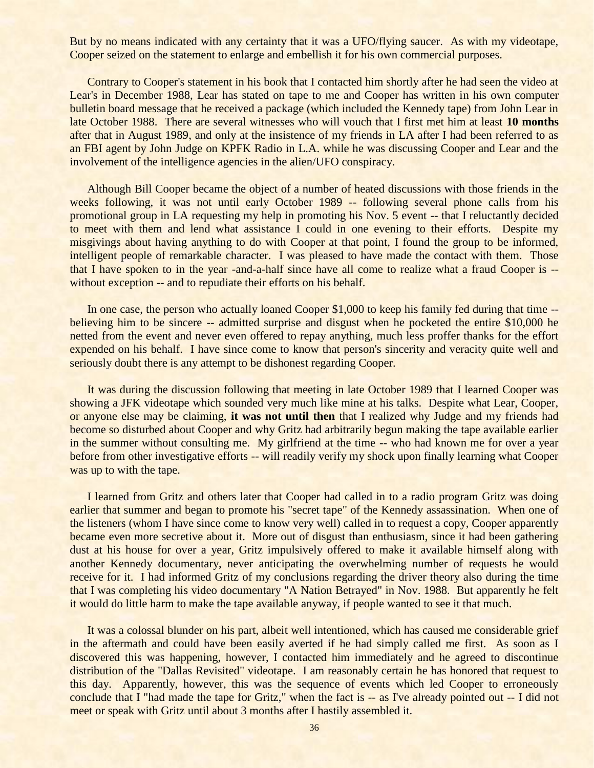But by no means indicated with any certainty that it was a UFO/flying saucer. As with my videotape, Cooper seized on the statement to enlarge and embellish it for his own commercial purposes.

Contrary to Cooper's statement in his book that I contacted him shortly after he had seen the video at Lear's in December 1988, Lear has stated on tape to me and Cooper has written in his own computer bulletin board message that he received a package (which included the Kennedy tape) from John Lear in late October 1988. There are several witnesses who will vouch that I first met him at least **10 months** after that in August 1989, and only at the insistence of my friends in LA after I had been referred to as an FBI agent by John Judge on KPFK Radio in L.A. while he was discussing Cooper and Lear and the involvement of the intelligence agencies in the alien/UFO conspiracy.

Although Bill Cooper became the object of a number of heated discussions with those friends in the weeks following, it was not until early October 1989 -- following several phone calls from his promotional group in LA requesting my help in promoting his Nov. 5 event -- that I reluctantly decided to meet with them and lend what assistance I could in one evening to their efforts. Despite my misgivings about having anything to do with Cooper at that point, I found the group to be informed, intelligent people of remarkable character. I was pleased to have made the contact with them. Those that I have spoken to in the year -and-a-half since have all come to realize what a fraud Cooper is -- without exception -- and to repudiate their efforts on his behalf.

In one case, the person who actually loaned Cooper $1,000 to keep his family fed during that time -- believing him to be sincere -- admitted surprise and disgust when he pocketed the entire $10,000 he netted from the event and never even offered to repay anything, much less proffer thanks for the effort expended on his behalf. I have since come to know that person's sincerity and veracity quite well and seriously doubt there is any attempt to be dishonest regarding Cooper.

It was during the discussion following that meeting in late October 1989 that I learned Cooper was showing a JFK videotape which sounded very much like mine at his talks. Despite what Lear, Cooper, or anyone else may be claiming, **it was not until then** that I realized why Judge and my friends had become so disturbed about Cooper and why Gritz had arbitrarily begun making the tape available earlier in the summer without consulting me. My girlfriend at the time -- who had known me for over a year before from other investigative efforts -- will readily verify my shock upon finally learning what Cooper was up to with the tape.

I learned from Gritz and others later that Cooper had called in to a radio program Gritz was doing earlier that summer and began to promote his "secret tape" of the Kennedy assassination. When one of the listeners (whom I have since come to know very well) called in to request a copy, Cooper apparently became even more secretive about it. More out of disgust than enthusiasm, since it had been gathering dust at his house for over a year, Gritz impulsively offered to make it available himself along with another Kennedy documentary, never anticipating the overwhelming number of requests he would receive for it. I had informed Gritz of my conclusions regarding the driver theory also during the time that I was completing his video documentary "A Nation Betrayed" in Nov. 1988. But apparently he felt it would do little harm to make the tape available anyway, if people wanted to see it that much.

It was a colossal blunder on his part, albeit well intentioned, which has caused me considerable grief in the aftermath and could have been easily averted if he had simply called me first. As soon as I discovered this was happening, however, I contacted him immediately and he agreed to discontinue distribution of the "Dallas Revisited" videotape. I am reasonably certain he has honored that request to this day. Apparently, however, this was the sequence of events which led Cooper to erroneously conclude that I "had made the tape for Gritz," when the fact is -- as I've already pointed out -- I did not meet or speak with Gritz until about 3 months after I hastily assembled it.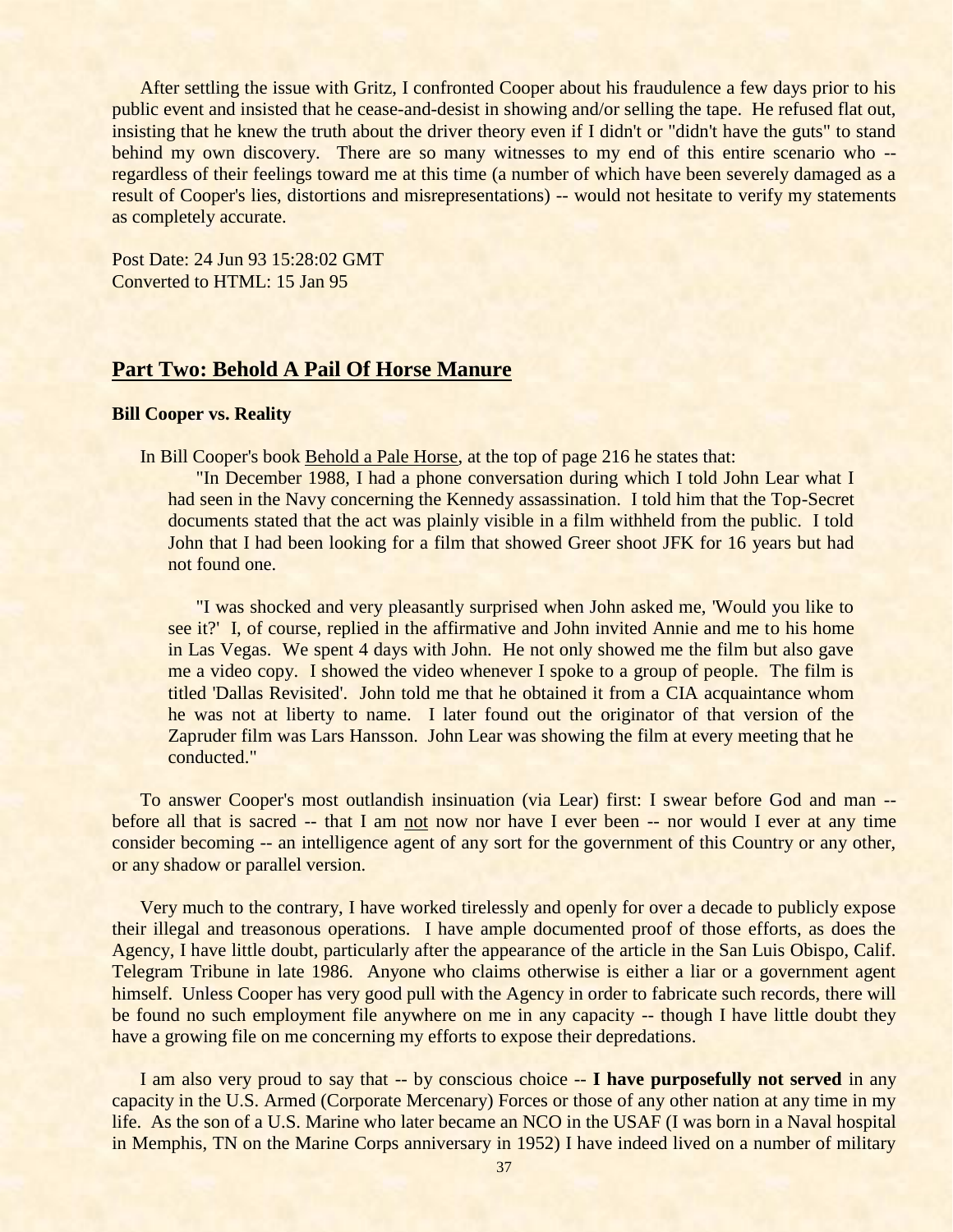After settling the issue with Gritz, I confronted Cooper about his fraudulence a few days prior to his public event and insisted that he cease-and-desist in showing and/or selling the tape. He refused flat out, insisting that he knew the truth about the driver theory even if I didn't or "didn't have the guts" to stand behind my own discovery. There are so many witnesses to my end of this entire scenario who -- regardless of their feelings toward me at this time (a number of which have been severely damaged as a result of Cooper's lies, distortions and misrepresentations) -- would not hesitate to verify my statements as completely accurate.

Post Date: 24 Jun 93 15:28:02 GMT
Converted to HTML: 15 Jan 95

## Part Two: Behold A Pail Of Horse Manure

**Bill Cooper vs. Reality**

In Bill Cooper's book Behold a Pale Horse, at the top of page 216 he states that:

> "In December 1988, I had a phone conversation during which I told John Lear what I had seen in the Navy concerning the Kennedy assassination. I told him that the Top-Secret documents stated that the act was plainly visible in a film withheld from the public. I told John that I had been looking for a film that showed Greer shoot JFK for 16 years but had not found one.
>
> "I was shocked and very pleasantly surprised when John asked me, 'Would you like to see it?' I, of course, replied in the affirmative and John invited Annie and me to his home in Las Vegas. We spent 4 days with John. He not only showed me the film but also gave me a video copy. I showed the video whenever I spoke to a group of people. The film is titled 'Dallas Revisited'. John told me that he obtained it from a CIA acquaintance whom he was not at liberty to name. I later found out the originator of that version of the Zapruder film was Lars Hansson. John Lear was showing the film at every meeting that he conducted."

To answer Cooper's most outlandish insinuation (via Lear) first: I swear before God and man -- before all that is sacred -- that I am not now nor have I ever been -- nor would I ever at any time consider becoming -- an intelligence agent of any sort for the government of this Country or any other, or any shadow or parallel version.

Very much to the contrary, I have worked tirelessly and openly for over a decade to publicly expose their illegal and treasonous operations. I have ample documented proof of those efforts, as does the Agency, I have little doubt, particularly after the appearance of the article in the San Luis Obispo, Calif. Telegram Tribune in late 1986. Anyone who claims otherwise is either a liar or a government agent himself. Unless Cooper has very good pull with the Agency in order to fabricate such records, there will be found no such employment file anywhere on me in any capacity -- though I have little doubt they have a growing file on me concerning my efforts to expose their depredations.

I am also very proud to say that -- by conscious choice -- **I have purposefully not served** in any capacity in the U.S. Armed (Corporate Mercenary) Forces or those of any other nation at any time in my life. As the son of a U.S. Marine who later became an NCO in the USAF (I was born in a Naval hospital in Memphis, TN on the Marine Corps anniversary in 1952) I have indeed lived on a number of military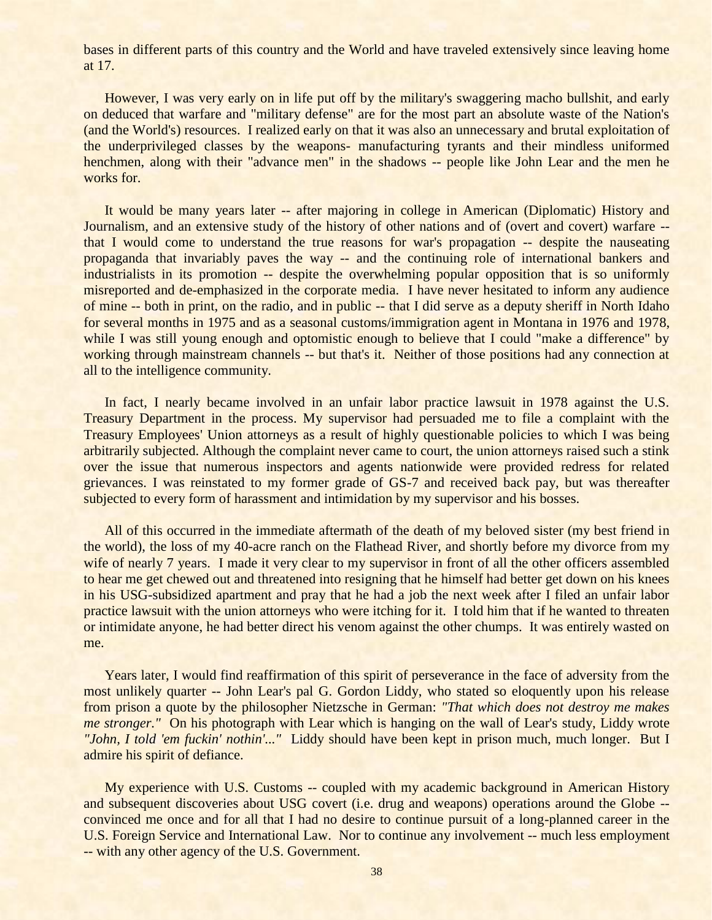bases in different parts of this country and the World and have traveled extensively since leaving home at 17.

However, I was very early on in life put off by the military's swaggering macho bullshit, and early on deduced that warfare and "military defense" are for the most part an absolute waste of the Nation's (and the World's) resources. I realized early on that it was also an unnecessary and brutal exploitation of the underprivileged classes by the weapons- manufacturing tyrants and their mindless uniformed henchmen, along with their "advance men" in the shadows -- people like John Lear and the men he works for.

It would be many years later -- after majoring in college in American (Diplomatic) History and Journalism, and an extensive study of the history of other nations and of (overt and covert) warfare -- that I would come to understand the true reasons for war's propagation -- despite the nauseating propaganda that invariably paves the way -- and the continuing role of international bankers and industrialists in its promotion -- despite the overwhelming popular opposition that is so uniformly misreported and de-emphasized in the corporate media. I have never hesitated to inform any audience of mine -- both in print, on the radio, and in public -- that I did serve as a deputy sheriff in North Idaho for several months in 1975 and as a seasonal customs/immigration agent in Montana in 1976 and 1978, while I was still young enough and optomistic enough to believe that I could "make a difference" by working through mainstream channels -- but that's it. Neither of those positions had any connection at all to the intelligence community.

In fact, I nearly became involved in an unfair labor practice lawsuit in 1978 against the U.S. Treasury Department in the process. My supervisor had persuaded me to file a complaint with the Treasury Employees' Union attorneys as a result of highly questionable policies to which I was being arbitrarily subjected. Although the complaint never came to court, the union attorneys raised such a stink over the issue that numerous inspectors and agents nationwide were provided redress for related grievances. I was reinstated to my former grade of GS-7 and received back pay, but was thereafter subjected to every form of harassment and intimidation by my supervisor and his bosses.

All of this occurred in the immediate aftermath of the death of my beloved sister (my best friend in the world), the loss of my 40-acre ranch on the Flathead River, and shortly before my divorce from my wife of nearly 7 years. I made it very clear to my supervisor in front of all the other officers assembled to hear me get chewed out and threatened into resigning that he himself had better get down on his knees in his USG-subsidized apartment and pray that he had a job the next week after I filed an unfair labor practice lawsuit with the union attorneys who were itching for it. I told him that if he wanted to threaten or intimidate anyone, he had better direct his venom against the other chumps. It was entirely wasted on me.

Years later, I would find reaffirmation of this spirit of perseverance in the face of adversity from the most unlikely quarter -- John Lear's pal G. Gordon Liddy, who stated so eloquently upon his release from prison a quote by the philosopher Nietzsche in German: *"That which does not destroy me makes me stronger."* On his photograph with Lear which is hanging on the wall of Lear's study, Liddy wrote *"John, I told 'em fuckin' nothin'..."* Liddy should have been kept in prison much, much longer. But I admire his spirit of defiance.

My experience with U.S. Customs -- coupled with my academic background in American History and subsequent discoveries about USG covert (i.e. drug and weapons) operations around the Globe -- convinced me once and for all that I had no desire to continue pursuit of a long-planned career in the U.S. Foreign Service and International Law. Nor to continue any involvement -- much less employment -- with any other agency of the U.S. Government.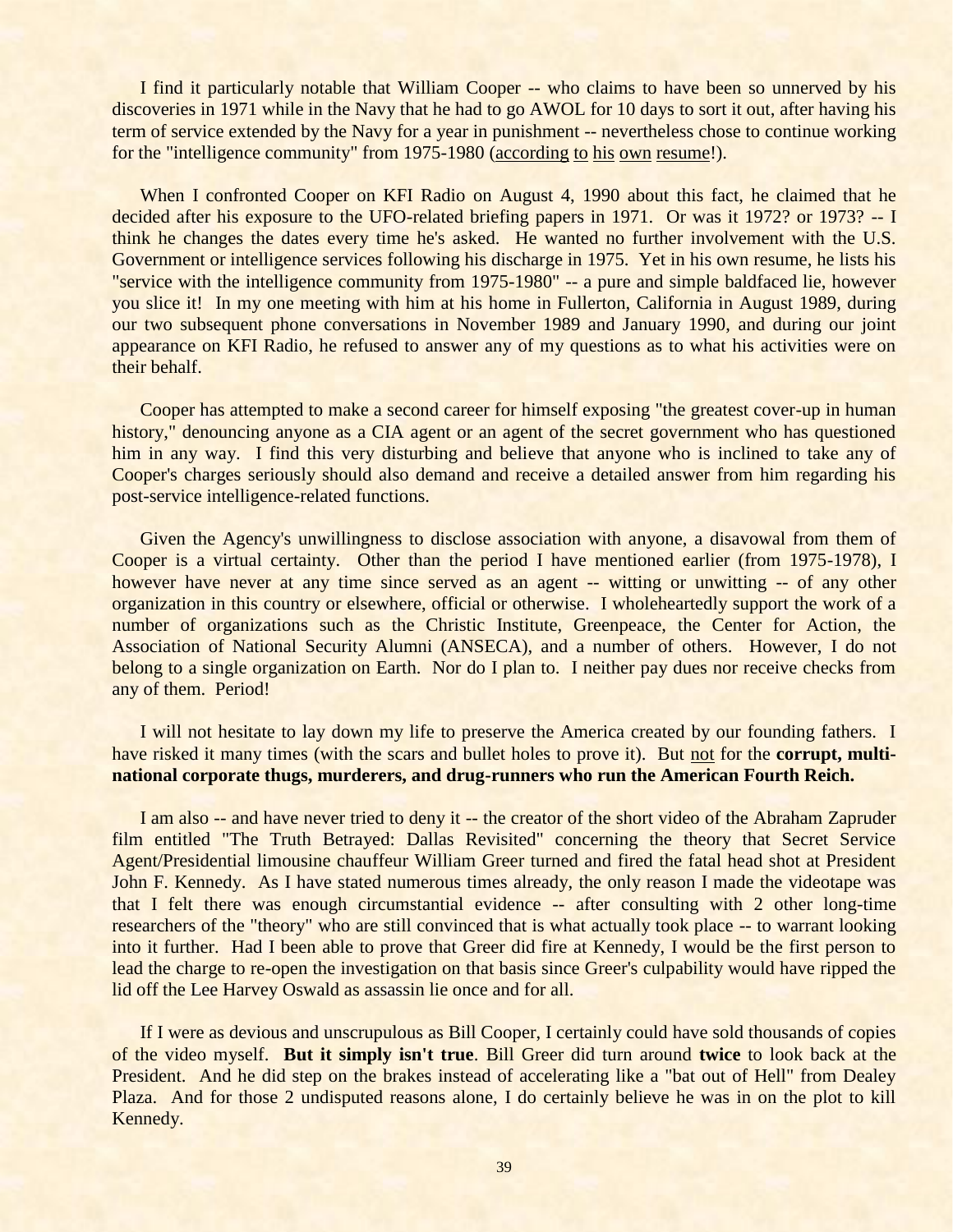I find it particularly notable that William Cooper -- who claims to have been so unnerved by his discoveries in 1971 while in the Navy that he had to go AWOL for 10 days to sort it out, after having his term of service extended by the Navy for a year in punishment -- nevertheless chose to continue working for the "intelligence community" from 1975-1980 (according to his own resume!).

When I confronted Cooper on KFI Radio on August 4, 1990 about this fact, he claimed that he decided after his exposure to the UFO-related briefing papers in 1971. Or was it 1972? or 1973? -- I think he changes the dates every time he's asked. He wanted no further involvement with the U.S. Government or intelligence services following his discharge in 1975. Yet in his own resume, he lists his "service with the intelligence community from 1975-1980" -- a pure and simple baldfaced lie, however you slice it! In my one meeting with him at his home in Fullerton, California in August 1989, during our two subsequent phone conversations in November 1989 and January 1990, and during our joint appearance on KFI Radio, he refused to answer any of my questions as to what his activities were on their behalf.

Cooper has attempted to make a second career for himself exposing "the greatest cover-up in human history," denouncing anyone as a CIA agent or an agent of the secret government who has questioned him in any way. I find this very disturbing and believe that anyone who is inclined to take any of Cooper's charges seriously should also demand and receive a detailed answer from him regarding his post-service intelligence-related functions.

Given the Agency's unwillingness to disclose association with anyone, a disavowal from them of Cooper is a virtual certainty. Other than the period I have mentioned earlier (from 1975-1978), I however have never at any time since served as an agent -- witting or unwitting -- of any other organization in this country or elsewhere, official or otherwise. I wholeheartedly support the work of a number of organizations such as the Christic Institute, Greenpeace, the Center for Action, the Association of National Security Alumni (ANSECA), and a number of others. However, I do not belong to a single organization on Earth. Nor do I plan to. I neither pay dues nor receive checks from any of them. Period!

I will not hesitate to lay down my life to preserve the America created by our founding fathers. I have risked it many times (with the scars and bullet holes to prove it). But not for the **corrupt, multi-national corporate thugs, murderers, and drug-runners who run the American Fourth Reich.**

I am also -- and have never tried to deny it -- the creator of the short video of the Abraham Zapruder film entitled "The Truth Betrayed: Dallas Revisited" concerning the theory that Secret Service Agent/Presidential limousine chauffeur William Greer turned and fired the fatal head shot at President John F. Kennedy. As I have stated numerous times already, the only reason I made the videotape was that I felt there was enough circumstantial evidence -- after consulting with 2 other long-time researchers of the "theory" who are still convinced that is what actually took place -- to warrant looking into it further. Had I been able to prove that Greer did fire at Kennedy, I would be the first person to lead the charge to re-open the investigation on that basis since Greer's culpability would have ripped the lid off the Lee Harvey Oswald as assassin lie once and for all.

If I were as devious and unscrupulous as Bill Cooper, I certainly could have sold thousands of copies of the video myself. **But it simply isn't true**. Bill Greer did turn around **twice** to look back at the President. And he did step on the brakes instead of accelerating like a "bat out of Hell" from Dealey Plaza. And for those 2 undisputed reasons alone, I do certainly believe he was in on the plot to kill Kennedy.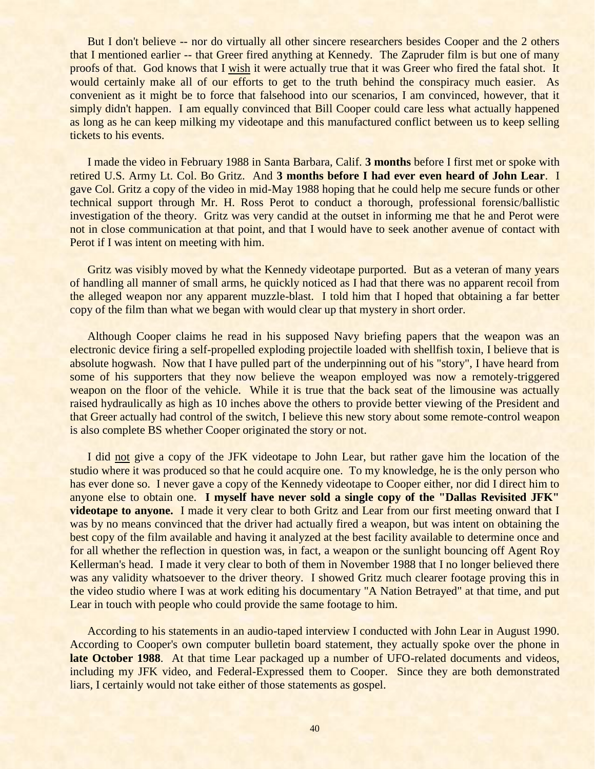But I don't believe -- nor do virtually all other sincere researchers besides Cooper and the 2 others that I mentioned earlier -- that Greer fired anything at Kennedy. The Zapruder film is but one of many proofs of that. God knows that I <u>wish</u> it were actually true that it was Greer who fired the fatal shot. It would certainly make all of our efforts to get to the truth behind the conspiracy much easier. As convenient as it might be to force that falsehood into our scenarios, I am convinced, however, that it simply didn't happen. I am equally convinced that Bill Cooper could care less what actually happened as long as he can keep milking my videotape and this manufactured conflict between us to keep selling tickets to his events.

I made the video in February 1988 in Santa Barbara, Calif. **3 months** before I first met or spoke with retired U.S. Army Lt. Col. Bo Gritz. And **3 months before I had ever even heard of John Lear**. I gave Col. Gritz a copy of the video in mid-May 1988 hoping that he could help me secure funds or other technical support through Mr. H. Ross Perot to conduct a thorough, professional forensic/ballistic investigation of the theory. Gritz was very candid at the outset in informing me that he and Perot were not in close communication at that point, and that I would have to seek another avenue of contact with Perot if I was intent on meeting with him.

Gritz was visibly moved by what the Kennedy videotape purported. But as a veteran of many years of handling all manner of small arms, he quickly noticed as I had that there was no apparent recoil from the alleged weapon nor any apparent muzzle-blast. I told him that I hoped that obtaining a far better copy of the film than what we began with would clear up that mystery in short order.

Although Cooper claims he read in his supposed Navy briefing papers that the weapon was an electronic device firing a self-propelled exploding projectile loaded with shellfish toxin, I believe that is absolute hogwash. Now that I have pulled part of the underpinning out of his "story", I have heard from some of his supporters that they now believe the weapon employed was now a remotely-triggered weapon on the floor of the vehicle. While it is true that the back seat of the limousine was actually raised hydraulically as high as 10 inches above the others to provide better viewing of the President and that Greer actually had control of the switch, I believe this new story about some remote-control weapon is also complete BS whether Cooper originated the story or not.

I did <u>not</u> give a copy of the JFK videotape to John Lear, but rather gave him the location of the studio where it was produced so that he could acquire one. To my knowledge, he is the only person who has ever done so. I never gave a copy of the Kennedy videotape to Cooper either, nor did I direct him to anyone else to obtain one. **I myself have never sold a single copy of the "Dallas Revisited JFK" videotape to anyone.** I made it very clear to both Gritz and Lear from our first meeting onward that I was by no means convinced that the driver had actually fired a weapon, but was intent on obtaining the best copy of the film available and having it analyzed at the best facility available to determine once and for all whether the reflection in question was, in fact, a weapon or the sunlight bouncing off Agent Roy Kellerman's head. I made it very clear to both of them in November 1988 that I no longer believed there was any validity whatsoever to the driver theory. I showed Gritz much clearer footage proving this in the video studio where I was at work editing his documentary "A Nation Betrayed" at that time, and put Lear in touch with people who could provide the same footage to him.

According to his statements in an audio-taped interview I conducted with John Lear in August 1990. According to Cooper's own computer bulletin board statement, they actually spoke over the phone in **late October 1988**. At that time Lear packaged up a number of UFO-related documents and videos, including my JFK video, and Federal-Expressed them to Cooper. Since they are both demonstrated liars, I certainly would not take either of those statements as gospel.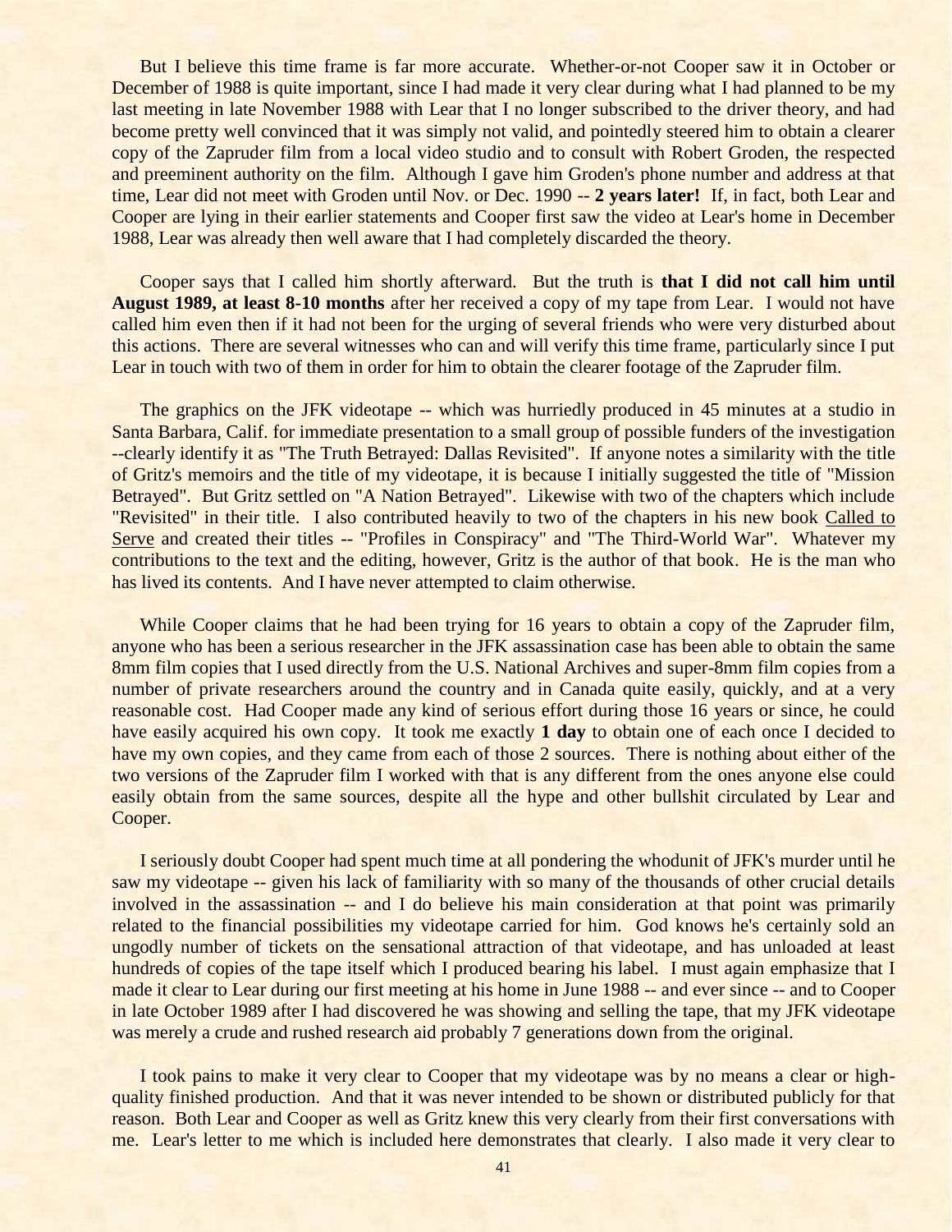But I believe this time frame is far more accurate. Whether-or-not Cooper saw it in October or December of 1988 is quite important, since I had made it very clear during what I had planned to be my last meeting in late November 1988 with Lear that I no longer subscribed to the driver theory, and had become pretty well convinced that it was simply not valid, and pointedly steered him to obtain a clearer copy of the Zapruder film from a local video studio and to consult with Robert Groden, the respected and preeminent authority on the film. Although I gave him Groden's phone number and address at that time, Lear did not meet with Groden until Nov. or Dec. 1990 **-- 2 years later!** If, in fact, both Lear and Cooper are lying in their earlier statements and Cooper first saw the video at Lear's home in December 1988, Lear was already then well aware that I had completely discarded the theory.

Cooper says that I called him shortly afterward. But the truth is **that I did not call him until August 1989, at least 8-10 months** after her received a copy of my tape from Lear. I would not have called him even then if it had not been for the urging of several friends who were very disturbed about this actions. There are several witnesses who can and will verify this time frame, particularly since I put Lear in touch with two of them in order for him to obtain the clearer footage of the Zapruder film.

The graphics on the JFK videotape -- which was hurriedly produced in 45 minutes at a studio in Santa Barbara, Calif. for immediate presentation to a small group of possible funders of the investigation --clearly identify it as "The Truth Betrayed: Dallas Revisited". If anyone notes a similarity with the title of Gritz's memoirs and the title of my videotape, it is because I initially suggested the title of "Mission Betrayed". But Gritz settled on "A Nation Betrayed". Likewise with two of the chapters which include "Revisited" in their title. I also contributed heavily to two of the chapters in his new book <u>Called to Serve</u> and created their titles -- "Profiles in Conspiracy" and "The Third-World War". Whatever my contributions to the text and the editing, however, Gritz is the author of that book. He is the man who has lived its contents. And I have never attempted to claim otherwise.

While Cooper claims that he had been trying for 16 years to obtain a copy of the Zapruder film, anyone who has been a serious researcher in the JFK assassination case has been able to obtain the same 8mm film copies that I used directly from the U.S. National Archives and super-8mm film copies from a number of private researchers around the country and in Canada quite easily, quickly, and at a very reasonable cost. Had Cooper made any kind of serious effort during those 16 years or since, he could have easily acquired his own copy. It took me exactly **1 day** to obtain one of each once I decided to have my own copies, and they came from each of those 2 sources. There is nothing about either of the two versions of the Zapruder film I worked with that is any different from the ones anyone else could easily obtain from the same sources, despite all the hype and other bullshit circulated by Lear and Cooper.

I seriously doubt Cooper had spent much time at all pondering the whodunit of JFK's murder until he saw my videotape -- given his lack of familiarity with so many of the thousands of other crucial details involved in the assassination -- and I do believe his main consideration at that point was primarily related to the financial possibilities my videotape carried for him. God knows he's certainly sold an ungodly number of tickets on the sensational attraction of that videotape, and has unloaded at least hundreds of copies of the tape itself which I produced bearing his label. I must again emphasize that I made it clear to Lear during our first meeting at his home in June 1988 -- and ever since -- and to Cooper in late October 1989 after I had discovered he was showing and selling the tape, that my JFK videotape was merely a crude and rushed research aid probably 7 generations down from the original.

I took pains to make it very clear to Cooper that my videotape was by no means a clear or high-quality finished production. And that it was never intended to be shown or distributed publicly for that reason. Both Lear and Cooper as well as Gritz knew this very clearly from their first conversations with me. Lear's letter to me which is included here demonstrates that clearly. I also made it very clear to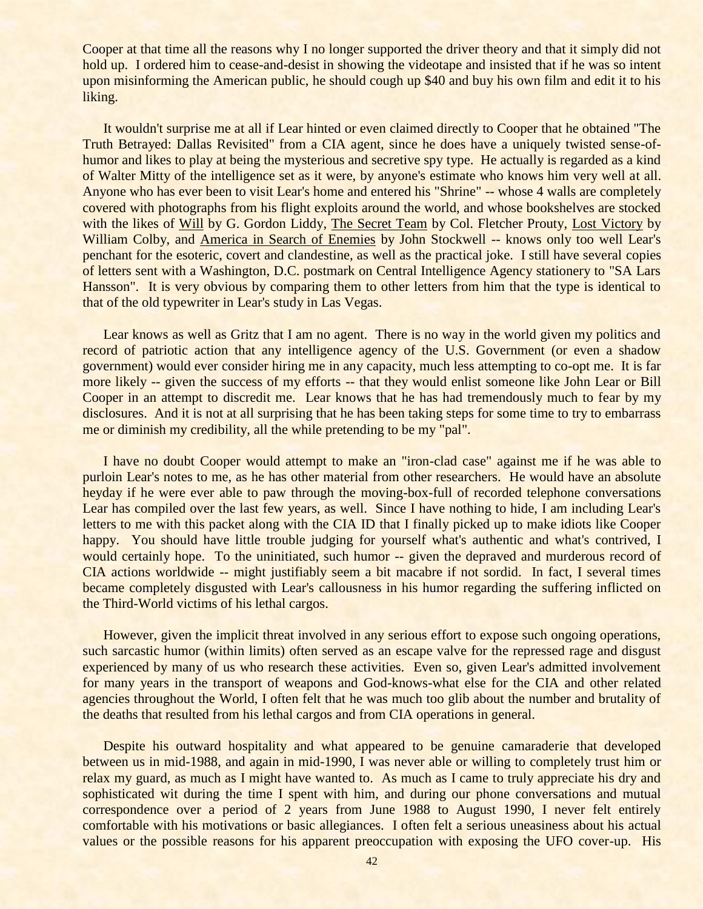Cooper at that time all the reasons why I no longer supported the driver theory and that it simply did not hold up. I ordered him to cease-and-desist in showing the videotape and insisted that if he was so intent upon misinforming the American public, he should cough up $40 and buy his own film and edit it to his liking.

It wouldn't surprise me at all if Lear hinted or even claimed directly to Cooper that he obtained "The Truth Betrayed: Dallas Revisited" from a CIA agent, since he does have a uniquely twisted sense-of-humor and likes to play at being the mysterious and secretive spy type. He actually is regarded as a kind of Walter Mitty of the intelligence set as it were, by anyone's estimate who knows him very well at all. Anyone who has ever been to visit Lear's home and entered his "Shrine" -- whose 4 walls are completely covered with photographs from his flight exploits around the world, and whose bookshelves are stocked with the likes of <u>Will</u> by G. Gordon Liddy, <u>The Secret Team</u> by Col. Fletcher Prouty, <u>Lost Victory</u> by William Colby, and <u>America in Search of Enemies</u> by John Stockwell -- knows only too well Lear's penchant for the esoteric, covert and clandestine, as well as the practical joke. I still have several copies of letters sent with a Washington, D.C. postmark on Central Intelligence Agency stationery to "SA Lars Hansson". It is very obvious by comparing them to other letters from him that the type is identical to that of the old typewriter in Lear's study in Las Vegas.

Lear knows as well as Gritz that I am no agent. There is no way in the world given my politics and record of patriotic action that any intelligence agency of the U.S. Government (or even a shadow government) would ever consider hiring me in any capacity, much less attempting to co-opt me. It is far more likely -- given the success of my efforts -- that they would enlist someone like John Lear or Bill Cooper in an attempt to discredit me. Lear knows that he has had tremendously much to fear by my disclosures. And it is not at all surprising that he has been taking steps for some time to try to embarrass me or diminish my credibility, all the while pretending to be my "pal".

I have no doubt Cooper would attempt to make an "iron-clad case" against me if he was able to purloin Lear's notes to me, as he has other material from other researchers. He would have an absolute heyday if he were ever able to paw through the moving-box-full of recorded telephone conversations Lear has compiled over the last few years, as well. Since I have nothing to hide, I am including Lear's letters to me with this packet along with the CIA ID that I finally picked up to make idiots like Cooper happy. You should have little trouble judging for yourself what's authentic and what's contrived, I would certainly hope. To the uninitiated, such humor -- given the depraved and murderous record of CIA actions worldwide -- might justifiably seem a bit macabre if not sordid. In fact, I several times became completely disgusted with Lear's callousness in his humor regarding the suffering inflicted on the Third-World victims of his lethal cargos.

However, given the implicit threat involved in any serious effort to expose such ongoing operations, such sarcastic humor (within limits) often served as an escape valve for the repressed rage and disgust experienced by many of us who research these activities. Even so, given Lear's admitted involvement for many years in the transport of weapons and God-knows-what else for the CIA and other related agencies throughout the World, I often felt that he was much too glib about the number and brutality of the deaths that resulted from his lethal cargos and from CIA operations in general.

Despite his outward hospitality and what appeared to be genuine camaraderie that developed between us in mid-1988, and again in mid-1990, I was never able or willing to completely trust him or relax my guard, as much as I might have wanted to. As much as I came to truly appreciate his dry and sophisticated wit during the time I spent with him, and during our phone conversations and mutual correspondence over a period of 2 years from June 1988 to August 1990, I never felt entirely comfortable with his motivations or basic allegiances. I often felt a serious uneasiness about his actual values or the possible reasons for his apparent preoccupation with exposing the UFO cover-up. His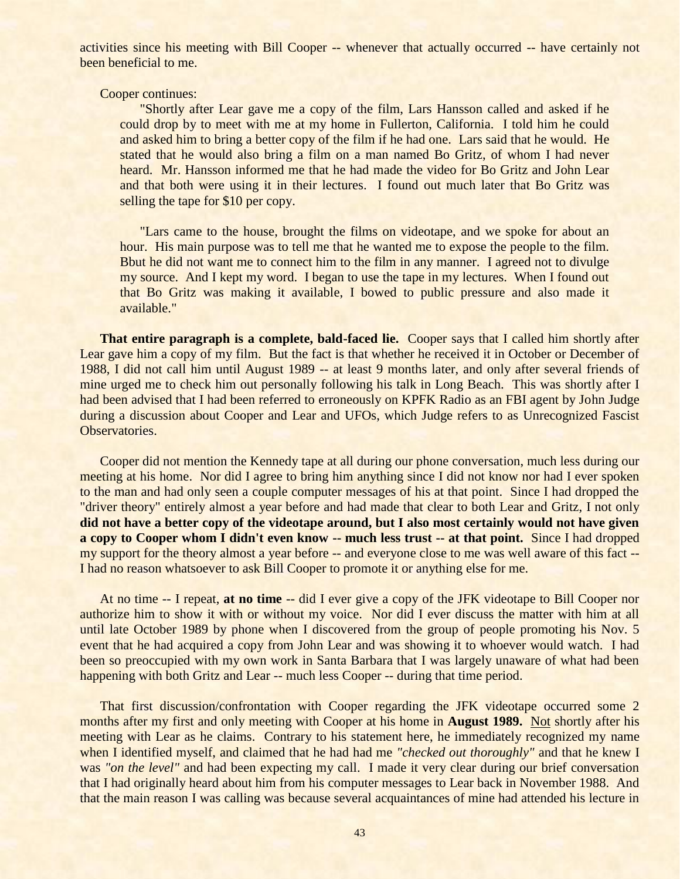activities since his meeting with Bill Cooper -- whenever that actually occurred -- have certainly not been beneficial to me.

Cooper continues:

> "Shortly after Lear gave me a copy of the film, Lars Hansson called and asked if he could drop by to meet with me at my home in Fullerton, California. I told him he could and asked him to bring a better copy of the film if he had one. Lars said that he would. He stated that he would also bring a film on a man named Bo Gritz, of whom I had never heard. Mr. Hansson informed me that he had made the video for Bo Gritz and John Lear and that both were using it in their lectures. I found out much later that Bo Gritz was selling the tape for $10 per copy.
>
> "Lars came to the house, brought the films on videotape, and we spoke for about an hour. His main purpose was to tell me that he wanted me to expose the people to the film. Bbut he did not want me to connect him to the film in any manner. I agreed not to divulge my source. And I kept my word. I began to use the tape in my lectures. When I found out that Bo Gritz was making it available, I bowed to public pressure and also made it available."

**That entire paragraph is a complete, bald-faced lie.** Cooper says that I called him shortly after Lear gave him a copy of my film. But the fact is that whether he received it in October or December of 1988, I did not call him until August 1989 -- at least 9 months later, and only after several friends of mine urged me to check him out personally following his talk in Long Beach. This was shortly after I had been advised that I had been referred to erroneously on KPFK Radio as an FBI agent by John Judge during a discussion about Cooper and Lear and UFOs, which Judge refers to as Unrecognized Fascist Observatories.

Cooper did not mention the Kennedy tape at all during our phone conversation, much less during our meeting at his home. Nor did I agree to bring him anything since I did not know nor had I ever spoken to the man and had only seen a couple computer messages of his at that point. Since I had dropped the "driver theory" entirely almost a year before and had made that clear to both Lear and Gritz, I not only **did not have a better copy of the videotape around, but I also most certainly would not have given a copy to Cooper whom I didn't even know -- much less trust -- at that point.** Since I had dropped my support for the theory almost a year before -- and everyone close to me was well aware of this fact -- I had no reason whatsoever to ask Bill Cooper to promote it or anything else for me.

At no time -- I repeat, **at no time** -- did I ever give a copy of the JFK videotape to Bill Cooper nor authorize him to show it with or without my voice. Nor did I ever discuss the matter with him at all until late October 1989 by phone when I discovered from the group of people promoting his Nov. 5 event that he had acquired a copy from John Lear and was showing it to whoever would watch. I had been so preoccupied with my own work in Santa Barbara that I was largely unaware of what had been happening with both Gritz and Lear -- much less Cooper -- during that time period.

That first discussion/confrontation with Cooper regarding the JFK videotape occurred some 2 months after my first and only meeting with Cooper at his home in **August 1989.** <u>Not</u> shortly after his meeting with Lear as he claims. Contrary to his statement here, he immediately recognized my name when I identified myself, and claimed that he had had me *"checked out thoroughly"* and that he knew I was *"on the level"* and had been expecting my call. I made it very clear during our brief conversation that I had originally heard about him from his computer messages to Lear back in November 1988. And that the main reason I was calling was because several acquaintances of mine had attended his lecture in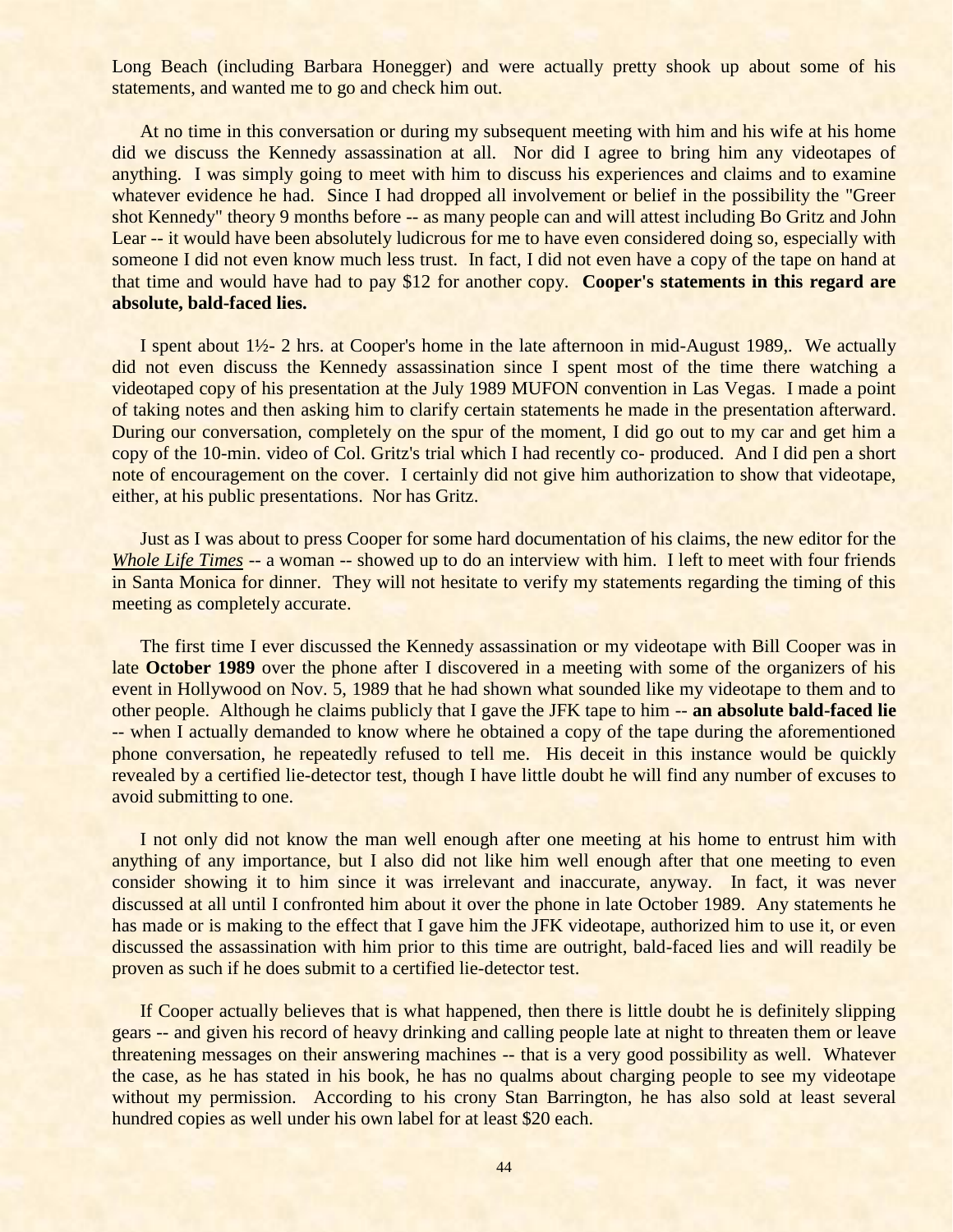Long Beach (including Barbara Honegger) and were actually pretty shook up about some of his statements, and wanted me to go and check him out.

At no time in this conversation or during my subsequent meeting with him and his wife at his home did we discuss the Kennedy assassination at all. Nor did I agree to bring him any videotapes of anything. I was simply going to meet with him to discuss his experiences and claims and to examine whatever evidence he had. Since I had dropped all involvement or belief in the possibility the "Greer shot Kennedy" theory 9 months before -- as many people can and will attest including Bo Gritz and John Lear -- it would have been absolutely ludicrous for me to have even considered doing so, especially with someone I did not even know much less trust. In fact, I did not even have a copy of the tape on hand at that time and would have had to pay $12 for another copy. **Cooper's statements in this regard are absolute, bald-faced lies.**

I spent about 1½- 2 hrs. at Cooper's home in the late afternoon in mid-August 1989,. We actually did not even discuss the Kennedy assassination since I spent most of the time there watching a videotaped copy of his presentation at the July 1989 MUFON convention in Las Vegas. I made a point of taking notes and then asking him to clarify certain statements he made in the presentation afterward. During our conversation, completely on the spur of the moment, I did go out to my car and get him a copy of the 10-min. video of Col. Gritz's trial which I had recently co- produced. And I did pen a short note of encouragement on the cover. I certainly did not give him authorization to show that videotape, either, at his public presentations. Nor has Gritz.

Just as I was about to press Cooper for some hard documentation of his claims, the new editor for the *Whole Life Times* -- a woman -- showed up to do an interview with him. I left to meet with four friends in Santa Monica for dinner. They will not hesitate to verify my statements regarding the timing of this meeting as completely accurate.

The first time I ever discussed the Kennedy assassination or my videotape with Bill Cooper was in late **October 1989** over the phone after I discovered in a meeting with some of the organizers of his event in Hollywood on Nov. 5, 1989 that he had shown what sounded like my videotape to them and to other people. Although he claims publicly that I gave the JFK tape to him -- **an absolute bald-faced lie** -- when I actually demanded to know where he obtained a copy of the tape during the aforementioned phone conversation, he repeatedly refused to tell me. His deceit in this instance would be quickly revealed by a certified lie-detector test, though I have little doubt he will find any number of excuses to avoid submitting to one.

I not only did not know the man well enough after one meeting at his home to entrust him with anything of any importance, but I also did not like him well enough after that one meeting to even consider showing it to him since it was irrelevant and inaccurate, anyway. In fact, it was never discussed at all until I confronted him about it over the phone in late October 1989. Any statements he has made or is making to the effect that I gave him the JFK videotape, authorized him to use it, or even discussed the assassination with him prior to this time are outright, bald-faced lies and will readily be proven as such if he does submit to a certified lie-detector test.

If Cooper actually believes that is what happened, then there is little doubt he is definitely slipping gears -- and given his record of heavy drinking and calling people late at night to threaten them or leave threatening messages on their answering machines -- that is a very good possibility as well. Whatever the case, as he has stated in his book, he has no qualms about charging people to see my videotape without my permission. According to his crony Stan Barrington, he has also sold at least several hundred copies as well under his own label for at least $20 each.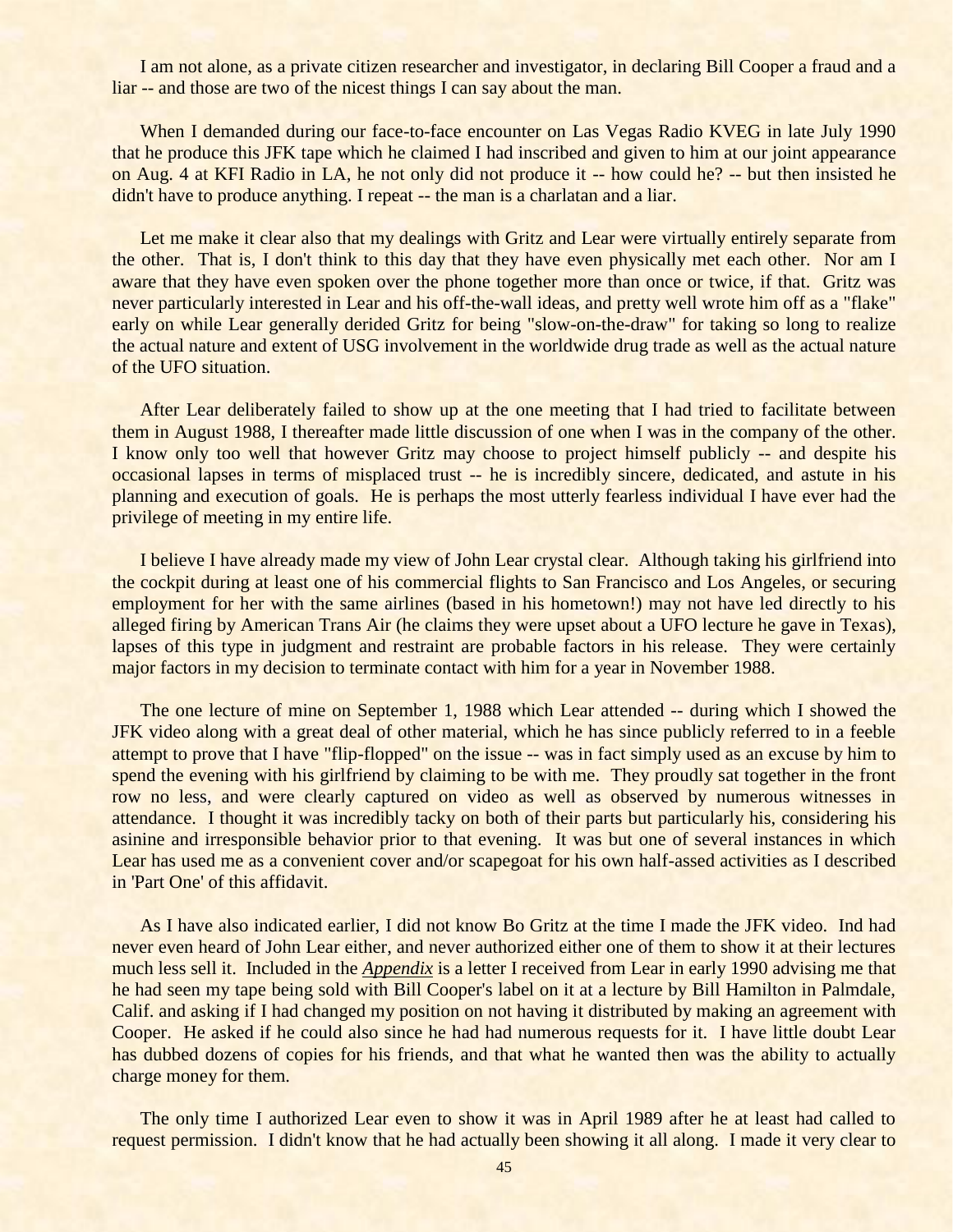I am not alone, as a private citizen researcher and investigator, in declaring Bill Cooper a fraud and a liar -- and those are two of the nicest things I can say about the man.

When I demanded during our face-to-face encounter on Las Vegas Radio KVEG in late July 1990 that he produce this JFK tape which he claimed I had inscribed and given to him at our joint appearance on Aug. 4 at KFI Radio in LA, he not only did not produce it -- how could he? -- but then insisted he didn't have to produce anything. I repeat -- the man is a charlatan and a liar.

Let me make it clear also that my dealings with Gritz and Lear were virtually entirely separate from the other. That is, I don't think to this day that they have even physically met each other. Nor am I aware that they have even spoken over the phone together more than once or twice, if that. Gritz was never particularly interested in Lear and his off-the-wall ideas, and pretty well wrote him off as a "flake" early on while Lear generally derided Gritz for being "slow-on-the-draw" for taking so long to realize the actual nature and extent of USG involvement in the worldwide drug trade as well as the actual nature of the UFO situation.

After Lear deliberately failed to show up at the one meeting that I had tried to facilitate between them in August 1988, I thereafter made little discussion of one when I was in the company of the other. I know only too well that however Gritz may choose to project himself publicly -- and despite his occasional lapses in terms of misplaced trust -- he is incredibly sincere, dedicated, and astute in his planning and execution of goals. He is perhaps the most utterly fearless individual I have ever had the privilege of meeting in my entire life.

I believe I have already made my view of John Lear crystal clear. Although taking his girlfriend into the cockpit during at least one of his commercial flights to San Francisco and Los Angeles, or securing employment for her with the same airlines (based in his hometown!) may not have led directly to his alleged firing by American Trans Air (he claims they were upset about a UFO lecture he gave in Texas), lapses of this type in judgment and restraint are probable factors in his release. They were certainly major factors in my decision to terminate contact with him for a year in November 1988.

The one lecture of mine on September 1, 1988 which Lear attended -- during which I showed the JFK video along with a great deal of other material, which he has since publicly referred to in a feeble attempt to prove that I have "flip-flopped" on the issue -- was in fact simply used as an excuse by him to spend the evening with his girlfriend by claiming to be with me. They proudly sat together in the front row no less, and were clearly captured on video as well as observed by numerous witnesses in attendance. I thought it was incredibly tacky on both of their parts but particularly his, considering his asinine and irresponsible behavior prior to that evening. It was but one of several instances in which Lear has used me as a convenient cover and/or scapegoat for his own half-assed activities as I described in 'Part One' of this affidavit.

As I have also indicated earlier, I did not know Bo Gritz at the time I made the JFK video. Ind had never even heard of John Lear either, and never authorized either one of them to show it at their lectures much less sell it. Included in the ***Appendix*** is a letter I received from Lear in early 1990 advising me that he had seen my tape being sold with Bill Cooper's label on it at a lecture by Bill Hamilton in Palmdale, Calif. and asking if I had changed my position on not having it distributed by making an agreement with Cooper. He asked if he could also since he had had numerous requests for it. I have little doubt Lear has dubbed dozens of copies for his friends, and that what he wanted then was the ability to actually charge money for them.

The only time I authorized Lear even to show it was in April 1989 after he at least had called to request permission. I didn't know that he had actually been showing it all along. I made it very clear to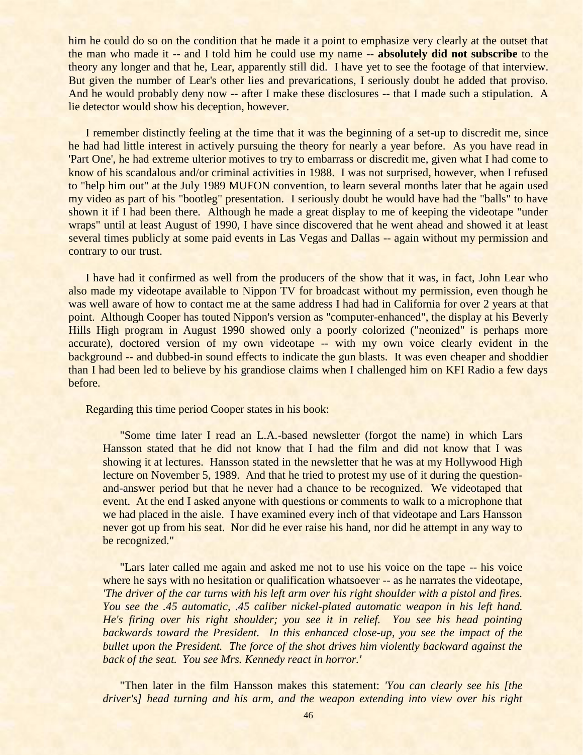him he could do so on the condition that he made it a point to emphasize very clearly at the outset that the man who made it -- and I told him he could use my name -- **absolutely did not subscribe** to the theory any longer and that he, Lear, apparently still did. I have yet to see the footage of that interview. But given the number of Lear's other lies and prevarications, I seriously doubt he added that proviso. And he would probably deny now -- after I make these disclosures -- that I made such a stipulation. A lie detector would show his deception, however.

I remember distinctly feeling at the time that it was the beginning of a set-up to discredit me, since he had had little interest in actively pursuing the theory for nearly a year before. As you have read in 'Part One', he had extreme ulterior motives to try to embarrass or discredit me, given what I had come to know of his scandalous and/or criminal activities in 1988. I was not surprised, however, when I refused to "help him out" at the July 1989 MUFON convention, to learn several months later that he again used my video as part of his "bootleg" presentation. I seriously doubt he would have had the "balls" to have shown it if I had been there. Although he made a great display to me of keeping the videotape "under wraps" until at least August of 1990, I have since discovered that he went ahead and showed it at least several times publicly at some paid events in Las Vegas and Dallas -- again without my permission and contrary to our trust.

I have had it confirmed as well from the producers of the show that it was, in fact, John Lear who also made my videotape available to Nippon TV for broadcast without my permission, even though he was well aware of how to contact me at the same address I had had in California for over 2 years at that point. Although Cooper has touted Nippon's version as "computer-enhanced", the display at his Beverly Hills High program in August 1990 showed only a poorly colorized ("neonized" is perhaps more accurate), doctored version of my own videotape -- with my own voice clearly evident in the background -- and dubbed-in sound effects to indicate the gun blasts. It was even cheaper and shoddier than I had been led to believe by his grandiose claims when I challenged him on KFI Radio a few days before.

Regarding this time period Cooper states in his book:

> "Some time later I read an L.A.-based newsletter (forgot the name) in which Lars Hansson stated that he did not know that I had the film and did not know that I was showing it at lectures. Hansson stated in the newsletter that he was at my Hollywood High lecture on November 5, 1989. And that he tried to protest my use of it during the question-and-answer period but that he never had a chance to be recognized. We videotaped that event. At the end I asked anyone with questions or comments to walk to a microphone that we had placed in the aisle. I have examined every inch of that videotape and Lars Hansson never got up from his seat. Nor did he ever raise his hand, nor did he attempt in any way to be recognized."
>
> "Lars later called me again and asked me not to use his voice on the tape -- his voice where he says with no hesitation or qualification whatsoever -- as he narrates the videotape, *'The driver of the car turns with his left arm over his right shoulder with a pistol and fires. You see the .45 automatic, .45 caliber nickel-plated automatic weapon in his left hand. He's firing over his right shoulder; you see it in relief. You see his head pointing backwards toward the President. In this enhanced close-up, you see the impact of the bullet upon the President. The force of the shot drives him violently backward against the back of the seat. You see Mrs. Kennedy react in horror.'*
>
> "Then later in the film Hansson makes this statement: *'You can clearly see his [the driver's] head turning and his arm, and the weapon extending into view over his right*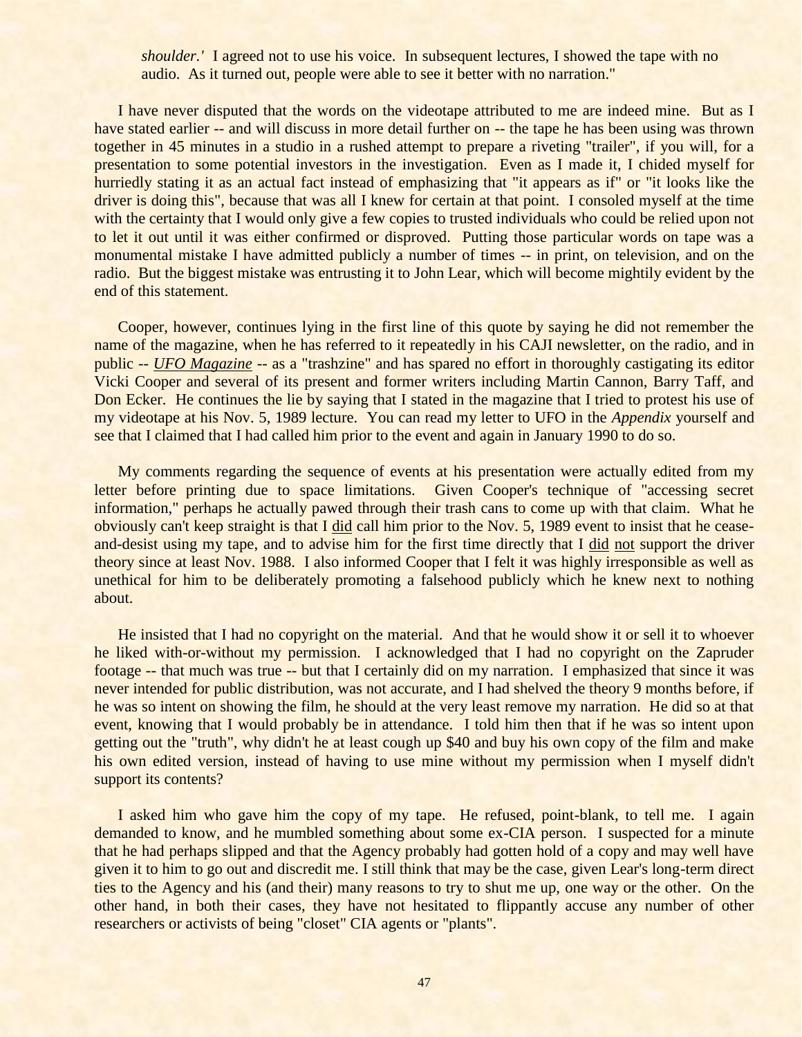> *shoulder.'* I agreed not to use his voice. In subsequent lectures, I showed the tape with no audio. As it turned out, people were able to see it better with no narration."

I have never disputed that the words on the videotape attributed to me are indeed mine. But as I have stated earlier -- and will discuss in more detail further on -- the tape he has been using was thrown together in 45 minutes in a studio in a rushed attempt to prepare a riveting "trailer", if you will, for a presentation to some potential investors in the investigation. Even as I made it, I chided myself for hurriedly stating it as an actual fact instead of emphasizing that "it appears as if" or "it looks like the driver is doing this", because that was all I knew for certain at that point. I consoled myself at the time with the certainty that I would only give a few copies to trusted individuals who could be relied upon not to let it out until it was either confirmed or disproved. Putting those particular words on tape was a monumental mistake I have admitted publicly a number of times -- in print, on television, and on the radio. But the biggest mistake was entrusting it to John Lear, which will become mightily evident by the end of this statement.

Cooper, however, continues lying in the first line of this quote by saying he did not remember the name of the magazine, when he has referred to it repeatedly in his CAJI newsletter, on the radio, and in public -- <u>*UFO Magazine*</u> -- as a "trashzine" and has spared no effort in thoroughly castigating its editor Vicki Cooper and several of its present and former writers including Martin Cannon, Barry Taff, and Don Ecker. He continues the lie by saying that I stated in the magazine that I tried to protest his use of my videotape at his Nov. 5, 1989 lecture. You can read my letter to UFO in the *Appendix* yourself and see that I claimed that I had called him prior to the event and again in January 1990 to do so.

My comments regarding the sequence of events at his presentation were actually edited from my letter before printing due to space limitations. Given Cooper's technique of "accessing secret information," perhaps he actually pawed through their trash cans to come up with that claim. What he obviously can't keep straight is that I <u>did</u> call him prior to the Nov. 5, 1989 event to insist that he cease-and-desist using my tape, and to advise him for the first time directly that I <u>did</u> <u>not</u> support the driver theory since at least Nov. 1988. I also informed Cooper that I felt it was highly irresponsible as well as unethical for him to be deliberately promoting a falsehood publicly which he knew next to nothing about.

He insisted that I had no copyright on the material. And that he would show it or sell it to whoever he liked with-or-without my permission. I acknowledged that I had no copyright on the Zapruder footage -- that much was true -- but that I certainly did on my narration. I emphasized that since it was never intended for public distribution, was not accurate, and I had shelved the theory 9 months before, if he was so intent on showing the film, he should at the very least remove my narration. He did so at that event, knowing that I would probably be in attendance. I told him then that if he was so intent upon getting out the "truth", why didn't he at least cough up $40 and buy his own copy of the film and make his own edited version, instead of having to use mine without my permission when I myself didn't support its contents?

I asked him who gave him the copy of my tape. He refused, point-blank, to tell me. I again demanded to know, and he mumbled something about some ex-CIA person. I suspected for a minute that he had perhaps slipped and that the Agency probably had gotten hold of a copy and may well have given it to him to go out and discredit me. I still think that may be the case, given Lear's long-term direct ties to the Agency and his (and their) many reasons to try to shut me up, one way or the other. On the other hand, in both their cases, they have not hesitated to flippantly accuse any number of other researchers or activists of being "closet" CIA agents or "plants".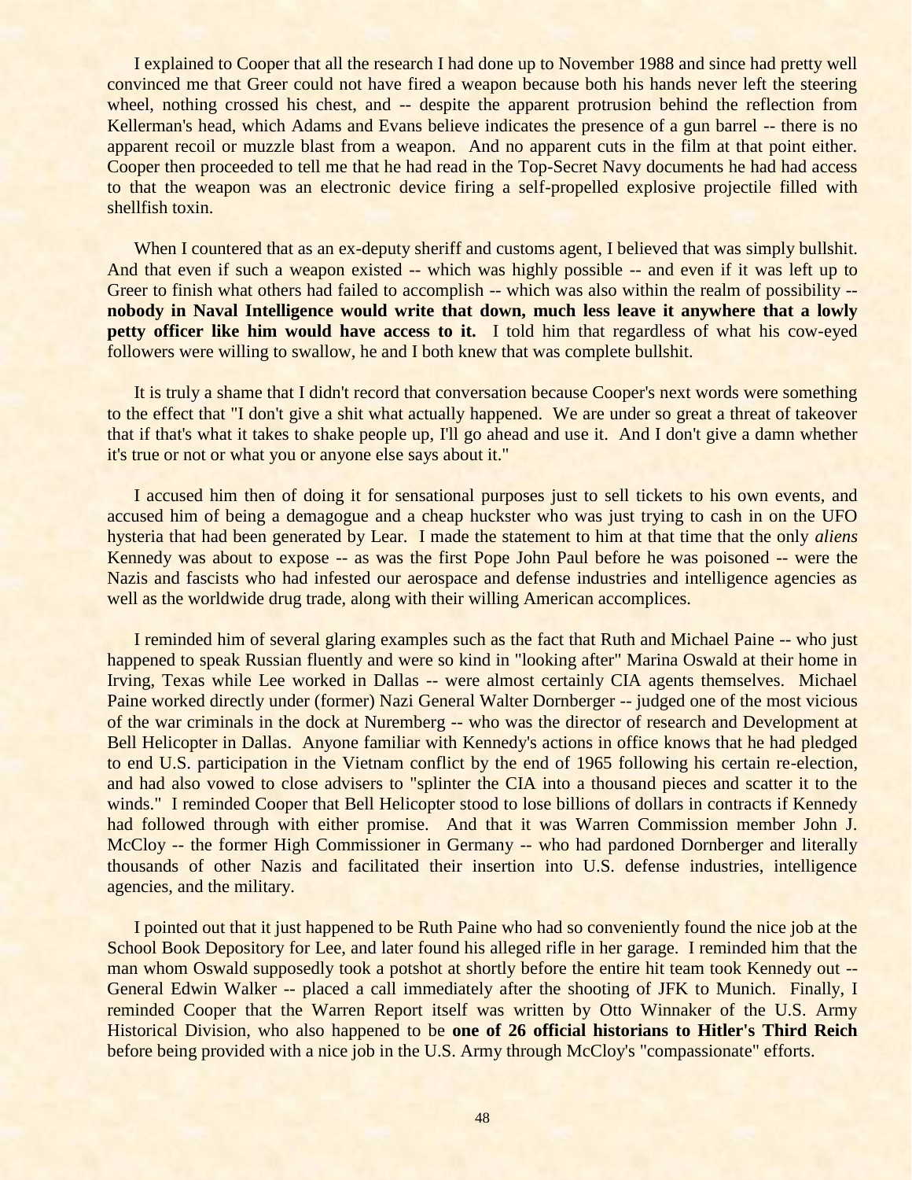I explained to Cooper that all the research I had done up to November 1988 and since had pretty well convinced me that Greer could not have fired a weapon because both his hands never left the steering wheel, nothing crossed his chest, and -- despite the apparent protrusion behind the reflection from Kellerman's head, which Adams and Evans believe indicates the presence of a gun barrel -- there is no apparent recoil or muzzle blast from a weapon. And no apparent cuts in the film at that point either. Cooper then proceeded to tell me that he had read in the Top-Secret Navy documents he had had access to that the weapon was an electronic device firing a self-propelled explosive projectile filled with shellfish toxin.

When I countered that as an ex-deputy sheriff and customs agent, I believed that was simply bullshit. And that even if such a weapon existed -- which was highly possible -- and even if it was left up to Greer to finish what others had failed to accomplish -- which was also within the realm of possibility -- **nobody in Naval Intelligence would write that down, much less leave it anywhere that a lowly petty officer like him would have access to it.** I told him that regardless of what his cow-eyed followers were willing to swallow, he and I both knew that was complete bullshit.

It is truly a shame that I didn't record that conversation because Cooper's next words were something to the effect that "I don't give a shit what actually happened. We are under so great a threat of takeover that if that's what it takes to shake people up, I'll go ahead and use it. And I don't give a damn whether it's true or not or what you or anyone else says about it."

I accused him then of doing it for sensational purposes just to sell tickets to his own events, and accused him of being a demagogue and a cheap huckster who was just trying to cash in on the UFO hysteria that had been generated by Lear. I made the statement to him at that time that the only *aliens* Kennedy was about to expose -- as was the first Pope John Paul before he was poisoned -- were the Nazis and fascists who had infested our aerospace and defense industries and intelligence agencies as well as the worldwide drug trade, along with their willing American accomplices.

I reminded him of several glaring examples such as the fact that Ruth and Michael Paine -- who just happened to speak Russian fluently and were so kind in "looking after" Marina Oswald at their home in Irving, Texas while Lee worked in Dallas -- were almost certainly CIA agents themselves. Michael Paine worked directly under (former) Nazi General Walter Dornberger -- judged one of the most vicious of the war criminals in the dock at Nuremberg -- who was the director of research and Development at Bell Helicopter in Dallas. Anyone familiar with Kennedy's actions in office knows that he had pledged to end U.S. participation in the Vietnam conflict by the end of 1965 following his certain re-election, and had also vowed to close advisers to "splinter the CIA into a thousand pieces and scatter it to the winds." I reminded Cooper that Bell Helicopter stood to lose billions of dollars in contracts if Kennedy had followed through with either promise. And that it was Warren Commission member John J. McCloy -- the former High Commissioner in Germany -- who had pardoned Dornberger and literally thousands of other Nazis and facilitated their insertion into U.S. defense industries, intelligence agencies, and the military.

I pointed out that it just happened to be Ruth Paine who had so conveniently found the nice job at the School Book Depository for Lee, and later found his alleged rifle in her garage. I reminded him that the man whom Oswald supposedly took a potshot at shortly before the entire hit team took Kennedy out -- General Edwin Walker -- placed a call immediately after the shooting of JFK to Munich. Finally, I reminded Cooper that the Warren Report itself was written by Otto Winnaker of the U.S. Army Historical Division, who also happened to be **one of 26 official historians to Hitler's Third Reich** before being provided with a nice job in the U.S. Army through McCloy's "compassionate" efforts.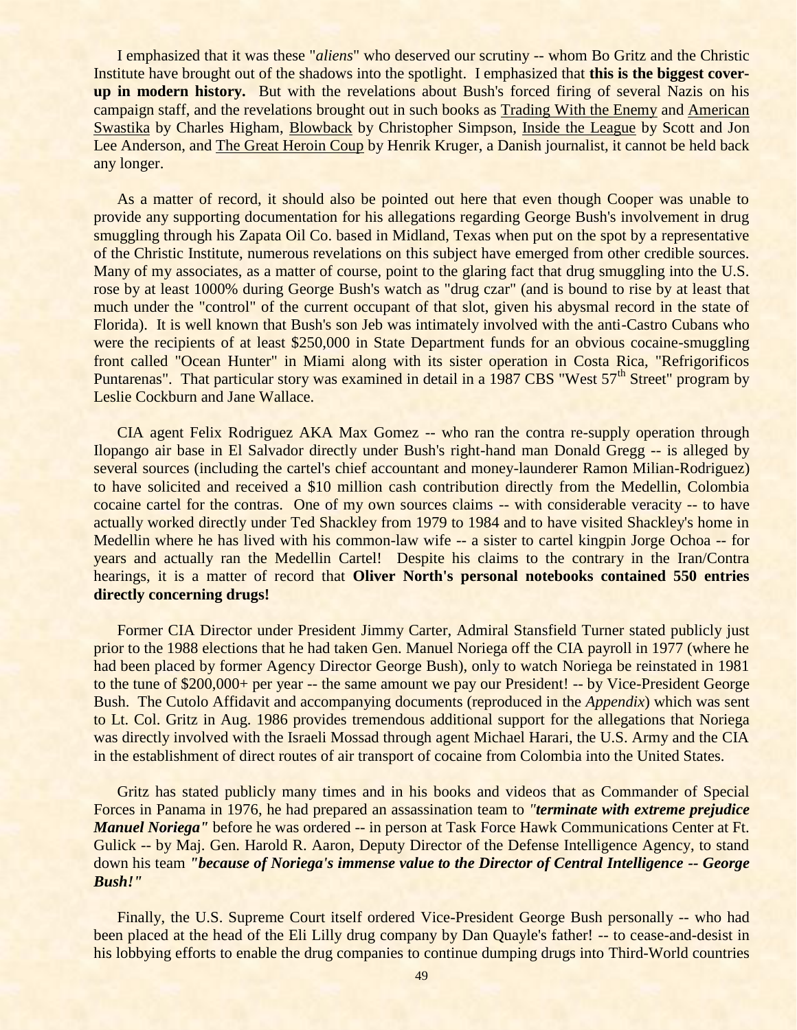I emphasized that it was these "*aliens*" who deserved our scrutiny -- whom Bo Gritz and the Christic Institute have brought out of the shadows into the spotlight. I emphasized that **this is the biggest cover-up in modern history.** But with the revelations about Bush's forced firing of several Nazis on his campaign staff, and the revelations brought out in such books as Trading With the Enemy and American Swastika by Charles Higham, Blowback by Christopher Simpson, Inside the League by Scott and Jon Lee Anderson, and The Great Heroin Coup by Henrik Kruger, a Danish journalist, it cannot be held back any longer.

As a matter of record, it should also be pointed out here that even though Cooper was unable to provide any supporting documentation for his allegations regarding George Bush's involvement in drug smuggling through his Zapata Oil Co. based in Midland, Texas when put on the spot by a representative of the Christic Institute, numerous revelations on this subject have emerged from other credible sources. Many of my associates, as a matter of course, point to the glaring fact that drug smuggling into the U.S. rose by at least 1000% during George Bush's watch as "drug czar" (and is bound to rise by at least that much under the "control" of the current occupant of that slot, given his abysmal record in the state of Florida). It is well known that Bush's son Jeb was intimately involved with the anti-Castro Cubans who were the recipients of at least $250,000 in State Department funds for an obvious cocaine-smuggling front called "Ocean Hunter" in Miami along with its sister operation in Costa Rica, "Refrigorificos Puntarenas". That particular story was examined in detail in a 1987 CBS "West 57th Street" program by Leslie Cockburn and Jane Wallace.

CIA agent Felix Rodriguez AKA Max Gomez -- who ran the contra re-supply operation through Ilopango air base in El Salvador directly under Bush's right-hand man Donald Gregg -- is alleged by several sources (including the cartel's chief accountant and money-launderer Ramon Milian-Rodriguez) to have solicited and received a $10 million cash contribution directly from the Medellin, Colombia cocaine cartel for the contras. One of my own sources claims -- with considerable veracity -- to have actually worked directly under Ted Shackley from 1979 to 1984 and to have visited Shackley's home in Medellin where he has lived with his common-law wife -- a sister to cartel kingpin Jorge Ochoa -- for years and actually ran the Medellin Cartel! Despite his claims to the contrary in the Iran/Contra hearings, it is a matter of record that **Oliver North's personal notebooks contained 550 entries directly concerning drugs!**

Former CIA Director under President Jimmy Carter, Admiral Stansfield Turner stated publicly just prior to the 1988 elections that he had taken Gen. Manuel Noriega off the CIA payroll in 1977 (where he had been placed by former Agency Director George Bush), only to watch Noriega be reinstated in 1981 to the tune of $200,000+ per year -- the same amount we pay our President! -- by Vice-President George Bush. The Cutolo Affidavit and accompanying documents (reproduced in the *Appendix*) which was sent to Lt. Col. Gritz in Aug. 1986 provides tremendous additional support for the allegations that Noriega was directly involved with the Israeli Mossad through agent Michael Harari, the U.S. Army and the CIA in the establishment of direct routes of air transport of cocaine from Colombia into the United States.

Gritz has stated publicly many times and in his books and videos that as Commander of Special Forces in Panama in 1976, he had prepared an assassination team to ***"terminate with extreme prejudice Manuel Noriega"*** before he was ordered -- in person at Task Force Hawk Communications Center at Ft. Gulick -- by Maj. Gen. Harold R. Aaron, Deputy Director of the Defense Intelligence Agency, to stand down his team ***"because of Noriega's immense value to the Director of Central Intelligence -- George Bush!"***

Finally, the U.S. Supreme Court itself ordered Vice-President George Bush personally -- who had been placed at the head of the Eli Lilly drug company by Dan Quayle's father! -- to cease-and-desist in his lobbying efforts to enable the drug companies to continue dumping drugs into Third-World countries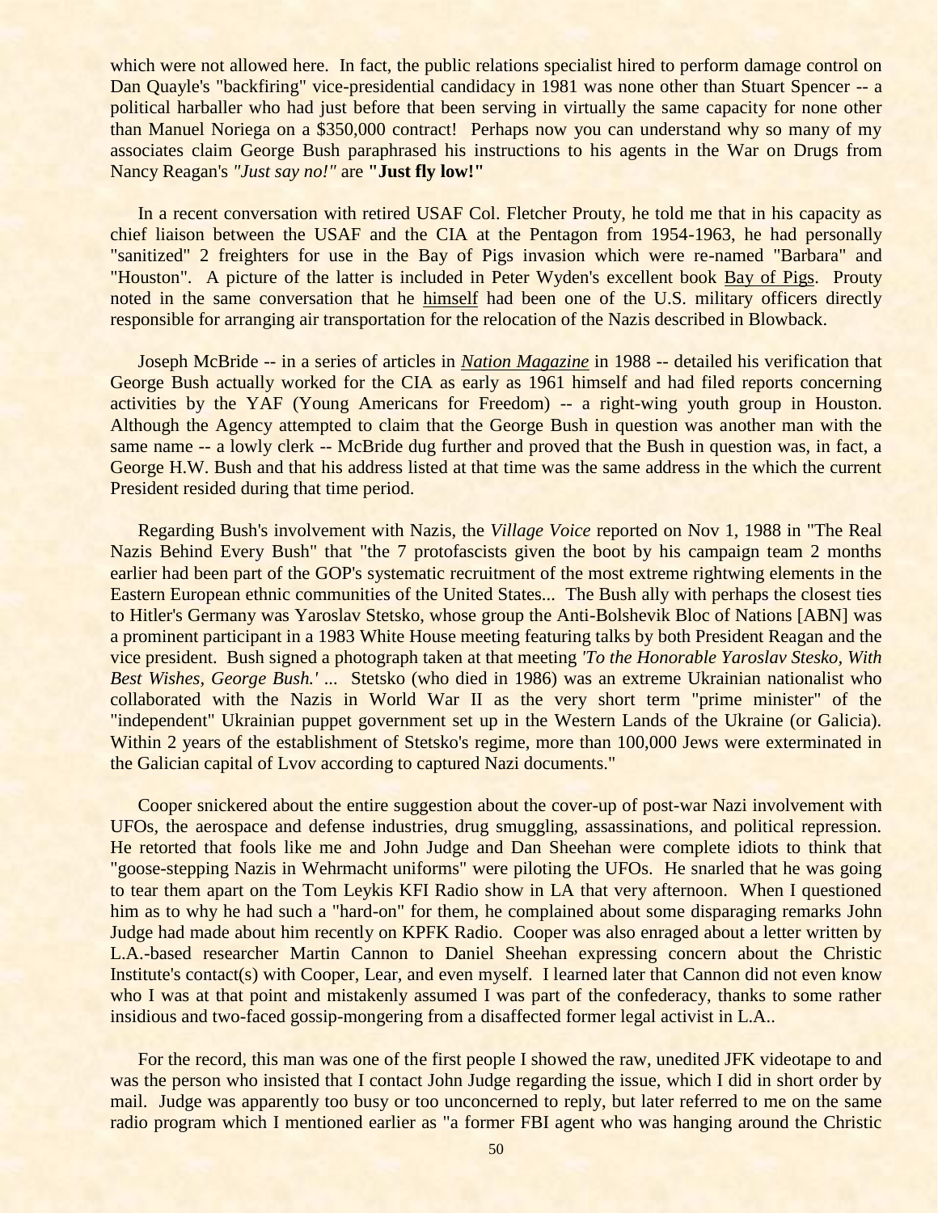which were not allowed here. In fact, the public relations specialist hired to perform damage control on Dan Quayle's "backfiring" vice-presidential candidacy in 1981 was none other than Stuart Spencer -- a political harballer who had just before that been serving in virtually the same capacity for none other than Manuel Noriega on a $350,000 contract! Perhaps now you can understand why so many of my associates claim George Bush paraphrased his instructions to his agents in the War on Drugs from Nancy Reagan's *"Just say no!"* are **"Just fly low!"**

In a recent conversation with retired USAF Col. Fletcher Prouty, he told me that in his capacity as chief liaison between the USAF and the CIA at the Pentagon from 1954-1963, he had personally "sanitized" 2 freighters for use in the Bay of Pigs invasion which were re-named "Barbara" and "Houston". A picture of the latter is included in Peter Wyden's excellent book Bay of Pigs. Prouty noted in the same conversation that he himself had been one of the U.S. military officers directly responsible for arranging air transportation for the relocation of the Nazis described in Blowback.

Joseph McBride -- in a series of articles in ***Nation Magazine*** in 1988 -- detailed his verification that George Bush actually worked for the CIA as early as 1961 himself and had filed reports concerning activities by the YAF (Young Americans for Freedom) -- a right-wing youth group in Houston. Although the Agency attempted to claim that the George Bush in question was another man with the same name -- a lowly clerk -- McBride dug further and proved that the Bush in question was, in fact, a George H.W. Bush and that his address listed at that time was the same address in the which the current President resided during that time period.

Regarding Bush's involvement with Nazis, the *Village Voice* reported on Nov 1, 1988 in "The Real Nazis Behind Every Bush" that "the 7 protofascists given the boot by his campaign team 2 months earlier had been part of the GOP's systematic recruitment of the most extreme rightwing elements in the Eastern European ethnic communities of the United States... The Bush ally with perhaps the closest ties to Hitler's Germany was Yaroslav Stetsko, whose group the Anti-Bolshevik Bloc of Nations [ABN] was a prominent participant in a 1983 White House meeting featuring talks by both President Reagan and the vice president. Bush signed a photograph taken at that meeting *'To the Honorable Yaroslav Stesko, With Best Wishes, George Bush.'* ... Stetsko (who died in 1986) was an extreme Ukrainian nationalist who collaborated with the Nazis in World War II as the very short term "prime minister" of the "independent" Ukrainian puppet government set up in the Western Lands of the Ukraine (or Galicia). Within 2 years of the establishment of Stetsko's regime, more than 100,000 Jews were exterminated in the Galician capital of Lvov according to captured Nazi documents."

Cooper snickered about the entire suggestion about the cover-up of post-war Nazi involvement with UFOs, the aerospace and defense industries, drug smuggling, assassinations, and political repression. He retorted that fools like me and John Judge and Dan Sheehan were complete idiots to think that "goose-stepping Nazis in Wehrmacht uniforms" were piloting the UFOs. He snarled that he was going to tear them apart on the Tom Leykis KFI Radio show in LA that very afternoon. When I questioned him as to why he had such a "hard-on" for them, he complained about some disparaging remarks John Judge had made about him recently on KPFK Radio. Cooper was also enraged about a letter written by L.A.-based researcher Martin Cannon to Daniel Sheehan expressing concern about the Christic Institute's contact(s) with Cooper, Lear, and even myself. I learned later that Cannon did not even know who I was at that point and mistakenly assumed I was part of the confederacy, thanks to some rather insidious and two-faced gossip-mongering from a disaffected former legal activist in L.A..

For the record, this man was one of the first people I showed the raw, unedited JFK videotape to and was the person who insisted that I contact John Judge regarding the issue, which I did in short order by mail. Judge was apparently too busy or too unconcerned to reply, but later referred to me on the same radio program which I mentioned earlier as "a former FBI agent who was hanging around the Christic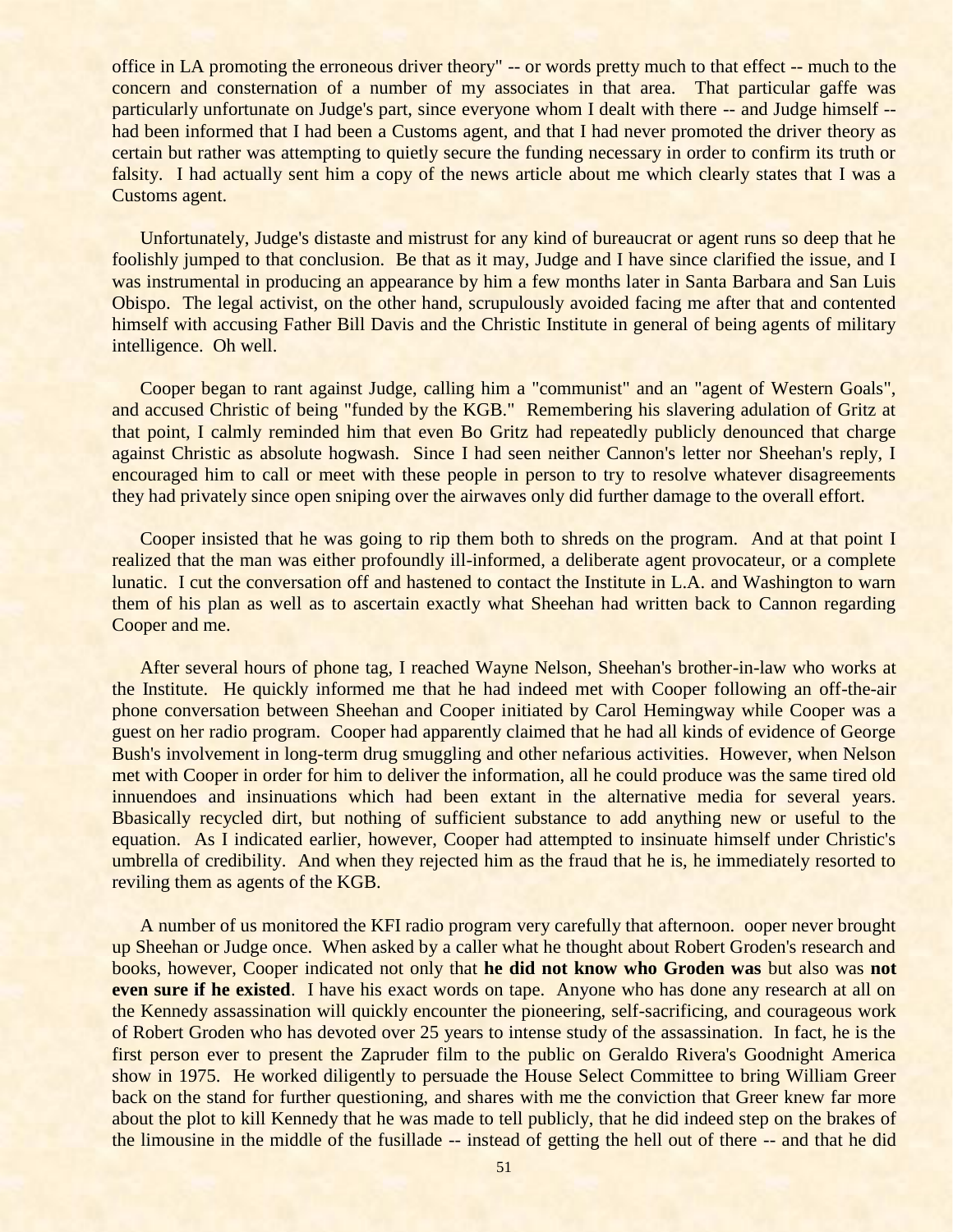office in LA promoting the erroneous driver theory" -- or words pretty much to that effect -- much to the concern and consternation of a number of my associates in that area. That particular gaffe was particularly unfortunate on Judge's part, since everyone whom I dealt with there -- and Judge himself -- had been informed that I had been a Customs agent, and that I had never promoted the driver theory as certain but rather was attempting to quietly secure the funding necessary in order to confirm its truth or falsity. I had actually sent him a copy of the news article about me which clearly states that I was a Customs agent.

Unfortunately, Judge's distaste and mistrust for any kind of bureaucrat or agent runs so deep that he foolishly jumped to that conclusion. Be that as it may, Judge and I have since clarified the issue, and I was instrumental in producing an appearance by him a few months later in Santa Barbara and San Luis Obispo. The legal activist, on the other hand, scrupulously avoided facing me after that and contented himself with accusing Father Bill Davis and the Christic Institute in general of being agents of military intelligence. Oh well.

Cooper began to rant against Judge, calling him a "communist" and an "agent of Western Goals", and accused Christic of being "funded by the KGB." Remembering his slavering adulation of Gritz at that point, I calmly reminded him that even Bo Gritz had repeatedly publicly denounced that charge against Christic as absolute hogwash. Since I had seen neither Cannon's letter nor Sheehan's reply, I encouraged him to call or meet with these people in person to try to resolve whatever disagreements they had privately since open sniping over the airwaves only did further damage to the overall effort.

Cooper insisted that he was going to rip them both to shreds on the program. And at that point I realized that the man was either profoundly ill-informed, a deliberate agent provocateur, or a complete lunatic. I cut the conversation off and hastened to contact the Institute in L.A. and Washington to warn them of his plan as well as to ascertain exactly what Sheehan had written back to Cannon regarding Cooper and me.

After several hours of phone tag, I reached Wayne Nelson, Sheehan's brother-in-law who works at the Institute. He quickly informed me that he had indeed met with Cooper following an off-the-air phone conversation between Sheehan and Cooper initiated by Carol Hemingway while Cooper was a guest on her radio program. Cooper had apparently claimed that he had all kinds of evidence of George Bush's involvement in long-term drug smuggling and other nefarious activities. However, when Nelson met with Cooper in order for him to deliver the information, all he could produce was the same tired old innuendoes and insinuations which had been extant in the alternative media for several years. Bbasically recycled dirt, but nothing of sufficient substance to add anything new or useful to the equation. As I indicated earlier, however, Cooper had attempted to insinuate himself under Christic's umbrella of credibility. And when they rejected him as the fraud that he is, he immediately resorted to reviling them as agents of the KGB.

A number of us monitored the KFI radio program very carefully that afternoon. ooper never brought up Sheehan or Judge once. When asked by a caller what he thought about Robert Groden's research and books, however, Cooper indicated not only that **he did not know who Groden was** but also was **not even sure if he existed**. I have his exact words on tape. Anyone who has done any research at all on the Kennedy assassination will quickly encounter the pioneering, self-sacrificing, and courageous work of Robert Groden who has devoted over 25 years to intense study of the assassination. In fact, he is the first person ever to present the Zapruder film to the public on Geraldo Rivera's Goodnight America show in 1975. He worked diligently to persuade the House Select Committee to bring William Greer back on the stand for further questioning, and shares with me the conviction that Greer knew far more about the plot to kill Kennedy that he was made to tell publicly, that he did indeed step on the brakes of the limousine in the middle of the fusillade -- instead of getting the hell out of there -- and that he did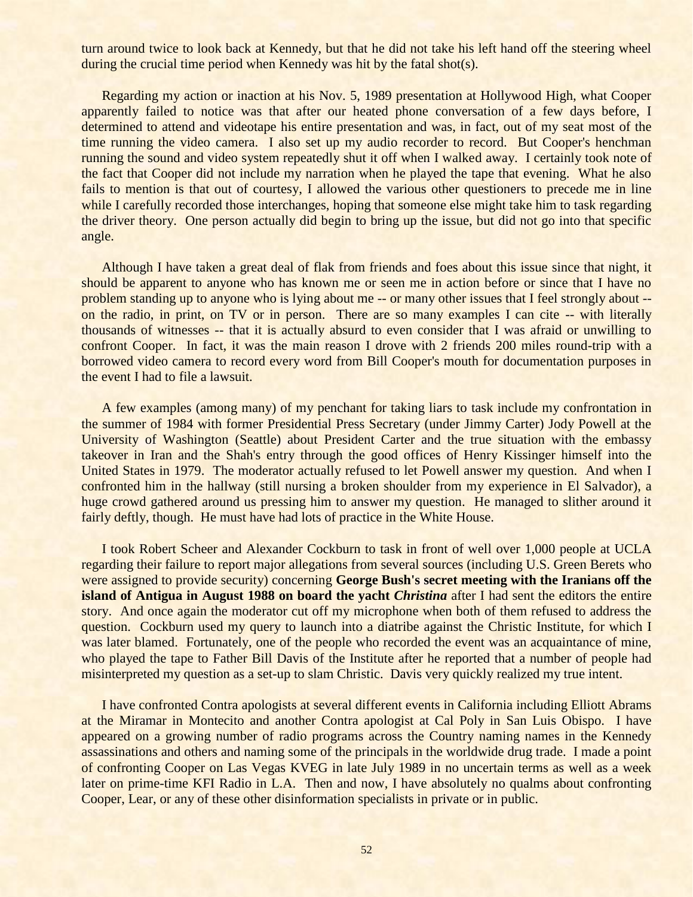turn around twice to look back at Kennedy, but that he did not take his left hand off the steering wheel during the crucial time period when Kennedy was hit by the fatal shot(s).

Regarding my action or inaction at his Nov. 5, 1989 presentation at Hollywood High, what Cooper apparently failed to notice was that after our heated phone conversation of a few days before, I determined to attend and videotape his entire presentation and was, in fact, out of my seat most of the time running the video camera. I also set up my audio recorder to record. But Cooper's henchman running the sound and video system repeatedly shut it off when I walked away. I certainly took note of the fact that Cooper did not include my narration when he played the tape that evening. What he also fails to mention is that out of courtesy, I allowed the various other questioners to precede me in line while I carefully recorded those interchanges, hoping that someone else might take him to task regarding the driver theory. One person actually did begin to bring up the issue, but did not go into that specific angle.

Although I have taken a great deal of flak from friends and foes about this issue since that night, it should be apparent to anyone who has known me or seen me in action before or since that I have no problem standing up to anyone who is lying about me -- or many other issues that I feel strongly about -- on the radio, in print, on TV or in person. There are so many examples I can cite -- with literally thousands of witnesses -- that it is actually absurd to even consider that I was afraid or unwilling to confront Cooper. In fact, it was the main reason I drove with 2 friends 200 miles round-trip with a borrowed video camera to record every word from Bill Cooper's mouth for documentation purposes in the event I had to file a lawsuit.

A few examples (among many) of my penchant for taking liars to task include my confrontation in the summer of 1984 with former Presidential Press Secretary (under Jimmy Carter) Jody Powell at the University of Washington (Seattle) about President Carter and the true situation with the embassy takeover in Iran and the Shah's entry through the good offices of Henry Kissinger himself into the United States in 1979. The moderator actually refused to let Powell answer my question. And when I confronted him in the hallway (still nursing a broken shoulder from my experience in El Salvador), a huge crowd gathered around us pressing him to answer my question. He managed to slither around it fairly deftly, though. He must have had lots of practice in the White House.

I took Robert Scheer and Alexander Cockburn to task in front of well over 1,000 people at UCLA regarding their failure to report major allegations from several sources (including U.S. Green Berets who were assigned to provide security) concerning **George Bush's secret meeting with the Iranians off the island of Antigua in August 1988 on board the yacht *Christina*** after I had sent the editors the entire story. And once again the moderator cut off my microphone when both of them refused to address the question. Cockburn used my query to launch into a diatribe against the Christic Institute, for which I was later blamed. Fortunately, one of the people who recorded the event was an acquaintance of mine, who played the tape to Father Bill Davis of the Institute after he reported that a number of people had misinterpreted my question as a set-up to slam Christic. Davis very quickly realized my true intent.

I have confronted Contra apologists at several different events in California including Elliott Abrams at the Miramar in Montecito and another Contra apologist at Cal Poly in San Luis Obispo. I have appeared on a growing number of radio programs across the Country naming names in the Kennedy assassinations and others and naming some of the principals in the worldwide drug trade. I made a point of confronting Cooper on Las Vegas KVEG in late July 1989 in no uncertain terms as well as a week later on prime-time KFI Radio in L.A. Then and now, I have absolutely no qualms about confronting Cooper, Lear, or any of these other disinformation specialists in private or in public.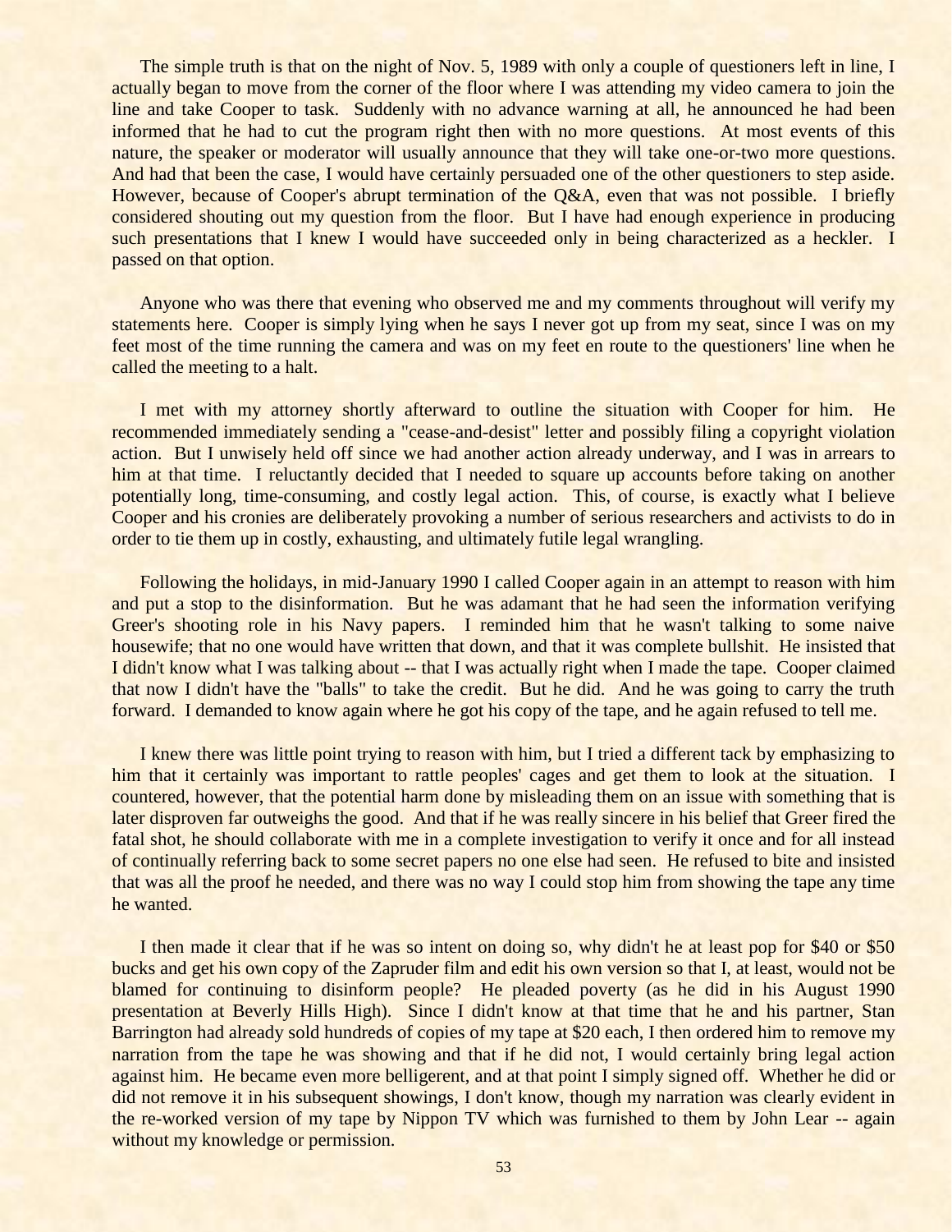The simple truth is that on the night of Nov. 5, 1989 with only a couple of questioners left in line, I actually began to move from the corner of the floor where I was attending my video camera to join the line and take Cooper to task. Suddenly with no advance warning at all, he announced he had been informed that he had to cut the program right then with no more questions. At most events of this nature, the speaker or moderator will usually announce that they will take one-or-two more questions. And had that been the case, I would have certainly persuaded one of the other questioners to step aside. However, because of Cooper's abrupt termination of the Q&A, even that was not possible. I briefly considered shouting out my question from the floor. But I have had enough experience in producing such presentations that I knew I would have succeeded only in being characterized as a heckler. I passed on that option.

Anyone who was there that evening who observed me and my comments throughout will verify my statements here. Cooper is simply lying when he says I never got up from my seat, since I was on my feet most of the time running the camera and was on my feet en route to the questioners' line when he called the meeting to a halt.

I met with my attorney shortly afterward to outline the situation with Cooper for him. He recommended immediately sending a "cease-and-desist" letter and possibly filing a copyright violation action. But I unwisely held off since we had another action already underway, and I was in arrears to him at that time. I reluctantly decided that I needed to square up accounts before taking on another potentially long, time-consuming, and costly legal action. This, of course, is exactly what I believe Cooper and his cronies are deliberately provoking a number of serious researchers and activists to do in order to tie them up in costly, exhausting, and ultimately futile legal wrangling.

Following the holidays, in mid-January 1990 I called Cooper again in an attempt to reason with him and put a stop to the disinformation. But he was adamant that he had seen the information verifying Greer's shooting role in his Navy papers. I reminded him that he wasn't talking to some naive housewife; that no one would have written that down, and that it was complete bullshit. He insisted that I didn't know what I was talking about -- that I was actually right when I made the tape. Cooper claimed that now I didn't have the "balls" to take the credit. But he did. And he was going to carry the truth forward. I demanded to know again where he got his copy of the tape, and he again refused to tell me.

I knew there was little point trying to reason with him, but I tried a different tack by emphasizing to him that it certainly was important to rattle peoples' cages and get them to look at the situation. I countered, however, that the potential harm done by misleading them on an issue with something that is later disproven far outweighs the good. And that if he was really sincere in his belief that Greer fired the fatal shot, he should collaborate with me in a complete investigation to verify it once and for all instead of continually referring back to some secret papers no one else had seen. He refused to bite and insisted that was all the proof he needed, and there was no way I could stop him from showing the tape any time he wanted.

I then made it clear that if he was so intent on doing so, why didn't he at least pop for $40 or $50 bucks and get his own copy of the Zapruder film and edit his own version so that I, at least, would not be blamed for continuing to disinform people? He pleaded poverty (as he did in his August 1990 presentation at Beverly Hills High). Since I didn't know at that time that he and his partner, Stan Barrington had already sold hundreds of copies of my tape at $20 each, I then ordered him to remove my narration from the tape he was showing and that if he did not, I would certainly bring legal action against him. He became even more belligerent, and at that point I simply signed off. Whether he did or did not remove it in his subsequent showings, I don't know, though my narration was clearly evident in the re-worked version of my tape by Nippon TV which was furnished to them by John Lear -- again without my knowledge or permission.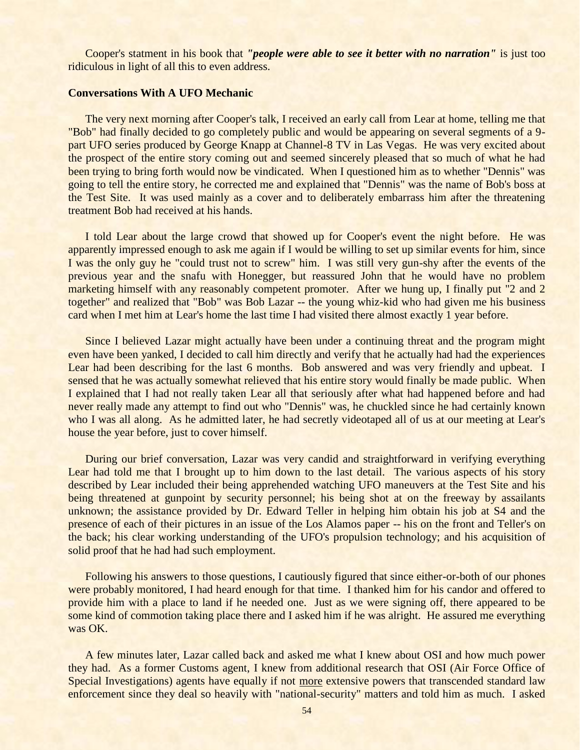Cooper's statment in his book that ***"people were able to see it better with no narration"*** is just too ridiculous in light of all this to even address.

**Conversations With A UFO Mechanic**

The very next morning after Cooper's talk, I received an early call from Lear at home, telling me that "Bob" had finally decided to go completely public and would be appearing on several segments of a 9-part UFO series produced by George Knapp at Channel-8 TV in Las Vegas. He was very excited about the prospect of the entire story coming out and seemed sincerely pleased that so much of what he had been trying to bring forth would now be vindicated. When I questioned him as to whether "Dennis" was going to tell the entire story, he corrected me and explained that "Dennis" was the name of Bob's boss at the Test Site. It was used mainly as a cover and to deliberately embarrass him after the threatening treatment Bob had received at his hands.

I told Lear about the large crowd that showed up for Cooper's event the night before. He was apparently impressed enough to ask me again if I would be willing to set up similar events for him, since I was the only guy he "could trust not to screw" him. I was still very gun-shy after the events of the previous year and the snafu with Honegger, but reassured John that he would have no problem marketing himself with any reasonably competent promoter. After we hung up, I finally put "2 and 2 together" and realized that "Bob" was Bob Lazar -- the young whiz-kid who had given me his business card when I met him at Lear's home the last time I had visited there almost exactly 1 year before.

Since I believed Lazar might actually have been under a continuing threat and the program might even have been yanked, I decided to call him directly and verify that he actually had had the experiences Lear had been describing for the last 6 months. Bob answered and was very friendly and upbeat. I sensed that he was actually somewhat relieved that his entire story would finally be made public. When I explained that I had not really taken Lear all that seriously after what had happened before and had never really made any attempt to find out who "Dennis" was, he chuckled since he had certainly known who I was all along. As he admitted later, he had secretly videotaped all of us at our meeting at Lear's house the year before, just to cover himself.

During our brief conversation, Lazar was very candid and straightforward in verifying everything Lear had told me that I brought up to him down to the last detail. The various aspects of his story described by Lear included their being apprehended watching UFO maneuvers at the Test Site and his being threatened at gunpoint by security personnel; his being shot at on the freeway by assailants unknown; the assistance provided by Dr. Edward Teller in helping him obtain his job at S4 and the presence of each of their pictures in an issue of the Los Alamos paper -- his on the front and Teller's on the back; his clear working understanding of the UFO's propulsion technology; and his acquisition of solid proof that he had had such employment.

Following his answers to those questions, I cautiously figured that since either-or-both of our phones were probably monitored, I had heard enough for that time. I thanked him for his candor and offered to provide him with a place to land if he needed one. Just as we were signing off, there appeared to be some kind of commotion taking place there and I asked him if he was alright. He assured me everything was OK.

A few minutes later, Lazar called back and asked me what I knew about OSI and how much power they had. As a former Customs agent, I knew from additional research that OSI (Air Force Office of Special Investigations) agents have equally if not <u>more</u> extensive powers that transcended standard law enforcement since they deal so heavily with "national-security" matters and told him as much. I asked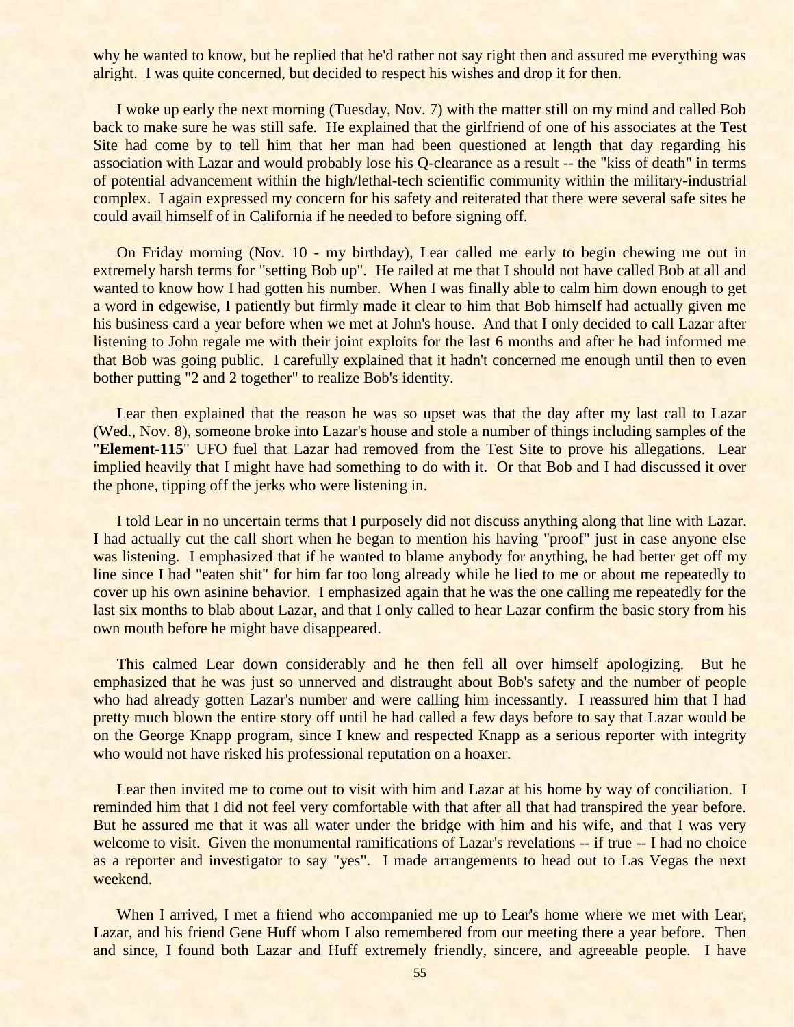why he wanted to know, but he replied that he'd rather not say right then and assured me everything was alright. I was quite concerned, but decided to respect his wishes and drop it for then.

I woke up early the next morning (Tuesday, Nov. 7) with the matter still on my mind and called Bob back to make sure he was still safe. He explained that the girlfriend of one of his associates at the Test Site had come by to tell him that her man had been questioned at length that day regarding his association with Lazar and would probably lose his Q-clearance as a result -- the "kiss of death" in terms of potential advancement within the high/lethal-tech scientific community within the military-industrial complex. I again expressed my concern for his safety and reiterated that there were several safe sites he could avail himself of in California if he needed to before signing off.

On Friday morning (Nov. 10 - my birthday), Lear called me early to begin chewing me out in extremely harsh terms for "setting Bob up". He railed at me that I should not have called Bob at all and wanted to know how I had gotten his number. When I was finally able to calm him down enough to get a word in edgewise, I patiently but firmly made it clear to him that Bob himself had actually given me his business card a year before when we met at John's house. And that I only decided to call Lazar after listening to John regale me with their joint exploits for the last 6 months and after he had informed me that Bob was going public. I carefully explained that it hadn't concerned me enough until then to even bother putting "2 and 2 together" to realize Bob's identity.

Lear then explained that the reason he was so upset was that the day after my last call to Lazar (Wed., Nov. 8), someone broke into Lazar's house and stole a number of things including samples of the "**Element-115**" UFO fuel that Lazar had removed from the Test Site to prove his allegations. Lear implied heavily that I might have had something to do with it. Or that Bob and I had discussed it over the phone, tipping off the jerks who were listening in.

I told Lear in no uncertain terms that I purposely did not discuss anything along that line with Lazar. I had actually cut the call short when he began to mention his having "proof" just in case anyone else was listening. I emphasized that if he wanted to blame anybody for anything, he had better get off my line since I had "eaten shit" for him far too long already while he lied to me or about me repeatedly to cover up his own asinine behavior. I emphasized again that he was the one calling me repeatedly for the last six months to blab about Lazar, and that I only called to hear Lazar confirm the basic story from his own mouth before he might have disappeared.

This calmed Lear down considerably and he then fell all over himself apologizing. But he emphasized that he was just so unnerved and distraught about Bob's safety and the number of people who had already gotten Lazar's number and were calling him incessantly. I reassured him that I had pretty much blown the entire story off until he had called a few days before to say that Lazar would be on the George Knapp program, since I knew and respected Knapp as a serious reporter with integrity who would not have risked his professional reputation on a hoaxer.

Lear then invited me to come out to visit with him and Lazar at his home by way of conciliation. I reminded him that I did not feel very comfortable with that after all that had transpired the year before. But he assured me that it was all water under the bridge with him and his wife, and that I was very welcome to visit. Given the monumental ramifications of Lazar's revelations -- if true -- I had no choice as a reporter and investigator to say "yes". I made arrangements to head out to Las Vegas the next weekend.

When I arrived, I met a friend who accompanied me up to Lear's home where we met with Lear, Lazar, and his friend Gene Huff whom I also remembered from our meeting there a year before. Then and since, I found both Lazar and Huff extremely friendly, sincere, and agreeable people. I have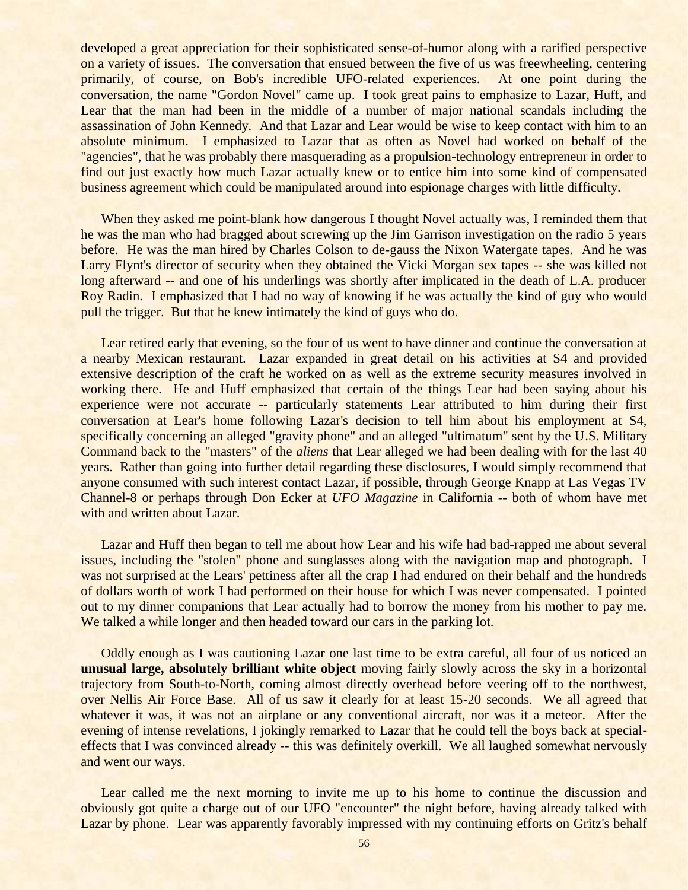developed a great appreciation for their sophisticated sense-of-humor along with a rarified perspective on a variety of issues. The conversation that ensued between the five of us was freewheeling, centering primarily, of course, on Bob's incredible UFO-related experiences. At one point during the conversation, the name "Gordon Novel" came up. I took great pains to emphasize to Lazar, Huff, and Lear that the man had been in the middle of a number of major national scandals including the assassination of John Kennedy. And that Lazar and Lear would be wise to keep contact with him to an absolute minimum. I emphasized to Lazar that as often as Novel had worked on behalf of the "agencies", that he was probably there masquerading as a propulsion-technology entrepreneur in order to find out just exactly how much Lazar actually knew or to entice him into some kind of compensated business agreement which could be manipulated around into espionage charges with little difficulty.

When they asked me point-blank how dangerous I thought Novel actually was, I reminded them that he was the man who had bragged about screwing up the Jim Garrison investigation on the radio 5 years before. He was the man hired by Charles Colson to de-gauss the Nixon Watergate tapes. And he was Larry Flynt's director of security when they obtained the Vicki Morgan sex tapes -- she was killed not long afterward -- and one of his underlings was shortly after implicated in the death of L.A. producer Roy Radin. I emphasized that I had no way of knowing if he was actually the kind of guy who would pull the trigger. But that he knew intimately the kind of guys who do.

Lear retired early that evening, so the four of us went to have dinner and continue the conversation at a nearby Mexican restaurant. Lazar expanded in great detail on his activities at S4 and provided extensive description of the craft he worked on as well as the extreme security measures involved in working there. He and Huff emphasized that certain of the things Lear had been saying about his experience were not accurate -- particularly statements Lear attributed to him during their first conversation at Lear's home following Lazar's decision to tell him about his employment at S4, specifically concerning an alleged "gravity phone" and an alleged "ultimatum" sent by the U.S. Military Command back to the "masters" of the *aliens* that Lear alleged we had been dealing with for the last 40 years. Rather than going into further detail regarding these disclosures, I would simply recommend that anyone consumed with such interest contact Lazar, if possible, through George Knapp at Las Vegas TV Channel-8 or perhaps through Don Ecker at *UFO Magazine* in California -- both of whom have met with and written about Lazar.

Lazar and Huff then began to tell me about how Lear and his wife had bad-rapped me about several issues, including the "stolen" phone and sunglasses along with the navigation map and photograph. I was not surprised at the Lears' pettiness after all the crap I had endured on their behalf and the hundreds of dollars worth of work I had performed on their house for which I was never compensated. I pointed out to my dinner companions that Lear actually had to borrow the money from his mother to pay me. We talked a while longer and then headed toward our cars in the parking lot.

Oddly enough as I was cautioning Lazar one last time to be extra careful, all four of us noticed an **unusual large, absolutely brilliant white object** moving fairly slowly across the sky in a horizontal trajectory from South-to-North, coming almost directly overhead before veering off to the northwest, over Nellis Air Force Base. All of us saw it clearly for at least 15-20 seconds. We all agreed that whatever it was, it was not an airplane or any conventional aircraft, nor was it a meteor. After the evening of intense revelations, I jokingly remarked to Lazar that he could tell the boys back at special-effects that I was convinced already -- this was definitely overkill. We all laughed somewhat nervously and went our ways.

Lear called me the next morning to invite me up to his home to continue the discussion and obviously got quite a charge out of our UFO "encounter" the night before, having already talked with Lazar by phone. Lear was apparently favorably impressed with my continuing efforts on Gritz's behalf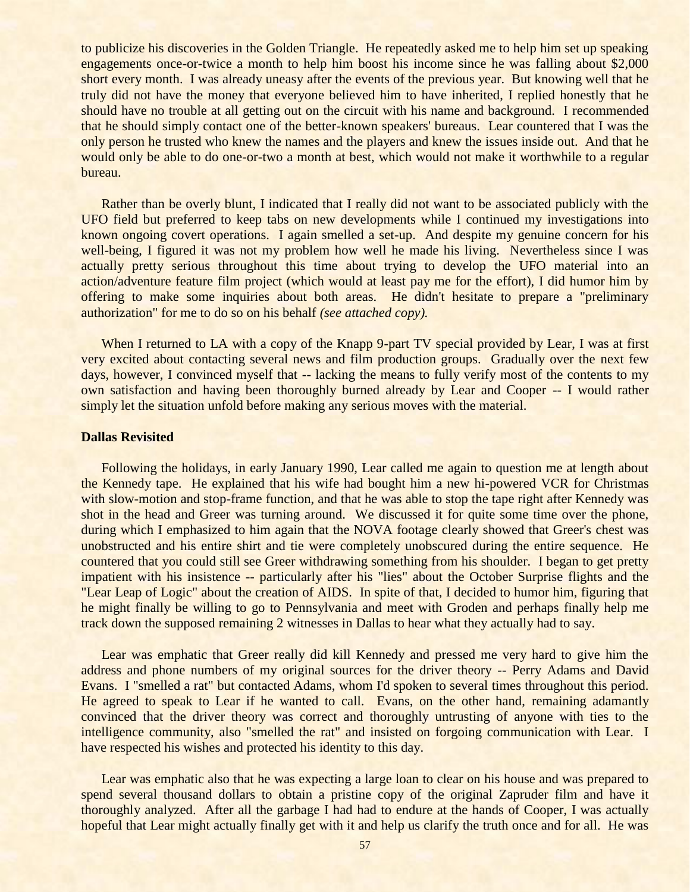to publicize his discoveries in the Golden Triangle. He repeatedly asked me to help him set up speaking engagements once-or-twice a month to help him boost his income since he was falling about $2,000 short every month. I was already uneasy after the events of the previous year. But knowing well that he truly did not have the money that everyone believed him to have inherited, I replied honestly that he should have no trouble at all getting out on the circuit with his name and background. I recommended that he should simply contact one of the better-known speakers' bureaus. Lear countered that I was the only person he trusted who knew the names and the players and knew the issues inside out. And that he would only be able to do one-or-two a month at best, which would not make it worthwhile to a regular bureau.

Rather than be overly blunt, I indicated that I really did not want to be associated publicly with the UFO field but preferred to keep tabs on new developments while I continued my investigations into known ongoing covert operations. I again smelled a set-up. And despite my genuine concern for his well-being, I figured it was not my problem how well he made his living. Nevertheless since I was actually pretty serious throughout this time about trying to develop the UFO material into an action/adventure feature film project (which would at least pay me for the effort), I did humor him by offering to make some inquiries about both areas. He didn't hesitate to prepare a "preliminary authorization" for me to do so on his behalf *(see attached copy).*

When I returned to LA with a copy of the Knapp 9-part TV special provided by Lear, I was at first very excited about contacting several news and film production groups. Gradually over the next few days, however, I convinced myself that -- lacking the means to fully verify most of the contents to my own satisfaction and having been thoroughly burned already by Lear and Cooper -- I would rather simply let the situation unfold before making any serious moves with the material.

**Dallas Revisited**

Following the holidays, in early January 1990, Lear called me again to question me at length about the Kennedy tape. He explained that his wife had bought him a new hi-powered VCR for Christmas with slow-motion and stop-frame function, and that he was able to stop the tape right after Kennedy was shot in the head and Greer was turning around. We discussed it for quite some time over the phone, during which I emphasized to him again that the NOVA footage clearly showed that Greer's chest was unobstructed and his entire shirt and tie were completely unobscured during the entire sequence. He countered that you could still see Greer withdrawing something from his shoulder. I began to get pretty impatient with his insistence -- particularly after his "lies" about the October Surprise flights and the "Lear Leap of Logic" about the creation of AIDS. In spite of that, I decided to humor him, figuring that he might finally be willing to go to Pennsylvania and meet with Groden and perhaps finally help me track down the supposed remaining 2 witnesses in Dallas to hear what they actually had to say.

Lear was emphatic that Greer really did kill Kennedy and pressed me very hard to give him the address and phone numbers of my original sources for the driver theory -- Perry Adams and David Evans. I "smelled a rat" but contacted Adams, whom I'd spoken to several times throughout this period. He agreed to speak to Lear if he wanted to call. Evans, on the other hand, remaining adamantly convinced that the driver theory was correct and thoroughly untrusting of anyone with ties to the intelligence community, also "smelled the rat" and insisted on forgoing communication with Lear. I have respected his wishes and protected his identity to this day.

Lear was emphatic also that he was expecting a large loan to clear on his house and was prepared to spend several thousand dollars to obtain a pristine copy of the original Zapruder film and have it thoroughly analyzed. After all the garbage I had had to endure at the hands of Cooper, I was actually hopeful that Lear might actually finally get with it and help us clarify the truth once and for all. He was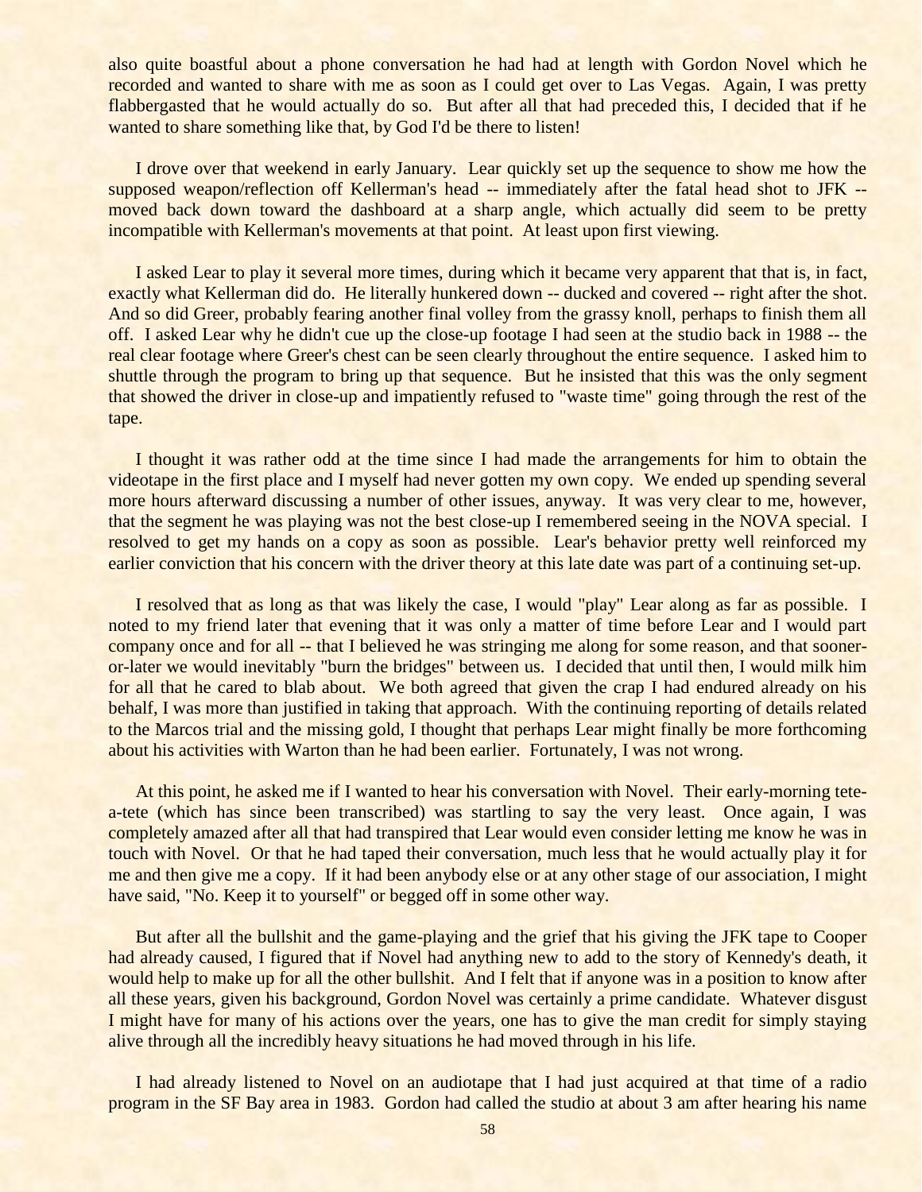also quite boastful about a phone conversation he had had at length with Gordon Novel which he recorded and wanted to share with me as soon as I could get over to Las Vegas. Again, I was pretty flabbergasted that he would actually do so. But after all that had preceded this, I decided that if he wanted to share something like that, by God I'd be there to listen!

I drove over that weekend in early January. Lear quickly set up the sequence to show me how the supposed weapon/reflection off Kellerman's head -- immediately after the fatal head shot to JFK -- moved back down toward the dashboard at a sharp angle, which actually did seem to be pretty incompatible with Kellerman's movements at that point. At least upon first viewing.

I asked Lear to play it several more times, during which it became very apparent that that is, in fact, exactly what Kellerman did do. He literally hunkered down -- ducked and covered -- right after the shot. And so did Greer, probably fearing another final volley from the grassy knoll, perhaps to finish them all off. I asked Lear why he didn't cue up the close-up footage I had seen at the studio back in 1988 -- the real clear footage where Greer's chest can be seen clearly throughout the entire sequence. I asked him to shuttle through the program to bring up that sequence. But he insisted that this was the only segment that showed the driver in close-up and impatiently refused to "waste time" going through the rest of the tape.

I thought it was rather odd at the time since I had made the arrangements for him to obtain the videotape in the first place and I myself had never gotten my own copy. We ended up spending several more hours afterward discussing a number of other issues, anyway. It was very clear to me, however, that the segment he was playing was not the best close-up I remembered seeing in the NOVA special. I resolved to get my hands on a copy as soon as possible. Lear's behavior pretty well reinforced my earlier conviction that his concern with the driver theory at this late date was part of a continuing set-up.

I resolved that as long as that was likely the case, I would "play" Lear along as far as possible. I noted to my friend later that evening that it was only a matter of time before Lear and I would part company once and for all -- that I believed he was stringing me along for some reason, and that sooner-or-later we would inevitably "burn the bridges" between us. I decided that until then, I would milk him for all that he cared to blab about. We both agreed that given the crap I had endured already on his behalf, I was more than justified in taking that approach. With the continuing reporting of details related to the Marcos trial and the missing gold, I thought that perhaps Lear might finally be more forthcoming about his activities with Warton than he had been earlier. Fortunately, I was not wrong.

At this point, he asked me if I wanted to hear his conversation with Novel. Their early-morning tete-a-tete (which has since been transcribed) was startling to say the very least. Once again, I was completely amazed after all that had transpired that Lear would even consider letting me know he was in touch with Novel. Or that he had taped their conversation, much less that he would actually play it for me and then give me a copy. If it had been anybody else or at any other stage of our association, I might have said, "No. Keep it to yourself" or begged off in some other way.

But after all the bullshit and the game-playing and the grief that his giving the JFK tape to Cooper had already caused, I figured that if Novel had anything new to add to the story of Kennedy's death, it would help to make up for all the other bullshit. And I felt that if anyone was in a position to know after all these years, given his background, Gordon Novel was certainly a prime candidate. Whatever disgust I might have for many of his actions over the years, one has to give the man credit for simply staying alive through all the incredibly heavy situations he had moved through in his life.

I had already listened to Novel on an audiotape that I had just acquired at that time of a radio program in the SF Bay area in 1983. Gordon had called the studio at about 3 am after hearing his name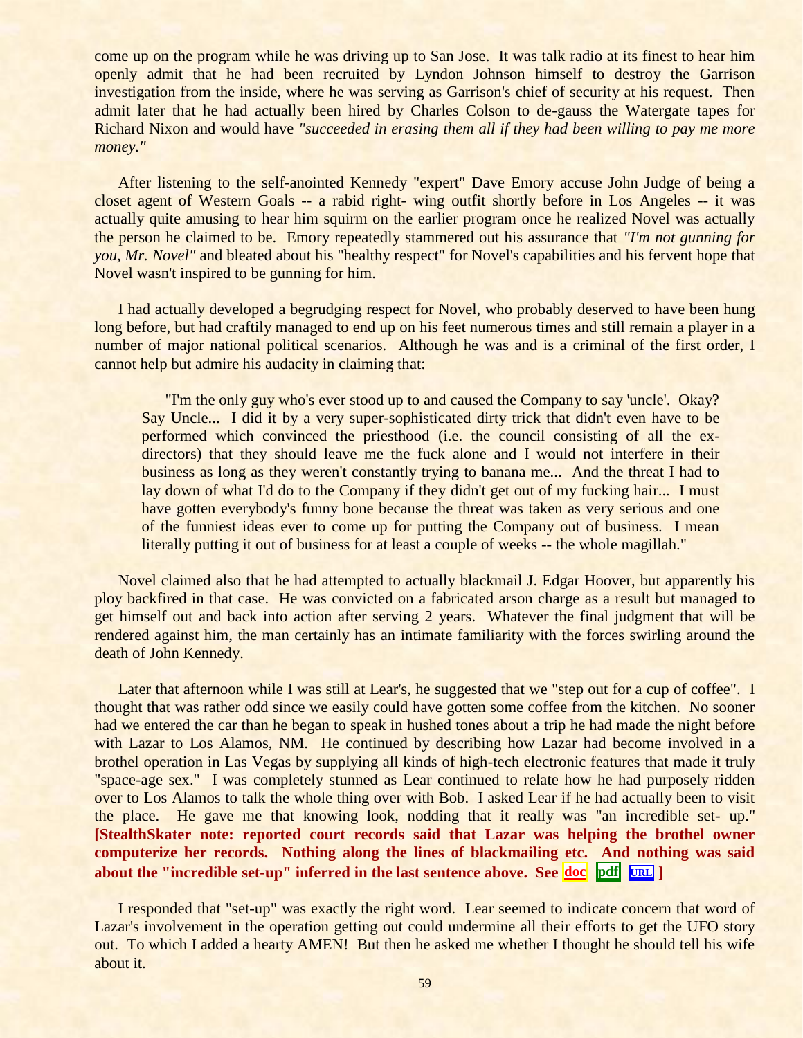come up on the program while he was driving up to San Jose. It was talk radio at its finest to hear him openly admit that he had been recruited by Lyndon Johnson himself to destroy the Garrison investigation from the inside, where he was serving as Garrison's chief of security at his request. Then admit later that he had actually been hired by Charles Colson to de-gauss the Watergate tapes for Richard Nixon and would have *"succeeded in erasing them all if they had been willing to pay me more money."*

After listening to the self-anointed Kennedy "expert" Dave Emory accuse John Judge of being a closet agent of Western Goals -- a rabid right- wing outfit shortly before in Los Angeles -- it was actually quite amusing to hear him squirm on the earlier program once he realized Novel was actually the person he claimed to be. Emory repeatedly stammered out his assurance that *"I'm not gunning for you, Mr. Novel"* and bleated about his "healthy respect" for Novel's capabilities and his fervent hope that Novel wasn't inspired to be gunning for him.

I had actually developed a begrudging respect for Novel, who probably deserved to have been hung long before, but had craftily managed to end up on his feet numerous times and still remain a player in a number of major national political scenarios. Although he was and is a criminal of the first order, I cannot help but admire his audacity in claiming that:

> "I'm the only guy who's ever stood up to and caused the Company to say 'uncle'. Okay? Say Uncle... I did it by a very super-sophisticated dirty trick that didn't even have to be performed which convinced the priesthood (i.e. the council consisting of all the ex-directors) that they should leave me the fuck alone and I would not interfere in their business as long as they weren't constantly trying to banana me... And the threat I had to lay down of what I'd do to the Company if they didn't get out of my fucking hair... I must have gotten everybody's funny bone because the threat was taken as very serious and one of the funniest ideas ever to come up for putting the Company out of business. I mean literally putting it out of business for at least a couple of weeks -- the whole magillah."

Novel claimed also that he had attempted to actually blackmail J. Edgar Hoover, but apparently his ploy backfired in that case. He was convicted on a fabricated arson charge as a result but managed to get himself out and back into action after serving 2 years. Whatever the final judgment that will be rendered against him, the man certainly has an intimate familiarity with the forces swirling around the death of John Kennedy.

Later that afternoon while I was still at Lear's, he suggested that we "step out for a cup of coffee". I thought that was rather odd since we easily could have gotten some coffee from the kitchen. No sooner had we entered the car than he began to speak in hushed tones about a trip he had made the night before with Lazar to Los Alamos, NM. He continued by describing how Lazar had become involved in a brothel operation in Las Vegas by supplying all kinds of high-tech electronic features that made it truly "space-age sex." I was completely stunned as Lear continued to relate how he had purposely ridden over to Los Alamos to talk the whole thing over with Bob. I asked Lear if he had actually been to visit the place. He gave me that knowing look, nodding that it really was "an incredible set- up." **[StealthSkater note: reported court records said that Lazar was helping the brothel owner computerize her records. Nothing along the lines of blackmailing etc. And nothing was said about the "incredible set-up" inferred in the last sentence above. See doc pdf URL ]**

I responded that "set-up" was exactly the right word. Lear seemed to indicate concern that word of Lazar's involvement in the operation getting out could undermine all their efforts to get the UFO story out. To which I added a hearty AMEN! But then he asked me whether I thought he should tell his wife about it.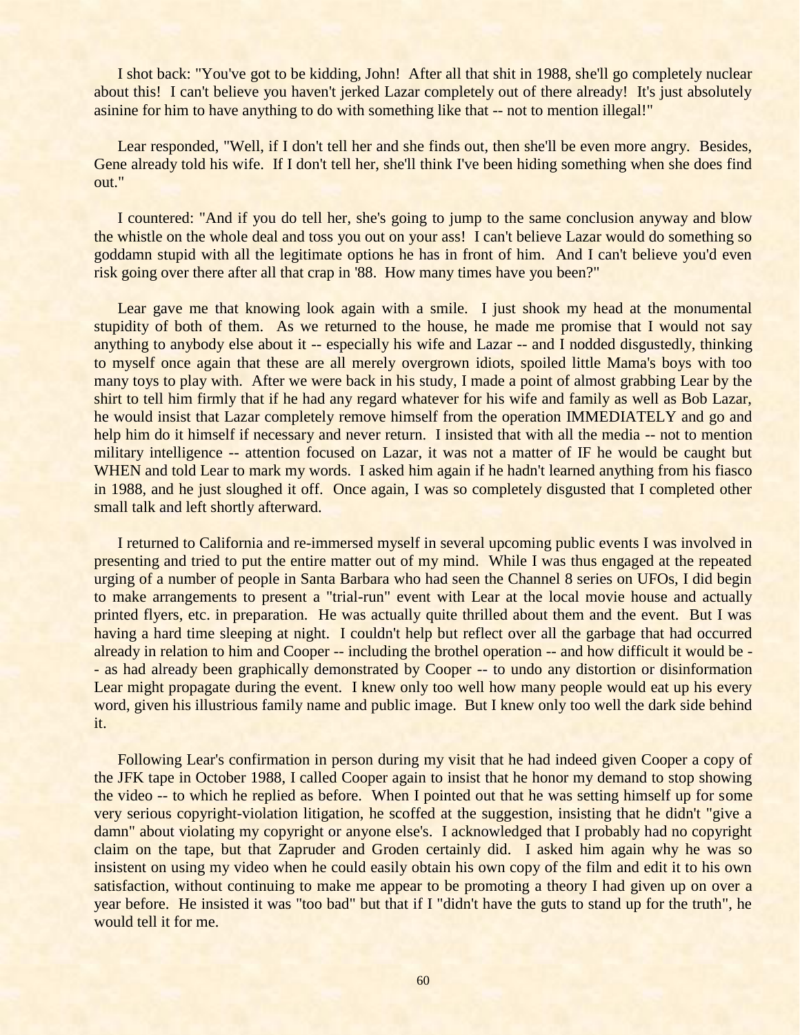I shot back: "You've got to be kidding, John! After all that shit in 1988, she'll go completely nuclear about this! I can't believe you haven't jerked Lazar completely out of there already! It's just absolutely asinine for him to have anything to do with something like that -- not to mention illegal!"

Lear responded, "Well, if I don't tell her and she finds out, then she'll be even more angry. Besides, Gene already told his wife. If I don't tell her, she'll think I've been hiding something when she does find out."

I countered: "And if you do tell her, she's going to jump to the same conclusion anyway and blow the whistle on the whole deal and toss you out on your ass! I can't believe Lazar would do something so goddamn stupid with all the legitimate options he has in front of him. And I can't believe you'd even risk going over there after all that crap in '88. How many times have you been?"

Lear gave me that knowing look again with a smile. I just shook my head at the monumental stupidity of both of them. As we returned to the house, he made me promise that I would not say anything to anybody else about it -- especially his wife and Lazar -- and I nodded disgustedly, thinking to myself once again that these are all merely overgrown idiots, spoiled little Mama's boys with too many toys to play with. After we were back in his study, I made a point of almost grabbing Lear by the shirt to tell him firmly that if he had any regard whatever for his wife and family as well as Bob Lazar, he would insist that Lazar completely remove himself from the operation IMMEDIATELY and go and help him do it himself if necessary and never return. I insisted that with all the media -- not to mention military intelligence -- attention focused on Lazar, it was not a matter of IF he would be caught but WHEN and told Lear to mark my words. I asked him again if he hadn't learned anything from his fiasco in 1988, and he just sloughed it off. Once again, I was so completely disgusted that I completed other small talk and left shortly afterward.

I returned to California and re-immersed myself in several upcoming public events I was involved in presenting and tried to put the entire matter out of my mind. While I was thus engaged at the repeated urging of a number of people in Santa Barbara who had seen the Channel 8 series on UFOs, I did begin to make arrangements to present a "trial-run" event with Lear at the local movie house and actually printed flyers, etc. in preparation. He was actually quite thrilled about them and the event. But I was having a hard time sleeping at night. I couldn't help but reflect over all the garbage that had occurred already in relation to him and Cooper -- including the brothel operation -- and how difficult it would be -- as had already been graphically demonstrated by Cooper -- to undo any distortion or disinformation Lear might propagate during the event. I knew only too well how many people would eat up his every word, given his illustrious family name and public image. But I knew only too well the dark side behind it.

Following Lear's confirmation in person during my visit that he had indeed given Cooper a copy of the JFK tape in October 1988, I called Cooper again to insist that he honor my demand to stop showing the video -- to which he replied as before. When I pointed out that he was setting himself up for some very serious copyright-violation litigation, he scoffed at the suggestion, insisting that he didn't "give a damn" about violating my copyright or anyone else's. I acknowledged that I probably had no copyright claim on the tape, but that Zapruder and Groden certainly did. I asked him again why he was so insistent on using my video when he could easily obtain his own copy of the film and edit it to his own satisfaction, without continuing to make me appear to be promoting a theory I had given up on over a year before. He insisted it was "too bad" but that if I "didn't have the guts to stand up for the truth", he would tell it for me.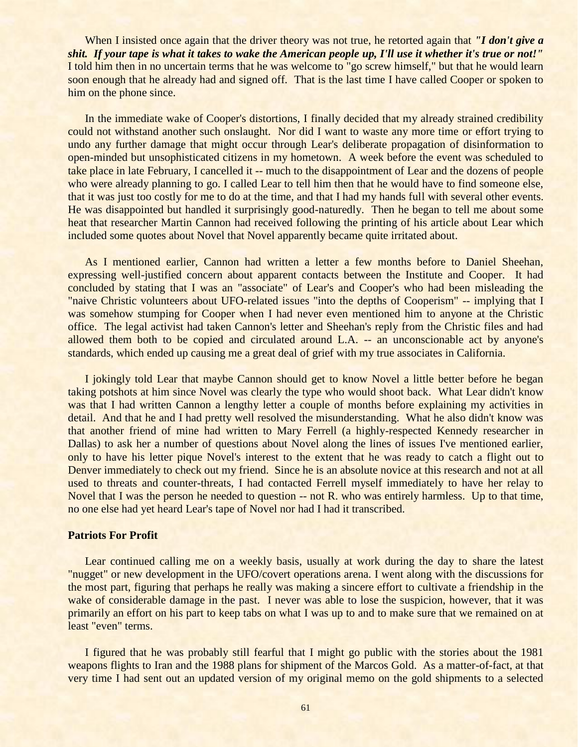When I insisted once again that the driver theory was not true, he retorted again that ***"I don't give a shit. If your tape is what it takes to wake the American people up, I'll use it whether it's true or not!"*** I told him then in no uncertain terms that he was welcome to "go screw himself," but that he would learn soon enough that he already had and signed off. That is the last time I have called Cooper or spoken to him on the phone since.

In the immediate wake of Cooper's distortions, I finally decided that my already strained credibility could not withstand another such onslaught. Nor did I want to waste any more time or effort trying to undo any further damage that might occur through Lear's deliberate propagation of disinformation to open-minded but unsophisticated citizens in my hometown. A week before the event was scheduled to take place in late February, I cancelled it -- much to the disappointment of Lear and the dozens of people who were already planning to go. I called Lear to tell him then that he would have to find someone else, that it was just too costly for me to do at the time, and that I had my hands full with several other events. He was disappointed but handled it surprisingly good-naturedly. Then he began to tell me about some heat that researcher Martin Cannon had received following the printing of his article about Lear which included some quotes about Novel that Novel apparently became quite irritated about.

As I mentioned earlier, Cannon had written a letter a few months before to Daniel Sheehan, expressing well-justified concern about apparent contacts between the Institute and Cooper. It had concluded by stating that I was an "associate" of Lear's and Cooper's who had been misleading the "naive Christic volunteers about UFO-related issues "into the depths of Cooperism" -- implying that I was somehow stumping for Cooper when I had never even mentioned him to anyone at the Christic office. The legal activist had taken Cannon's letter and Sheehan's reply from the Christic files and had allowed them both to be copied and circulated around L.A. -- an unconscionable act by anyone's standards, which ended up causing me a great deal of grief with my true associates in California.

I jokingly told Lear that maybe Cannon should get to know Novel a little better before he began taking potshots at him since Novel was clearly the type who would shoot back. What Lear didn't know was that I had written Cannon a lengthy letter a couple of months before explaining my activities in detail. And that he and I had pretty well resolved the misunderstanding. What he also didn't know was that another friend of mine had written to Mary Ferrell (a highly-respected Kennedy researcher in Dallas) to ask her a number of questions about Novel along the lines of issues I've mentioned earlier, only to have his letter pique Novel's interest to the extent that he was ready to catch a flight out to Denver immediately to check out my friend. Since he is an absolute novice at this research and not at all used to threats and counter-threats, I had contacted Ferrell myself immediately to have her relay to Novel that I was the person he needed to question -- not R. who was entirely harmless. Up to that time, no one else had yet heard Lear's tape of Novel nor had I had it transcribed.

**Patriots For Profit**

Lear continued calling me on a weekly basis, usually at work during the day to share the latest "nugget" or new development in the UFO/covert operations arena. I went along with the discussions for the most part, figuring that perhaps he really was making a sincere effort to cultivate a friendship in the wake of considerable damage in the past. I never was able to lose the suspicion, however, that it was primarily an effort on his part to keep tabs on what I was up to and to make sure that we remained on at least "even" terms.

I figured that he was probably still fearful that I might go public with the stories about the 1981 weapons flights to Iran and the 1988 plans for shipment of the Marcos Gold. As a matter-of-fact, at that very time I had sent out an updated version of my original memo on the gold shipments to a selected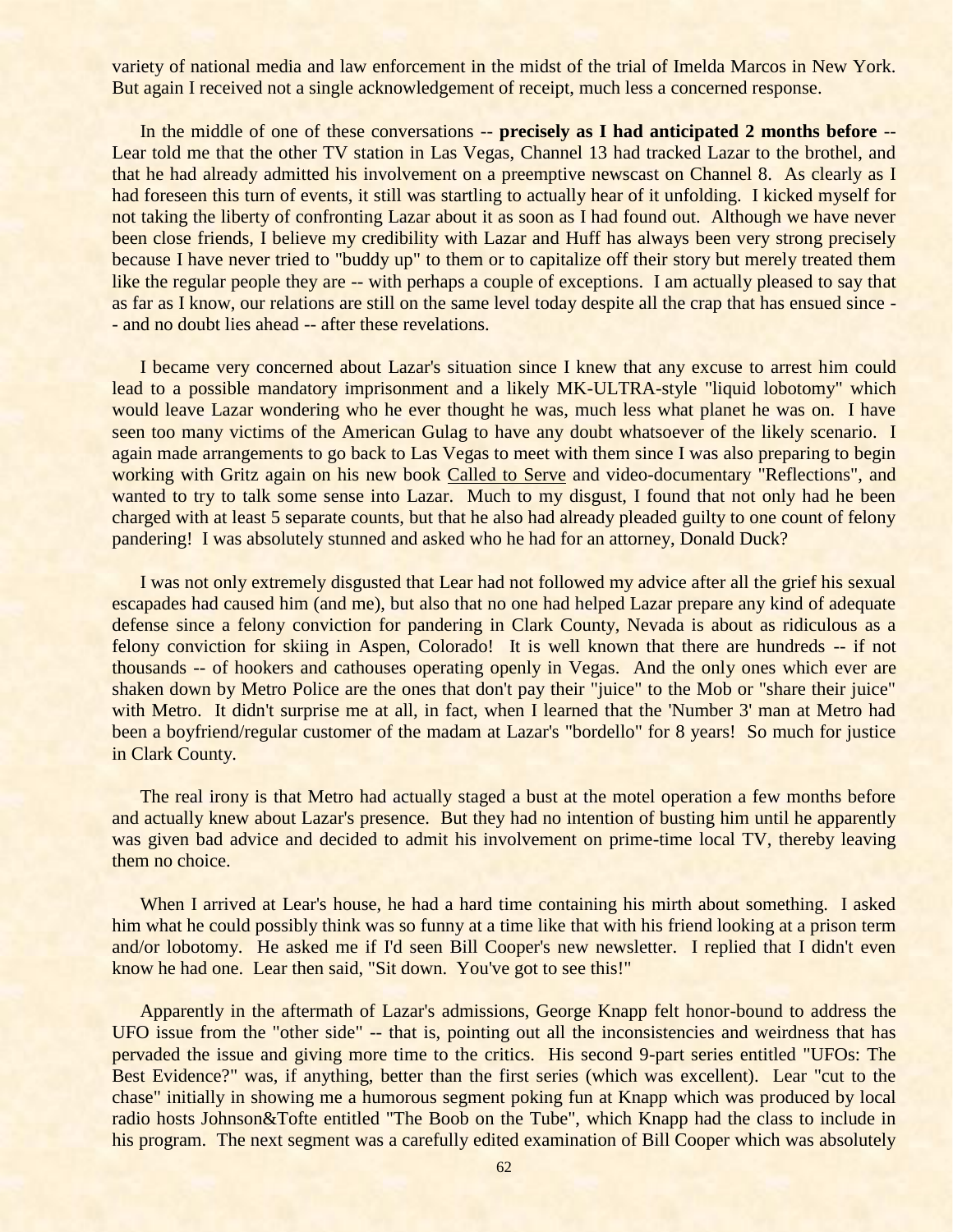variety of national media and law enforcement in the midst of the trial of Imelda Marcos in New York. But again I received not a single acknowledgement of receipt, much less a concerned response.

In the middle of one of these conversations -- **precisely as I had anticipated 2 months before** -- Lear told me that the other TV station in Las Vegas, Channel 13 had tracked Lazar to the brothel, and that he had already admitted his involvement on a preemptive newscast on Channel 8. As clearly as I had foreseen this turn of events, it still was startling to actually hear of it unfolding. I kicked myself for not taking the liberty of confronting Lazar about it as soon as I had found out. Although we have never been close friends, I believe my credibility with Lazar and Huff has always been very strong precisely because I have never tried to "buddy up" to them or to capitalize off their story but merely treated them like the regular people they are -- with perhaps a couple of exceptions. I am actually pleased to say that as far as I know, our relations are still on the same level today despite all the crap that has ensued since -- and no doubt lies ahead -- after these revelations.

I became very concerned about Lazar's situation since I knew that any excuse to arrest him could lead to a possible mandatory imprisonment and a likely MK-ULTRA-style "liquid lobotomy" which would leave Lazar wondering who he ever thought he was, much less what planet he was on. I have seen too many victims of the American Gulag to have any doubt whatsoever of the likely scenario. I again made arrangements to go back to Las Vegas to meet with them since I was also preparing to begin working with Gritz again on his new book Called to Serve and video-documentary "Reflections", and wanted to try to talk some sense into Lazar. Much to my disgust, I found that not only had he been charged with at least 5 separate counts, but that he also had already pleaded guilty to one count of felony pandering! I was absolutely stunned and asked who he had for an attorney, Donald Duck?

I was not only extremely disgusted that Lear had not followed my advice after all the grief his sexual escapades had caused him (and me), but also that no one had helped Lazar prepare any kind of adequate defense since a felony conviction for pandering in Clark County, Nevada is about as ridiculous as a felony conviction for skiing in Aspen, Colorado! It is well known that there are hundreds -- if not thousands -- of hookers and cathouses operating openly in Vegas. And the only ones which ever are shaken down by Metro Police are the ones that don't pay their "juice" to the Mob or "share their juice" with Metro. It didn't surprise me at all, in fact, when I learned that the 'Number 3' man at Metro had been a boyfriend/regular customer of the madam at Lazar's "bordello" for 8 years! So much for justice in Clark County.

The real irony is that Metro had actually staged a bust at the motel operation a few months before and actually knew about Lazar's presence. But they had no intention of busting him until he apparently was given bad advice and decided to admit his involvement on prime-time local TV, thereby leaving them no choice.

When I arrived at Lear's house, he had a hard time containing his mirth about something. I asked him what he could possibly think was so funny at a time like that with his friend looking at a prison term and/or lobotomy. He asked me if I'd seen Bill Cooper's new newsletter. I replied that I didn't even know he had one. Lear then said, "Sit down. You've got to see this!"

Apparently in the aftermath of Lazar's admissions, George Knapp felt honor-bound to address the UFO issue from the "other side" -- that is, pointing out all the inconsistencies and weirdness that has pervaded the issue and giving more time to the critics. His second 9-part series entitled "UFOs: The Best Evidence?" was, if anything, better than the first series (which was excellent). Lear "cut to the chase" initially in showing me a humorous segment poking fun at Knapp which was produced by local radio hosts Johnson&Tofte entitled "The Boob on the Tube", which Knapp had the class to include in his program. The next segment was a carefully edited examination of Bill Cooper which was absolutely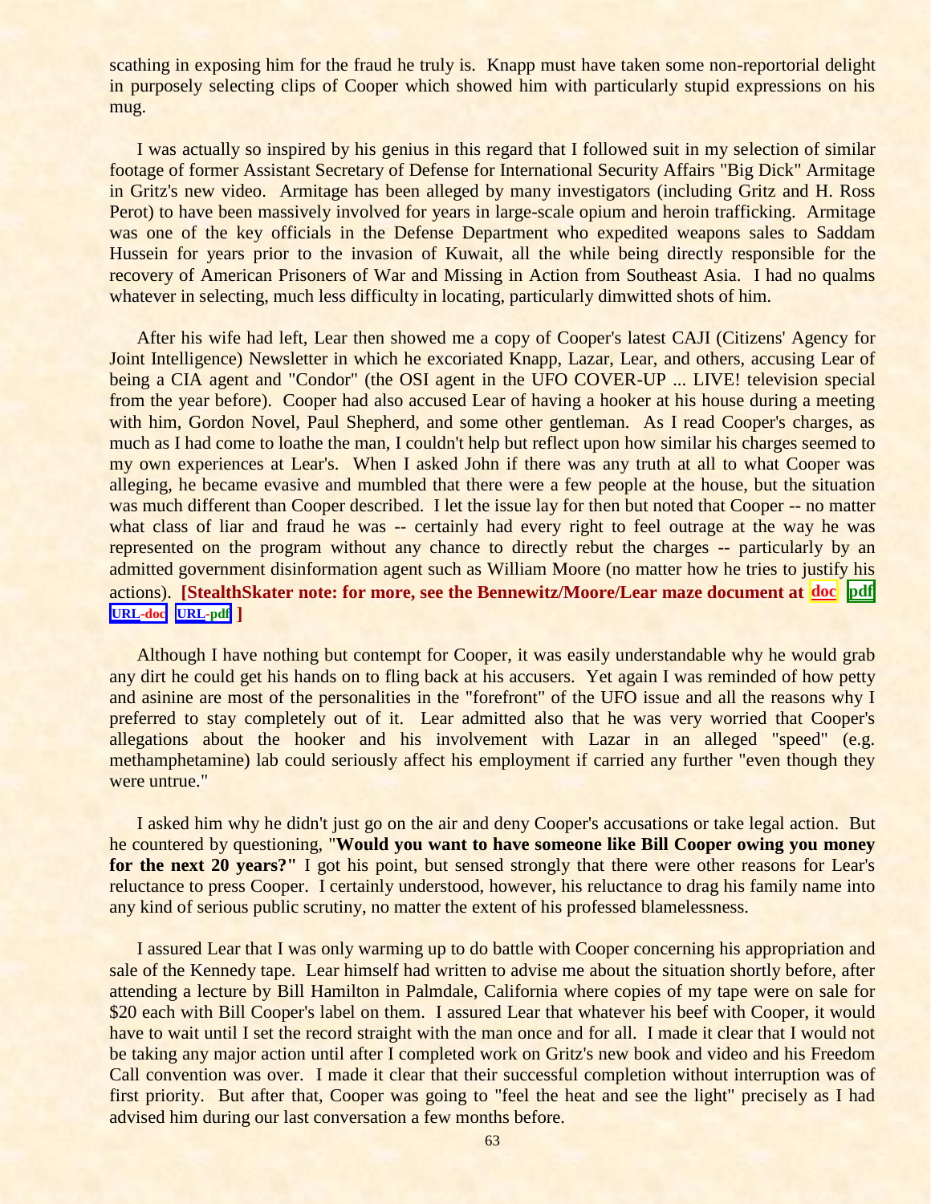scathing in exposing him for the fraud he truly is. Knapp must have taken some non-reportorial delight in purposely selecting clips of Cooper which showed him with particularly stupid expressions on his mug.

I was actually so inspired by his genius in this regard that I followed suit in my selection of similar footage of former Assistant Secretary of Defense for International Security Affairs "Big Dick" Armitage in Gritz's new video. Armitage has been alleged by many investigators (including Gritz and H. Ross Perot) to have been massively involved for years in large-scale opium and heroin trafficking. Armitage was one of the key officials in the Defense Department who expedited weapons sales to Saddam Hussein for years prior to the invasion of Kuwait, all the while being directly responsible for the recovery of American Prisoners of War and Missing in Action from Southeast Asia. I had no qualms whatever in selecting, much less difficulty in locating, particularly dimwitted shots of him.

After his wife had left, Lear then showed me a copy of Cooper's latest CAJI (Citizens' Agency for Joint Intelligence) Newsletter in which he excoriated Knapp, Lazar, Lear, and others, accusing Lear of being a CIA agent and "Condor" (the OSI agent in the UFO COVER-UP ... LIVE! television special from the year before). Cooper had also accused Lear of having a hooker at his house during a meeting with him, Gordon Novel, Paul Shepherd, and some other gentleman. As I read Cooper's charges, as much as I had come to loathe the man, I couldn't help but reflect upon how similar his charges seemed to my own experiences at Lear's. When I asked John if there was any truth at all to what Cooper was alleging, he became evasive and mumbled that there were a few people at the house, but the situation was much different than Cooper described. I let the issue lay for then but noted that Cooper -- no matter what class of liar and fraud he was -- certainly had every right to feel outrage at the way he was represented on the program without any chance to directly rebut the charges -- particularly by an admitted government disinformation agent such as William Moore (no matter how he tries to justify his actions). **[StealthSkater note: for more, see the Bennewitz/Moore/Lear maze document at doc pdf URL-doc URL-pdf ]**

Although I have nothing but contempt for Cooper, it was easily understandable why he would grab any dirt he could get his hands on to fling back at his accusers. Yet again I was reminded of how petty and asinine are most of the personalities in the "forefront" of the UFO issue and all the reasons why I preferred to stay completely out of it. Lear admitted also that he was very worried that Cooper's allegations about the hooker and his involvement with Lazar in an alleged "speed" (e.g. methamphetamine) lab could seriously affect his employment if carried any further "even though they were untrue."

I asked him why he didn't just go on the air and deny Cooper's accusations or take legal action. But he countered by questioning, "**Would you want to have someone like Bill Cooper owing you money for the next 20 years?"** I got his point, but sensed strongly that there were other reasons for Lear's reluctance to press Cooper. I certainly understood, however, his reluctance to drag his family name into any kind of serious public scrutiny, no matter the extent of his professed blamelessness.

I assured Lear that I was only warming up to do battle with Cooper concerning his appropriation and sale of the Kennedy tape. Lear himself had written to advise me about the situation shortly before, after attending a lecture by Bill Hamilton in Palmdale, California where copies of my tape were on sale for $20 each with Bill Cooper's label on them. I assured Lear that whatever his beef with Cooper, it would have to wait until I set the record straight with the man once and for all. I made it clear that I would not be taking any major action until after I completed work on Gritz's new book and video and his Freedom Call convention was over. I made it clear that their successful completion without interruption was of first priority. But after that, Cooper was going to "feel the heat and see the light" precisely as I had advised him during our last conversation a few months before.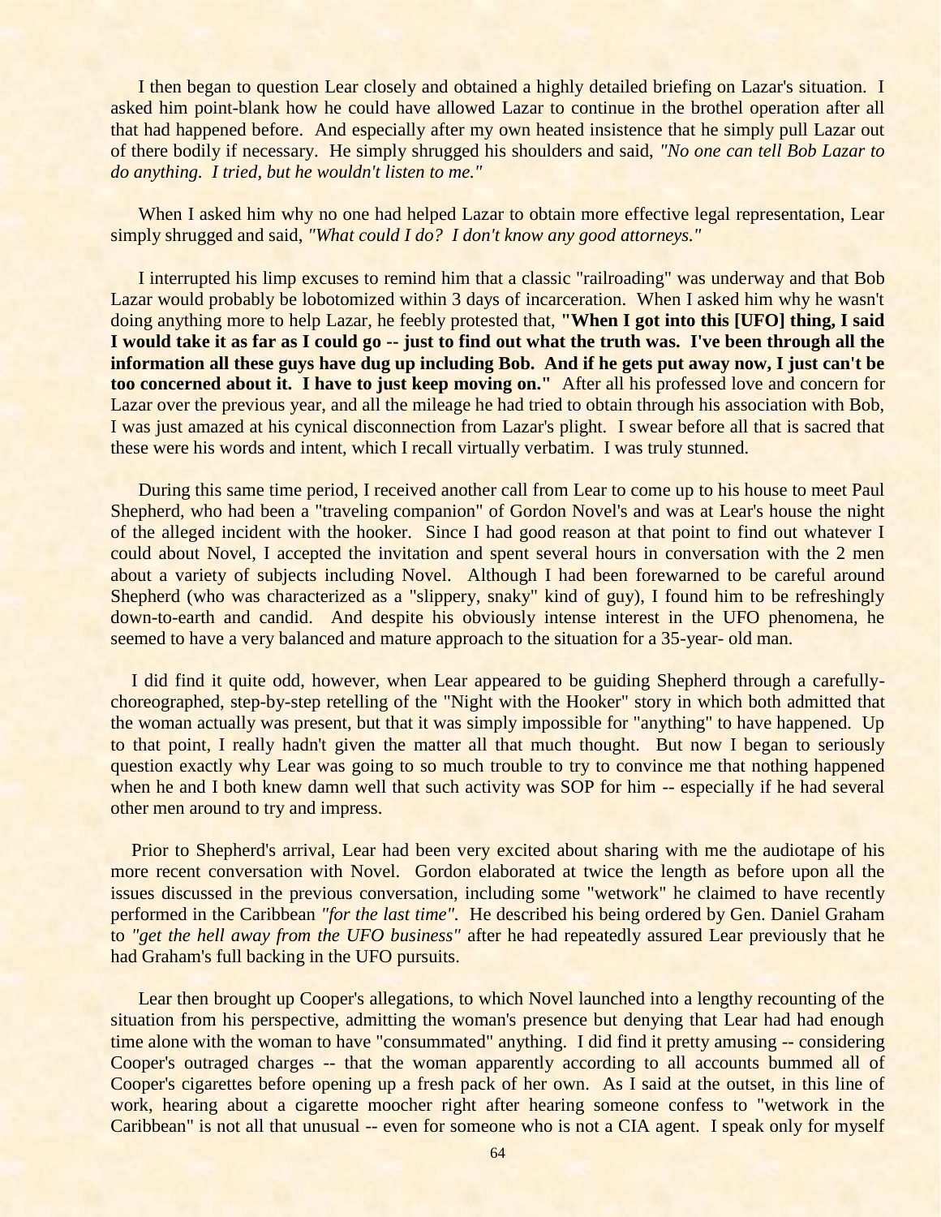I then began to question Lear closely and obtained a highly detailed briefing on Lazar's situation. I asked him point-blank how he could have allowed Lazar to continue in the brothel operation after all that had happened before. And especially after my own heated insistence that he simply pull Lazar out of there bodily if necessary. He simply shrugged his shoulders and said, *"No one can tell Bob Lazar to do anything. I tried, but he wouldn't listen to me."*

When I asked him why no one had helped Lazar to obtain more effective legal representation, Lear simply shrugged and said, *"What could I do? I don't know any good attorneys."*

I interrupted his limp excuses to remind him that a classic "railroading" was underway and that Bob Lazar would probably be lobotomized within 3 days of incarceration. When I asked him why he wasn't doing anything more to help Lazar, he feebly protested that, **"When I got into this [UFO] thing, I said I would take it as far as I could go -- just to find out what the truth was. I've been through all the information all these guys have dug up including Bob. And if he gets put away now, I just can't be too concerned about it. I have to just keep moving on."** After all his professed love and concern for Lazar over the previous year, and all the mileage he had tried to obtain through his association with Bob, I was just amazed at his cynical disconnection from Lazar's plight. I swear before all that is sacred that these were his words and intent, which I recall virtually verbatim. I was truly stunned.

During this same time period, I received another call from Lear to come up to his house to meet Paul Shepherd, who had been a "traveling companion" of Gordon Novel's and was at Lear's house the night of the alleged incident with the hooker. Since I had good reason at that point to find out whatever I could about Novel, I accepted the invitation and spent several hours in conversation with the 2 men about a variety of subjects including Novel. Although I had been forewarned to be careful around Shepherd (who was characterized as a "slippery, snaky" kind of guy), I found him to be refreshingly down-to-earth and candid. And despite his obviously intense interest in the UFO phenomena, he seemed to have a very balanced and mature approach to the situation for a 35-year- old man.

I did find it quite odd, however, when Lear appeared to be guiding Shepherd through a carefully-choreographed, step-by-step retelling of the "Night with the Hooker" story in which both admitted that the woman actually was present, but that it was simply impossible for "anything" to have happened. Up to that point, I really hadn't given the matter all that much thought. But now I began to seriously question exactly why Lear was going to so much trouble to try to convince me that nothing happened when he and I both knew damn well that such activity was SOP for him -- especially if he had several other men around to try and impress.

Prior to Shepherd's arrival, Lear had been very excited about sharing with me the audiotape of his more recent conversation with Novel. Gordon elaborated at twice the length as before upon all the issues discussed in the previous conversation, including some "wetwork" he claimed to have recently performed in the Caribbean *"for the last time"*. He described his being ordered by Gen. Daniel Graham to *"get the hell away from the UFO business"* after he had repeatedly assured Lear previously that he had Graham's full backing in the UFO pursuits.

Lear then brought up Cooper's allegations, to which Novel launched into a lengthy recounting of the situation from his perspective, admitting the woman's presence but denying that Lear had had enough time alone with the woman to have "consummated" anything. I did find it pretty amusing -- considering Cooper's outraged charges -- that the woman apparently according to all accounts bummed all of Cooper's cigarettes before opening up a fresh pack of her own. As I said at the outset, in this line of work, hearing about a cigarette moocher right after hearing someone confess to "wetwork in the Caribbean" is not all that unusual -- even for someone who is not a CIA agent. I speak only for myself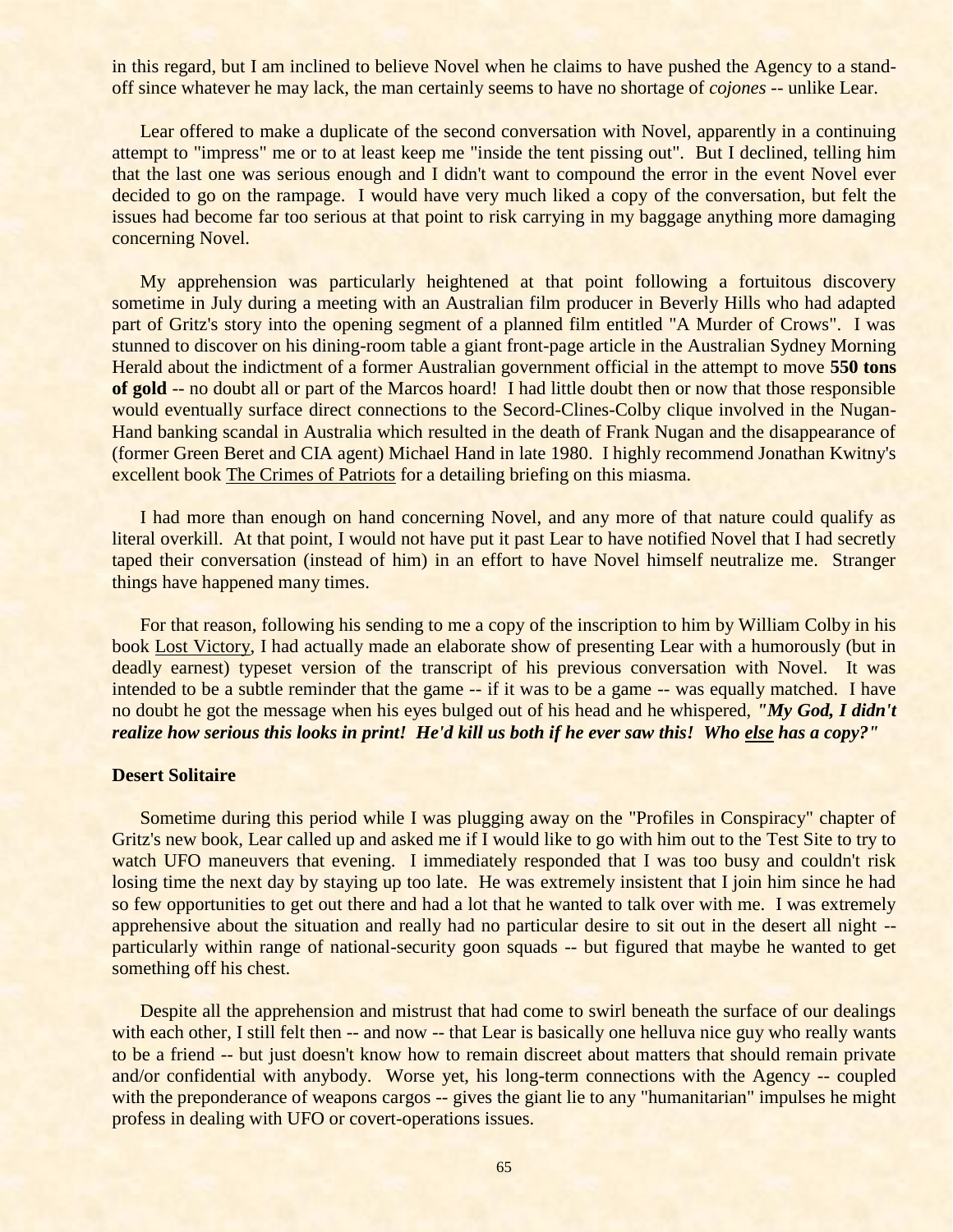in this regard, but I am inclined to believe Novel when he claims to have pushed the Agency to a stand-off since whatever he may lack, the man certainly seems to have no shortage of *cojones* -- unlike Lear.

Lear offered to make a duplicate of the second conversation with Novel, apparently in a continuing attempt to "impress" me or to at least keep me "inside the tent pissing out". But I declined, telling him that the last one was serious enough and I didn't want to compound the error in the event Novel ever decided to go on the rampage. I would have very much liked a copy of the conversation, but felt the issues had become far too serious at that point to risk carrying in my baggage anything more damaging concerning Novel.

My apprehension was particularly heightened at that point following a fortuitous discovery sometime in July during a meeting with an Australian film producer in Beverly Hills who had adapted part of Gritz's story into the opening segment of a planned film entitled "A Murder of Crows". I was stunned to discover on his dining-room table a giant front-page article in the Australian Sydney Morning Herald about the indictment of a former Australian government official in the attempt to move **550 tons of gold** -- no doubt all or part of the Marcos hoard! I had little doubt then or now that those responsible would eventually surface direct connections to the Secord-Clines-Colby clique involved in the Nugan-Hand banking scandal in Australia which resulted in the death of Frank Nugan and the disappearance of (former Green Beret and CIA agent) Michael Hand in late 1980. I highly recommend Jonathan Kwitny's excellent book <u>The Crimes of Patriots</u> for a detailing briefing on this miasma.

I had more than enough on hand concerning Novel, and any more of that nature could qualify as literal overkill. At that point, I would not have put it past Lear to have notified Novel that I had secretly taped their conversation (instead of him) in an effort to have Novel himself neutralize me. Stranger things have happened many times.

For that reason, following his sending to me a copy of the inscription to him by William Colby in his book <u>Lost Victory</u>, I had actually made an elaborate show of presenting Lear with a humorously (but in deadly earnest) typeset version of the transcript of his previous conversation with Novel. It was intended to be a subtle reminder that the game -- if it was to be a game -- was equally matched. I have no doubt he got the message when his eyes bulged out of his head and he whispered, ***"My God, I didn't realize how serious this looks in print! He'd kill us both if he ever saw this! Who <u>else</u> has a copy?"***

**Desert Solitaire**

Sometime during this period while I was plugging away on the "Profiles in Conspiracy" chapter of Gritz's new book, Lear called up and asked me if I would like to go with him out to the Test Site to try to watch UFO maneuvers that evening. I immediately responded that I was too busy and couldn't risk losing time the next day by staying up too late. He was extremely insistent that I join him since he had so few opportunities to get out there and had a lot that he wanted to talk over with me. I was extremely apprehensive about the situation and really had no particular desire to sit out in the desert all night -- particularly within range of national-security goon squads -- but figured that maybe he wanted to get something off his chest.

Despite all the apprehension and mistrust that had come to swirl beneath the surface of our dealings with each other, I still felt then -- and now -- that Lear is basically one helluva nice guy who really wants to be a friend -- but just doesn't know how to remain discreet about matters that should remain private and/or confidential with anybody. Worse yet, his long-term connections with the Agency -- coupled with the preponderance of weapons cargos -- gives the giant lie to any "humanitarian" impulses he might profess in dealing with UFO or covert-operations issues.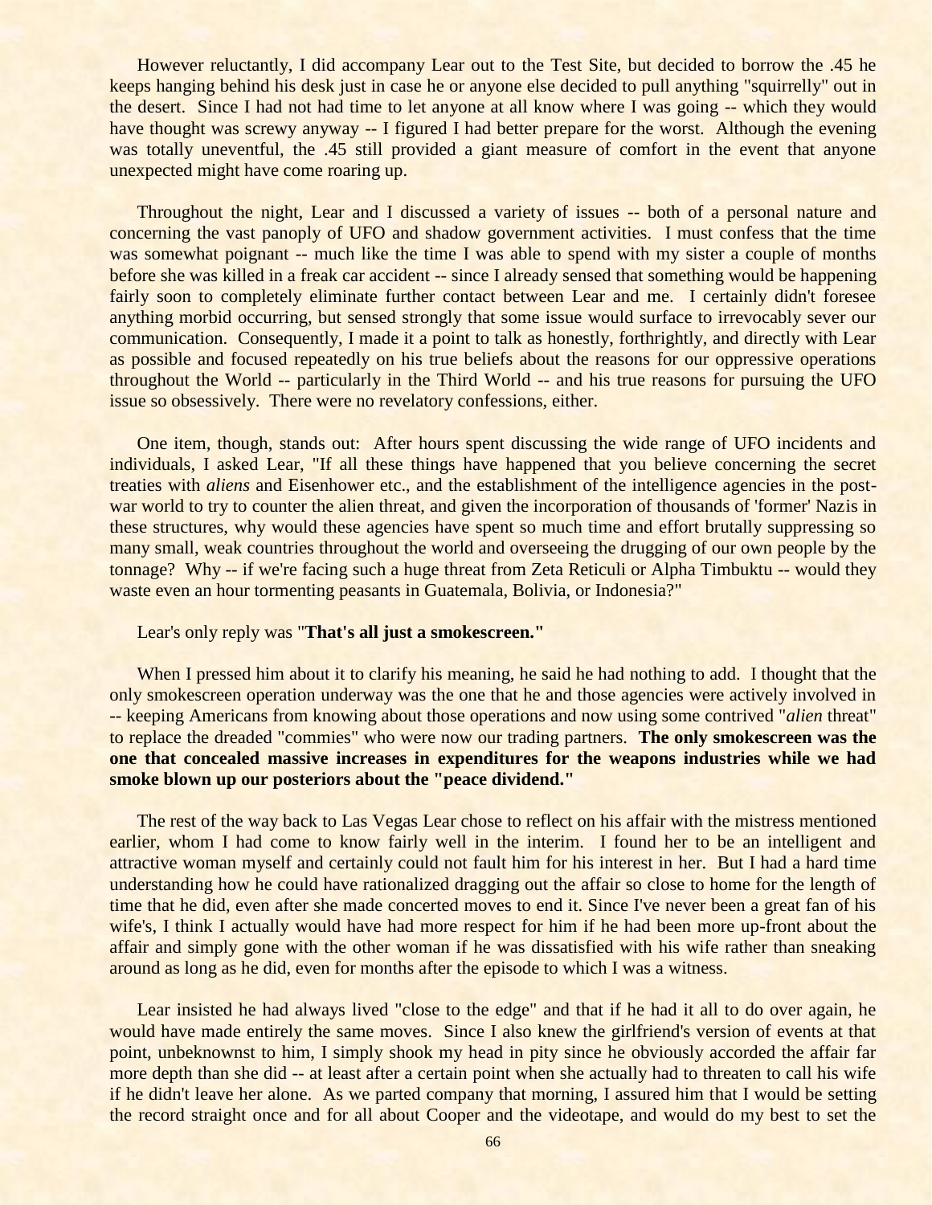However reluctantly, I did accompany Lear out to the Test Site, but decided to borrow the .45 he keeps hanging behind his desk just in case he or anyone else decided to pull anything "squirrelly" out in the desert. Since I had not had time to let anyone at all know where I was going -- which they would have thought was screwy anyway -- I figured I had better prepare for the worst. Although the evening was totally uneventful, the .45 still provided a giant measure of comfort in the event that anyone unexpected might have come roaring up.

Throughout the night, Lear and I discussed a variety of issues -- both of a personal nature and concerning the vast panoply of UFO and shadow government activities. I must confess that the time was somewhat poignant -- much like the time I was able to spend with my sister a couple of months before she was killed in a freak car accident -- since I already sensed that something would be happening fairly soon to completely eliminate further contact between Lear and me. I certainly didn't foresee anything morbid occurring, but sensed strongly that some issue would surface to irrevocably sever our communication. Consequently, I made it a point to talk as honestly, forthrightly, and directly with Lear as possible and focused repeatedly on his true beliefs about the reasons for our oppressive operations throughout the World -- particularly in the Third World -- and his true reasons for pursuing the UFO issue so obsessively. There were no revelatory confessions, either.

One item, though, stands out: After hours spent discussing the wide range of UFO incidents and individuals, I asked Lear, "If all these things have happened that you believe concerning the secret treaties with *aliens* and Eisenhower etc., and the establishment of the intelligence agencies in the post-war world to try to counter the alien threat, and given the incorporation of thousands of 'former' Nazis in these structures, why would these agencies have spent so much time and effort brutally suppressing so many small, weak countries throughout the world and overseeing the drugging of our own people by the tonnage? Why -- if we're facing such a huge threat from Zeta Reticuli or Alpha Timbuktu -- would they waste even an hour tormenting peasants in Guatemala, Bolivia, or Indonesia?"

Lear's only reply was "**That's all just a smokescreen.**"

When I pressed him about it to clarify his meaning, he said he had nothing to add. I thought that the only smokescreen operation underway was the one that he and those agencies were actively involved in -- keeping Americans from knowing about those operations and now using some contrived "*alien* threat" to replace the dreaded "commies" who were now our trading partners. **The only smokescreen was the one that concealed massive increases in expenditures for the weapons industries while we had smoke blown up our posteriors about the "peace dividend."**

The rest of the way back to Las Vegas Lear chose to reflect on his affair with the mistress mentioned earlier, whom I had come to know fairly well in the interim. I found her to be an intelligent and attractive woman myself and certainly could not fault him for his interest in her. But I had a hard time understanding how he could have rationalized dragging out the affair so close to home for the length of time that he did, even after she made concerted moves to end it. Since I've never been a great fan of his wife's, I think I actually would have had more respect for him if he had been more up-front about the affair and simply gone with the other woman if he was dissatisfied with his wife rather than sneaking around as long as he did, even for months after the episode to which I was a witness.

Lear insisted he had always lived "close to the edge" and that if he had it all to do over again, he would have made entirely the same moves. Since I also knew the girlfriend's version of events at that point, unbeknownst to him, I simply shook my head in pity since he obviously accorded the affair far more depth than she did -- at least after a certain point when she actually had to threaten to call his wife if he didn't leave her alone. As we parted company that morning, I assured him that I would be setting the record straight once and for all about Cooper and the videotape, and would do my best to set the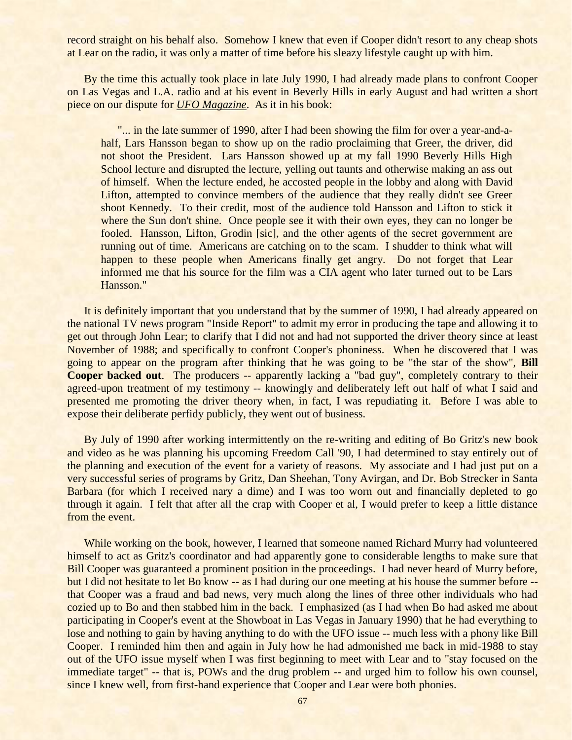record straight on his behalf also. Somehow I knew that even if Cooper didn't resort to any cheap shots at Lear on the radio, it was only a matter of time before his sleazy lifestyle caught up with him.

By the time this actually took place in late July 1990, I had already made plans to confront Cooper on Las Vegas and L.A. radio and at his event in Beverly Hills in early August and had written a short piece on our dispute for *UFO Magazine*. As it in his book:

> "... in the late summer of 1990, after I had been showing the film for over a year-and-a-half, Lars Hansson began to show up on the radio proclaiming that Greer, the driver, did not shoot the President. Lars Hansson showed up at my fall 1990 Beverly Hills High School lecture and disrupted the lecture, yelling out taunts and otherwise making an ass out of himself. When the lecture ended, he accosted people in the lobby and along with David Lifton, attempted to convince members of the audience that they really didn't see Greer shoot Kennedy. To their credit, most of the audience told Hansson and Lifton to stick it where the Sun don't shine. Once people see it with their own eyes, they can no longer be fooled. Hansson, Lifton, Grodin [sic], and the other agents of the secret government are running out of time. Americans are catching on to the scam. I shudder to think what will happen to these people when Americans finally get angry. Do not forget that Lear informed me that his source for the film was a CIA agent who later turned out to be Lars Hansson."

It is definitely important that you understand that by the summer of 1990, I had already appeared on the national TV news program "Inside Report" to admit my error in producing the tape and allowing it to get out through John Lear; to clarify that I did not and had not supported the driver theory since at least November of 1988; and specifically to confront Cooper's phoniness. When he discovered that I was going to appear on the program after thinking that he was going to be "the star of the show", **Bill Cooper backed out**. The producers -- apparently lacking a "bad guy", completely contrary to their agreed-upon treatment of my testimony -- knowingly and deliberately left out half of what I said and presented me promoting the driver theory when, in fact, I was repudiating it. Before I was able to expose their deliberate perfidy publicly, they went out of business.

By July of 1990 after working intermittently on the re-writing and editing of Bo Gritz's new book and video as he was planning his upcoming Freedom Call '90, I had determined to stay entirely out of the planning and execution of the event for a variety of reasons. My associate and I had just put on a very successful series of programs by Gritz, Dan Sheehan, Tony Avirgan, and Dr. Bob Strecker in Santa Barbara (for which I received nary a dime) and I was too worn out and financially depleted to go through it again. I felt that after all the crap with Cooper et al, I would prefer to keep a little distance from the event.

While working on the book, however, I learned that someone named Richard Murry had volunteered himself to act as Gritz's coordinator and had apparently gone to considerable lengths to make sure that Bill Cooper was guaranteed a prominent position in the proceedings. I had never heard of Murry before, but I did not hesitate to let Bo know -- as I had during our one meeting at his house the summer before -- that Cooper was a fraud and bad news, very much along the lines of three other individuals who had cozied up to Bo and then stabbed him in the back. I emphasized (as I had when Bo had asked me about participating in Cooper's event at the Showboat in Las Vegas in January 1990) that he had everything to lose and nothing to gain by having anything to do with the UFO issue -- much less with a phony like Bill Cooper. I reminded him then and again in July how he had admonished me back in mid-1988 to stay out of the UFO issue myself when I was first beginning to meet with Lear and to "stay focused on the immediate target" -- that is, POWs and the drug problem -- and urged him to follow his own counsel, since I knew well, from first-hand experience that Cooper and Lear were both phonies.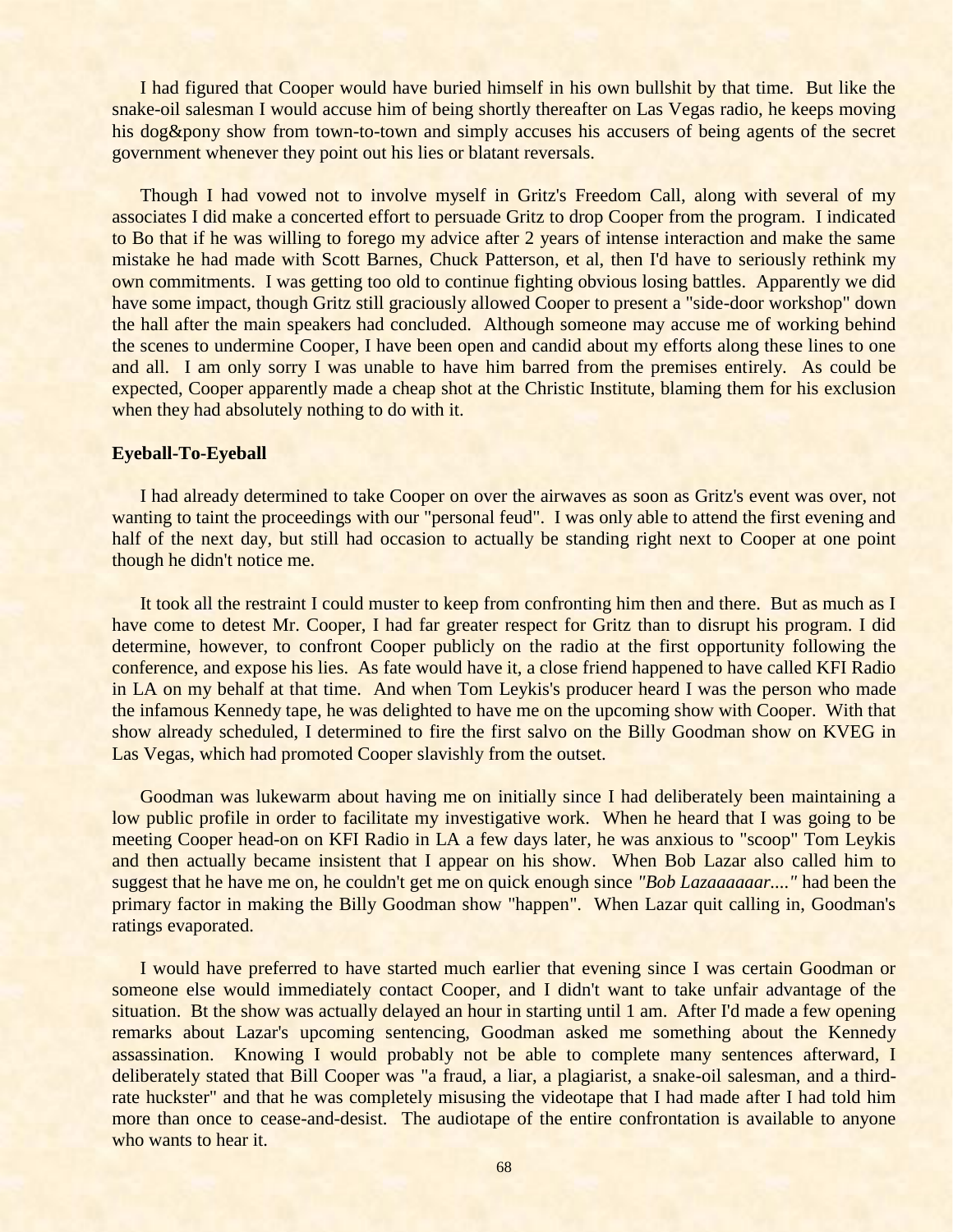I had figured that Cooper would have buried himself in his own bullshit by that time. But like the snake-oil salesman I would accuse him of being shortly thereafter on Las Vegas radio, he keeps moving his dog&pony show from town-to-town and simply accuses his accusers of being agents of the secret government whenever they point out his lies or blatant reversals.

Though I had vowed not to involve myself in Gritz's Freedom Call, along with several of my associates I did make a concerted effort to persuade Gritz to drop Cooper from the program. I indicated to Bo that if he was willing to forego my advice after 2 years of intense interaction and make the same mistake he had made with Scott Barnes, Chuck Patterson, et al, then I'd have to seriously rethink my own commitments. I was getting too old to continue fighting obvious losing battles. Apparently we did have some impact, though Gritz still graciously allowed Cooper to present a "side-door workshop" down the hall after the main speakers had concluded. Although someone may accuse me of working behind the scenes to undermine Cooper, I have been open and candid about my efforts along these lines to one and all. I am only sorry I was unable to have him barred from the premises entirely. As could be expected, Cooper apparently made a cheap shot at the Christic Institute, blaming them for his exclusion when they had absolutely nothing to do with it.

**Eyeball-To-Eyeball**

I had already determined to take Cooper on over the airwaves as soon as Gritz's event was over, not wanting to taint the proceedings with our "personal feud". I was only able to attend the first evening and half of the next day, but still had occasion to actually be standing right next to Cooper at one point though he didn't notice me.

It took all the restraint I could muster to keep from confronting him then and there. But as much as I have come to detest Mr. Cooper, I had far greater respect for Gritz than to disrupt his program. I did determine, however, to confront Cooper publicly on the radio at the first opportunity following the conference, and expose his lies. As fate would have it, a close friend happened to have called KFI Radio in LA on my behalf at that time. And when Tom Leykis's producer heard I was the person who made the infamous Kennedy tape, he was delighted to have me on the upcoming show with Cooper. With that show already scheduled, I determined to fire the first salvo on the Billy Goodman show on KVEG in Las Vegas, which had promoted Cooper slavishly from the outset.

Goodman was lukewarm about having me on initially since I had deliberately been maintaining a low public profile in order to facilitate my investigative work. When he heard that I was going to be meeting Cooper head-on on KFI Radio in LA a few days later, he was anxious to "scoop" Tom Leykis and then actually became insistent that I appear on his show. When Bob Lazar also called him to suggest that he have me on, he couldn't get me on quick enough since *"Bob Lazaaaaaar...."* had been the primary factor in making the Billy Goodman show "happen". When Lazar quit calling in, Goodman's ratings evaporated.

I would have preferred to have started much earlier that evening since I was certain Goodman or someone else would immediately contact Cooper, and I didn't want to take unfair advantage of the situation. Bt the show was actually delayed an hour in starting until 1 am. After I'd made a few opening remarks about Lazar's upcoming sentencing, Goodman asked me something about the Kennedy assassination. Knowing I would probably not be able to complete many sentences afterward, I deliberately stated that Bill Cooper was "a fraud, a liar, a plagiarist, a snake-oil salesman, and a third-rate huckster" and that he was completely misusing the videotape that I had made after I had told him more than once to cease-and-desist. The audiotape of the entire confrontation is available to anyone who wants to hear it.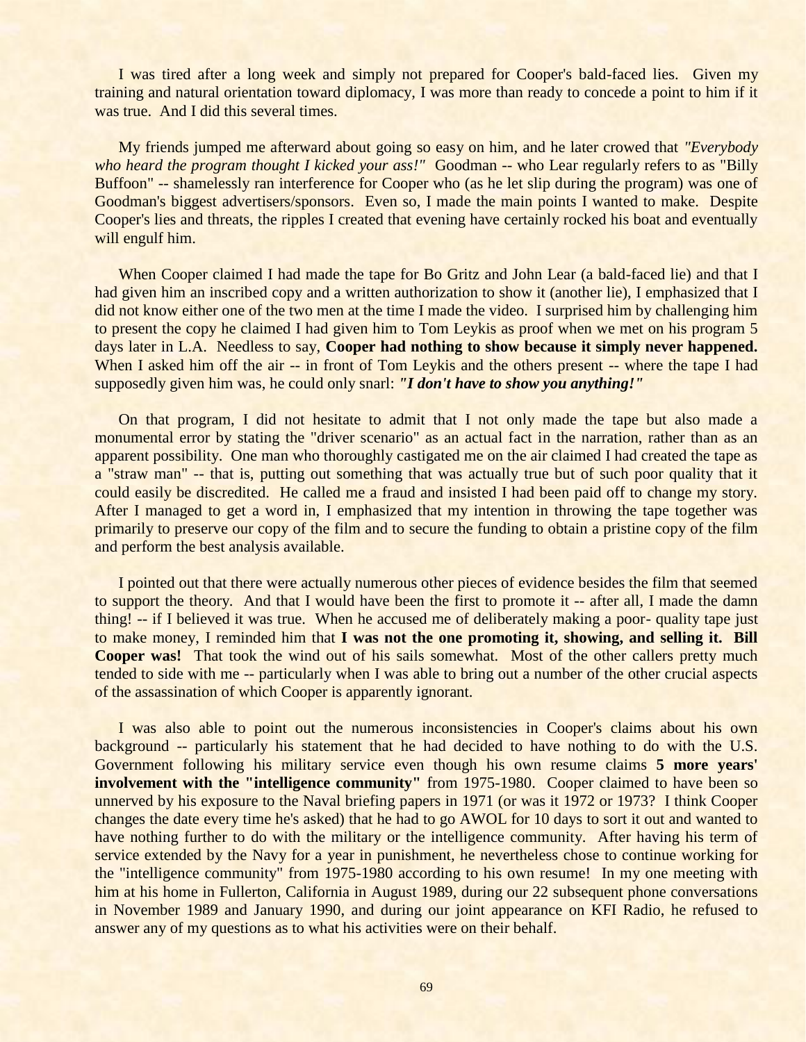I was tired after a long week and simply not prepared for Cooper's bald-faced lies. Given my training and natural orientation toward diplomacy, I was more than ready to concede a point to him if it was true. And I did this several times.

My friends jumped me afterward about going so easy on him, and he later crowed that *"Everybody who heard the program thought I kicked your ass!"* Goodman -- who Lear regularly refers to as "Billy Buffoon" -- shamelessly ran interference for Cooper who (as he let slip during the program) was one of Goodman's biggest advertisers/sponsors. Even so, I made the main points I wanted to make. Despite Cooper's lies and threats, the ripples I created that evening have certainly rocked his boat and eventually will engulf him.

When Cooper claimed I had made the tape for Bo Gritz and John Lear (a bald-faced lie) and that I had given him an inscribed copy and a written authorization to show it (another lie), I emphasized that I did not know either one of the two men at the time I made the video. I surprised him by challenging him to present the copy he claimed I had given him to Tom Leykis as proof when we met on his program 5 days later in L.A. Needless to say, **Cooper had nothing to show because it simply never happened.** When I asked him off the air -- in front of Tom Leykis and the others present -- where the tape I had supposedly given him was, he could only snarl: ***"I don't have to show you anything!"***

On that program, I did not hesitate to admit that I not only made the tape but also made a monumental error by stating the "driver scenario" as an actual fact in the narration, rather than as an apparent possibility. One man who thoroughly castigated me on the air claimed I had created the tape as a "straw man" -- that is, putting out something that was actually true but of such poor quality that it could easily be discredited. He called me a fraud and insisted I had been paid off to change my story. After I managed to get a word in, I emphasized that my intention in throwing the tape together was primarily to preserve our copy of the film and to secure the funding to obtain a pristine copy of the film and perform the best analysis available.

I pointed out that there were actually numerous other pieces of evidence besides the film that seemed to support the theory. And that I would have been the first to promote it -- after all, I made the damn thing! -- if I believed it was true. When he accused me of deliberately making a poor- quality tape just to make money, I reminded him that **I was not the one promoting it, showing, and selling it. Bill Cooper was!** That took the wind out of his sails somewhat. Most of the other callers pretty much tended to side with me -- particularly when I was able to bring out a number of the other crucial aspects of the assassination of which Cooper is apparently ignorant.

I was also able to point out the numerous inconsistencies in Cooper's claims about his own background -- particularly his statement that he had decided to have nothing to do with the U.S. Government following his military service even though his own resume claims **5 more years' involvement with the "intelligence community"** from 1975-1980. Cooper claimed to have been so unnerved by his exposure to the Naval briefing papers in 1971 (or was it 1972 or 1973? I think Cooper changes the date every time he's asked) that he had to go AWOL for 10 days to sort it out and wanted to have nothing further to do with the military or the intelligence community. After having his term of service extended by the Navy for a year in punishment, he nevertheless chose to continue working for the "intelligence community" from 1975-1980 according to his own resume! In my one meeting with him at his home in Fullerton, California in August 1989, during our 22 subsequent phone conversations in November 1989 and January 1990, and during our joint appearance on KFI Radio, he refused to answer any of my questions as to what his activities were on their behalf.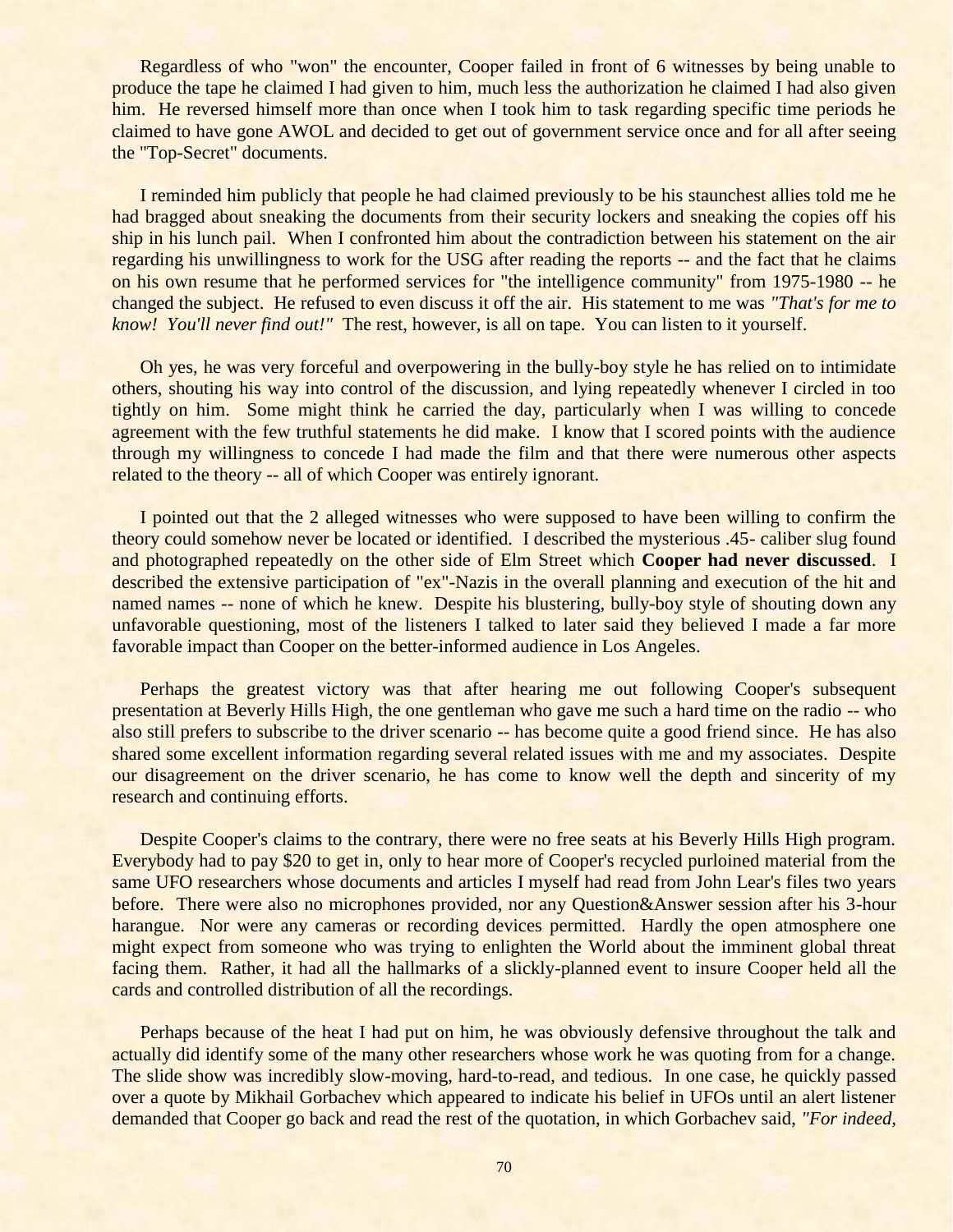Regardless of who "won" the encounter, Cooper failed in front of 6 witnesses by being unable to produce the tape he claimed I had given to him, much less the authorization he claimed I had also given him. He reversed himself more than once when I took him to task regarding specific time periods he claimed to have gone AWOL and decided to get out of government service once and for all after seeing the "Top-Secret" documents.

I reminded him publicly that people he had claimed previously to be his staunchest allies told me he had bragged about sneaking the documents from their security lockers and sneaking the copies off his ship in his lunch pail. When I confronted him about the contradiction between his statement on the air regarding his unwillingness to work for the USG after reading the reports -- and the fact that he claims on his own resume that he performed services for "the intelligence community" from 1975-1980 -- he changed the subject. He refused to even discuss it off the air. His statement to me was *"That's for me to know! You'll never find out!"* The rest, however, is all on tape. You can listen to it yourself.

Oh yes, he was very forceful and overpowering in the bully-boy style he has relied on to intimidate others, shouting his way into control of the discussion, and lying repeatedly whenever I circled in too tightly on him. Some might think he carried the day, particularly when I was willing to concede agreement with the few truthful statements he did make. I know that I scored points with the audience through my willingness to concede I had made the film and that there were numerous other aspects related to the theory -- all of which Cooper was entirely ignorant.

I pointed out that the 2 alleged witnesses who were supposed to have been willing to confirm the theory could somehow never be located or identified. I described the mysterious .45- caliber slug found and photographed repeatedly on the other side of Elm Street which **Cooper had never discussed**. I described the extensive participation of "ex"-Nazis in the overall planning and execution of the hit and named names -- none of which he knew. Despite his blustering, bully-boy style of shouting down any unfavorable questioning, most of the listeners I talked to later said they believed I made a far more favorable impact than Cooper on the better-informed audience in Los Angeles.

Perhaps the greatest victory was that after hearing me out following Cooper's subsequent presentation at Beverly Hills High, the one gentleman who gave me such a hard time on the radio -- who also still prefers to subscribe to the driver scenario -- has become quite a good friend since. He has also shared some excellent information regarding several related issues with me and my associates. Despite our disagreement on the driver scenario, he has come to know well the depth and sincerity of my research and continuing efforts.

Despite Cooper's claims to the contrary, there were no free seats at his Beverly Hills High program. Everybody had to pay $20 to get in, only to hear more of Cooper's recycled purloined material from the same UFO researchers whose documents and articles I myself had read from John Lear's files two years before. There were also no microphones provided, nor any Question&Answer session after his 3-hour harangue. Nor were any cameras or recording devices permitted. Hardly the open atmosphere one might expect from someone who was trying to enlighten the World about the imminent global threat facing them. Rather, it had all the hallmarks of a slickly-planned event to insure Cooper held all the cards and controlled distribution of all the recordings.

Perhaps because of the heat I had put on him, he was obviously defensive throughout the talk and actually did identify some of the many other researchers whose work he was quoting from for a change. The slide show was incredibly slow-moving, hard-to-read, and tedious. In one case, he quickly passed over a quote by Mikhail Gorbachev which appeared to indicate his belief in UFOs until an alert listener demanded that Cooper go back and read the rest of the quotation, in which Gorbachev said, *"For indeed,*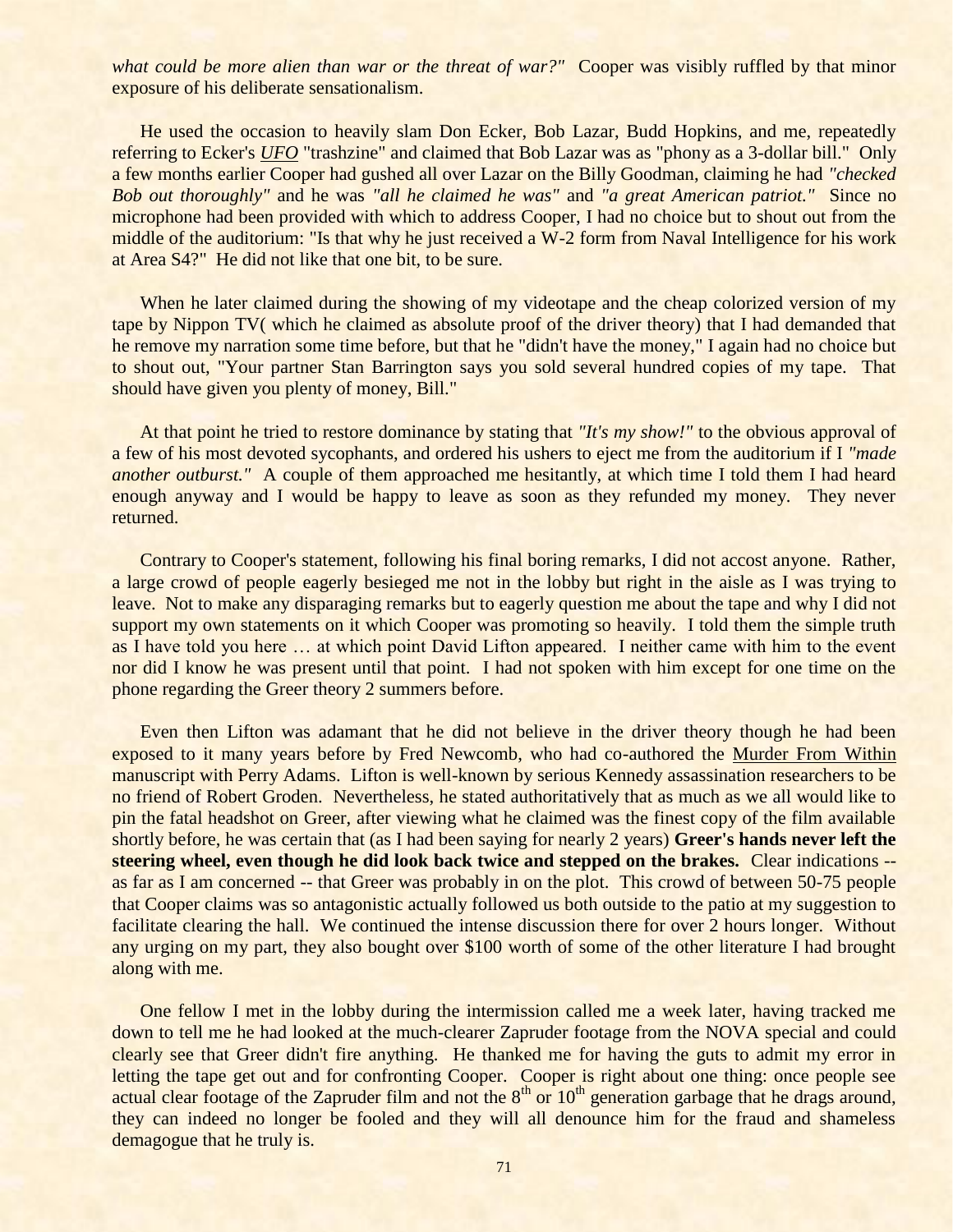*what could be more alien than war or the threat of war?"* Cooper was visibly ruffled by that minor exposure of his deliberate sensationalism.

He used the occasion to heavily slam Don Ecker, Bob Lazar, Budd Hopkins, and me, repeatedly referring to Ecker's <u>*UFO*</u> "trashzine" and claimed that Bob Lazar was as "phony as a 3-dollar bill." Only a few months earlier Cooper had gushed all over Lazar on the Billy Goodman, claiming he had *"checked Bob out thoroughly"* and he was *"all he claimed he was"* and *"a great American patriot."* Since no microphone had been provided with which to address Cooper, I had no choice but to shout out from the middle of the auditorium: "Is that why he just received a W-2 form from Naval Intelligence for his work at Area S4?" He did not like that one bit, to be sure.

When he later claimed during the showing of my videotape and the cheap colorized version of my tape by Nippon TV( which he claimed as absolute proof of the driver theory) that I had demanded that he remove my narration some time before, but that he "didn't have the money," I again had no choice but to shout out, "Your partner Stan Barrington says you sold several hundred copies of my tape. That should have given you plenty of money, Bill."

At that point he tried to restore dominance by stating that *"It's my show!"* to the obvious approval of a few of his most devoted sycophants, and ordered his ushers to eject me from the auditorium if I *"made another outburst."* A couple of them approached me hesitantly, at which time I told them I had heard enough anyway and I would be happy to leave as soon as they refunded my money. They never returned.

Contrary to Cooper's statement, following his final boring remarks, I did not accost anyone. Rather, a large crowd of people eagerly besieged me not in the lobby but right in the aisle as I was trying to leave. Not to make any disparaging remarks but to eagerly question me about the tape and why I did not support my own statements on it which Cooper was promoting so heavily. I told them the simple truth as I have told you here … at which point David Lifton appeared. I neither came with him to the event nor did I know he was present until that point. I had not spoken with him except for one time on the phone regarding the Greer theory 2 summers before.

Even then Lifton was adamant that he did not believe in the driver theory though he had been exposed to it many years before by Fred Newcomb, who had co-authored the <u>Murder From Within</u> manuscript with Perry Adams. Lifton is well-known by serious Kennedy assassination researchers to be no friend of Robert Groden. Nevertheless, he stated authoritatively that as much as we all would like to pin the fatal headshot on Greer, after viewing what he claimed was the finest copy of the film available shortly before, he was certain that (as I had been saying for nearly 2 years) **Greer's hands never left the steering wheel, even though he did look back twice and stepped on the brakes.** Clear indications -- as far as I am concerned -- that Greer was probably in on the plot. This crowd of between 50-75 people that Cooper claims was so antagonistic actually followed us both outside to the patio at my suggestion to facilitate clearing the hall. We continued the intense discussion there for over 2 hours longer. Without any urging on my part, they also bought over $100 worth of some of the other literature I had brought along with me.

One fellow I met in the lobby during the intermission called me a week later, having tracked me down to tell me he had looked at the much-clearer Zapruder footage from the NOVA special and could clearly see that Greer didn't fire anything. He thanked me for having the guts to admit my error in letting the tape get out and for confronting Cooper. Cooper is right about one thing: once people see actual clear footage of the Zapruder film and not the 8th or 10th generation garbage that he drags around, they can indeed no longer be fooled and they will all denounce him for the fraud and shameless demagogue that he truly is.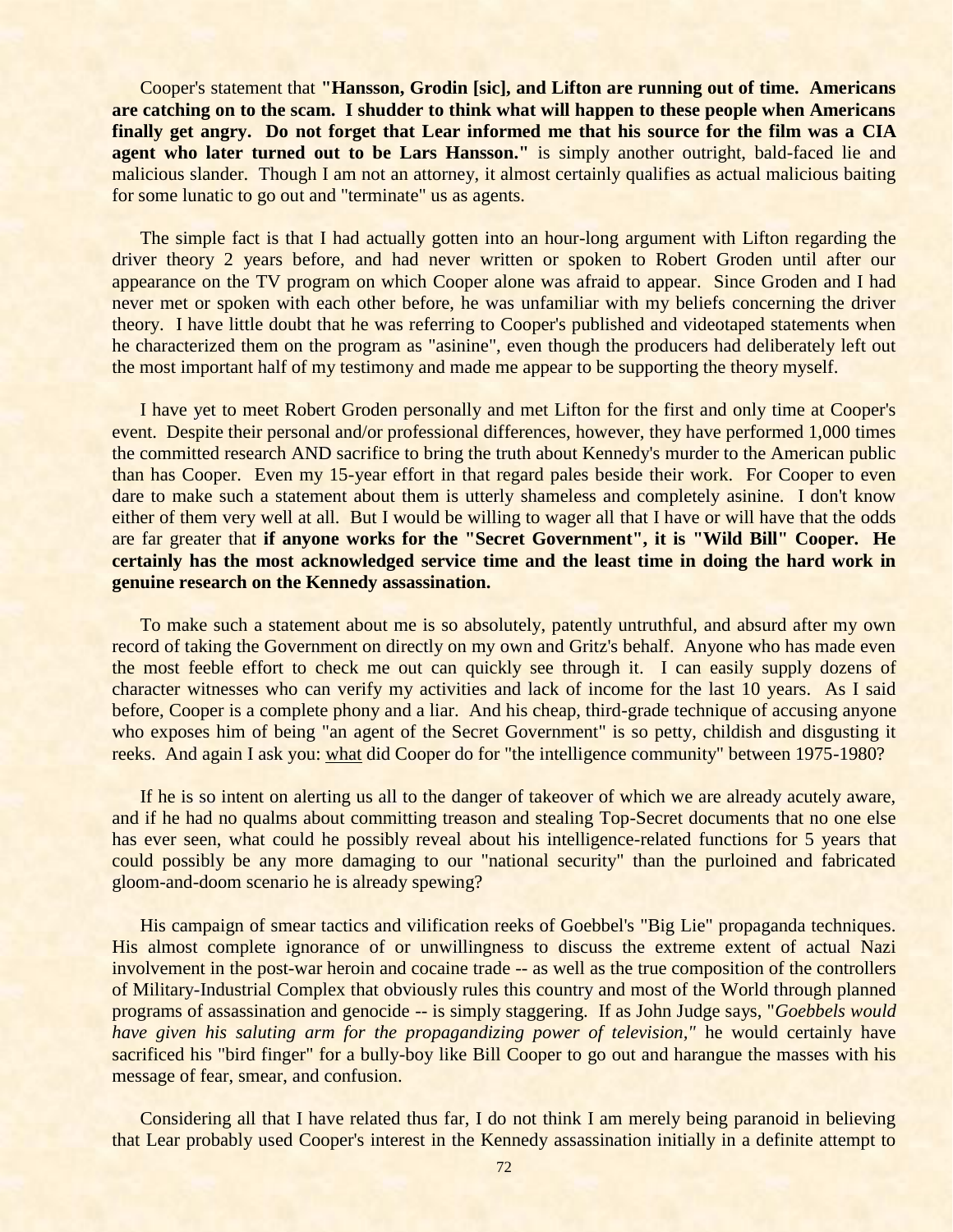Cooper's statement that **"Hansson, Grodin [sic], and Lifton are running out of time. Americans are catching on to the scam. I shudder to think what will happen to these people when Americans finally get angry. Do not forget that Lear informed me that his source for the film was a CIA agent who later turned out to be Lars Hansson."** is simply another outright, bald-faced lie and malicious slander. Though I am not an attorney, it almost certainly qualifies as actual malicious baiting for some lunatic to go out and "terminate" us as agents.

The simple fact is that I had actually gotten into an hour-long argument with Lifton regarding the driver theory 2 years before, and had never written or spoken to Robert Groden until after our appearance on the TV program on which Cooper alone was afraid to appear. Since Groden and I had never met or spoken with each other before, he was unfamiliar with my beliefs concerning the driver theory. I have little doubt that he was referring to Cooper's published and videotaped statements when he characterized them on the program as "asinine", even though the producers had deliberately left out the most important half of my testimony and made me appear to be supporting the theory myself.

I have yet to meet Robert Groden personally and met Lifton for the first and only time at Cooper's event. Despite their personal and/or professional differences, however, they have performed 1,000 times the committed research AND sacrifice to bring the truth about Kennedy's murder to the American public than has Cooper. Even my 15-year effort in that regard pales beside their work. For Cooper to even dare to make such a statement about them is utterly shameless and completely asinine. I don't know either of them very well at all. But I would be willing to wager all that I have or will have that the odds are far greater that **if anyone works for the "Secret Government", it is "Wild Bill" Cooper. He certainly has the most acknowledged service time and the least time in doing the hard work in genuine research on the Kennedy assassination.**

To make such a statement about me is so absolutely, patently untruthful, and absurd after my own record of taking the Government on directly on my own and Gritz's behalf. Anyone who has made even the most feeble effort to check me out can quickly see through it. I can easily supply dozens of character witnesses who can verify my activities and lack of income for the last 10 years. As I said before, Cooper is a complete phony and a liar. And his cheap, third-grade technique of accusing anyone who exposes him of being "an agent of the Secret Government" is so petty, childish and disgusting it reeks. And again I ask you: <u>what</u> did Cooper do for "the intelligence community" between 1975-1980?

If he is so intent on alerting us all to the danger of takeover of which we are already acutely aware, and if he had no qualms about committing treason and stealing Top-Secret documents that no one else has ever seen, what could he possibly reveal about his intelligence-related functions for 5 years that could possibly be any more damaging to our "national security" than the purloined and fabricated gloom-and-doom scenario he is already spewing?

His campaign of smear tactics and vilification reeks of Goebbel's "Big Lie" propaganda techniques. His almost complete ignorance of or unwillingness to discuss the extreme extent of actual Nazi involvement in the post-war heroin and cocaine trade -- as well as the true composition of the controllers of Military-Industrial Complex that obviously rules this country and most of the World through planned programs of assassination and genocide -- is simply staggering. If as John Judge says, "*Goebbels would have given his saluting arm for the propagandizing power of television,"* he would certainly have sacrificed his "bird finger" for a bully-boy like Bill Cooper to go out and harangue the masses with his message of fear, smear, and confusion.

Considering all that I have related thus far, I do not think I am merely being paranoid in believing that Lear probably used Cooper's interest in the Kennedy assassination initially in a definite attempt to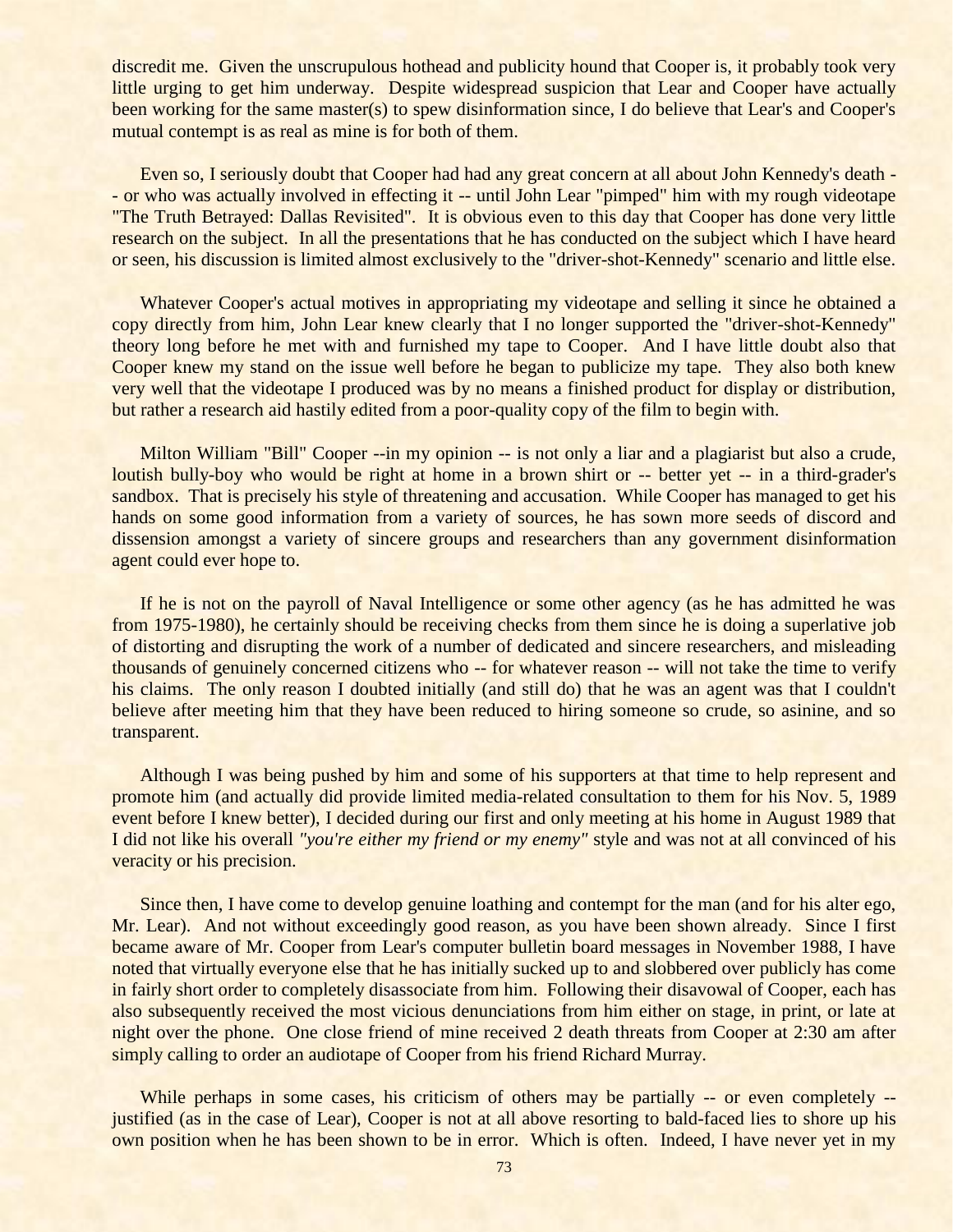discredit me. Given the unscrupulous hothead and publicity hound that Cooper is, it probably took very little urging to get him underway. Despite widespread suspicion that Lear and Cooper have actually been working for the same master(s) to spew disinformation since, I do believe that Lear's and Cooper's mutual contempt is as real as mine is for both of them.

Even so, I seriously doubt that Cooper had had any great concern at all about John Kennedy's death -- or who was actually involved in effecting it -- until John Lear "pimped" him with my rough videotape "The Truth Betrayed: Dallas Revisited". It is obvious even to this day that Cooper has done very little research on the subject. In all the presentations that he has conducted on the subject which I have heard or seen, his discussion is limited almost exclusively to the "driver-shot-Kennedy" scenario and little else.

Whatever Cooper's actual motives in appropriating my videotape and selling it since he obtained a copy directly from him, John Lear knew clearly that I no longer supported the "driver-shot-Kennedy" theory long before he met with and furnished my tape to Cooper. And I have little doubt also that Cooper knew my stand on the issue well before he began to publicize my tape. They also both knew very well that the videotape I produced was by no means a finished product for display or distribution, but rather a research aid hastily edited from a poor-quality copy of the film to begin with.

Milton William "Bill" Cooper --in my opinion -- is not only a liar and a plagiarist but also a crude, loutish bully-boy who would be right at home in a brown shirt or -- better yet -- in a third-grader's sandbox. That is precisely his style of threatening and accusation. While Cooper has managed to get his hands on some good information from a variety of sources, he has sown more seeds of discord and dissension amongst a variety of sincere groups and researchers than any government disinformation agent could ever hope to.

If he is not on the payroll of Naval Intelligence or some other agency (as he has admitted he was from 1975-1980), he certainly should be receiving checks from them since he is doing a superlative job of distorting and disrupting the work of a number of dedicated and sincere researchers, and misleading thousands of genuinely concerned citizens who -- for whatever reason -- will not take the time to verify his claims. The only reason I doubted initially (and still do) that he was an agent was that I couldn't believe after meeting him that they have been reduced to hiring someone so crude, so asinine, and so transparent.

Although I was being pushed by him and some of his supporters at that time to help represent and promote him (and actually did provide limited media-related consultation to them for his Nov. 5, 1989 event before I knew better), I decided during our first and only meeting at his home in August 1989 that I did not like his overall *"you're either my friend or my enemy"* style and was not at all convinced of his veracity or his precision.

Since then, I have come to develop genuine loathing and contempt for the man (and for his alter ego, Mr. Lear). And not without exceedingly good reason, as you have been shown already. Since I first became aware of Mr. Cooper from Lear's computer bulletin board messages in November 1988, I have noted that virtually everyone else that he has initially sucked up to and slobbered over publicly has come in fairly short order to completely disassociate from him. Following their disavowal of Cooper, each has also subsequently received the most vicious denunciations from him either on stage, in print, or late at night over the phone. One close friend of mine received 2 death threats from Cooper at 2:30 am after simply calling to order an audiotape of Cooper from his friend Richard Murray.

While perhaps in some cases, his criticism of others may be partially -- or even completely -- justified (as in the case of Lear), Cooper is not at all above resorting to bald-faced lies to shore up his own position when he has been shown to be in error. Which is often. Indeed, I have never yet in my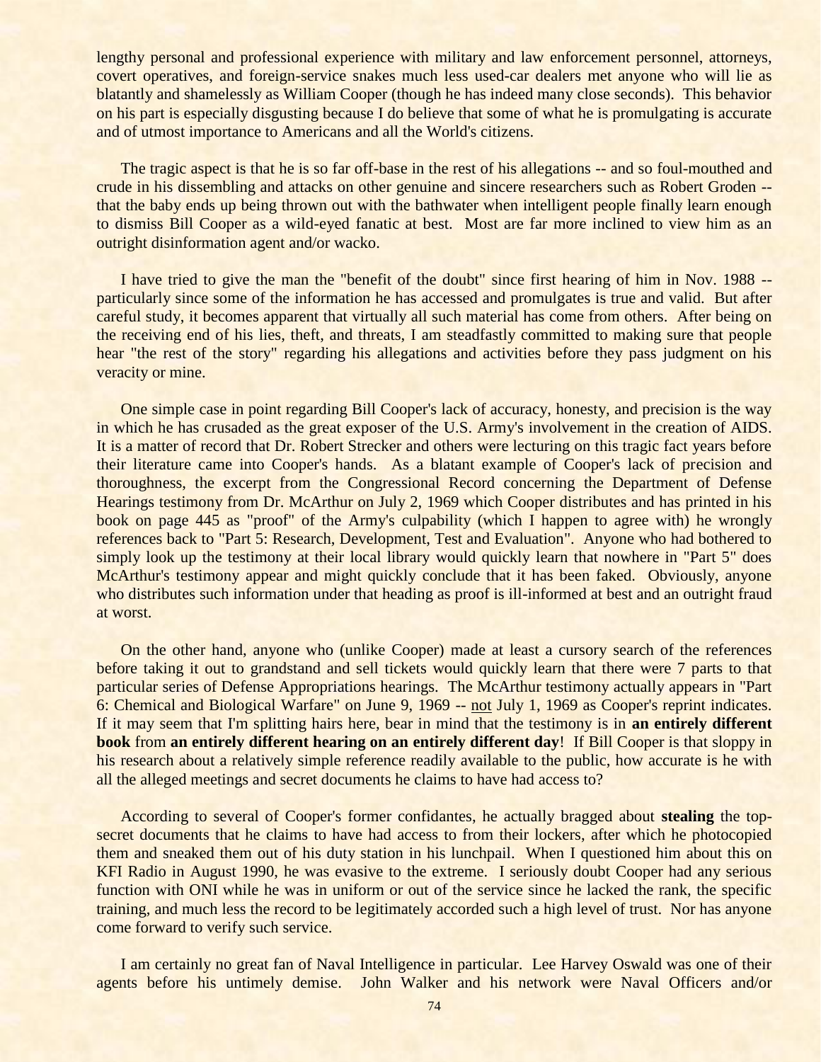lengthy personal and professional experience with military and law enforcement personnel, attorneys, covert operatives, and foreign-service snakes much less used-car dealers met anyone who will lie as blatantly and shamelessly as William Cooper (though he has indeed many close seconds). This behavior on his part is especially disgusting because I do believe that some of what he is promulgating is accurate and of utmost importance to Americans and all the World's citizens.

The tragic aspect is that he is so far off-base in the rest of his allegations -- and so foul-mouthed and crude in his dissembling and attacks on other genuine and sincere researchers such as Robert Groden -- that the baby ends up being thrown out with the bathwater when intelligent people finally learn enough to dismiss Bill Cooper as a wild-eyed fanatic at best. Most are far more inclined to view him as an outright disinformation agent and/or wacko.

I have tried to give the man the "benefit of the doubt" since first hearing of him in Nov. 1988 -- particularly since some of the information he has accessed and promulgates is true and valid. But after careful study, it becomes apparent that virtually all such material has come from others. After being on the receiving end of his lies, theft, and threats, I am steadfastly committed to making sure that people hear "the rest of the story" regarding his allegations and activities before they pass judgment on his veracity or mine.

One simple case in point regarding Bill Cooper's lack of accuracy, honesty, and precision is the way in which he has crusaded as the great exposer of the U.S. Army's involvement in the creation of AIDS. It is a matter of record that Dr. Robert Strecker and others were lecturing on this tragic fact years before their literature came into Cooper's hands. As a blatant example of Cooper's lack of precision and thoroughness, the excerpt from the Congressional Record concerning the Department of Defense Hearings testimony from Dr. McArthur on July 2, 1969 which Cooper distributes and has printed in his book on page 445 as "proof" of the Army's culpability (which I happen to agree with) he wrongly references back to "Part 5: Research, Development, Test and Evaluation". Anyone who had bothered to simply look up the testimony at their local library would quickly learn that nowhere in "Part 5" does McArthur's testimony appear and might quickly conclude that it has been faked. Obviously, anyone who distributes such information under that heading as proof is ill-informed at best and an outright fraud at worst.

On the other hand, anyone who (unlike Cooper) made at least a cursory search of the references before taking it out to grandstand and sell tickets would quickly learn that there were 7 parts to that particular series of Defense Appropriations hearings. The McArthur testimony actually appears in "Part 6: Chemical and Biological Warfare" on June 9, 1969 -- <u>not</u> July 1, 1969 as Cooper's reprint indicates. If it may seem that I'm splitting hairs here, bear in mind that the testimony is in **an entirely different book** from **an entirely different hearing on an entirely different day**! If Bill Cooper is that sloppy in his research about a relatively simple reference readily available to the public, how accurate is he with all the alleged meetings and secret documents he claims to have had access to?

According to several of Cooper's former confidantes, he actually bragged about **stealing** the top-secret documents that he claims to have had access to from their lockers, after which he photocopied them and sneaked them out of his duty station in his lunchpail. When I questioned him about this on KFI Radio in August 1990, he was evasive to the extreme. I seriously doubt Cooper had any serious function with ONI while he was in uniform or out of the service since he lacked the rank, the specific training, and much less the record to be legitimately accorded such a high level of trust. Nor has anyone come forward to verify such service.

I am certainly no great fan of Naval Intelligence in particular. Lee Harvey Oswald was one of their agents before his untimely demise. John Walker and his network were Naval Officers and/or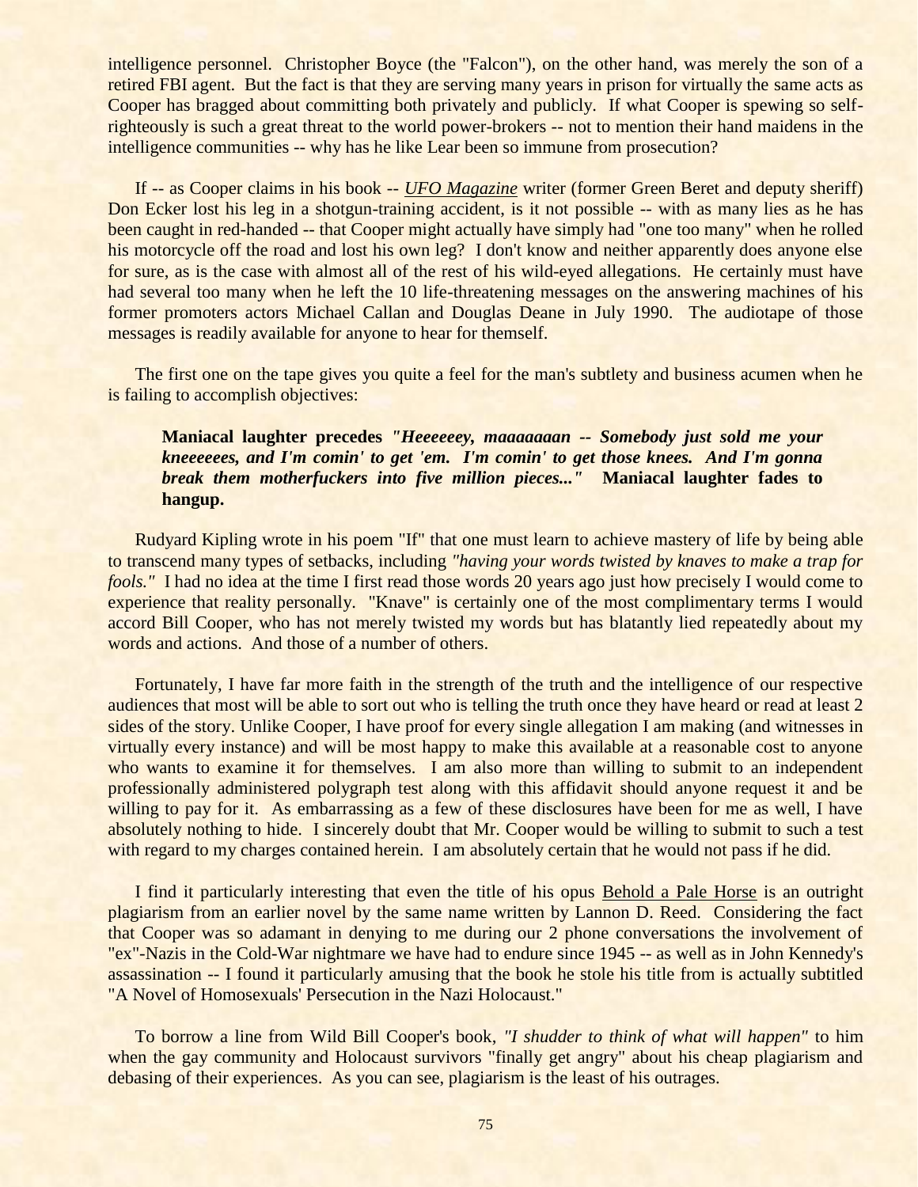intelligence personnel. Christopher Boyce (the "Falcon"), on the other hand, was merely the son of a retired FBI agent. But the fact is that they are serving many years in prison for virtually the same acts as Cooper has bragged about committing both privately and publicly. If what Cooper is spewing so self-righteously is such a great threat to the world power-brokers -- not to mention their hand maidens in the intelligence communities -- why has he like Lear been so immune from prosecution?

If -- as Cooper claims in his book -- *UFO Magazine* writer (former Green Beret and deputy sheriff) Don Ecker lost his leg in a shotgun-training accident, is it not possible -- with as many lies as he has been caught in red-handed -- that Cooper might actually have simply had "one too many" when he rolled his motorcycle off the road and lost his own leg? I don't know and neither apparently does anyone else for sure, as is the case with almost all of the rest of his wild-eyed allegations. He certainly must have had several too many when he left the 10 life-threatening messages on the answering machines of his former promoters actors Michael Callan and Douglas Deane in July 1990. The audiotape of those messages is readily available for anyone to hear for themself.

The first one on the tape gives you quite a feel for the man's subtlety and business acumen when he is failing to accomplish objectives:

> **Maniacal laughter precedes** ***"Heeeeeey, maaaaaaan -- Somebody just sold me your kneeeeees, and I'm comin' to get 'em. I'm comin' to get those knees. And I'm gonna break them motherfuckers into five million pieces..."*** **Maniacal laughter fades to hangup.**

Rudyard Kipling wrote in his poem "If" that one must learn to achieve mastery of life by being able to transcend many types of setbacks, including *"having your words twisted by knaves to make a trap for fools."* I had no idea at the time I first read those words 20 years ago just how precisely I would come to experience that reality personally. "Knave" is certainly one of the most complimentary terms I would accord Bill Cooper, who has not merely twisted my words but has blatantly lied repeatedly about my words and actions. And those of a number of others.

Fortunately, I have far more faith in the strength of the truth and the intelligence of our respective audiences that most will be able to sort out who is telling the truth once they have heard or read at least 2 sides of the story. Unlike Cooper, I have proof for every single allegation I am making (and witnesses in virtually every instance) and will be most happy to make this available at a reasonable cost to anyone who wants to examine it for themselves. I am also more than willing to submit to an independent professionally administered polygraph test along with this affidavit should anyone request it and be willing to pay for it. As embarrassing as a few of these disclosures have been for me as well, I have absolutely nothing to hide. I sincerely doubt that Mr. Cooper would be willing to submit to such a test with regard to my charges contained herein. I am absolutely certain that he would not pass if he did.

I find it particularly interesting that even the title of his opus Behold a Pale Horse is an outright plagiarism from an earlier novel by the same name written by Lannon D. Reed. Considering the fact that Cooper was so adamant in denying to me during our 2 phone conversations the involvement of "ex"-Nazis in the Cold-War nightmare we have had to endure since 1945 -- as well as in John Kennedy's assassination -- I found it particularly amusing that the book he stole his title from is actually subtitled "A Novel of Homosexuals' Persecution in the Nazi Holocaust."

To borrow a line from Wild Bill Cooper's book, *"I shudder to think of what will happen"* to him when the gay community and Holocaust survivors "finally get angry" about his cheap plagiarism and debasing of their experiences. As you can see, plagiarism is the least of his outrages.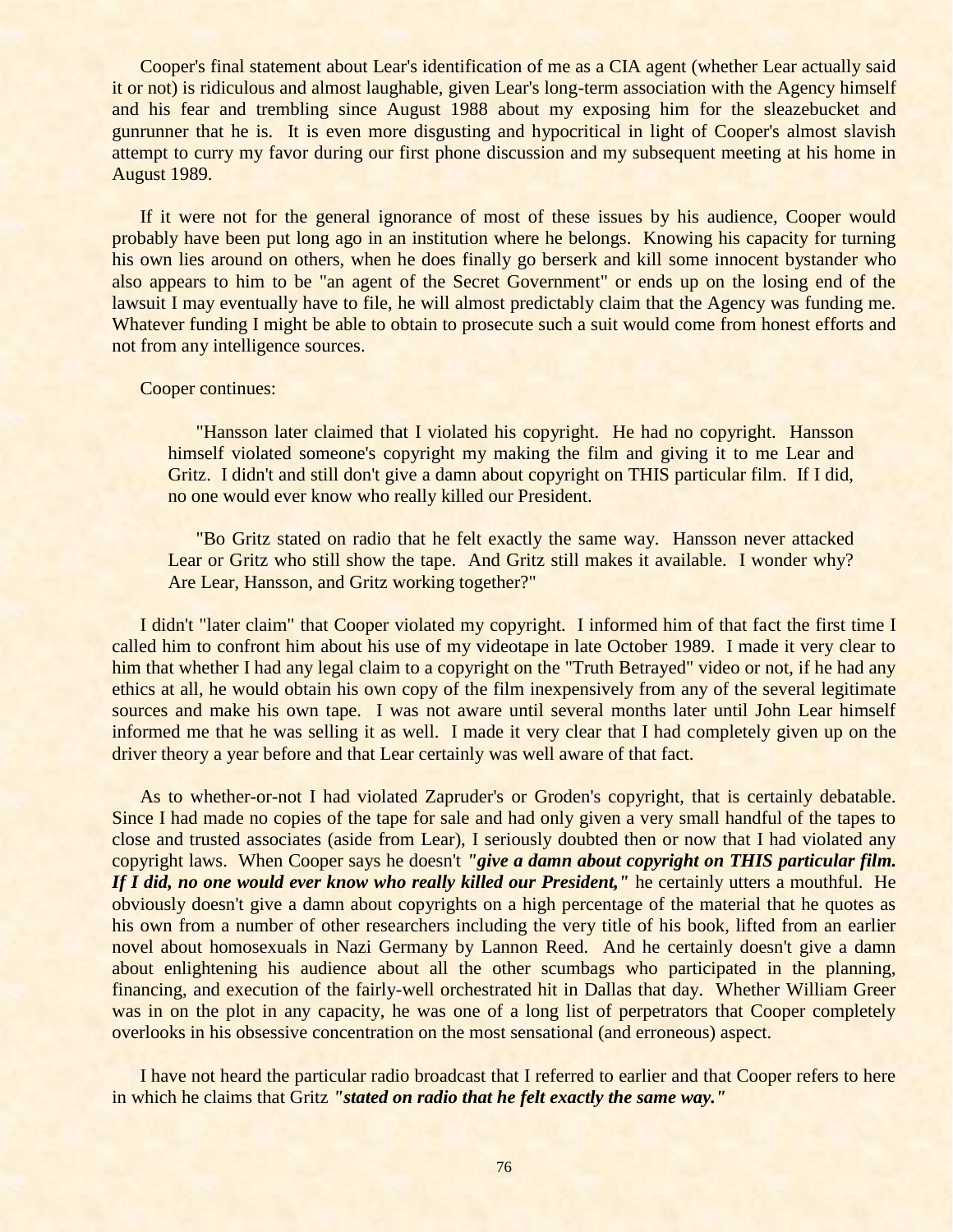Cooper's final statement about Lear's identification of me as a CIA agent (whether Lear actually said it or not) is ridiculous and almost laughable, given Lear's long-term association with the Agency himself and his fear and trembling since August 1988 about my exposing him for the sleazebucket and gunrunner that he is. It is even more disgusting and hypocritical in light of Cooper's almost slavish attempt to curry my favor during our first phone discussion and my subsequent meeting at his home in August 1989.

If it were not for the general ignorance of most of these issues by his audience, Cooper would probably have been put long ago in an institution where he belongs. Knowing his capacity for turning his own lies around on others, when he does finally go berserk and kill some innocent bystander who also appears to him to be "an agent of the Secret Government" or ends up on the losing end of the lawsuit I may eventually have to file, he will almost predictably claim that the Agency was funding me. Whatever funding I might be able to obtain to prosecute such a suit would come from honest efforts and not from any intelligence sources.

Cooper continues:

> "Hansson later claimed that I violated his copyright. He had no copyright. Hansson himself violated someone's copyright my making the film and giving it to me Lear and Gritz. I didn't and still don't give a damn about copyright on THIS particular film. If I did, no one would ever know who really killed our President.
>
> "Bo Gritz stated on radio that he felt exactly the same way. Hansson never attacked Lear or Gritz who still show the tape. And Gritz still makes it available. I wonder why? Are Lear, Hansson, and Gritz working together?"

I didn't "later claim" that Cooper violated my copyright. I informed him of that fact the first time I called him to confront him about his use of my videotape in late October 1989. I made it very clear to him that whether I had any legal claim to a copyright on the "Truth Betrayed" video or not, if he had any ethics at all, he would obtain his own copy of the film inexpensively from any of the several legitimate sources and make his own tape. I was not aware until several months later until John Lear himself informed me that he was selling it as well. I made it very clear that I had completely given up on the driver theory a year before and that Lear certainly was well aware of that fact.

As to whether-or-not I had violated Zapruder's or Groden's copyright, that is certainly debatable. Since I had made no copies of the tape for sale and had only given a very small handful of the tapes to close and trusted associates (aside from Lear), I seriously doubted then or now that I had violated any copyright laws. When Cooper says he doesn't ***"give a damn about copyright on THIS particular film. If I did, no one would ever know who really killed our President,"*** he certainly utters a mouthful. He obviously doesn't give a damn about copyrights on a high percentage of the material that he quotes as his own from a number of other researchers including the very title of his book, lifted from an earlier novel about homosexuals in Nazi Germany by Lannon Reed. And he certainly doesn't give a damn about enlightening his audience about all the other scumbags who participated in the planning, financing, and execution of the fairly-well orchestrated hit in Dallas that day. Whether William Greer was in on the plot in any capacity, he was one of a long list of perpetrators that Cooper completely overlooks in his obsessive concentration on the most sensational (and erroneous) aspect.

I have not heard the particular radio broadcast that I referred to earlier and that Cooper refers to here in which he claims that Gritz ***"stated on radio that he felt exactly the same way."***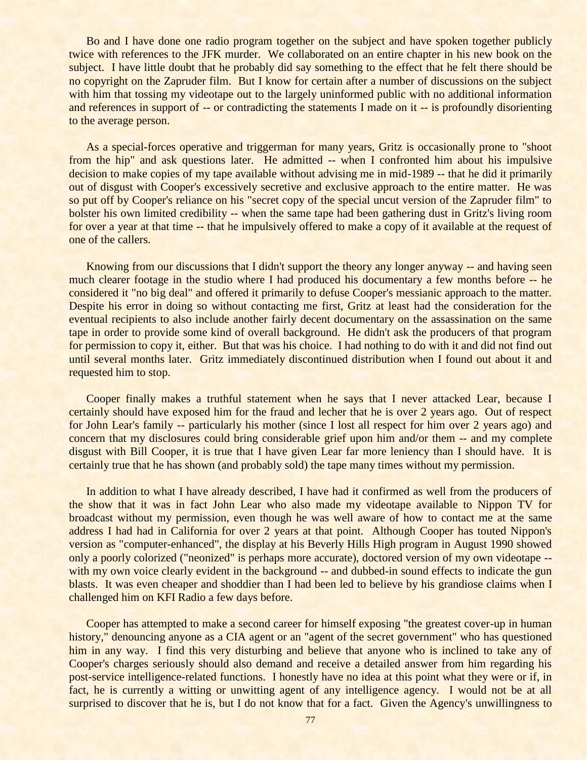Bo and I have done one radio program together on the subject and have spoken together publicly twice with references to the JFK murder. We collaborated on an entire chapter in his new book on the subject. I have little doubt that he probably did say something to the effect that he felt there should be no copyright on the Zapruder film. But I know for certain after a number of discussions on the subject with him that tossing my videotape out to the largely uninformed public with no additional information and references in support of -- or contradicting the statements I made on it -- is profoundly disorienting to the average person.

As a special-forces operative and triggerman for many years, Gritz is occasionally prone to "shoot from the hip" and ask questions later. He admitted -- when I confronted him about his impulsive decision to make copies of my tape available without advising me in mid-1989 -- that he did it primarily out of disgust with Cooper's excessively secretive and exclusive approach to the entire matter. He was so put off by Cooper's reliance on his "secret copy of the special uncut version of the Zapruder film" to bolster his own limited credibility -- when the same tape had been gathering dust in Gritz's living room for over a year at that time -- that he impulsively offered to make a copy of it available at the request of one of the callers.

Knowing from our discussions that I didn't support the theory any longer anyway -- and having seen much clearer footage in the studio where I had produced his documentary a few months before -- he considered it "no big deal" and offered it primarily to defuse Cooper's messianic approach to the matter. Despite his error in doing so without contacting me first, Gritz at least had the consideration for the eventual recipients to also include another fairly decent documentary on the assassination on the same tape in order to provide some kind of overall background. He didn't ask the producers of that program for permission to copy it, either. But that was his choice. I had nothing to do with it and did not find out until several months later. Gritz immediately discontinued distribution when I found out about it and requested him to stop.

Cooper finally makes a truthful statement when he says that I never attacked Lear, because I certainly should have exposed him for the fraud and lecher that he is over 2 years ago. Out of respect for John Lear's family -- particularly his mother (since I lost all respect for him over 2 years ago) and concern that my disclosures could bring considerable grief upon him and/or them -- and my complete disgust with Bill Cooper, it is true that I have given Lear far more leniency than I should have. It is certainly true that he has shown (and probably sold) the tape many times without my permission.

In addition to what I have already described, I have had it confirmed as well from the producers of the show that it was in fact John Lear who also made my videotape available to Nippon TV for broadcast without my permission, even though he was well aware of how to contact me at the same address I had had in California for over 2 years at that point. Although Cooper has touted Nippon's version as "computer-enhanced", the display at his Beverly Hills High program in August 1990 showed only a poorly colorized ("neonized" is perhaps more accurate), doctored version of my own videotape -- with my own voice clearly evident in the background -- and dubbed-in sound effects to indicate the gun blasts. It was even cheaper and shoddier than I had been led to believe by his grandiose claims when I challenged him on KFI Radio a few days before.

Cooper has attempted to make a second career for himself exposing "the greatest cover-up in human history," denouncing anyone as a CIA agent or an "agent of the secret government" who has questioned him in any way. I find this very disturbing and believe that anyone who is inclined to take any of Cooper's charges seriously should also demand and receive a detailed answer from him regarding his post-service intelligence-related functions. I honestly have no idea at this point what they were or if, in fact, he is currently a witting or unwitting agent of any intelligence agency. I would not be at all surprised to discover that he is, but I do not know that for a fact. Given the Agency's unwillingness to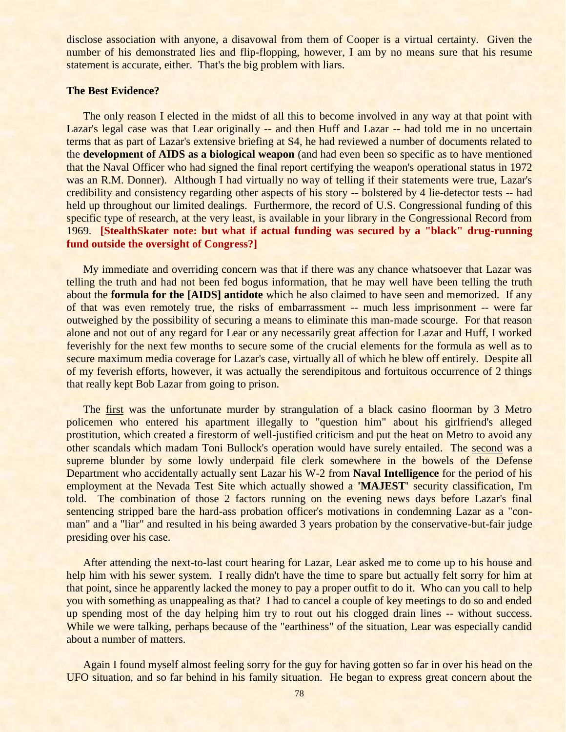disclose association with anyone, a disavowal from them of Cooper is a virtual certainty. Given the number of his demonstrated lies and flip-flopping, however, I am by no means sure that his resume statement is accurate, either. That's the big problem with liars.

**The Best Evidence?**

The only reason I elected in the midst of all this to become involved in any way at that point with Lazar's legal case was that Lear originally -- and then Huff and Lazar -- had told me in no uncertain terms that as part of Lazar's extensive briefing at S4, he had reviewed a number of documents related to the **development of AIDS as a biological weapon** (and had even been so specific as to have mentioned that the Naval Officer who had signed the final report certifying the weapon's operational status in 1972 was an R.M. Donner). Although I had virtually no way of telling if their statements were true, Lazar's credibility and consistency regarding other aspects of his story -- bolstered by 4 lie-detector tests -- had held up throughout our limited dealings. Furthermore, the record of U.S. Congressional funding of this specific type of research, at the very least, is available in your library in the Congressional Record from 1969. **[StealthSkater note: but what if actual funding was secured by a "black" drug-running fund outside the oversight of Congress?]**

My immediate and overriding concern was that if there was any chance whatsoever that Lazar was telling the truth and had not been fed bogus information, that he may well have been telling the truth about the **formula for the [AIDS] antidote** which he also claimed to have seen and memorized. If any of that was even remotely true, the risks of embarrassment -- much less imprisonment -- were far outweighed by the possibility of securing a means to eliminate this man-made scourge. For that reason alone and not out of any regard for Lear or any necessarily great affection for Lazar and Huff, I worked feverishly for the next few months to secure some of the crucial elements for the formula as well as to secure maximum media coverage for Lazar's case, virtually all of which he blew off entirely. Despite all of my feverish efforts, however, it was actually the serendipitous and fortuitous occurrence of 2 things that really kept Bob Lazar from going to prison.

The first was the unfortunate murder by strangulation of a black casino floorman by 3 Metro policemen who entered his apartment illegally to "question him" about his girlfriend's alleged prostitution, which created a firestorm of well-justified criticism and put the heat on Metro to avoid any other scandals which madam Toni Bullock's operation would have surely entailed. The second was a supreme blunder by some lowly underpaid file clerk somewhere in the bowels of the Defense Department who accidentally actually sent Lazar his W-2 from **Naval Intelligence** for the period of his employment at the Nevada Test Site which actually showed a '**MAJEST**' security classification, I'm told. The combination of those 2 factors running on the evening news days before Lazar's final sentencing stripped bare the hard-ass probation officer's motivations in condemning Lazar as a "con-man" and a "liar" and resulted in his being awarded 3 years probation by the conservative-but-fair judge presiding over his case.

After attending the next-to-last court hearing for Lazar, Lear asked me to come up to his house and help him with his sewer system. I really didn't have the time to spare but actually felt sorry for him at that point, since he apparently lacked the money to pay a proper outfit to do it. Who can you call to help you with something as unappealing as that? I had to cancel a couple of key meetings to do so and ended up spending most of the day helping him try to rout out his clogged drain lines -- without success. While we were talking, perhaps because of the "earthiness" of the situation, Lear was especially candid about a number of matters.

Again I found myself almost feeling sorry for the guy for having gotten so far in over his head on the UFO situation, and so far behind in his family situation. He began to express great concern about the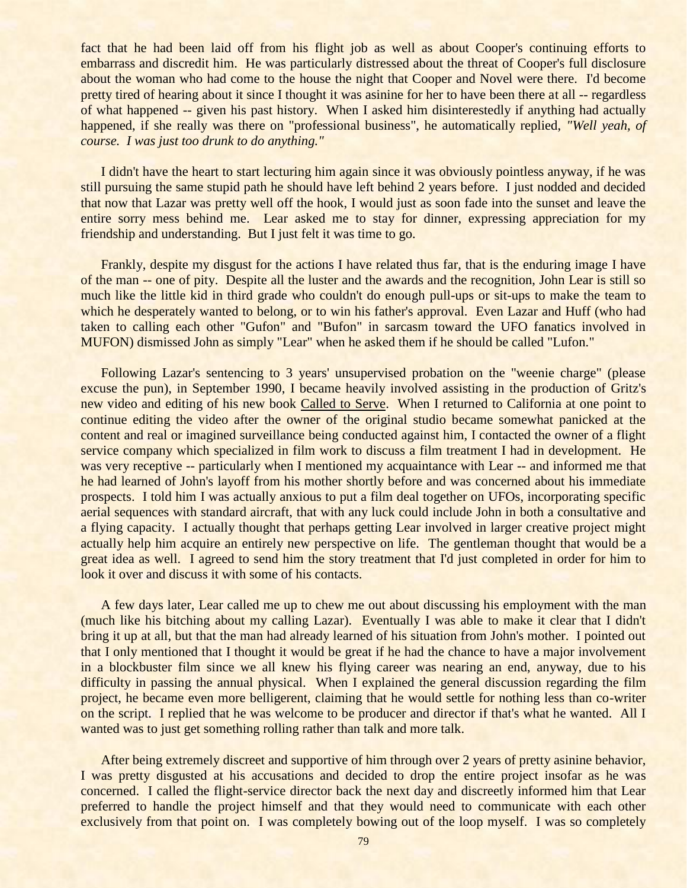fact that he had been laid off from his flight job as well as about Cooper's continuing efforts to embarrass and discredit him. He was particularly distressed about the threat of Cooper's full disclosure about the woman who had come to the house the night that Cooper and Novel were there. I'd become pretty tired of hearing about it since I thought it was asinine for her to have been there at all -- regardless of what happened -- given his past history. When I asked him disinterestedly if anything had actually happened, if she really was there on "professional business", he automatically replied, *"Well yeah, of course. I was just too drunk to do anything."*

I didn't have the heart to start lecturing him again since it was obviously pointless anyway, if he was still pursuing the same stupid path he should have left behind 2 years before. I just nodded and decided that now that Lazar was pretty well off the hook, I would just as soon fade into the sunset and leave the entire sorry mess behind me. Lear asked me to stay for dinner, expressing appreciation for my friendship and understanding. But I just felt it was time to go.

Frankly, despite my disgust for the actions I have related thus far, that is the enduring image I have of the man -- one of pity. Despite all the luster and the awards and the recognition, John Lear is still so much like the little kid in third grade who couldn't do enough pull-ups or sit-ups to make the team to which he desperately wanted to belong, or to win his father's approval. Even Lazar and Huff (who had taken to calling each other "Gufon" and "Bufon" in sarcasm toward the UFO fanatics involved in MUFON) dismissed John as simply "Lear" when he asked them if he should be called "Lufon."

Following Lazar's sentencing to 3 years' unsupervised probation on the "weenie charge" (please excuse the pun), in September 1990, I became heavily involved assisting in the production of Gritz's new video and editing of his new book Called to Serve. When I returned to California at one point to continue editing the video after the owner of the original studio became somewhat panicked at the content and real or imagined surveillance being conducted against him, I contacted the owner of a flight service company which specialized in film work to discuss a film treatment I had in development. He was very receptive -- particularly when I mentioned my acquaintance with Lear -- and informed me that he had learned of John's layoff from his mother shortly before and was concerned about his immediate prospects. I told him I was actually anxious to put a film deal together on UFOs, incorporating specific aerial sequences with standard aircraft, that with any luck could include John in both a consultative and a flying capacity. I actually thought that perhaps getting Lear involved in larger creative project might actually help him acquire an entirely new perspective on life. The gentleman thought that would be a great idea as well. I agreed to send him the story treatment that I'd just completed in order for him to look it over and discuss it with some of his contacts.

A few days later, Lear called me up to chew me out about discussing his employment with the man (much like his bitching about my calling Lazar). Eventually I was able to make it clear that I didn't bring it up at all, but that the man had already learned of his situation from John's mother. I pointed out that I only mentioned that I thought it would be great if he had the chance to have a major involvement in a blockbuster film since we all knew his flying career was nearing an end, anyway, due to his difficulty in passing the annual physical. When I explained the general discussion regarding the film project, he became even more belligerent, claiming that he would settle for nothing less than co-writer on the script. I replied that he was welcome to be producer and director if that's what he wanted. All I wanted was to just get something rolling rather than talk and more talk.

After being extremely discreet and supportive of him through over 2 years of pretty asinine behavior, I was pretty disgusted at his accusations and decided to drop the entire project insofar as he was concerned. I called the flight-service director back the next day and discreetly informed him that Lear preferred to handle the project himself and that they would need to communicate with each other exclusively from that point on. I was completely bowing out of the loop myself. I was so completely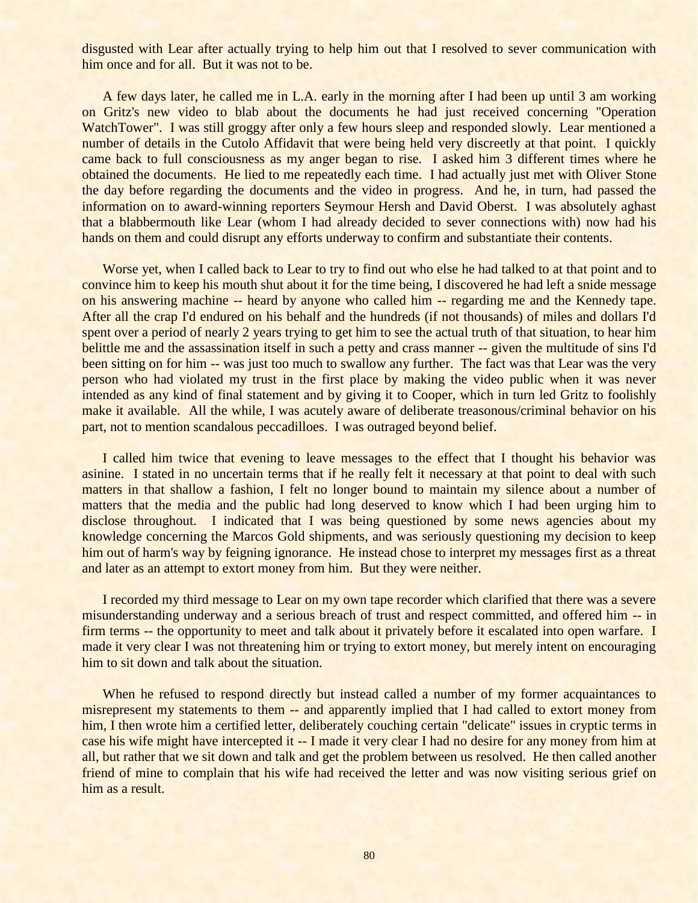disgusted with Lear after actually trying to help him out that I resolved to sever communication with him once and for all. But it was not to be.

A few days later, he called me in L.A. early in the morning after I had been up until 3 am working on Gritz's new video to blab about the documents he had just received concerning "Operation WatchTower". I was still groggy after only a few hours sleep and responded slowly. Lear mentioned a number of details in the Cutolo Affidavit that were being held very discreetly at that point. I quickly came back to full consciousness as my anger began to rise. I asked him 3 different times where he obtained the documents. He lied to me repeatedly each time. I had actually just met with Oliver Stone the day before regarding the documents and the video in progress. And he, in turn, had passed the information on to award-winning reporters Seymour Hersh and David Oberst. I was absolutely aghast that a blabbermouth like Lear (whom I had already decided to sever connections with) now had his hands on them and could disrupt any efforts underway to confirm and substantiate their contents.

Worse yet, when I called back to Lear to try to find out who else he had talked to at that point and to convince him to keep his mouth shut about it for the time being, I discovered he had left a snide message on his answering machine -- heard by anyone who called him -- regarding me and the Kennedy tape. After all the crap I'd endured on his behalf and the hundreds (if not thousands) of miles and dollars I'd spent over a period of nearly 2 years trying to get him to see the actual truth of that situation, to hear him belittle me and the assassination itself in such a petty and crass manner -- given the multitude of sins I'd been sitting on for him -- was just too much to swallow any further. The fact was that Lear was the very person who had violated my trust in the first place by making the video public when it was never intended as any kind of final statement and by giving it to Cooper, which in turn led Gritz to foolishly make it available. All the while, I was acutely aware of deliberate treasonous/criminal behavior on his part, not to mention scandalous peccadilloes. I was outraged beyond belief.

I called him twice that evening to leave messages to the effect that I thought his behavior was asinine. I stated in no uncertain terms that if he really felt it necessary at that point to deal with such matters in that shallow a fashion, I felt no longer bound to maintain my silence about a number of matters that the media and the public had long deserved to know which I had been urging him to disclose throughout. I indicated that I was being questioned by some news agencies about my knowledge concerning the Marcos Gold shipments, and was seriously questioning my decision to keep him out of harm's way by feigning ignorance. He instead chose to interpret my messages first as a threat and later as an attempt to extort money from him. But they were neither.

I recorded my third message to Lear on my own tape recorder which clarified that there was a severe misunderstanding underway and a serious breach of trust and respect committed, and offered him -- in firm terms -- the opportunity to meet and talk about it privately before it escalated into open warfare. I made it very clear I was not threatening him or trying to extort money, but merely intent on encouraging him to sit down and talk about the situation.

When he refused to respond directly but instead called a number of my former acquaintances to misrepresent my statements to them -- and apparently implied that I had called to extort money from him, I then wrote him a certified letter, deliberately couching certain "delicate" issues in cryptic terms in case his wife might have intercepted it -- I made it very clear I had no desire for any money from him at all, but rather that we sit down and talk and get the problem between us resolved. He then called another friend of mine to complain that his wife had received the letter and was now visiting serious grief on him as a result.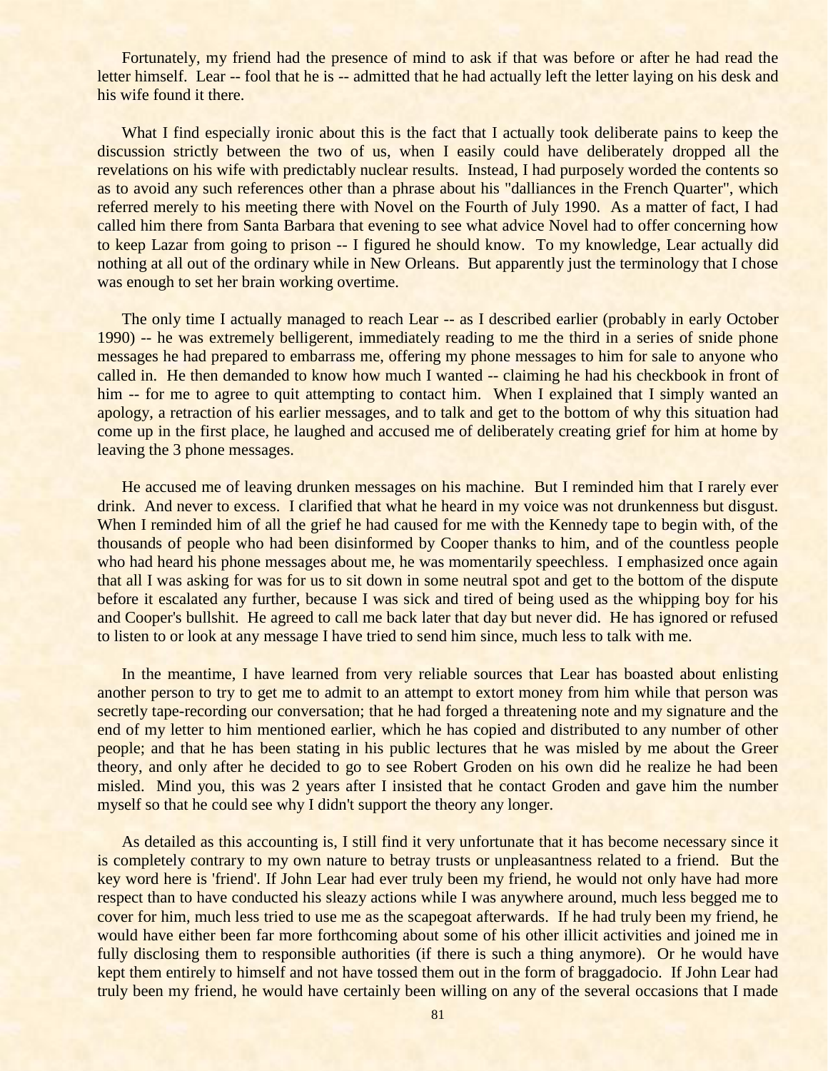Fortunately, my friend had the presence of mind to ask if that was before or after he had read the letter himself. Lear -- fool that he is -- admitted that he had actually left the letter laying on his desk and his wife found it there.

What I find especially ironic about this is the fact that I actually took deliberate pains to keep the discussion strictly between the two of us, when I easily could have deliberately dropped all the revelations on his wife with predictably nuclear results. Instead, I had purposely worded the contents so as to avoid any such references other than a phrase about his "dalliances in the French Quarter", which referred merely to his meeting there with Novel on the Fourth of July 1990. As a matter of fact, I had called him there from Santa Barbara that evening to see what advice Novel had to offer concerning how to keep Lazar from going to prison -- I figured he should know. To my knowledge, Lear actually did nothing at all out of the ordinary while in New Orleans. But apparently just the terminology that I chose was enough to set her brain working overtime.

The only time I actually managed to reach Lear -- as I described earlier (probably in early October 1990) -- he was extremely belligerent, immediately reading to me the third in a series of snide phone messages he had prepared to embarrass me, offering my phone messages to him for sale to anyone who called in. He then demanded to know how much I wanted -- claiming he had his checkbook in front of him -- for me to agree to quit attempting to contact him. When I explained that I simply wanted an apology, a retraction of his earlier messages, and to talk and get to the bottom of why this situation had come up in the first place, he laughed and accused me of deliberately creating grief for him at home by leaving the 3 phone messages.

He accused me of leaving drunken messages on his machine. But I reminded him that I rarely ever drink. And never to excess. I clarified that what he heard in my voice was not drunkenness but disgust. When I reminded him of all the grief he had caused for me with the Kennedy tape to begin with, of the thousands of people who had been disinformed by Cooper thanks to him, and of the countless people who had heard his phone messages about me, he was momentarily speechless. I emphasized once again that all I was asking for was for us to sit down in some neutral spot and get to the bottom of the dispute before it escalated any further, because I was sick and tired of being used as the whipping boy for his and Cooper's bullshit. He agreed to call me back later that day but never did. He has ignored or refused to listen to or look at any message I have tried to send him since, much less to talk with me.

In the meantime, I have learned from very reliable sources that Lear has boasted about enlisting another person to try to get me to admit to an attempt to extort money from him while that person was secretly tape-recording our conversation; that he had forged a threatening note and my signature and the end of my letter to him mentioned earlier, which he has copied and distributed to any number of other people; and that he has been stating in his public lectures that he was misled by me about the Greer theory, and only after he decided to go to see Robert Groden on his own did he realize he had been misled. Mind you, this was 2 years after I insisted that he contact Groden and gave him the number myself so that he could see why I didn't support the theory any longer.

As detailed as this accounting is, I still find it very unfortunate that it has become necessary since it is completely contrary to my own nature to betray trusts or unpleasantness related to a friend. But the key word here is 'friend'. If John Lear had ever truly been my friend, he would not only have had more respect than to have conducted his sleazy actions while I was anywhere around, much less begged me to cover for him, much less tried to use me as the scapegoat afterwards. If he had truly been my friend, he would have either been far more forthcoming about some of his other illicit activities and joined me in fully disclosing them to responsible authorities (if there is such a thing anymore). Or he would have kept them entirely to himself and not have tossed them out in the form of braggadocio. If John Lear had truly been my friend, he would have certainly been willing on any of the several occasions that I made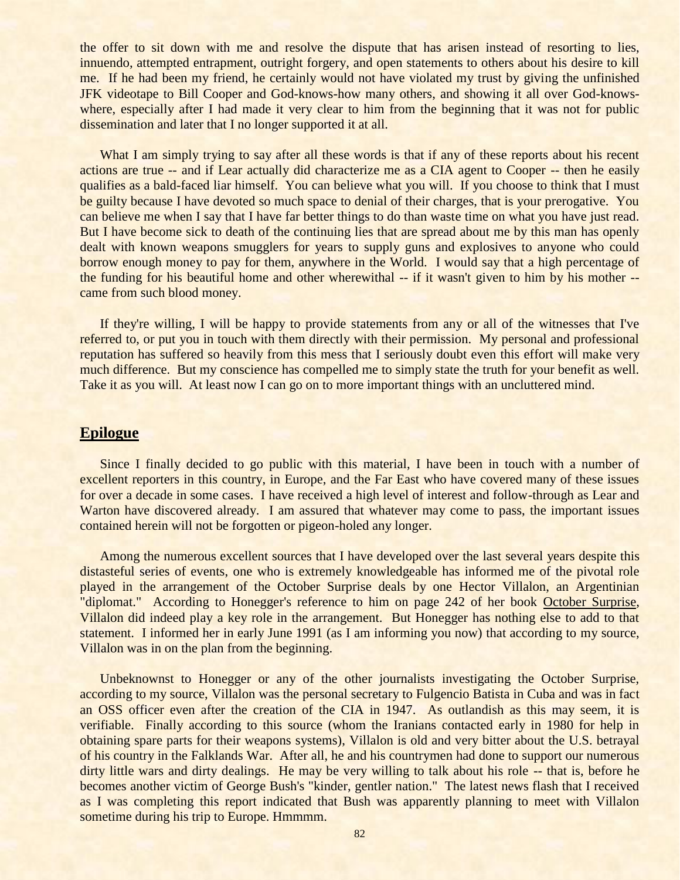the offer to sit down with me and resolve the dispute that has arisen instead of resorting to lies, innuendo, attempted entrapment, outright forgery, and open statements to others about his desire to kill me. If he had been my friend, he certainly would not have violated my trust by giving the unfinished JFK videotape to Bill Cooper and God-knows-how many others, and showing it all over God-knows-where, especially after I had made it very clear to him from the beginning that it was not for public dissemination and later that I no longer supported it at all.

What I am simply trying to say after all these words is that if any of these reports about his recent actions are true -- and if Lear actually did characterize me as a CIA agent to Cooper -- then he easily qualifies as a bald-faced liar himself. You can believe what you will. If you choose to think that I must be guilty because I have devoted so much space to denial of their charges, that is your prerogative. You can believe me when I say that I have far better things to do than waste time on what you have just read. But I have become sick to death of the continuing lies that are spread about me by this man has openly dealt with known weapons smugglers for years to supply guns and explosives to anyone who could borrow enough money to pay for them, anywhere in the World. I would say that a high percentage of the funding for his beautiful home and other wherewithal -- if it wasn't given to him by his mother -- came from such blood money.

If they're willing, I will be happy to provide statements from any or all of the witnesses that I've referred to, or put you in touch with them directly with their permission. My personal and professional reputation has suffered so heavily from this mess that I seriously doubt even this effort will make very much difference. But my conscience has compelled me to simply state the truth for your benefit as well. Take it as you will. At least now I can go on to more important things with an uncluttered mind.

## Epilogue

Since I finally decided to go public with this material, I have been in touch with a number of excellent reporters in this country, in Europe, and the Far East who have covered many of these issues for over a decade in some cases. I have received a high level of interest and follow-through as Lear and Warton have discovered already. I am assured that whatever may come to pass, the important issues contained herein will not be forgotten or pigeon-holed any longer.

Among the numerous excellent sources that I have developed over the last several years despite this distasteful series of events, one who is extremely knowledgeable has informed me of the pivotal role played in the arrangement of the October Surprise deals by one Hector Villalon, an Argentinian "diplomat." According to Honegger's reference to him on page 242 of her book October Surprise, Villalon did indeed play a key role in the arrangement. But Honegger has nothing else to add to that statement. I informed her in early June 1991 (as I am informing you now) that according to my source, Villalon was in on the plan from the beginning.

Unbeknownst to Honegger or any of the other journalists investigating the October Surprise, according to my source, Villalon was the personal secretary to Fulgencio Batista in Cuba and was in fact an OSS officer even after the creation of the CIA in 1947. As outlandish as this may seem, it is verifiable. Finally according to this source (whom the Iranians contacted early in 1980 for help in obtaining spare parts for their weapons systems), Villalon is old and very bitter about the U.S. betrayal of his country in the Falklands War. After all, he and his countrymen had done to support our numerous dirty little wars and dirty dealings. He may be very willing to talk about his role -- that is, before he becomes another victim of George Bush's "kinder, gentler nation." The latest news flash that I received as I was completing this report indicated that Bush was apparently planning to meet with Villalon sometime during his trip to Europe. Hmmmm.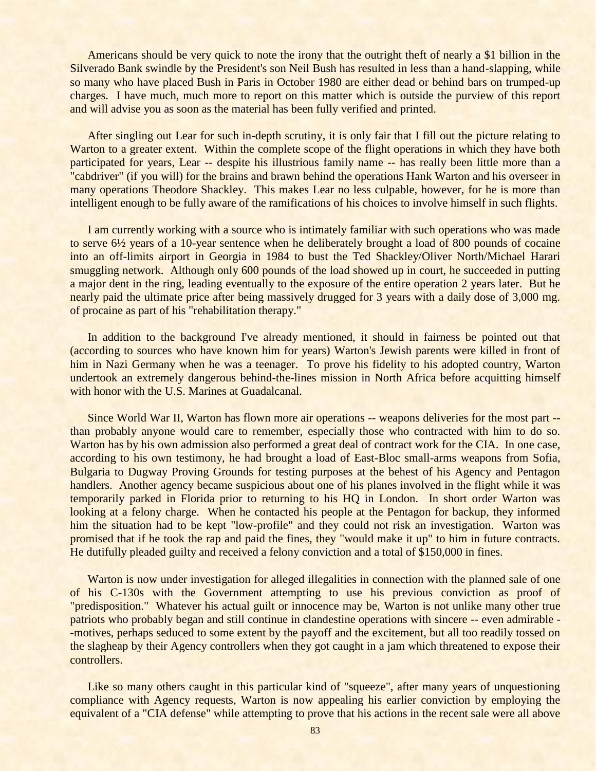Americans should be very quick to note the irony that the outright theft of nearly a $1 billion in the Silverado Bank swindle by the President's son Neil Bush has resulted in less than a hand-slapping, while so many who have placed Bush in Paris in October 1980 are either dead or behind bars on trumped-up charges. I have much, much more to report on this matter which is outside the purview of this report and will advise you as soon as the material has been fully verified and printed.

After singling out Lear for such in-depth scrutiny, it is only fair that I fill out the picture relating to Warton to a greater extent. Within the complete scope of the flight operations in which they have both participated for years, Lear -- despite his illustrious family name -- has really been little more than a "cabdriver" (if you will) for the brains and brawn behind the operations Hank Warton and his overseer in many operations Theodore Shackley. This makes Lear no less culpable, however, for he is more than intelligent enough to be fully aware of the ramifications of his choices to involve himself in such flights.

I am currently working with a source who is intimately familiar with such operations who was made to serve 6½ years of a 10-year sentence when he deliberately brought a load of 800 pounds of cocaine into an off-limits airport in Georgia in 1984 to bust the Ted Shackley/Oliver North/Michael Harari smuggling network. Although only 600 pounds of the load showed up in court, he succeeded in putting a major dent in the ring, leading eventually to the exposure of the entire operation 2 years later. But he nearly paid the ultimate price after being massively drugged for 3 years with a daily dose of 3,000 mg. of procaine as part of his "rehabilitation therapy."

In addition to the background I've already mentioned, it should in fairness be pointed out that (according to sources who have known him for years) Warton's Jewish parents were killed in front of him in Nazi Germany when he was a teenager. To prove his fidelity to his adopted country, Warton undertook an extremely dangerous behind-the-lines mission in North Africa before acquitting himself with honor with the U.S. Marines at Guadalcanal.

Since World War II, Warton has flown more air operations -- weapons deliveries for the most part -- than probably anyone would care to remember, especially those who contracted with him to do so. Warton has by his own admission also performed a great deal of contract work for the CIA. In one case, according to his own testimony, he had brought a load of East-Bloc small-arms weapons from Sofia, Bulgaria to Dugway Proving Grounds for testing purposes at the behest of his Agency and Pentagon handlers. Another agency became suspicious about one of his planes involved in the flight while it was temporarily parked in Florida prior to returning to his HQ in London. In short order Warton was looking at a felony charge. When he contacted his people at the Pentagon for backup, they informed him the situation had to be kept "low-profile" and they could not risk an investigation. Warton was promised that if he took the rap and paid the fines, they "would make it up" to him in future contracts. He dutifully pleaded guilty and received a felony conviction and a total of $150,000 in fines.

Warton is now under investigation for alleged illegalities in connection with the planned sale of one of his C-130s with the Government attempting to use his previous conviction as proof of "predisposition." Whatever his actual guilt or innocence may be, Warton is not unlike many other true patriots who probably began and still continue in clandestine operations with sincere -- even admirable -- motives, perhaps seduced to some extent by the payoff and the excitement, but all too readily tossed on the slagheap by their Agency controllers when they got caught in a jam which threatened to expose their controllers.

Like so many others caught in this particular kind of "squeeze", after many years of unquestioning compliance with Agency requests, Warton is now appealing his earlier conviction by employing the equivalent of a "CIA defense" while attempting to prove that his actions in the recent sale were all above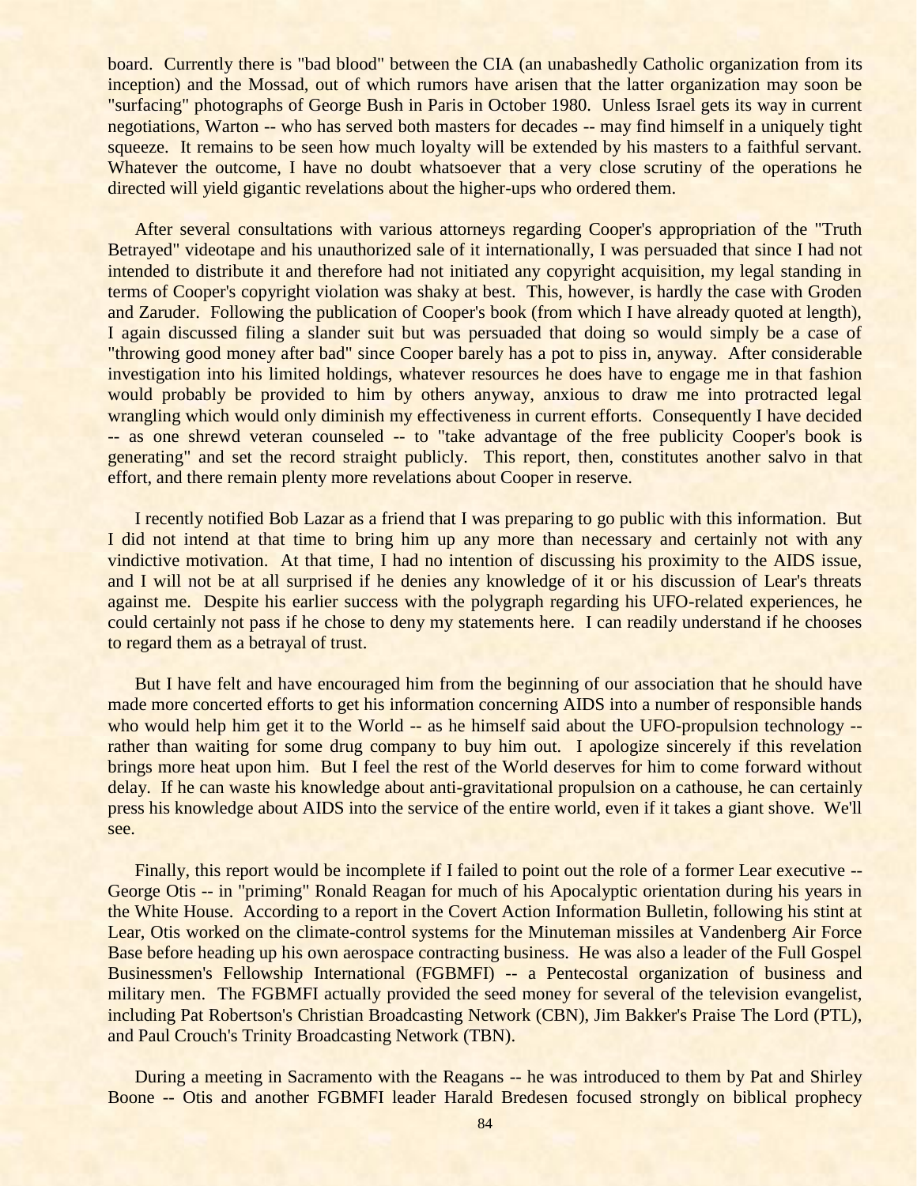board. Currently there is "bad blood" between the CIA (an unabashedly Catholic organization from its inception) and the Mossad, out of which rumors have arisen that the latter organization may soon be "surfacing" photographs of George Bush in Paris in October 1980. Unless Israel gets its way in current negotiations, Warton -- who has served both masters for decades -- may find himself in a uniquely tight squeeze. It remains to be seen how much loyalty will be extended by his masters to a faithful servant. Whatever the outcome, I have no doubt whatsoever that a very close scrutiny of the operations he directed will yield gigantic revelations about the higher-ups who ordered them.

After several consultations with various attorneys regarding Cooper's appropriation of the "Truth Betrayed" videotape and his unauthorized sale of it internationally, I was persuaded that since I had not intended to distribute it and therefore had not initiated any copyright acquisition, my legal standing in terms of Cooper's copyright violation was shaky at best. This, however, is hardly the case with Groden and Zaruder. Following the publication of Cooper's book (from which I have already quoted at length), I again discussed filing a slander suit but was persuaded that doing so would simply be a case of "throwing good money after bad" since Cooper barely has a pot to piss in, anyway. After considerable investigation into his limited holdings, whatever resources he does have to engage me in that fashion would probably be provided to him by others anyway, anxious to draw me into protracted legal wrangling which would only diminish my effectiveness in current efforts. Consequently I have decided -- as one shrewd veteran counseled -- to "take advantage of the free publicity Cooper's book is generating" and set the record straight publicly. This report, then, constitutes another salvo in that effort, and there remain plenty more revelations about Cooper in reserve.

I recently notified Bob Lazar as a friend that I was preparing to go public with this information. But I did not intend at that time to bring him up any more than necessary and certainly not with any vindictive motivation. At that time, I had no intention of discussing his proximity to the AIDS issue, and I will not be at all surprised if he denies any knowledge of it or his discussion of Lear's threats against me. Despite his earlier success with the polygraph regarding his UFO-related experiences, he could certainly not pass if he chose to deny my statements here. I can readily understand if he chooses to regard them as a betrayal of trust.

But I have felt and have encouraged him from the beginning of our association that he should have made more concerted efforts to get his information concerning AIDS into a number of responsible hands who would help him get it to the World -- as he himself said about the UFO-propulsion technology -- rather than waiting for some drug company to buy him out. I apologize sincerely if this revelation brings more heat upon him. But I feel the rest of the World deserves for him to come forward without delay. If he can waste his knowledge about anti-gravitational propulsion on a cathouse, he can certainly press his knowledge about AIDS into the service of the entire world, even if it takes a giant shove. We'll see.

Finally, this report would be incomplete if I failed to point out the role of a former Lear executive -- George Otis -- in "priming" Ronald Reagan for much of his Apocalyptic orientation during his years in the White House. According to a report in the Covert Action Information Bulletin, following his stint at Lear, Otis worked on the climate-control systems for the Minuteman missiles at Vandenberg Air Force Base before heading up his own aerospace contracting business. He was also a leader of the Full Gospel Businessmen's Fellowship International (FGBMFI) -- a Pentecostal organization of business and military men. The FGBMFI actually provided the seed money for several of the television evangelist, including Pat Robertson's Christian Broadcasting Network (CBN), Jim Bakker's Praise The Lord (PTL), and Paul Crouch's Trinity Broadcasting Network (TBN).

During a meeting in Sacramento with the Reagans -- he was introduced to them by Pat and Shirley Boone -- Otis and another FGBMFI leader Harald Bredesen focused strongly on biblical prophecy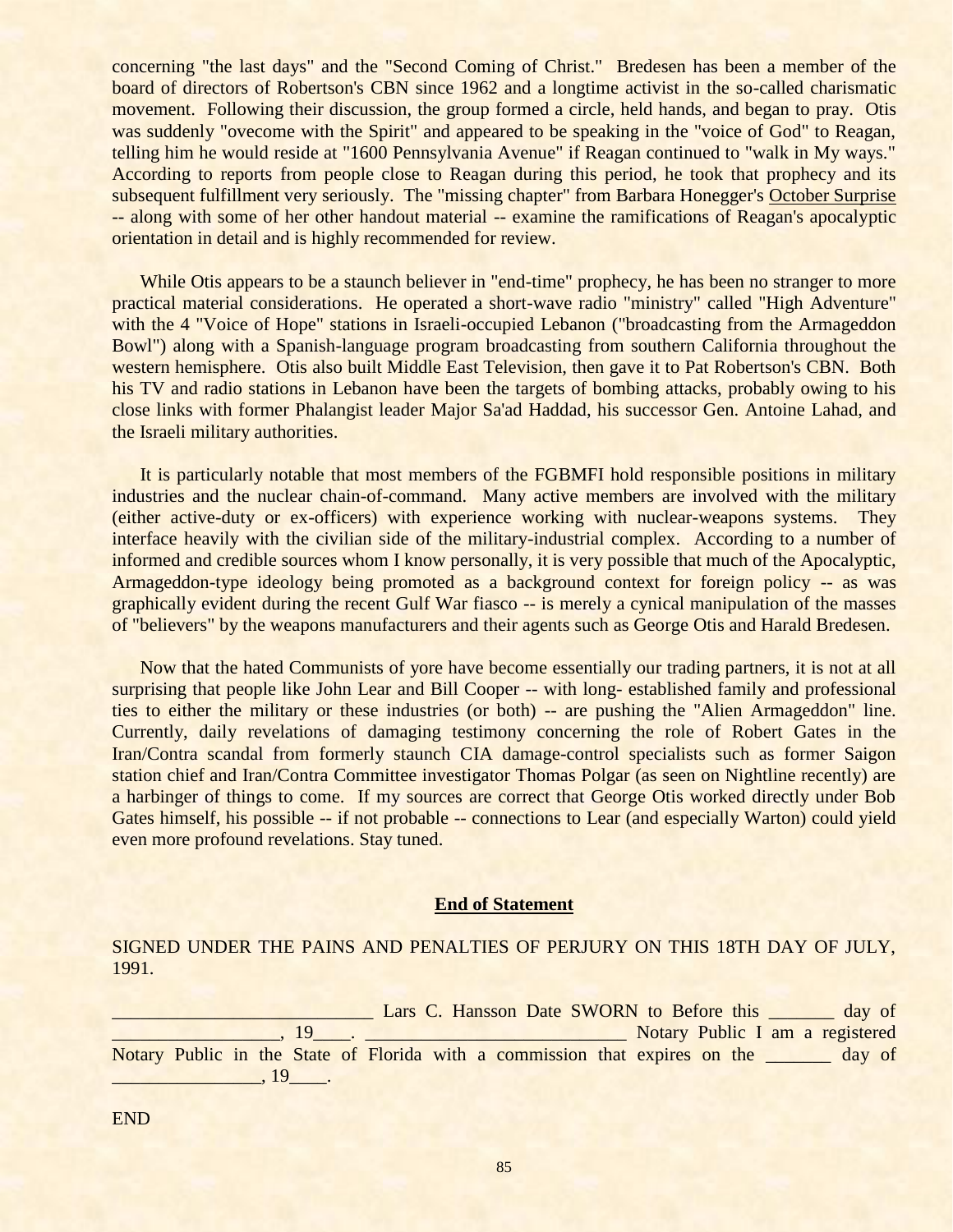concerning "the last days" and the "Second Coming of Christ." Bredesen has been a member of the board of directors of Robertson's CBN since 1962 and a longtime activist in the so-called charismatic movement. Following their discussion, the group formed a circle, held hands, and began to pray. Otis was suddenly "ovecome with the Spirit" and appeared to be speaking in the "voice of God" to Reagan, telling him he would reside at "1600 Pennsylvania Avenue" if Reagan continued to "walk in My ways." According to reports from people close to Reagan during this period, he took that prophecy and its subsequent fulfillment very seriously. The "missing chapter" from Barbara Honegger's October Surprise -- along with some of her other handout material -- examine the ramifications of Reagan's apocalyptic orientation in detail and is highly recommended for review.

While Otis appears to be a staunch believer in "end-time" prophecy, he has been no stranger to more practical material considerations. He operated a short-wave radio "ministry" called "High Adventure" with the 4 "Voice of Hope" stations in Israeli-occupied Lebanon ("broadcasting from the Armageddon Bowl") along with a Spanish-language program broadcasting from southern California throughout the western hemisphere. Otis also built Middle East Television, then gave it to Pat Robertson's CBN. Both his TV and radio stations in Lebanon have been the targets of bombing attacks, probably owing to his close links with former Phalangist leader Major Sa'ad Haddad, his successor Gen. Antoine Lahad, and the Israeli military authorities.

It is particularly notable that most members of the FGBMFI hold responsible positions in military industries and the nuclear chain-of-command. Many active members are involved with the military (either active-duty or ex-officers) with experience working with nuclear-weapons systems. They interface heavily with the civilian side of the military-industrial complex. According to a number of informed and credible sources whom I know personally, it is very possible that much of the Apocalyptic, Armageddon-type ideology being promoted as a background context for foreign policy -- as was graphically evident during the recent Gulf War fiasco -- is merely a cynical manipulation of the masses of "believers" by the weapons manufacturers and their agents such as George Otis and Harald Bredesen.

Now that the hated Communists of yore have become essentially our trading partners, it is not at all surprising that people like John Lear and Bill Cooper -- with long- established family and professional ties to either the military or these industries (or both) -- are pushing the "Alien Armageddon" line. Currently, daily revelations of damaging testimony concerning the role of Robert Gates in the Iran/Contra scandal from formerly staunch CIA damage-control specialists such as former Saigon station chief and Iran/Contra Committee investigator Thomas Polgar (as seen on Nightline recently) are a harbinger of things to come. If my sources are correct that George Otis worked directly under Bob Gates himself, his possible -- if not probable -- connections to Lear (and especially Warton) could yield even more profound revelations. Stay tuned.

**End of Statement**

SIGNED UNDER THE PAINS AND PENALTIES OF PERJURY ON THIS 18TH DAY OF JULY, 1991.

____________________________ Lars C. Hansson Date SWORN to Before this _______ day of __________________, 19____. ____________________________ Notary Public I am a registered Notary Public in the State of Florida with a commission that expires on the _______ day of ________________, 19____.

END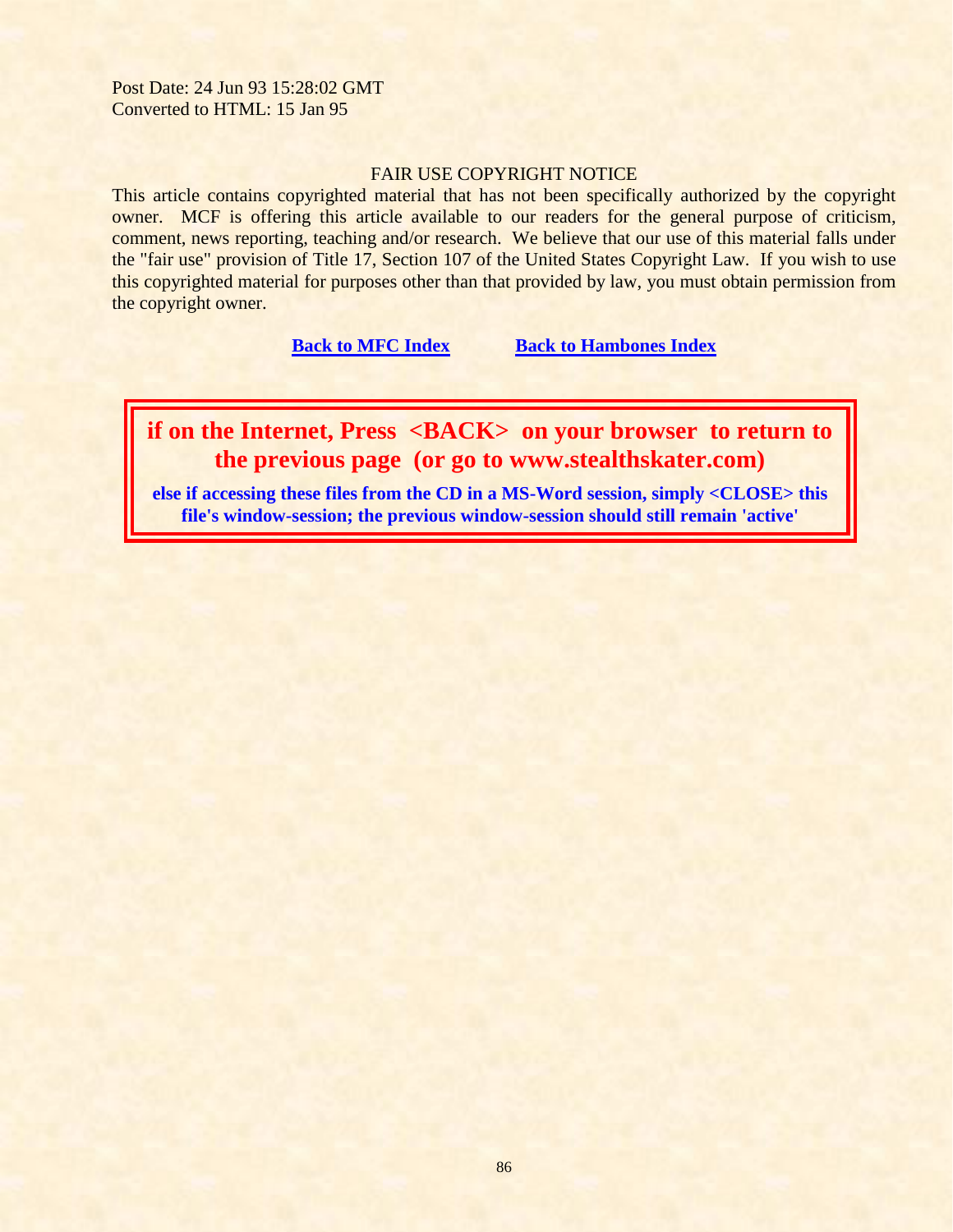Post Date: 24 Jun 93 15:28:02 GMT
Converted to HTML: 15 Jan 95

FAIR USE COPYRIGHT NOTICE

This article contains copyrighted material that has not been specifically authorized by the copyright owner. MCF is offering this article available to our readers for the general purpose of criticism, comment, news reporting, teaching and/or research. We believe that our use of this material falls under the "fair use" provision of Title 17, Section 107 of the United States Copyright Law. If you wish to use this copyrighted material for purposes other than that provided by law, you must obtain permission from the copyright owner.

**Back to MFC Index** **Back to Hambones Index**

**if on the Internet, Press <BACK> on your browser to return to the previous page (or go to www.stealthskater.com)**

**else if accessing these files from the CD in a MS-Word session, simply <CLOSE> this file's window-session; the previous window-session should still remain 'active'**